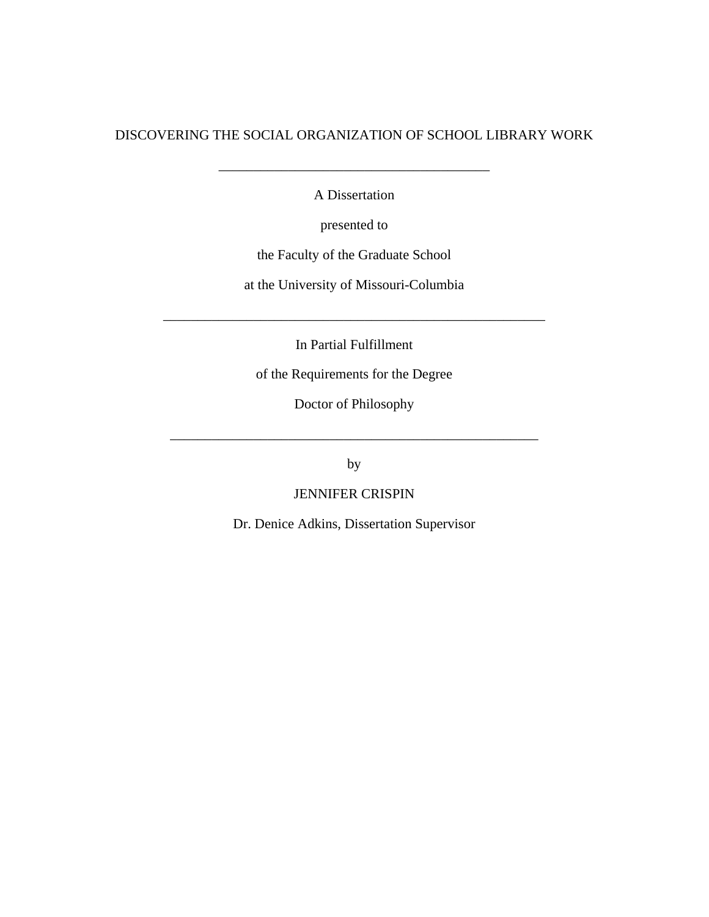# DISCOVERING THE SOCIAL ORGANIZATION OF SCHOOL LIBRARY WORK

---

A Dissertation

presented to

the Faculty of the Graduate School

at the University of Missouri-Columbia

---

In Partial Fulfillment

of the Requirements for the Degree

Doctor of Philosophy

---

by

JENNIFER CRISPIN

Dr. Denice Adkins, Dissertation Supervisor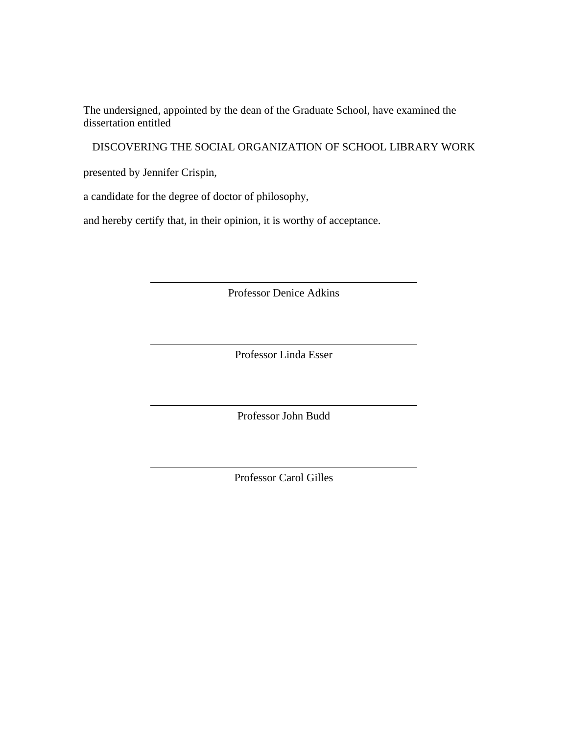The undersigned, appointed by the dean of the Graduate School, have examined the dissertation entitled

DISCOVERING THE SOCIAL ORGANIZATION OF SCHOOL LIBRARY WORK

presented by Jennifer Crispin,

a candidate for the degree of doctor of philosophy,

and hereby certify that, in their opinion, it is worthy of acceptance.

---

Professor Denice Adkins

---

Professor Linda Esser

---

Professor John Budd

---

Professor Carol Gilles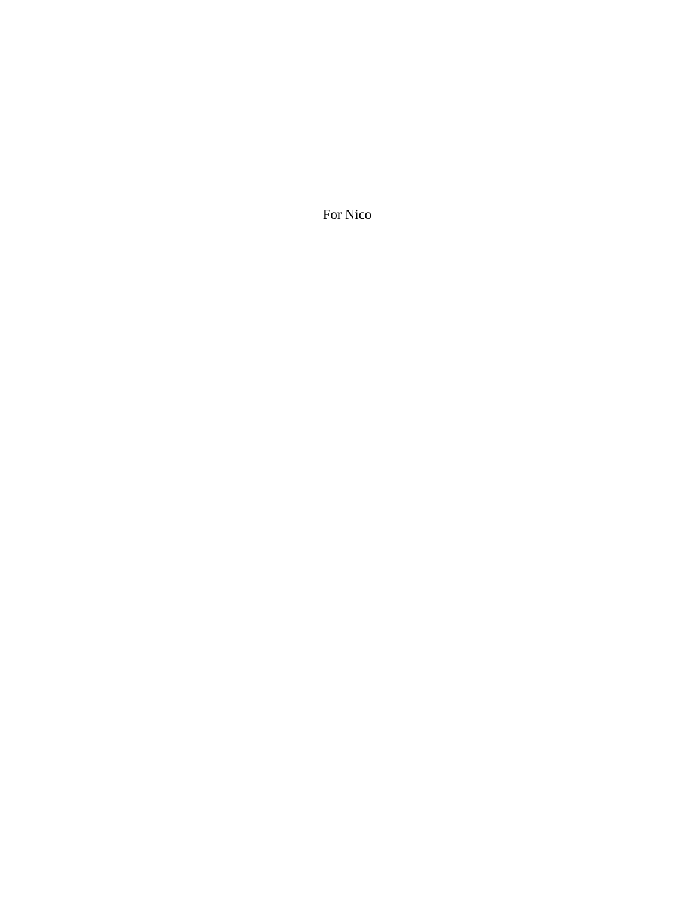For Nico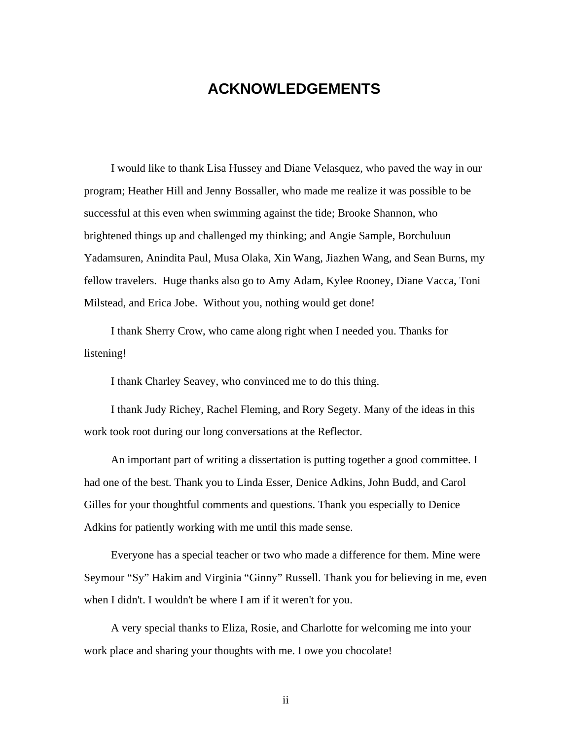# ACKNOWLEDGEMENTS

I would like to thank Lisa Hussey and Diane Velasquez, who paved the way in our program; Heather Hill and Jenny Bossaller, who made me realize it was possible to be successful at this even when swimming against the tide; Brooke Shannon, who brightened things up and challenged my thinking; and Angie Sample, Borchuluun Yadamsuren, Anindita Paul, Musa Olaka, Xin Wang, Jiazhen Wang, and Sean Burns, my fellow travelers. Huge thanks also go to Amy Adam, Kylee Rooney, Diane Vacca, Toni Milstead, and Erica Jobe. Without you, nothing would get done!

I thank Sherry Crow, who came along right when I needed you. Thanks for listening!

I thank Charley Seavey, who convinced me to do this thing.

I thank Judy Richey, Rachel Fleming, and Rory Segety. Many of the ideas in this work took root during our long conversations at the Reflector.

An important part of writing a dissertation is putting together a good committee. I had one of the best. Thank you to Linda Esser, Denice Adkins, John Budd, and Carol Gilles for your thoughtful comments and questions. Thank you especially to Denice Adkins for patiently working with me until this made sense.

Everyone has a special teacher or two who made a difference for them. Mine were Seymour “Sy” Hakim and Virginia “Ginny” Russell. Thank you for believing in me, even when I didn't. I wouldn't be where I am if it weren't for you.

A very special thanks to Eliza, Rosie, and Charlotte for welcoming me into your work place and sharing your thoughts with me. I owe you chocolate!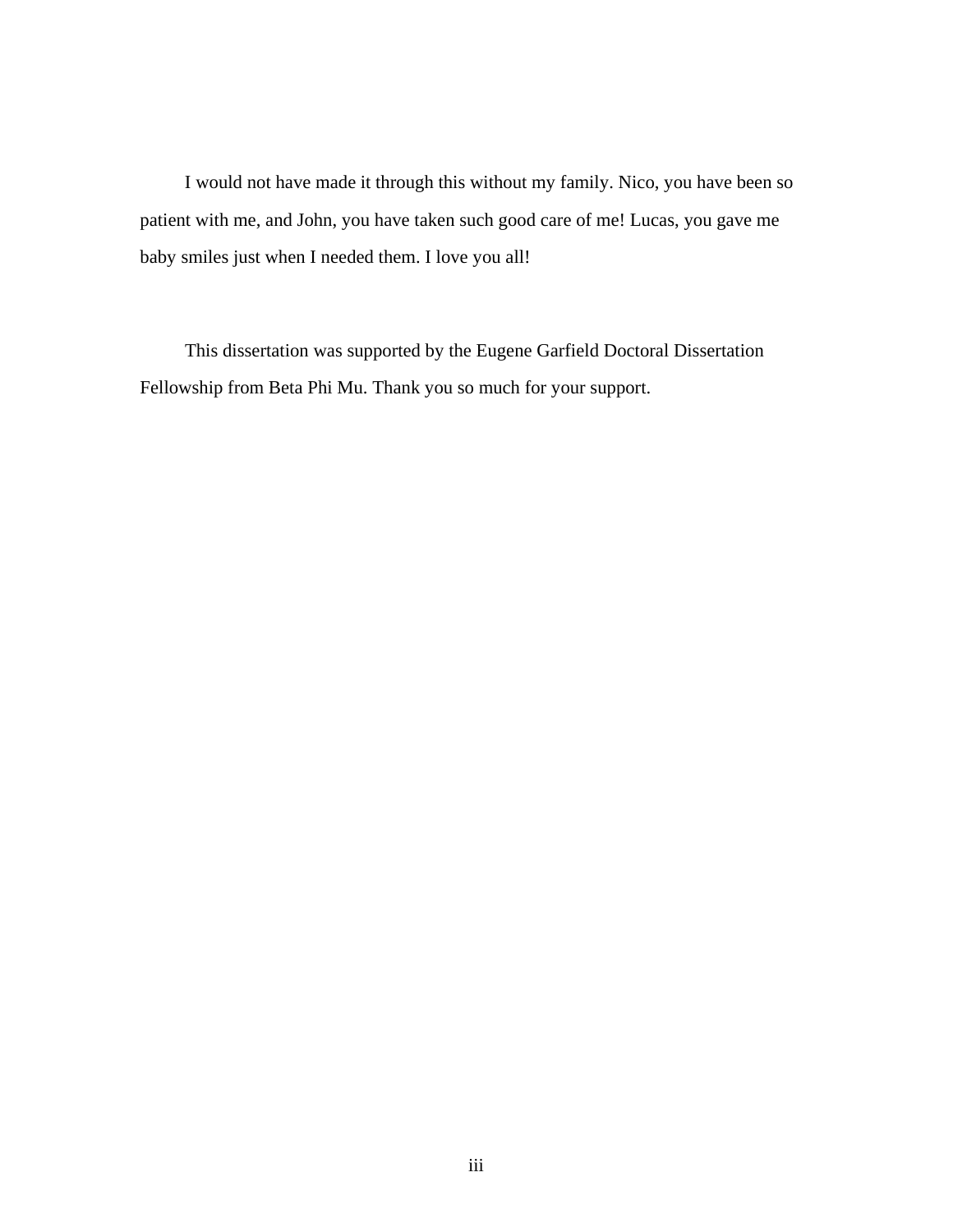I would not have made it through this without my family. Nico, you have been so patient with me, and John, you have taken such good care of me! Lucas, you gave me baby smiles just when I needed them. I love you all!

This dissertation was supported by the Eugene Garfield Doctoral Dissertation Fellowship from Beta Phi Mu. Thank you so much for your support.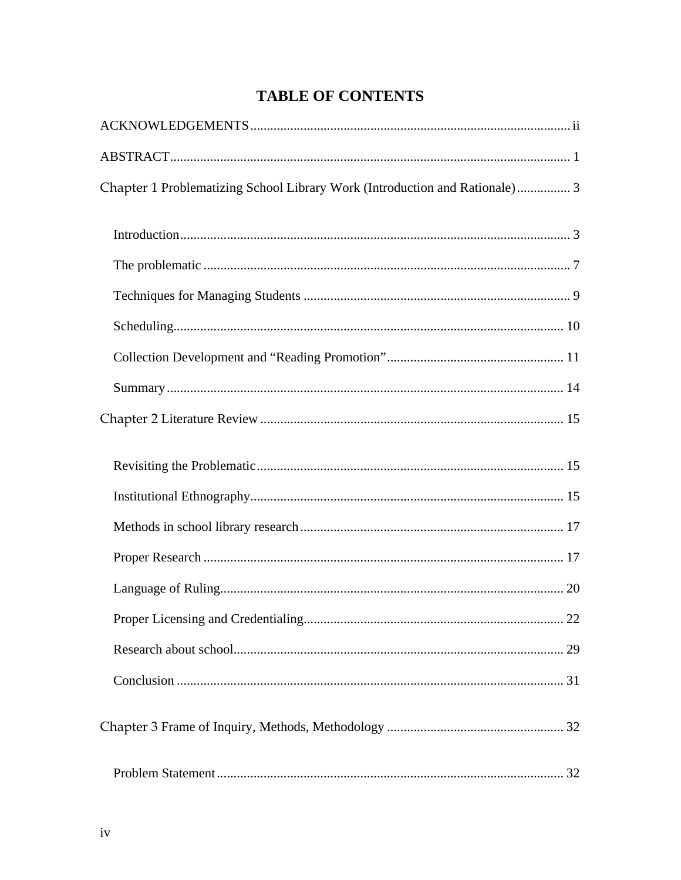# TABLE OF CONTENTS

ACKNOWLEDGEMENTS .......... ii

ABSTRACT .......... 1

Chapter 1 Problematizing School Library Work (Introduction and Rationale) .......... 3

- Introduction .......... 3
- The problematic .......... 7
- Techniques for Managing Students .......... 9
- Scheduling .......... 10
- Collection Development and "Reading Promotion" .......... 11
- Summary .......... 14

Chapter 2 Literature Review .......... 15

- Revisiting the Problematic .......... 15
- Institutional Ethnography .......... 15
- Methods in school library research .......... 17
- Proper Research .......... 17
- Language of Ruling .......... 20
- Proper Licensing and Credentialing .......... 22
- Research about school .......... 29
- Conclusion .......... 31

Chapter 3 Frame of Inquiry, Methods, Methodology .......... 32

- Problem Statement .......... 32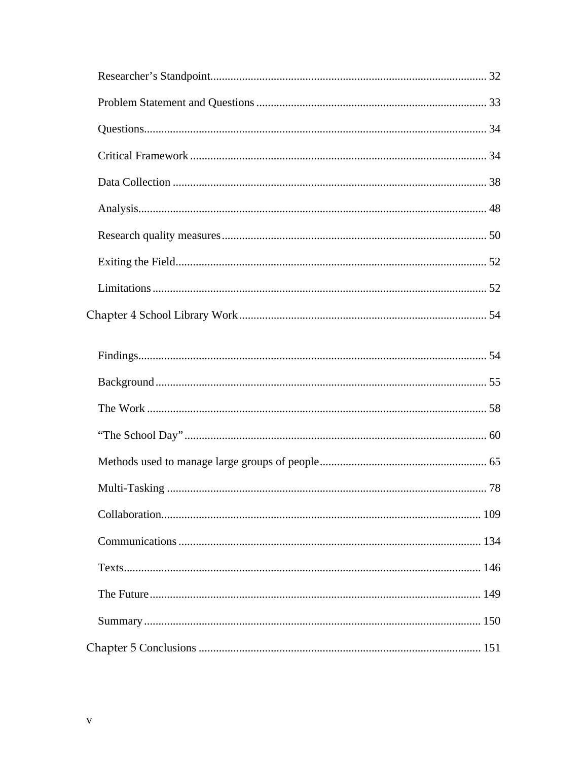Researcher's Standpoint ........ 32

Problem Statement and Questions ........ 33

Questions ........ 34

Critical Framework ........ 34

Data Collection ........ 38

Analysis ........ 48

Research quality measures ........ 50

Exiting the Field ........ 52

Limitations ........ 52

Chapter 4 School Library Work ........ 54

Findings ........ 54

Background ........ 55

The Work ........ 58

"The School Day" ........ 60

Methods used to manage large groups of people ........ 65

Multi-Tasking ........ 78

Collaboration ........ 109

Communications ........ 134

Texts ........ 146

The Future ........ 149

Summary ........ 150

Chapter 5 Conclusions ........ 151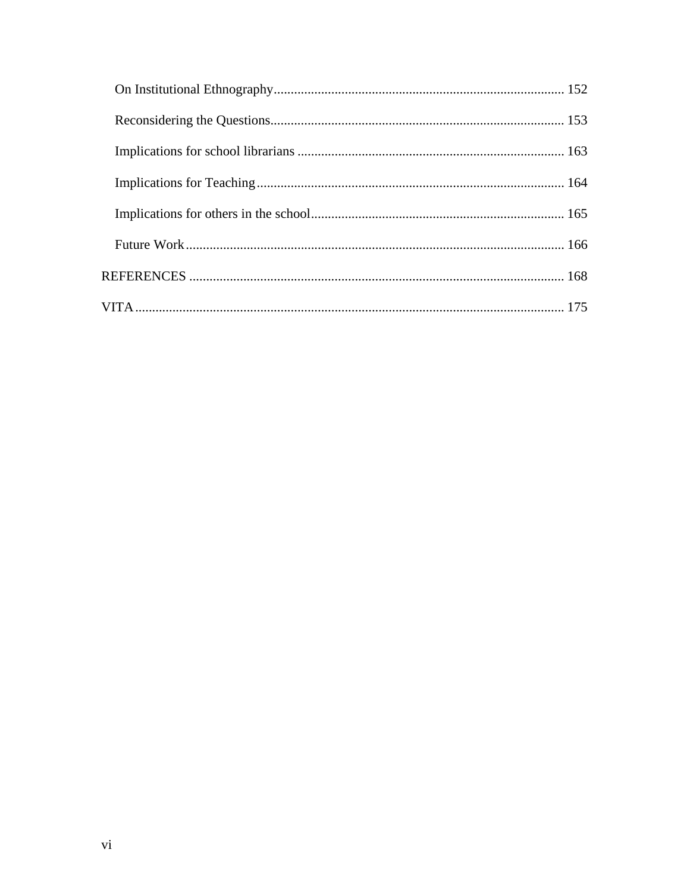On Institutional Ethnography ..................................................................................... 152

Reconsidering the Questions ...................................................................................... 153

Implications for school librarians .............................................................................. 163

Implications for Teaching .......................................................................................... 164

Implications for others in the school .......................................................................... 165

Future Work ............................................................................................................... 166

REFERENCES .............................................................................................................. 168

VITA .............................................................................................................................. 175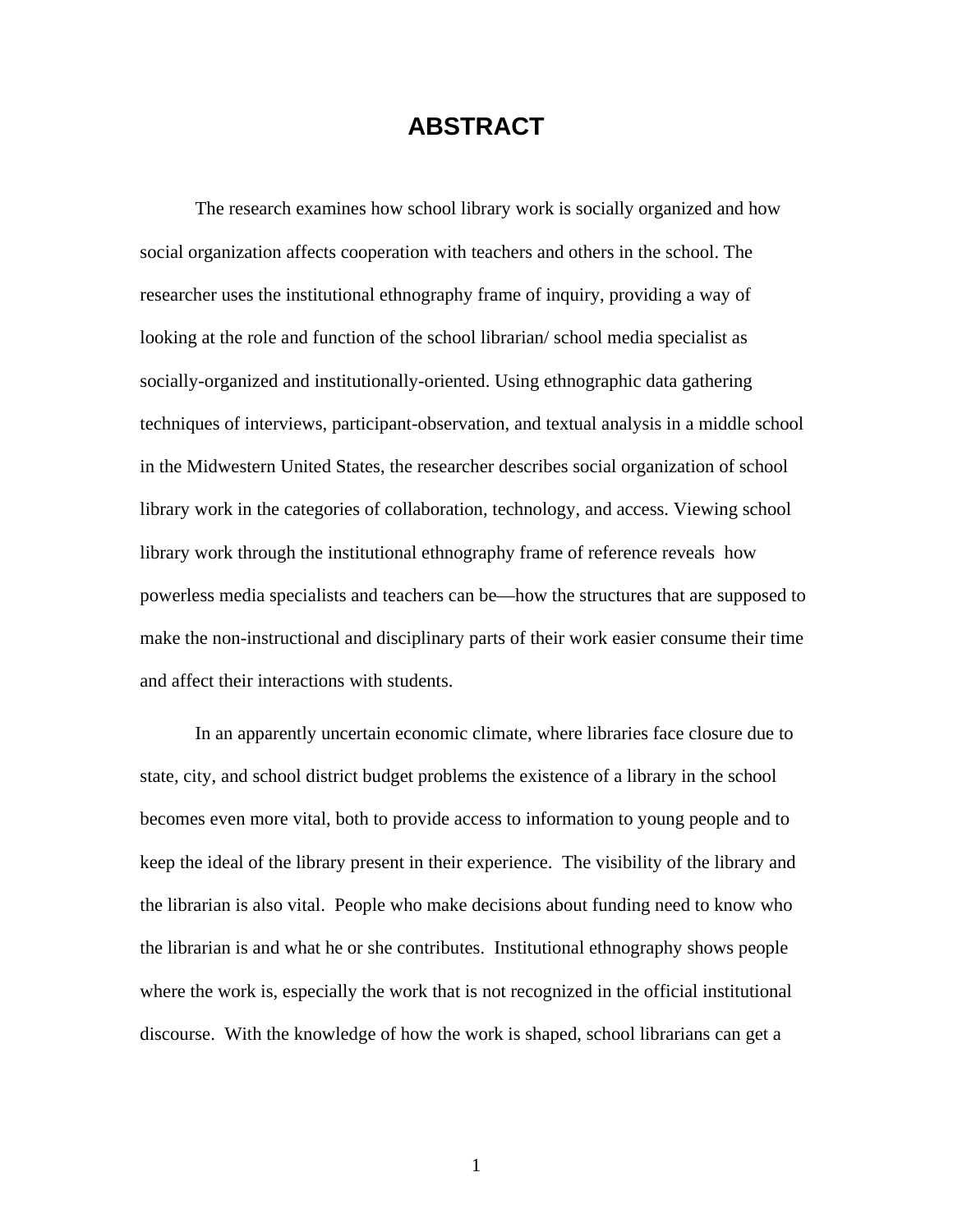# ABSTRACT

The research examines how school library work is socially organized and how social organization affects cooperation with teachers and others in the school. The researcher uses the institutional ethnography frame of inquiry, providing a way of looking at the role and function of the school librarian/ school media specialist as socially-organized and institutionally-oriented. Using ethnographic data gathering techniques of interviews, participant-observation, and textual analysis in a middle school in the Midwestern United States, the researcher describes social organization of school library work in the categories of collaboration, technology, and access. Viewing school library work through the institutional ethnography frame of reference reveals how powerless media specialists and teachers can be—how the structures that are supposed to make the non-instructional and disciplinary parts of their work easier consume their time and affect their interactions with students.

In an apparently uncertain economic climate, where libraries face closure due to state, city, and school district budget problems the existence of a library in the school becomes even more vital, both to provide access to information to young people and to keep the ideal of the library present in their experience. The visibility of the library and the librarian is also vital. People who make decisions about funding need to know who the librarian is and what he or she contributes. Institutional ethnography shows people where the work is, especially the work that is not recognized in the official institutional discourse. With the knowledge of how the work is shaped, school librarians can get a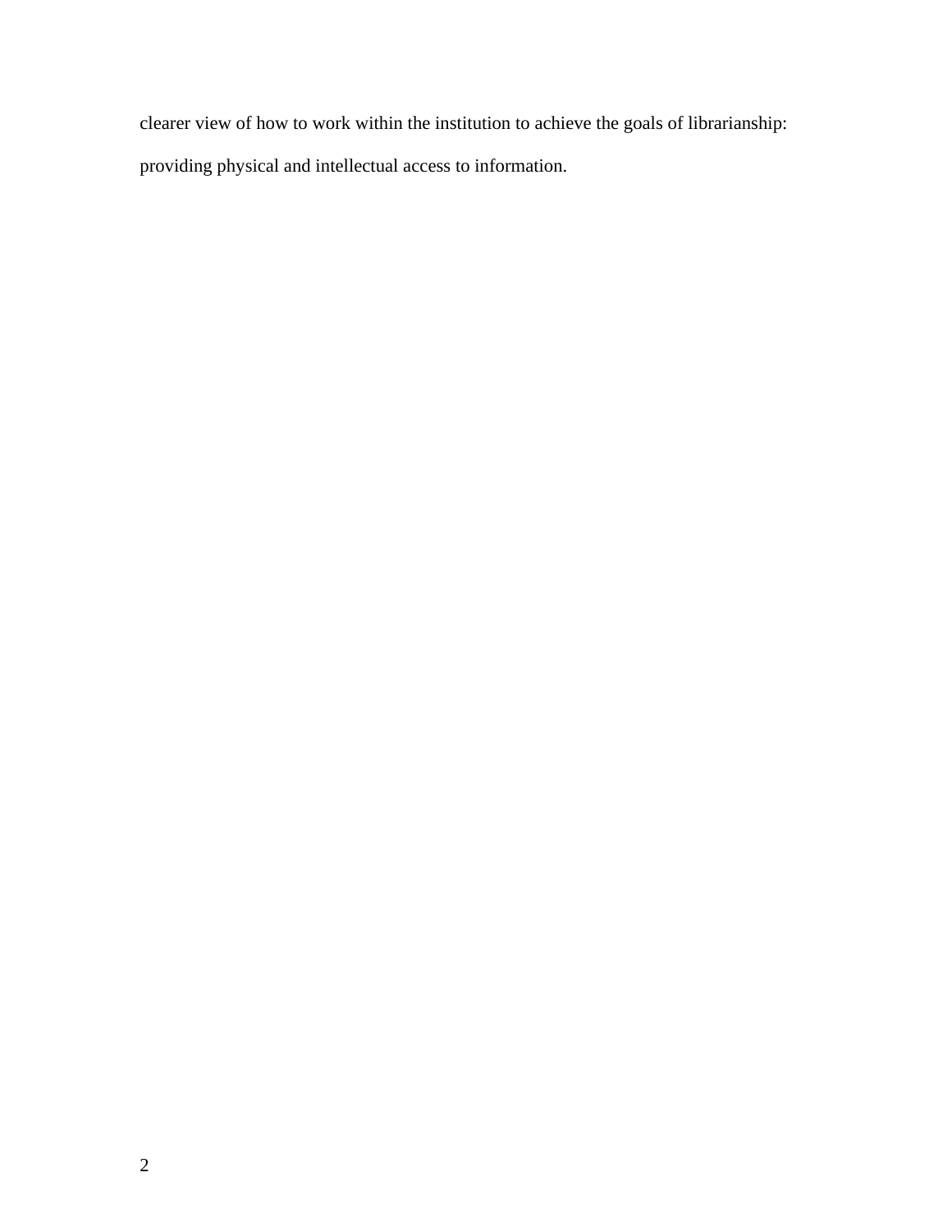clearer view of how to work within the institution to achieve the goals of librarianship: providing physical and intellectual access to information.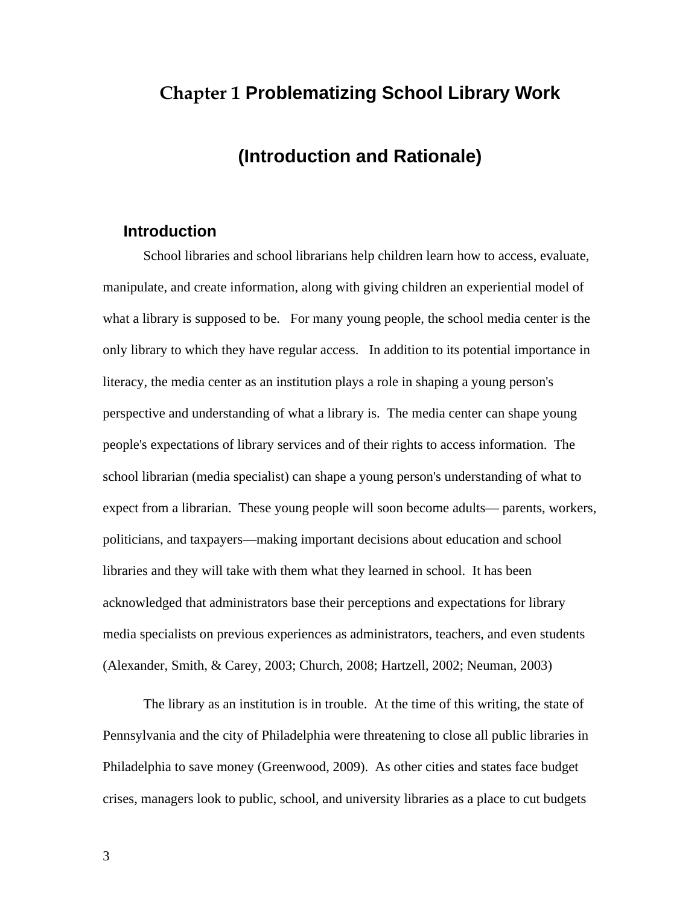# Chapter 1 Problematizing School Library Work

# (Introduction and Rationale)

## Introduction

School libraries and school librarians help children learn how to access, evaluate, manipulate, and create information, along with giving children an experiential model of what a library is supposed to be. For many young people, the school media center is the only library to which they have regular access. In addition to its potential importance in literacy, the media center as an institution plays a role in shaping a young person's perspective and understanding of what a library is. The media center can shape young people's expectations of library services and of their rights to access information. The school librarian (media specialist) can shape a young person's understanding of what to expect from a librarian. These young people will soon become adults— parents, workers, politicians, and taxpayers—making important decisions about education and school libraries and they will take with them what they learned in school. It has been acknowledged that administrators base their perceptions and expectations for library media specialists on previous experiences as administrators, teachers, and even students (Alexander, Smith, & Carey, 2003; Church, 2008; Hartzell, 2002; Neuman, 2003)

The library as an institution is in trouble. At the time of this writing, the state of Pennsylvania and the city of Philadelphia were threatening to close all public libraries in Philadelphia to save money (Greenwood, 2009). As other cities and states face budget crises, managers look to public, school, and university libraries as a place to cut budgets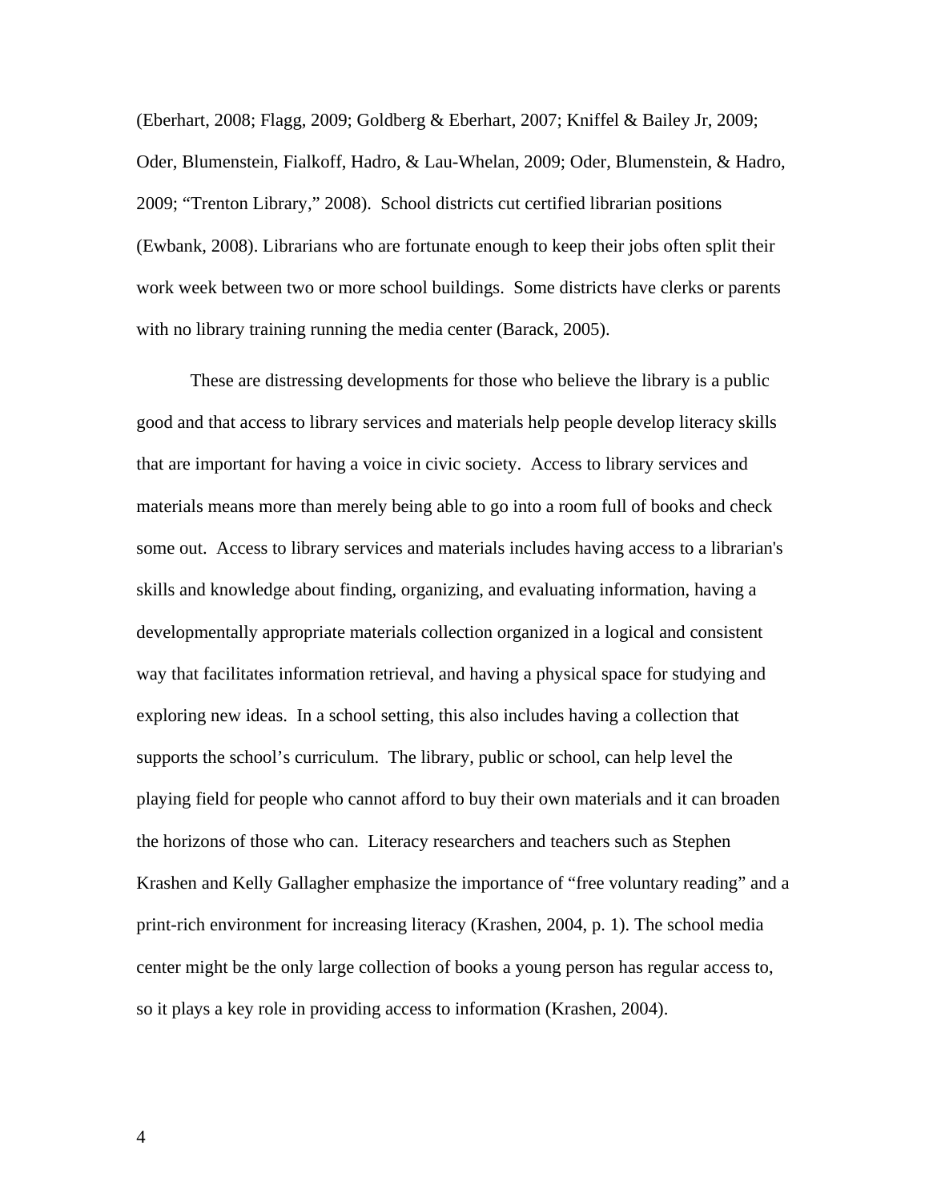(Eberhart, 2008; Flagg, 2009; Goldberg & Eberhart, 2007; Kniffel & Bailey Jr, 2009; Oder, Blumenstein, Fialkoff, Hadro, & Lau-Whelan, 2009; Oder, Blumenstein, & Hadro, 2009; "Trenton Library," 2008). School districts cut certified librarian positions (Ewbank, 2008). Librarians who are fortunate enough to keep their jobs often split their work week between two or more school buildings. Some districts have clerks or parents with no library training running the media center (Barack, 2005).

These are distressing developments for those who believe the library is a public good and that access to library services and materials help people develop literacy skills that are important for having a voice in civic society. Access to library services and materials means more than merely being able to go into a room full of books and check some out. Access to library services and materials includes having access to a librarian's skills and knowledge about finding, organizing, and evaluating information, having a developmentally appropriate materials collection organized in a logical and consistent way that facilitates information retrieval, and having a physical space for studying and exploring new ideas. In a school setting, this also includes having a collection that supports the school's curriculum. The library, public or school, can help level the playing field for people who cannot afford to buy their own materials and it can broaden the horizons of those who can. Literacy researchers and teachers such as Stephen Krashen and Kelly Gallagher emphasize the importance of "free voluntary reading" and a print-rich environment for increasing literacy (Krashen, 2004, p. 1). The school media center might be the only large collection of books a young person has regular access to, so it plays a key role in providing access to information (Krashen, 2004).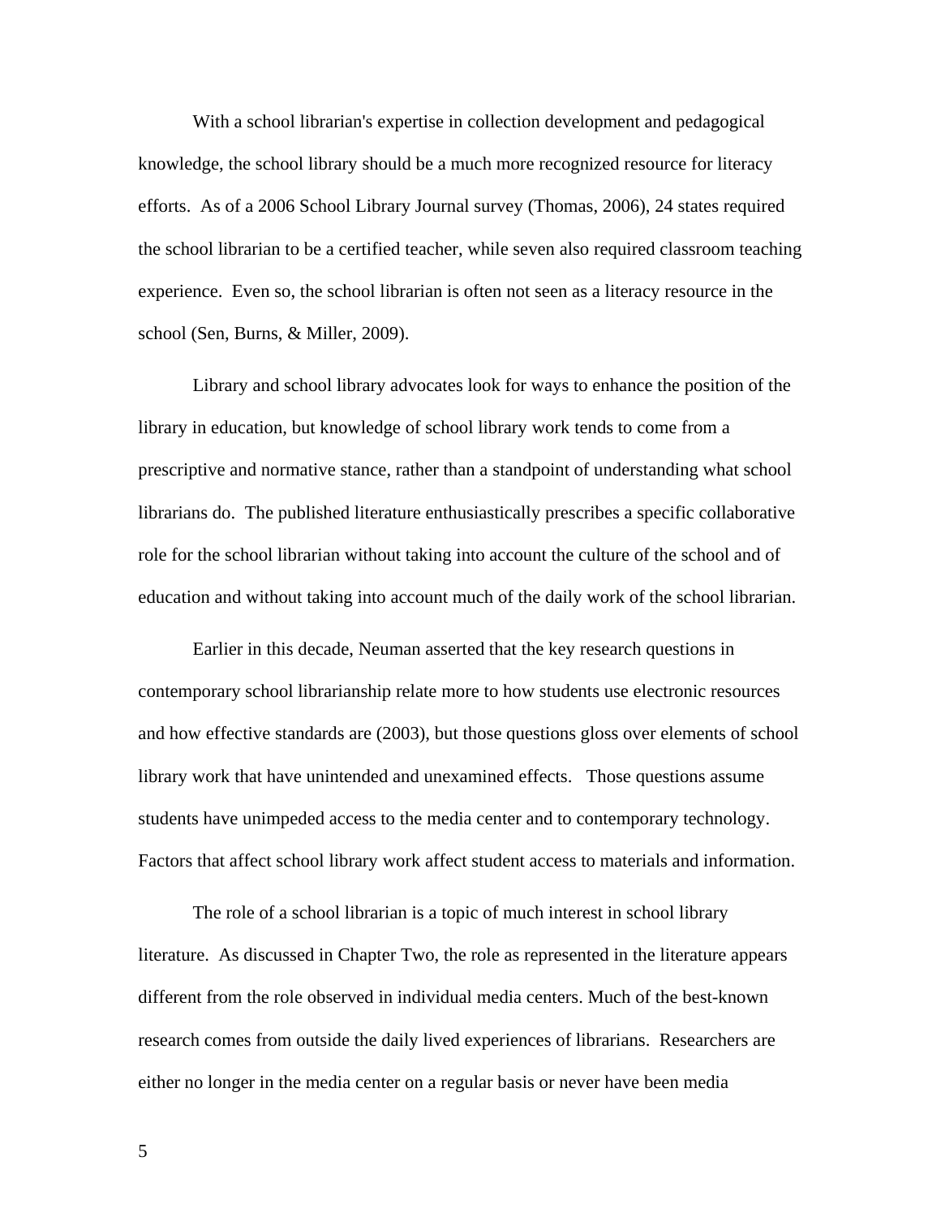With a school librarian's expertise in collection development and pedagogical knowledge, the school library should be a much more recognized resource for literacy efforts. As of a 2006 School Library Journal survey (Thomas, 2006), 24 states required the school librarian to be a certified teacher, while seven also required classroom teaching experience. Even so, the school librarian is often not seen as a literacy resource in the school (Sen, Burns, & Miller, 2009).

Library and school library advocates look for ways to enhance the position of the library in education, but knowledge of school library work tends to come from a prescriptive and normative stance, rather than a standpoint of understanding what school librarians do. The published literature enthusiastically prescribes a specific collaborative role for the school librarian without taking into account the culture of the school and of education and without taking into account much of the daily work of the school librarian.

Earlier in this decade, Neuman asserted that the key research questions in contemporary school librarianship relate more to how students use electronic resources and how effective standards are (2003), but those questions gloss over elements of school library work that have unintended and unexamined effects. Those questions assume students have unimpeded access to the media center and to contemporary technology. Factors that affect school library work affect student access to materials and information.

The role of a school librarian is a topic of much interest in school library literature. As discussed in Chapter Two, the role as represented in the literature appears different from the role observed in individual media centers. Much of the best-known research comes from outside the daily lived experiences of librarians. Researchers are either no longer in the media center on a regular basis or never have been media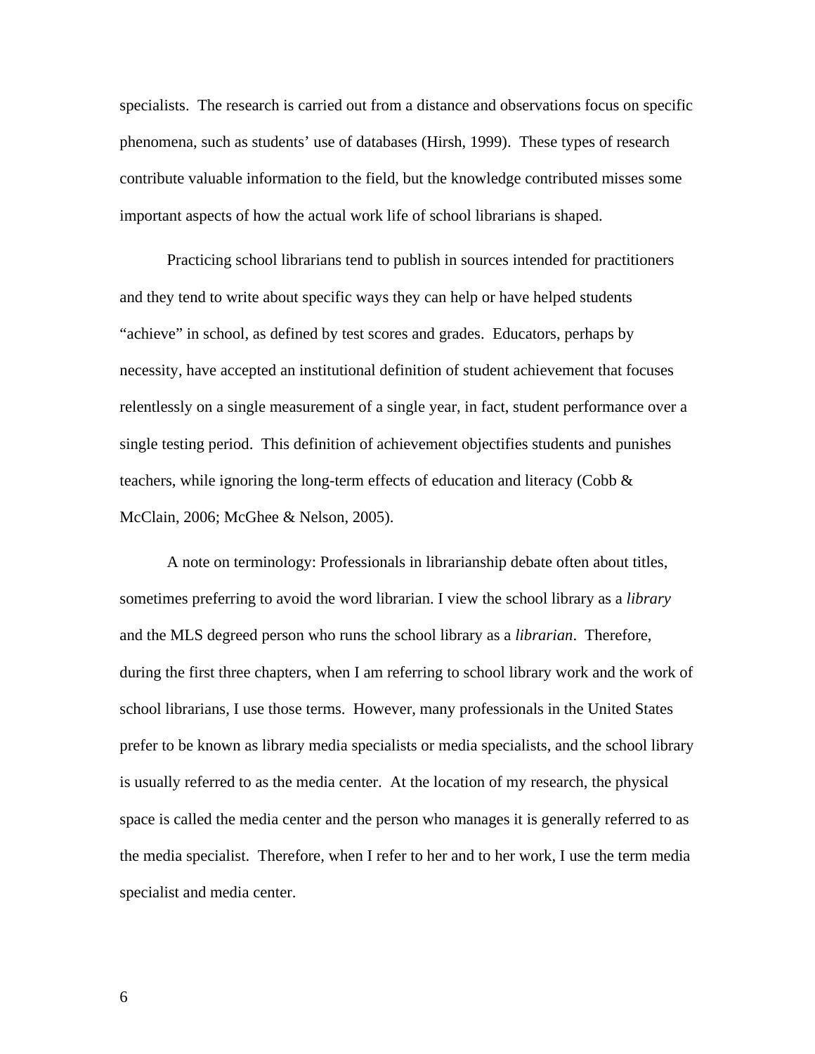specialists. The research is carried out from a distance and observations focus on specific phenomena, such as students' use of databases (Hirsh, 1999). These types of research contribute valuable information to the field, but the knowledge contributed misses some important aspects of how the actual work life of school librarians is shaped.

Practicing school librarians tend to publish in sources intended for practitioners and they tend to write about specific ways they can help or have helped students "achieve" in school, as defined by test scores and grades. Educators, perhaps by necessity, have accepted an institutional definition of student achievement that focuses relentlessly on a single measurement of a single year, in fact, student performance over a single testing period. This definition of achievement objectifies students and punishes teachers, while ignoring the long-term effects of education and literacy (Cobb & McClain, 2006; McGhee & Nelson, 2005).

A note on terminology: Professionals in librarianship debate often about titles, sometimes preferring to avoid the word librarian. I view the school library as a *library* and the MLS degreed person who runs the school library as a *librarian*. Therefore, during the first three chapters, when I am referring to school library work and the work of school librarians, I use those terms. However, many professionals in the United States prefer to be known as library media specialists or media specialists, and the school library is usually referred to as the media center. At the location of my research, the physical space is called the media center and the person who manages it is generally referred to as the media specialist. Therefore, when I refer to her and to her work, I use the term media specialist and media center.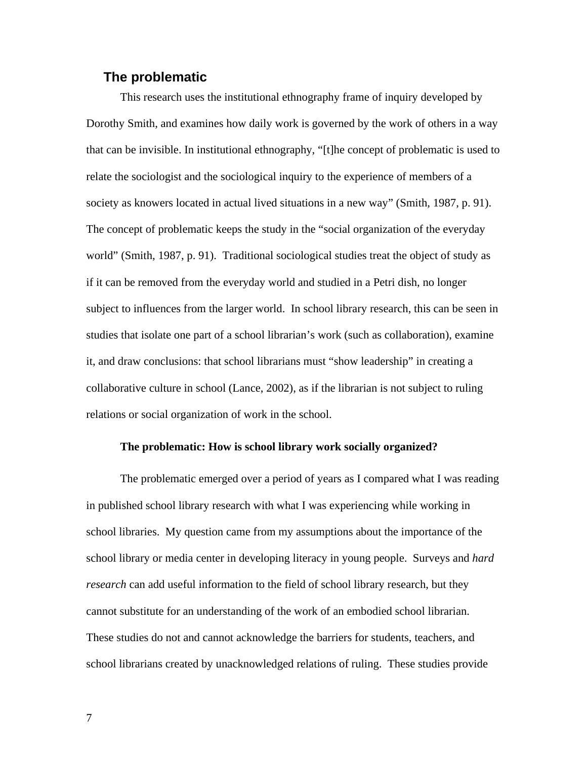## The problematic

This research uses the institutional ethnography frame of inquiry developed by Dorothy Smith, and examines how daily work is governed by the work of others in a way that can be invisible. In institutional ethnography, "[t]he concept of problematic is used to relate the sociologist and the sociological inquiry to the experience of members of a society as knowers located in actual lived situations in a new way" (Smith, 1987, p. 91). The concept of problematic keeps the study in the "social organization of the everyday world" (Smith, 1987, p. 91). Traditional sociological studies treat the object of study as if it can be removed from the everyday world and studied in a Petri dish, no longer subject to influences from the larger world. In school library research, this can be seen in studies that isolate one part of a school librarian's work (such as collaboration), examine it, and draw conclusions: that school librarians must "show leadership" in creating a collaborative culture in school (Lance, 2002), as if the librarian is not subject to ruling relations or social organization of work in the school.

### The problematic: How is school library work socially organized?

The problematic emerged over a period of years as I compared what I was reading in published school library research with what I was experiencing while working in school libraries. My question came from my assumptions about the importance of the school library or media center in developing literacy in young people. Surveys and *hard research* can add useful information to the field of school library research, but they cannot substitute for an understanding of the work of an embodied school librarian. These studies do not and cannot acknowledge the barriers for students, teachers, and school librarians created by unacknowledged relations of ruling. These studies provide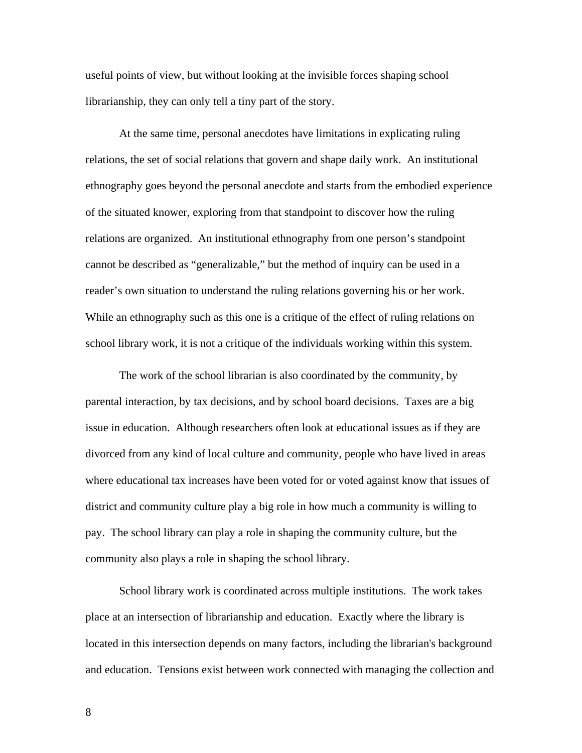useful points of view, but without looking at the invisible forces shaping school librarianship, they can only tell a tiny part of the story.

At the same time, personal anecdotes have limitations in explicating ruling relations, the set of social relations that govern and shape daily work. An institutional ethnography goes beyond the personal anecdote and starts from the embodied experience of the situated knower, exploring from that standpoint to discover how the ruling relations are organized. An institutional ethnography from one person's standpoint cannot be described as "generalizable," but the method of inquiry can be used in a reader's own situation to understand the ruling relations governing his or her work. While an ethnography such as this one is a critique of the effect of ruling relations on school library work, it is not a critique of the individuals working within this system.

The work of the school librarian is also coordinated by the community, by parental interaction, by tax decisions, and by school board decisions. Taxes are a big issue in education. Although researchers often look at educational issues as if they are divorced from any kind of local culture and community, people who have lived in areas where educational tax increases have been voted for or voted against know that issues of district and community culture play a big role in how much a community is willing to pay. The school library can play a role in shaping the community culture, but the community also plays a role in shaping the school library.

School library work is coordinated across multiple institutions. The work takes place at an intersection of librarianship and education. Exactly where the library is located in this intersection depends on many factors, including the librarian's background and education. Tensions exist between work connected with managing the collection and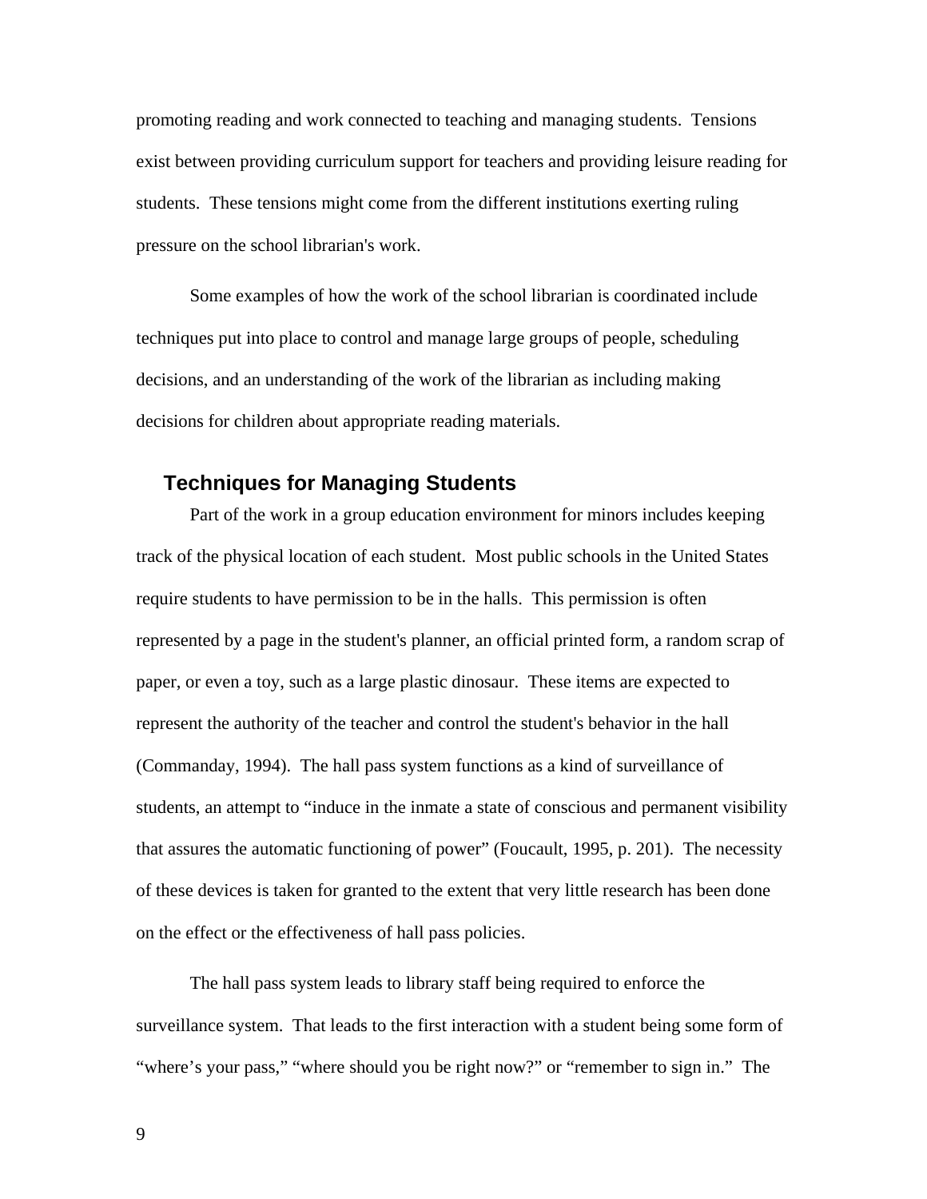promoting reading and work connected to teaching and managing students. Tensions exist between providing curriculum support for teachers and providing leisure reading for students. These tensions might come from the different institutions exerting ruling pressure on the school librarian's work.

Some examples of how the work of the school librarian is coordinated include techniques put into place to control and manage large groups of people, scheduling decisions, and an understanding of the work of the librarian as including making decisions for children about appropriate reading materials.

## Techniques for Managing Students

Part of the work in a group education environment for minors includes keeping track of the physical location of each student. Most public schools in the United States require students to have permission to be in the halls. This permission is often represented by a page in the student's planner, an official printed form, a random scrap of paper, or even a toy, such as a large plastic dinosaur. These items are expected to represent the authority of the teacher and control the student's behavior in the hall (Commanday, 1994). The hall pass system functions as a kind of surveillance of students, an attempt to “induce in the inmate a state of conscious and permanent visibility that assures the automatic functioning of power” (Foucault, 1995, p. 201). The necessity of these devices is taken for granted to the extent that very little research has been done on the effect or the effectiveness of hall pass policies.

The hall pass system leads to library staff being required to enforce the surveillance system. That leads to the first interaction with a student being some form of “where’s your pass,” “where should you be right now?” or “remember to sign in.” The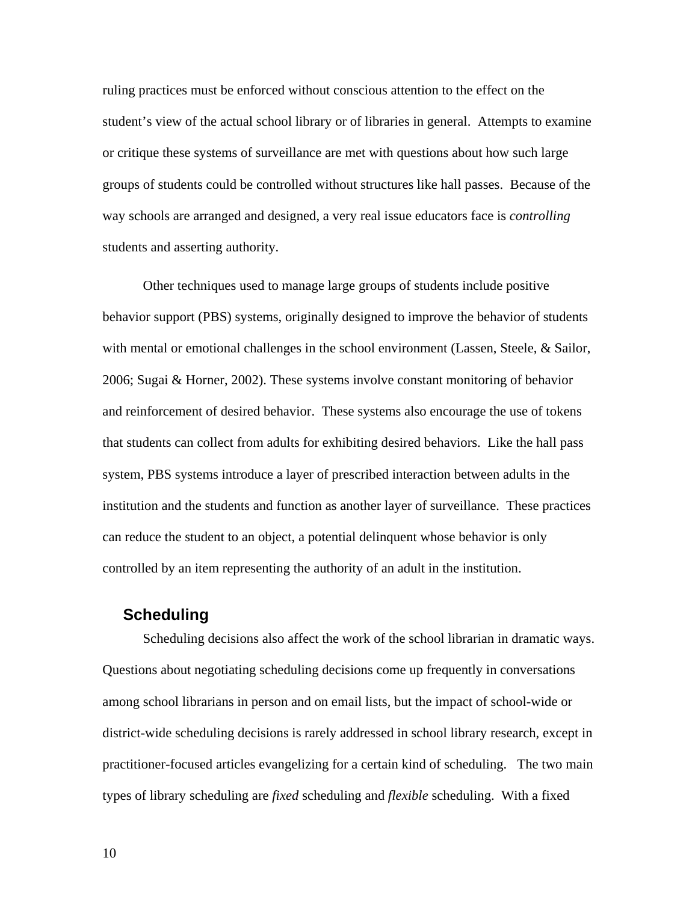ruling practices must be enforced without conscious attention to the effect on the student's view of the actual school library or of libraries in general. Attempts to examine or critique these systems of surveillance are met with questions about how such large groups of students could be controlled without structures like hall passes. Because of the way schools are arranged and designed, a very real issue educators face is *controlling* students and asserting authority.

Other techniques used to manage large groups of students include positive behavior support (PBS) systems, originally designed to improve the behavior of students with mental or emotional challenges in the school environment (Lassen, Steele, & Sailor, 2006; Sugai & Horner, 2002). These systems involve constant monitoring of behavior and reinforcement of desired behavior. These systems also encourage the use of tokens that students can collect from adults for exhibiting desired behaviors. Like the hall pass system, PBS systems introduce a layer of prescribed interaction between adults in the institution and the students and function as another layer of surveillance. These practices can reduce the student to an object, a potential delinquent whose behavior is only controlled by an item representing the authority of an adult in the institution.

## Scheduling

Scheduling decisions also affect the work of the school librarian in dramatic ways. Questions about negotiating scheduling decisions come up frequently in conversations among school librarians in person and on email lists, but the impact of school-wide or district-wide scheduling decisions is rarely addressed in school library research, except in practitioner-focused articles evangelizing for a certain kind of scheduling. The two main types of library scheduling are *fixed* scheduling and *flexible* scheduling. With a fixed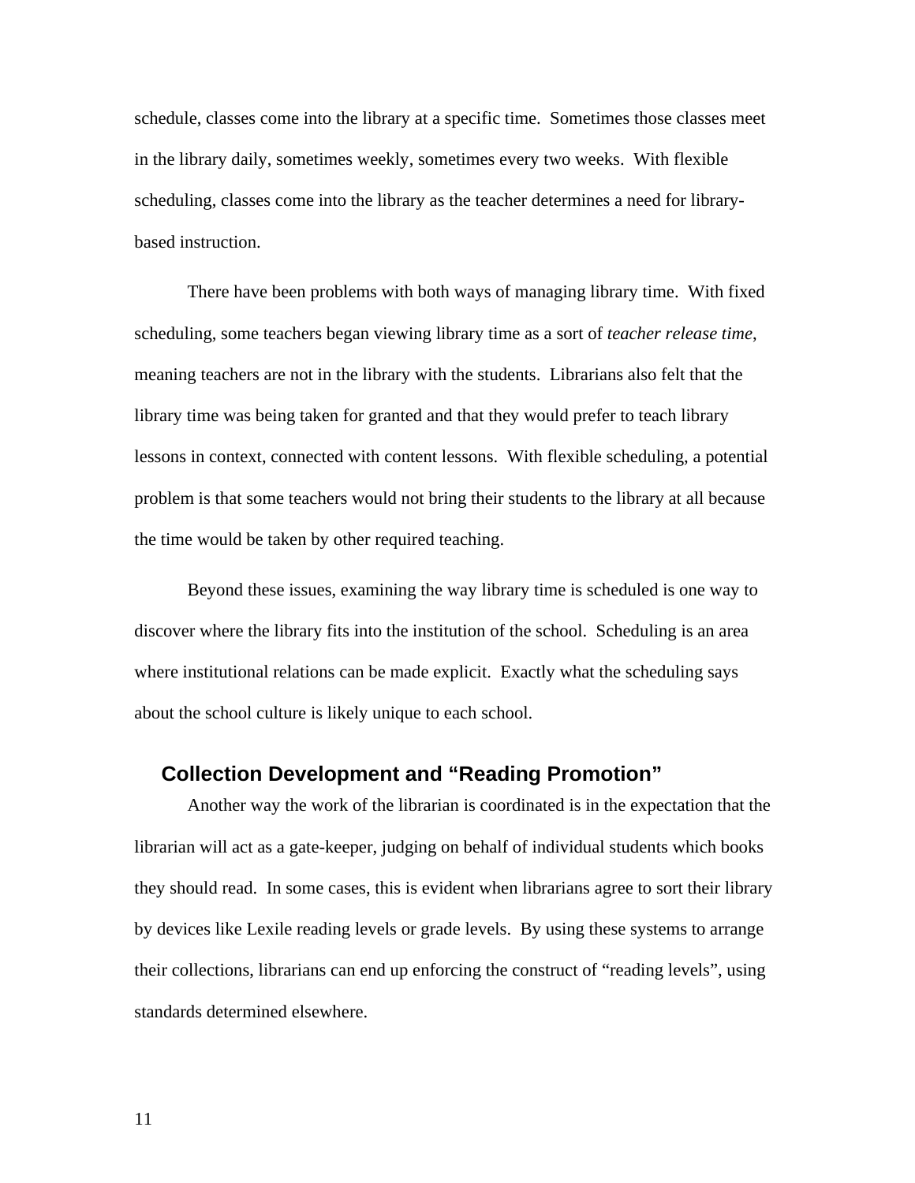schedule, classes come into the library at a specific time. Sometimes those classes meet in the library daily, sometimes weekly, sometimes every two weeks. With flexible scheduling, classes come into the library as the teacher determines a need for library-based instruction.

There have been problems with both ways of managing library time. With fixed scheduling, some teachers began viewing library time as a sort of *teacher release time*, meaning teachers are not in the library with the students. Librarians also felt that the library time was being taken for granted and that they would prefer to teach library lessons in context, connected with content lessons. With flexible scheduling, a potential problem is that some teachers would not bring their students to the library at all because the time would be taken by other required teaching.

Beyond these issues, examining the way library time is scheduled is one way to discover where the library fits into the institution of the school. Scheduling is an area where institutional relations can be made explicit. Exactly what the scheduling says about the school culture is likely unique to each school.

## Collection Development and "Reading Promotion"

Another way the work of the librarian is coordinated is in the expectation that the librarian will act as a gate-keeper, judging on behalf of individual students which books they should read. In some cases, this is evident when librarians agree to sort their library by devices like Lexile reading levels or grade levels. By using these systems to arrange their collections, librarians can end up enforcing the construct of "reading levels", using standards determined elsewhere.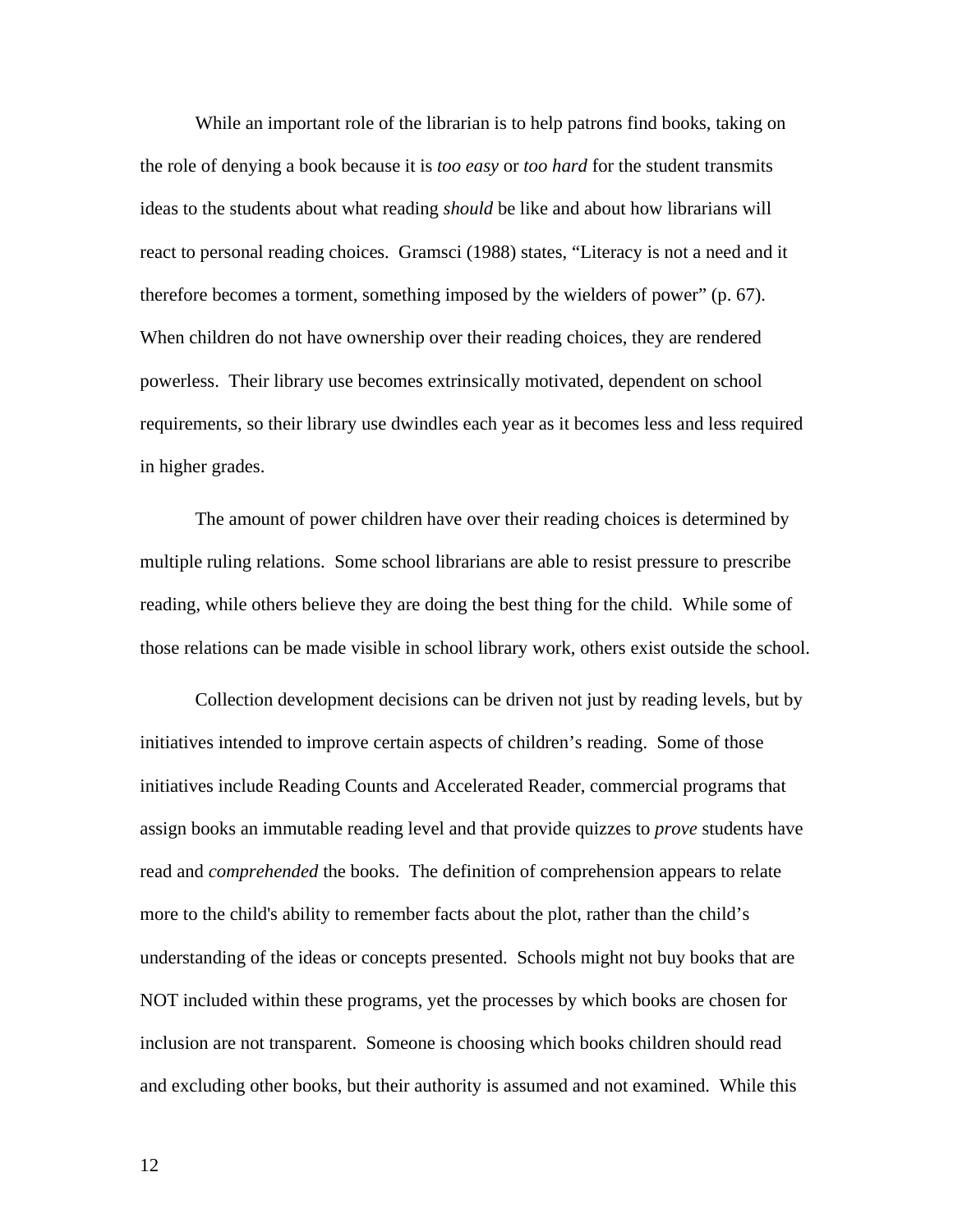While an important role of the librarian is to help patrons find books, taking on the role of denying a book because it is *too easy* or *too hard* for the student transmits ideas to the students about what reading *should* be like and about how librarians will react to personal reading choices. Gramsci (1988) states, "Literacy is not a need and it therefore becomes a torment, something imposed by the wielders of power" (p. 67). When children do not have ownership over their reading choices, they are rendered powerless. Their library use becomes extrinsically motivated, dependent on school requirements, so their library use dwindles each year as it becomes less and less required in higher grades.

The amount of power children have over their reading choices is determined by multiple ruling relations. Some school librarians are able to resist pressure to prescribe reading, while others believe they are doing the best thing for the child. While some of those relations can be made visible in school library work, others exist outside the school.

Collection development decisions can be driven not just by reading levels, but by initiatives intended to improve certain aspects of children's reading. Some of those initiatives include Reading Counts and Accelerated Reader, commercial programs that assign books an immutable reading level and that provide quizzes to *prove* students have read and *comprehended* the books. The definition of comprehension appears to relate more to the child's ability to remember facts about the plot, rather than the child's understanding of the ideas or concepts presented. Schools might not buy books that are NOT included within these programs, yet the processes by which books are chosen for inclusion are not transparent. Someone is choosing which books children should read and excluding other books, but their authority is assumed and not examined. While this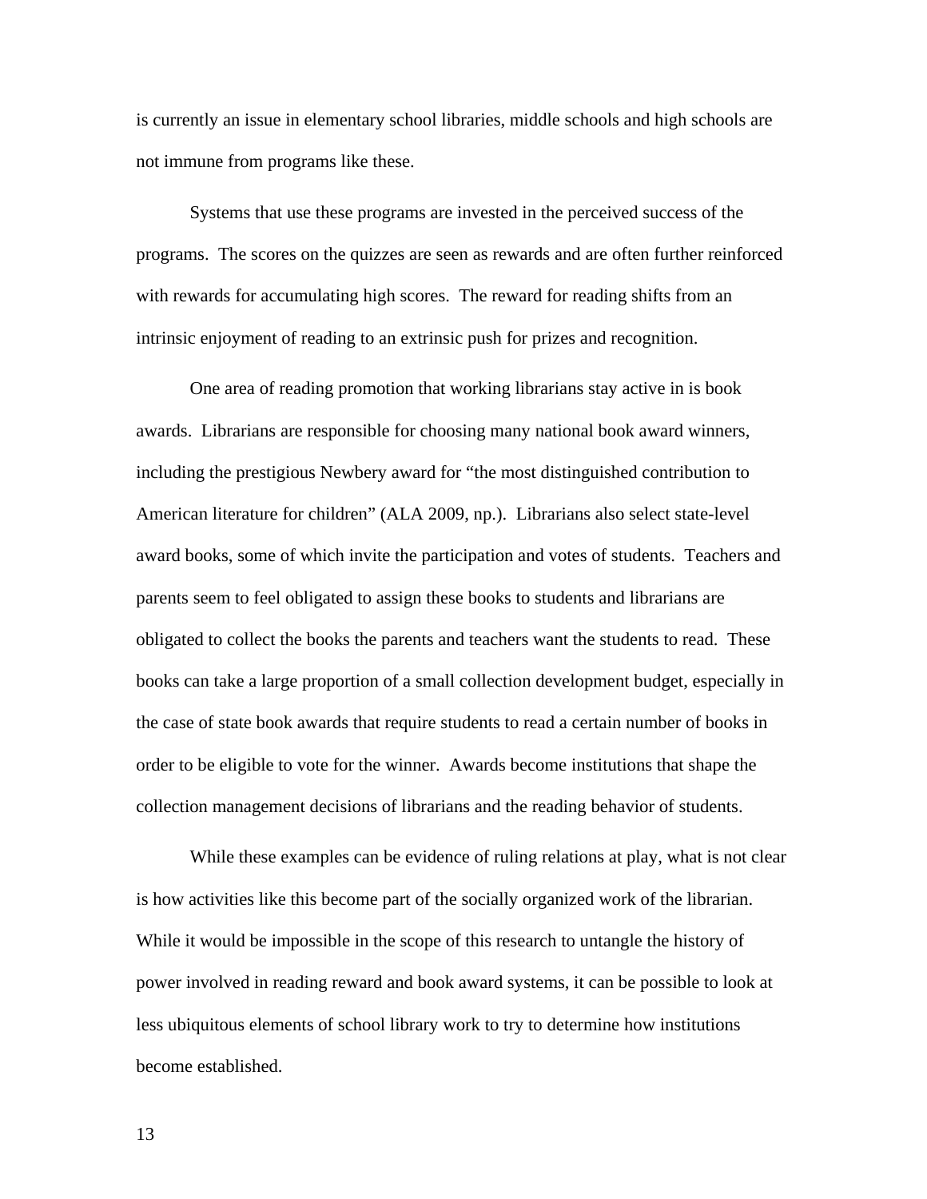is currently an issue in elementary school libraries, middle schools and high schools are not immune from programs like these.

Systems that use these programs are invested in the perceived success of the programs. The scores on the quizzes are seen as rewards and are often further reinforced with rewards for accumulating high scores. The reward for reading shifts from an intrinsic enjoyment of reading to an extrinsic push for prizes and recognition.

One area of reading promotion that working librarians stay active in is book awards. Librarians are responsible for choosing many national book award winners, including the prestigious Newbery award for "the most distinguished contribution to American literature for children" (ALA 2009, np.). Librarians also select state-level award books, some of which invite the participation and votes of students. Teachers and parents seem to feel obligated to assign these books to students and librarians are obligated to collect the books the parents and teachers want the students to read. These books can take a large proportion of a small collection development budget, especially in the case of state book awards that require students to read a certain number of books in order to be eligible to vote for the winner. Awards become institutions that shape the collection management decisions of librarians and the reading behavior of students.

While these examples can be evidence of ruling relations at play, what is not clear is how activities like this become part of the socially organized work of the librarian. While it would be impossible in the scope of this research to untangle the history of power involved in reading reward and book award systems, it can be possible to look at less ubiquitous elements of school library work to try to determine how institutions become established.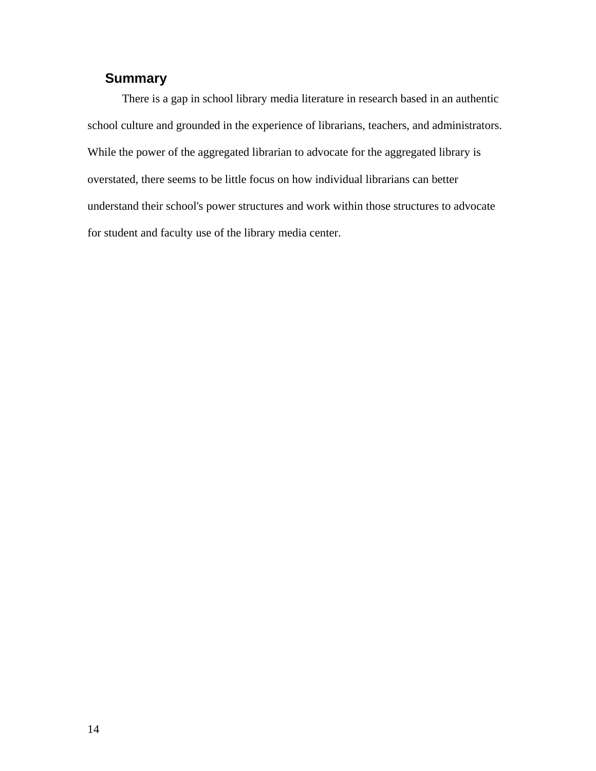## Summary

There is a gap in school library media literature in research based in an authentic school culture and grounded in the experience of librarians, teachers, and administrators. While the power of the aggregated librarian to advocate for the aggregated library is overstated, there seems to be little focus on how individual librarians can better understand their school's power structures and work within those structures to advocate for student and faculty use of the library media center.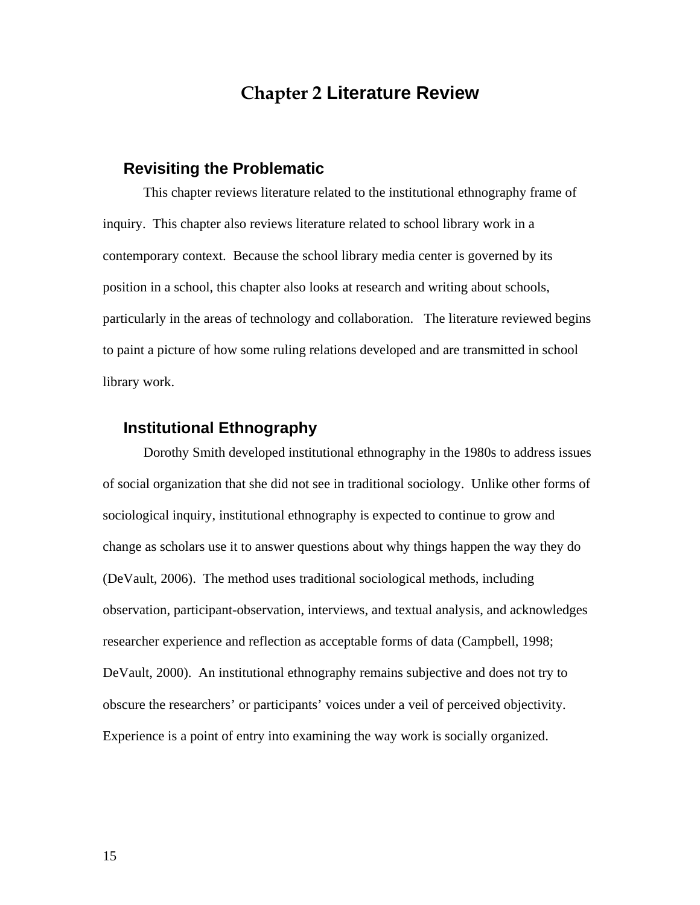# Chapter 2 Literature Review

## Revisiting the Problematic

This chapter reviews literature related to the institutional ethnography frame of inquiry. This chapter also reviews literature related to school library work in a contemporary context. Because the school library media center is governed by its position in a school, this chapter also looks at research and writing about schools, particularly in the areas of technology and collaboration. The literature reviewed begins to paint a picture of how some ruling relations developed and are transmitted in school library work.

## Institutional Ethnography

Dorothy Smith developed institutional ethnography in the 1980s to address issues of social organization that she did not see in traditional sociology. Unlike other forms of sociological inquiry, institutional ethnography is expected to continue to grow and change as scholars use it to answer questions about why things happen the way they do (DeVault, 2006). The method uses traditional sociological methods, including observation, participant-observation, interviews, and textual analysis, and acknowledges researcher experience and reflection as acceptable forms of data (Campbell, 1998; DeVault, 2000). An institutional ethnography remains subjective and does not try to obscure the researchers' or participants' voices under a veil of perceived objectivity. Experience is a point of entry into examining the way work is socially organized.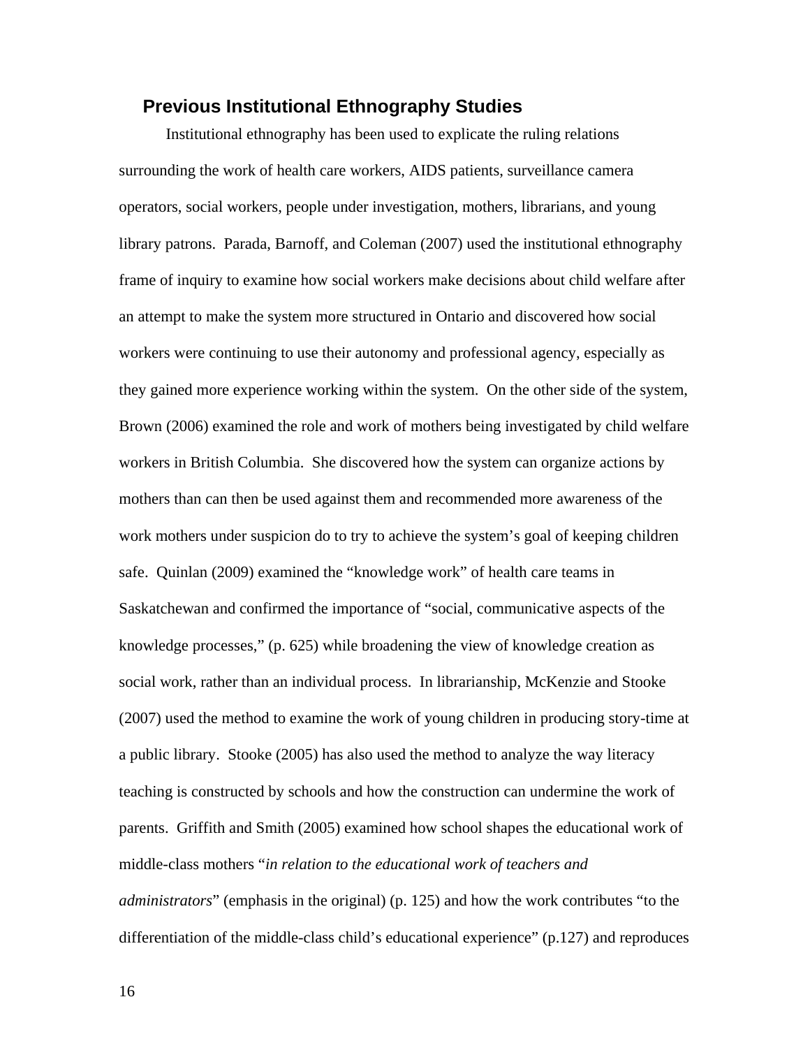## Previous Institutional Ethnography Studies

Institutional ethnography has been used to explicate the ruling relations surrounding the work of health care workers, AIDS patients, surveillance camera operators, social workers, people under investigation, mothers, librarians, and young library patrons. Parada, Barnoff, and Coleman (2007) used the institutional ethnography frame of inquiry to examine how social workers make decisions about child welfare after an attempt to make the system more structured in Ontario and discovered how social workers were continuing to use their autonomy and professional agency, especially as they gained more experience working within the system. On the other side of the system, Brown (2006) examined the role and work of mothers being investigated by child welfare workers in British Columbia. She discovered how the system can organize actions by mothers than can then be used against them and recommended more awareness of the work mothers under suspicion do to try to achieve the system's goal of keeping children safe. Quinlan (2009) examined the "knowledge work" of health care teams in Saskatchewan and confirmed the importance of "social, communicative aspects of the knowledge processes," (p. 625) while broadening the view of knowledge creation as social work, rather than an individual process. In librarianship, McKenzie and Stooke (2007) used the method to examine the work of young children in producing story-time at a public library. Stooke (2005) has also used the method to analyze the way literacy teaching is constructed by schools and how the construction can undermine the work of parents. Griffith and Smith (2005) examined how school shapes the educational work of middle-class mothers "*in relation to the educational work of teachers and administrators*" (emphasis in the original) (p. 125) and how the work contributes "to the differentiation of the middle-class child's educational experience" (p.127) and reproduces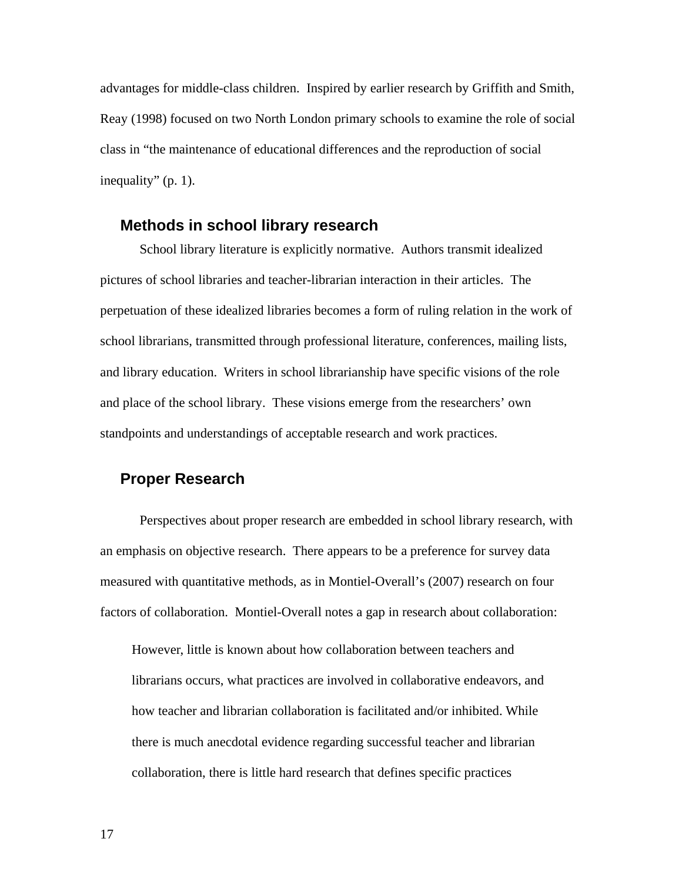advantages for middle-class children. Inspired by earlier research by Griffith and Smith, Reay (1998) focused on two North London primary schools to examine the role of social class in "the maintenance of educational differences and the reproduction of social inequality" (p. 1).

## Methods in school library research

School library literature is explicitly normative. Authors transmit idealized pictures of school libraries and teacher-librarian interaction in their articles. The perpetuation of these idealized libraries becomes a form of ruling relation in the work of school librarians, transmitted through professional literature, conferences, mailing lists, and library education. Writers in school librarianship have specific visions of the role and place of the school library. These visions emerge from the researchers' own standpoints and understandings of acceptable research and work practices.

## Proper Research

Perspectives about proper research are embedded in school library research, with an emphasis on objective research. There appears to be a preference for survey data measured with quantitative methods, as in Montiel-Overall's (2007) research on four factors of collaboration. Montiel-Overall notes a gap in research about collaboration:

> However, little is known about how collaboration between teachers and librarians occurs, what practices are involved in collaborative endeavors, and how teacher and librarian collaboration is facilitated and/or inhibited. While there is much anecdotal evidence regarding successful teacher and librarian collaboration, there is little hard research that defines specific practices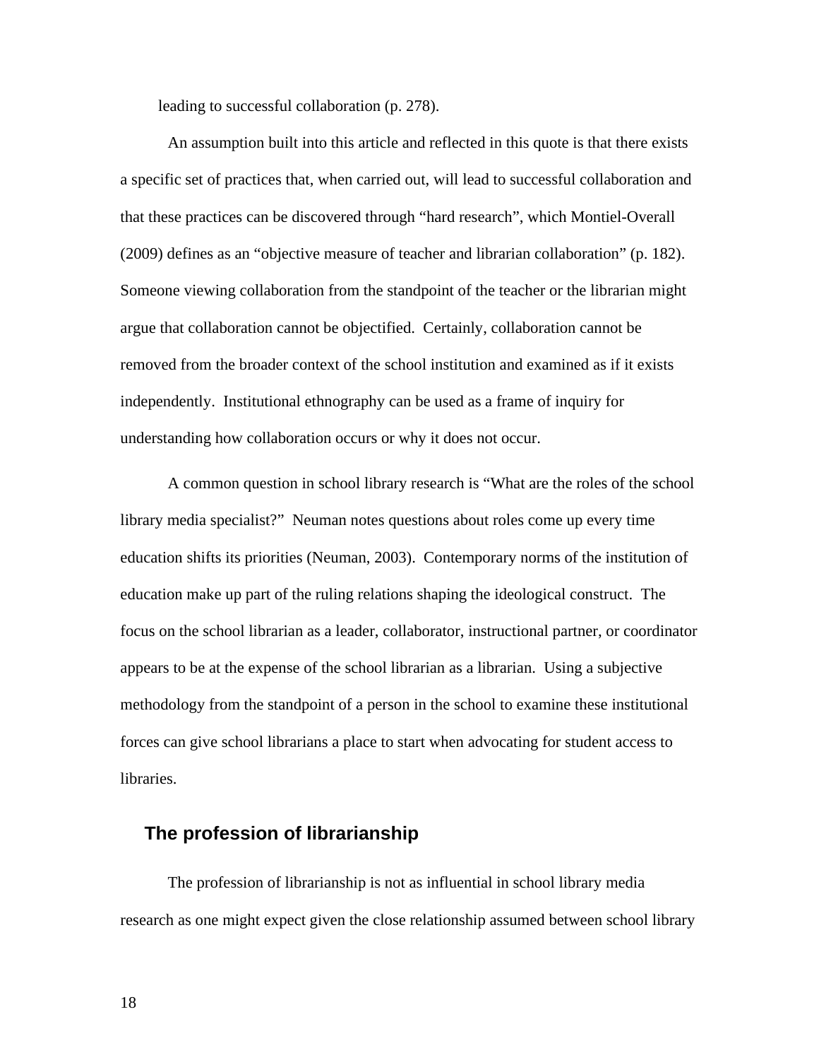leading to successful collaboration (p. 278).

An assumption built into this article and reflected in this quote is that there exists a specific set of practices that, when carried out, will lead to successful collaboration and that these practices can be discovered through “hard research”, which Montiel-Overall (2009) defines as an “objective measure of teacher and librarian collaboration” (p. 182). Someone viewing collaboration from the standpoint of the teacher or the librarian might argue that collaboration cannot be objectified. Certainly, collaboration cannot be removed from the broader context of the school institution and examined as if it exists independently. Institutional ethnography can be used as a frame of inquiry for understanding how collaboration occurs or why it does not occur.

A common question in school library research is “What are the roles of the school library media specialist?” Neuman notes questions about roles come up every time education shifts its priorities (Neuman, 2003). Contemporary norms of the institution of education make up part of the ruling relations shaping the ideological construct. The focus on the school librarian as a leader, collaborator, instructional partner, or coordinator appears to be at the expense of the school librarian as a librarian. Using a subjective methodology from the standpoint of a person in the school to examine these institutional forces can give school librarians a place to start when advocating for student access to libraries.

## The profession of librarianship

The profession of librarianship is not as influential in school library media research as one might expect given the close relationship assumed between school library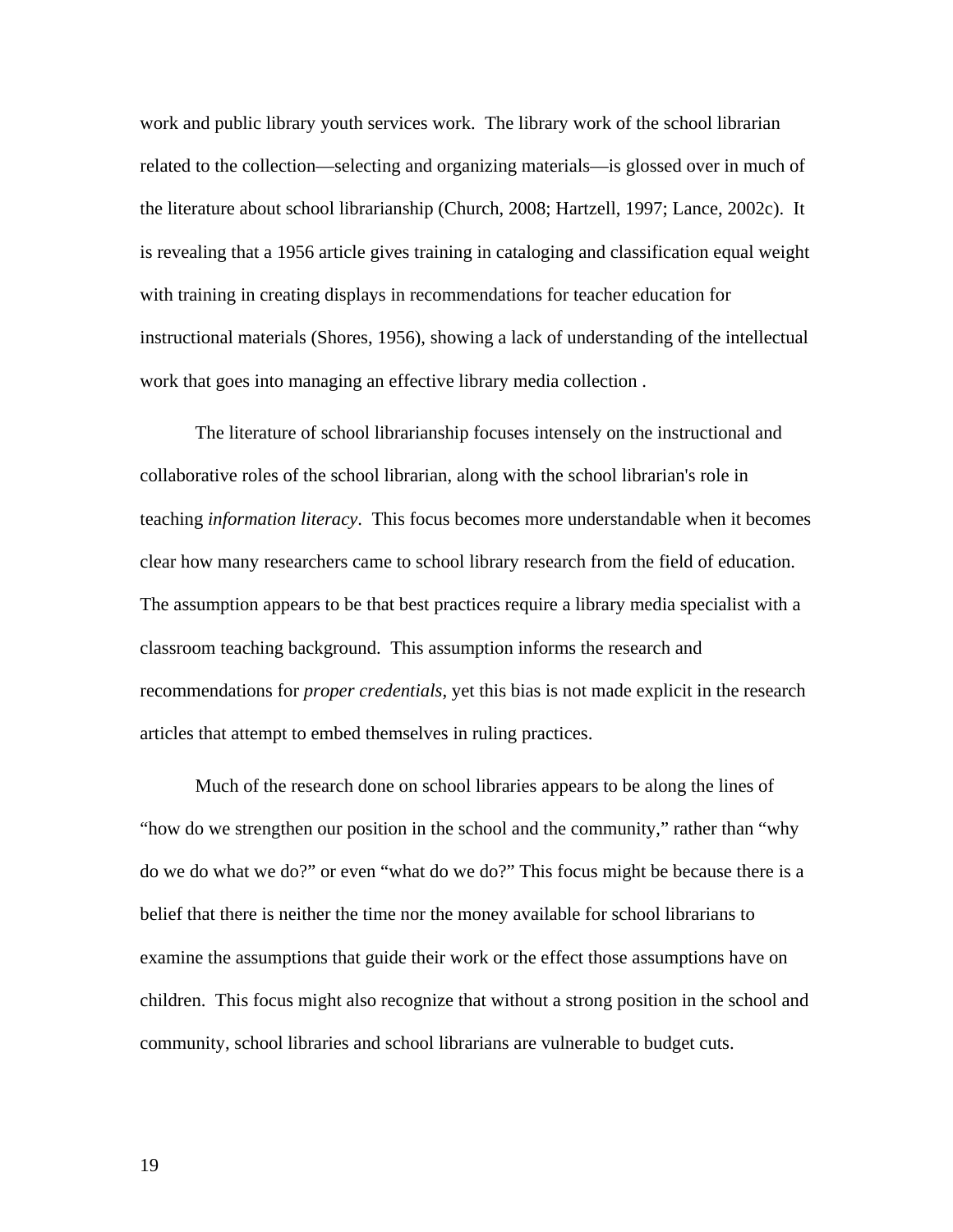work and public library youth services work. The library work of the school librarian related to the collection—selecting and organizing materials—is glossed over in much of the literature about school librarianship (Church, 2008; Hartzell, 1997; Lance, 2002c). It is revealing that a 1956 article gives training in cataloging and classification equal weight with training in creating displays in recommendations for teacher education for instructional materials (Shores, 1956), showing a lack of understanding of the intellectual work that goes into managing an effective library media collection .

The literature of school librarianship focuses intensely on the instructional and collaborative roles of the school librarian, along with the school librarian's role in teaching *information literacy*. This focus becomes more understandable when it becomes clear how many researchers came to school library research from the field of education. The assumption appears to be that best practices require a library media specialist with a classroom teaching background. This assumption informs the research and recommendations for *proper credentials*, yet this bias is not made explicit in the research articles that attempt to embed themselves in ruling practices.

Much of the research done on school libraries appears to be along the lines of "how do we strengthen our position in the school and the community," rather than "why do we do what we do?" or even "what do we do?" This focus might be because there is a belief that there is neither the time nor the money available for school librarians to examine the assumptions that guide their work or the effect those assumptions have on children. This focus might also recognize that without a strong position in the school and community, school libraries and school librarians are vulnerable to budget cuts.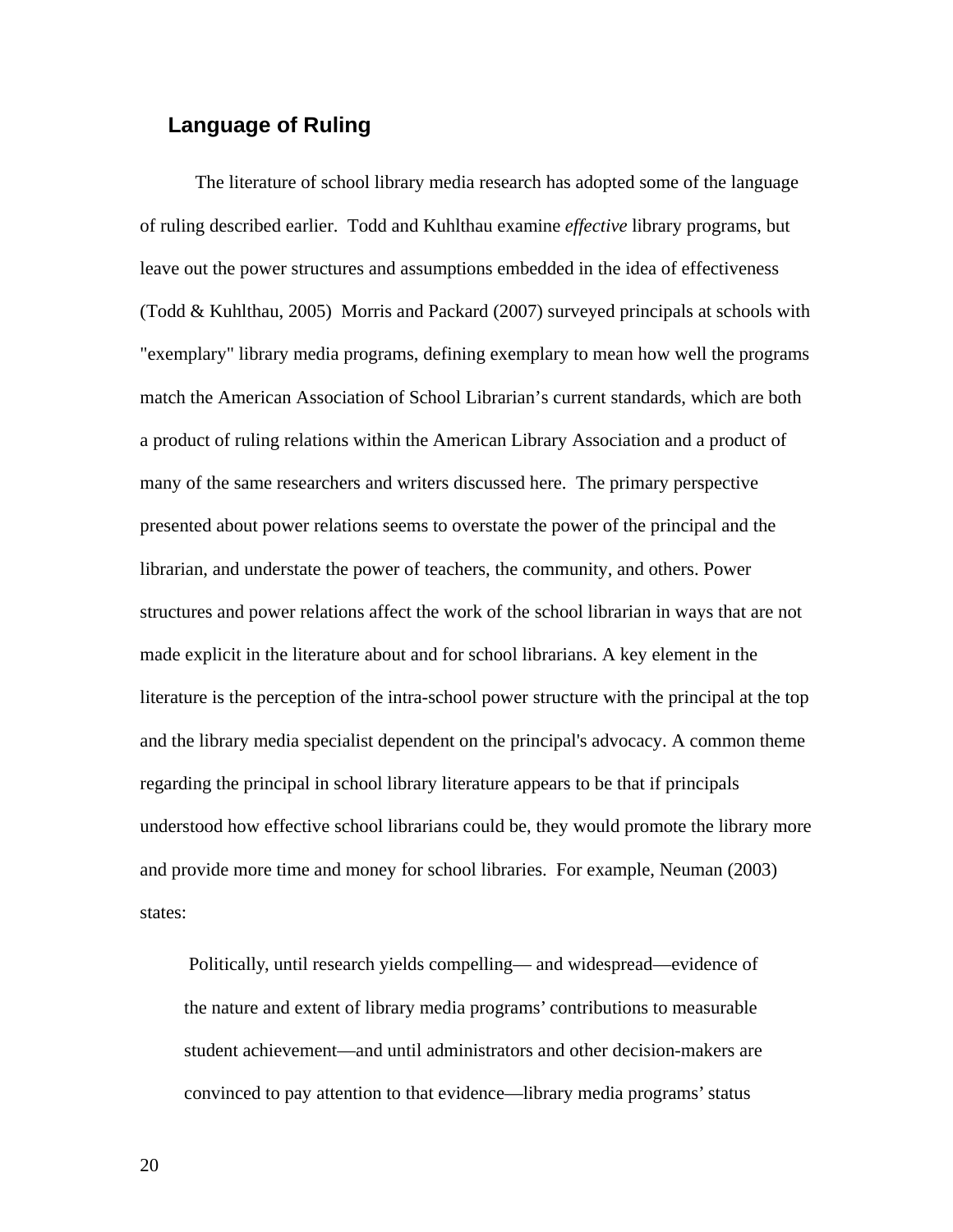## Language of Ruling

The literature of school library media research has adopted some of the language of ruling described earlier. Todd and Kuhlthau examine *effective* library programs, but leave out the power structures and assumptions embedded in the idea of effectiveness (Todd & Kuhlthau, 2005) Morris and Packard (2007) surveyed principals at schools with "exemplary" library media programs, defining exemplary to mean how well the programs match the American Association of School Librarian's current standards, which are both a product of ruling relations within the American Library Association and a product of many of the same researchers and writers discussed here. The primary perspective presented about power relations seems to overstate the power of the principal and the librarian, and understate the power of teachers, the community, and others. Power structures and power relations affect the work of the school librarian in ways that are not made explicit in the literature about and for school librarians. A key element in the literature is the perception of the intra-school power structure with the principal at the top and the library media specialist dependent on the principal's advocacy. A common theme regarding the principal in school library literature appears to be that if principals understood how effective school librarians could be, they would promote the library more and provide more time and money for school libraries. For example, Neuman (2003) states:

> Politically, until research yields compelling— and widespread—evidence of the nature and extent of library media programs' contributions to measurable student achievement—and until administrators and other decision-makers are convinced to pay attention to that evidence—library media programs' status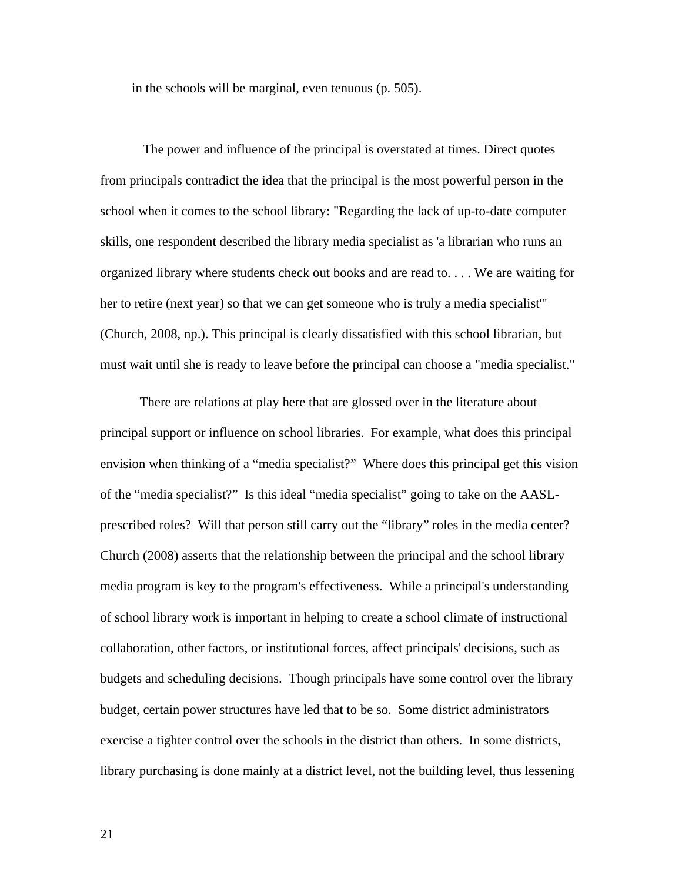in the schools will be marginal, even tenuous (p. 505).

The power and influence of the principal is overstated at times. Direct quotes from principals contradict the idea that the principal is the most powerful person in the school when it comes to the school library: "Regarding the lack of up-to-date computer skills, one respondent described the library media specialist as 'a librarian who runs an organized library where students check out books and are read to. . . . We are waiting for her to retire (next year) so that we can get someone who is truly a media specialist'" (Church, 2008, np.). This principal is clearly dissatisfied with this school librarian, but must wait until she is ready to leave before the principal can choose a "media specialist."

There are relations at play here that are glossed over in the literature about principal support or influence on school libraries. For example, what does this principal envision when thinking of a "media specialist?" Where does this principal get this vision of the "media specialist?" Is this ideal "media specialist" going to take on the AASL-prescribed roles? Will that person still carry out the "library" roles in the media center? Church (2008) asserts that the relationship between the principal and the school library media program is key to the program's effectiveness. While a principal's understanding of school library work is important in helping to create a school climate of instructional collaboration, other factors, or institutional forces, affect principals' decisions, such as budgets and scheduling decisions. Though principals have some control over the library budget, certain power structures have led that to be so. Some district administrators exercise a tighter control over the schools in the district than others. In some districts, library purchasing is done mainly at a district level, not the building level, thus lessening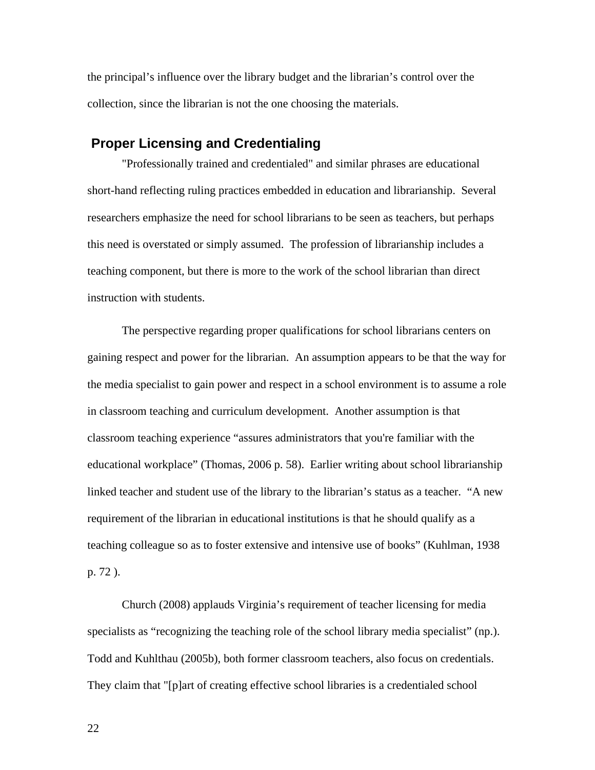the principal's influence over the library budget and the librarian's control over the collection, since the librarian is not the one choosing the materials.

## Proper Licensing and Credentialing

"Professionally trained and credentialed" and similar phrases are educational short-hand reflecting ruling practices embedded in education and librarianship. Several researchers emphasize the need for school librarians to be seen as teachers, but perhaps this need is overstated or simply assumed. The profession of librarianship includes a teaching component, but there is more to the work of the school librarian than direct instruction with students.

The perspective regarding proper qualifications for school librarians centers on gaining respect and power for the librarian. An assumption appears to be that the way for the media specialist to gain power and respect in a school environment is to assume a role in classroom teaching and curriculum development. Another assumption is that classroom teaching experience "assures administrators that you're familiar with the educational workplace" (Thomas, 2006 p. 58). Earlier writing about school librarianship linked teacher and student use of the library to the librarian's status as a teacher. "A new requirement of the librarian in educational institutions is that he should qualify as a teaching colleague so as to foster extensive and intensive use of books" (Kuhlman, 1938 p. 72 ).

Church (2008) applauds Virginia's requirement of teacher licensing for media specialists as "recognizing the teaching role of the school library media specialist" (np.). Todd and Kuhlthau (2005b), both former classroom teachers, also focus on credentials. They claim that "[p]art of creating effective school libraries is a credentialed school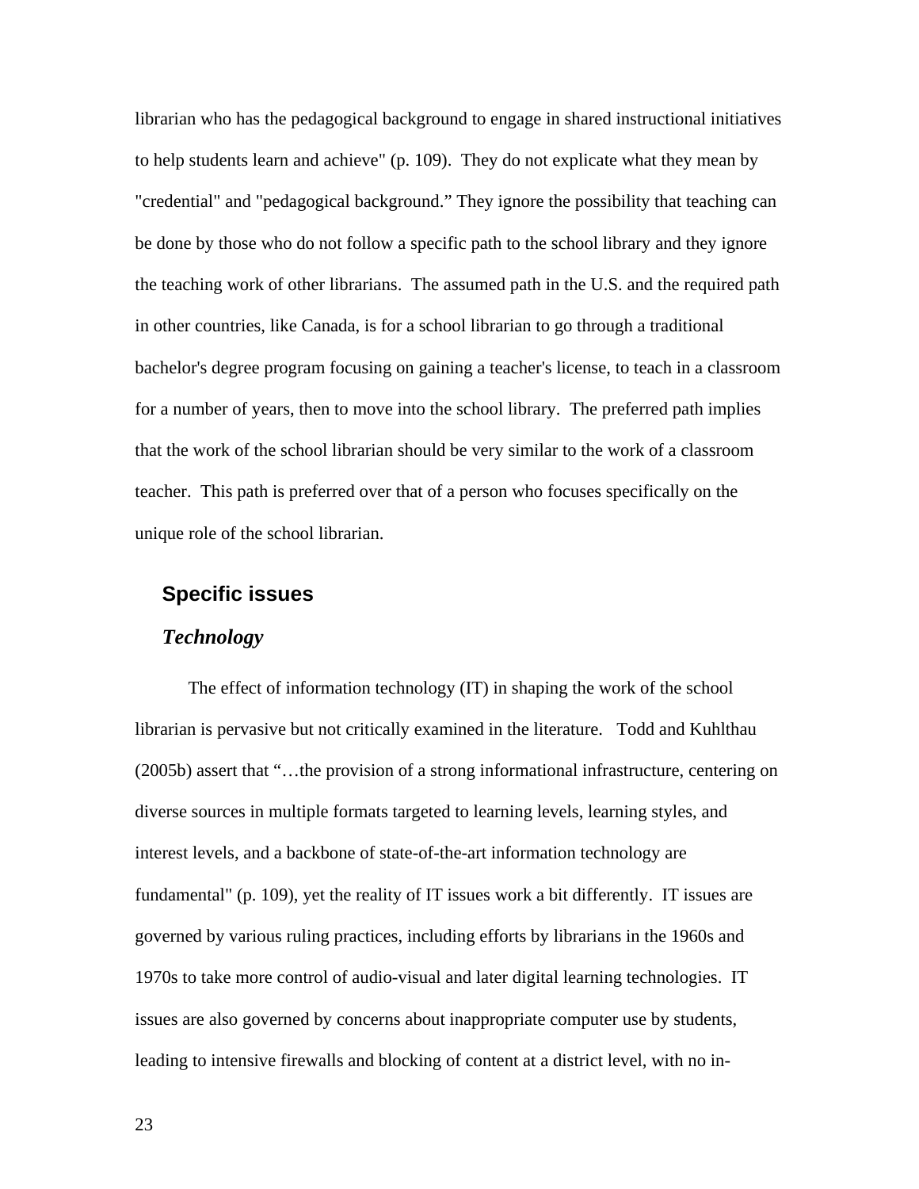librarian who has the pedagogical background to engage in shared instructional initiatives to help students learn and achieve" (p. 109). They do not explicate what they mean by "credential" and "pedagogical background.” They ignore the possibility that teaching can be done by those who do not follow a specific path to the school library and they ignore the teaching work of other librarians. The assumed path in the U.S. and the required path in other countries, like Canada, is for a school librarian to go through a traditional bachelor's degree program focusing on gaining a teacher's license, to teach in a classroom for a number of years, then to move into the school library. The preferred path implies that the work of the school librarian should be very similar to the work of a classroom teacher. This path is preferred over that of a person who focuses specifically on the unique role of the school librarian.

## Specific issues

### *Technology*

The effect of information technology (IT) in shaping the work of the school librarian is pervasive but not critically examined in the literature. Todd and Kuhlthau (2005b) assert that “…the provision of a strong informational infrastructure, centering on diverse sources in multiple formats targeted to learning levels, learning styles, and interest levels, and a backbone of state-of-the-art information technology are fundamental" (p. 109), yet the reality of IT issues work a bit differently. IT issues are governed by various ruling practices, including efforts by librarians in the 1960s and 1970s to take more control of audio-visual and later digital learning technologies. IT issues are also governed by concerns about inappropriate computer use by students, leading to intensive firewalls and blocking of content at a district level, with no in-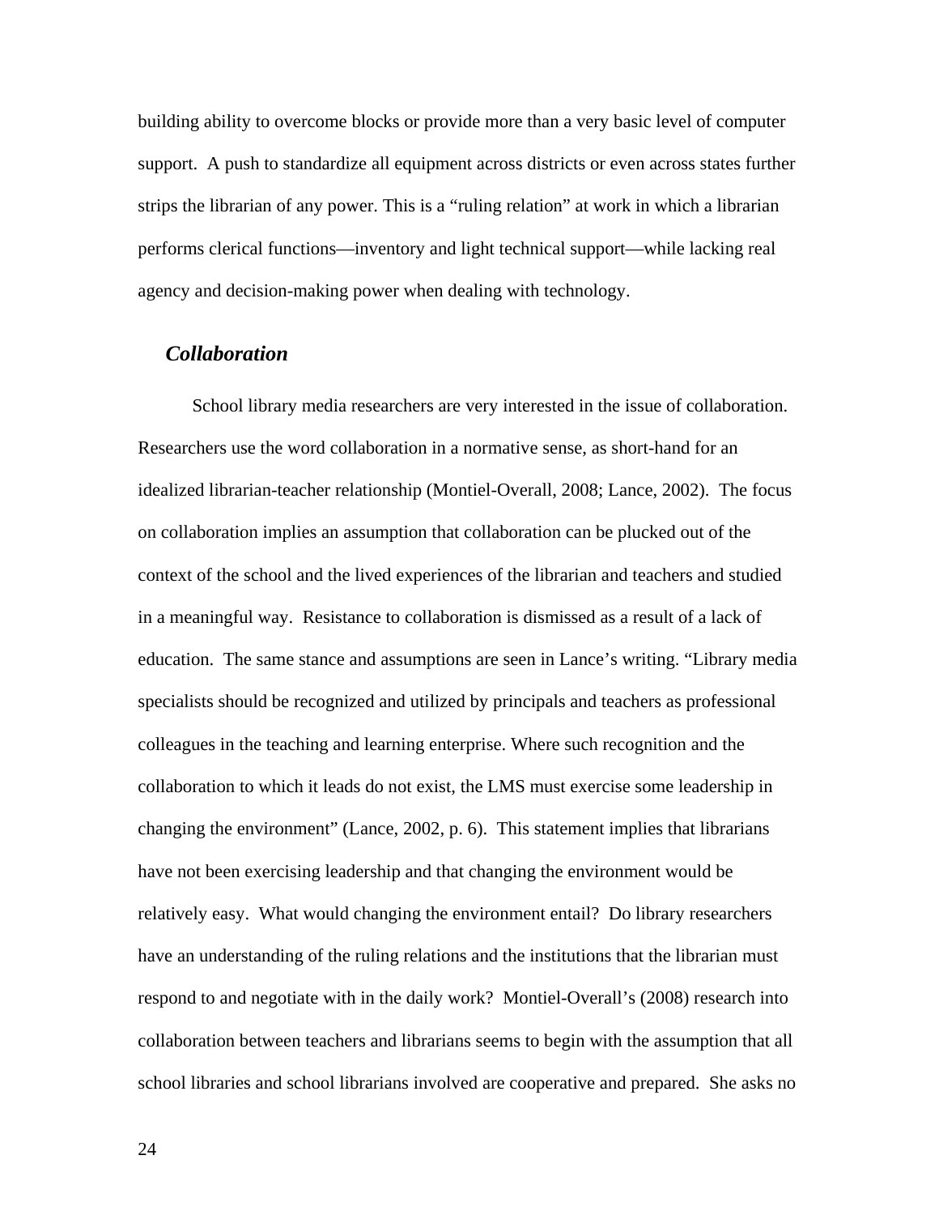building ability to overcome blocks or provide more than a very basic level of computer support. A push to standardize all equipment across districts or even across states further strips the librarian of any power. This is a "ruling relation" at work in which a librarian performs clerical functions—inventory and light technical support—while lacking real agency and decision-making power when dealing with technology.

### *Collaboration*

School library media researchers are very interested in the issue of collaboration. Researchers use the word collaboration in a normative sense, as short-hand for an idealized librarian-teacher relationship (Montiel-Overall, 2008; Lance, 2002). The focus on collaboration implies an assumption that collaboration can be plucked out of the context of the school and the lived experiences of the librarian and teachers and studied in a meaningful way. Resistance to collaboration is dismissed as a result of a lack of education. The same stance and assumptions are seen in Lance's writing. "Library media specialists should be recognized and utilized by principals and teachers as professional colleagues in the teaching and learning enterprise. Where such recognition and the collaboration to which it leads do not exist, the LMS must exercise some leadership in changing the environment" (Lance, 2002, p. 6). This statement implies that librarians have not been exercising leadership and that changing the environment would be relatively easy. What would changing the environment entail? Do library researchers have an understanding of the ruling relations and the institutions that the librarian must respond to and negotiate with in the daily work? Montiel-Overall's (2008) research into collaboration between teachers and librarians seems to begin with the assumption that all school libraries and school librarians involved are cooperative and prepared. She asks no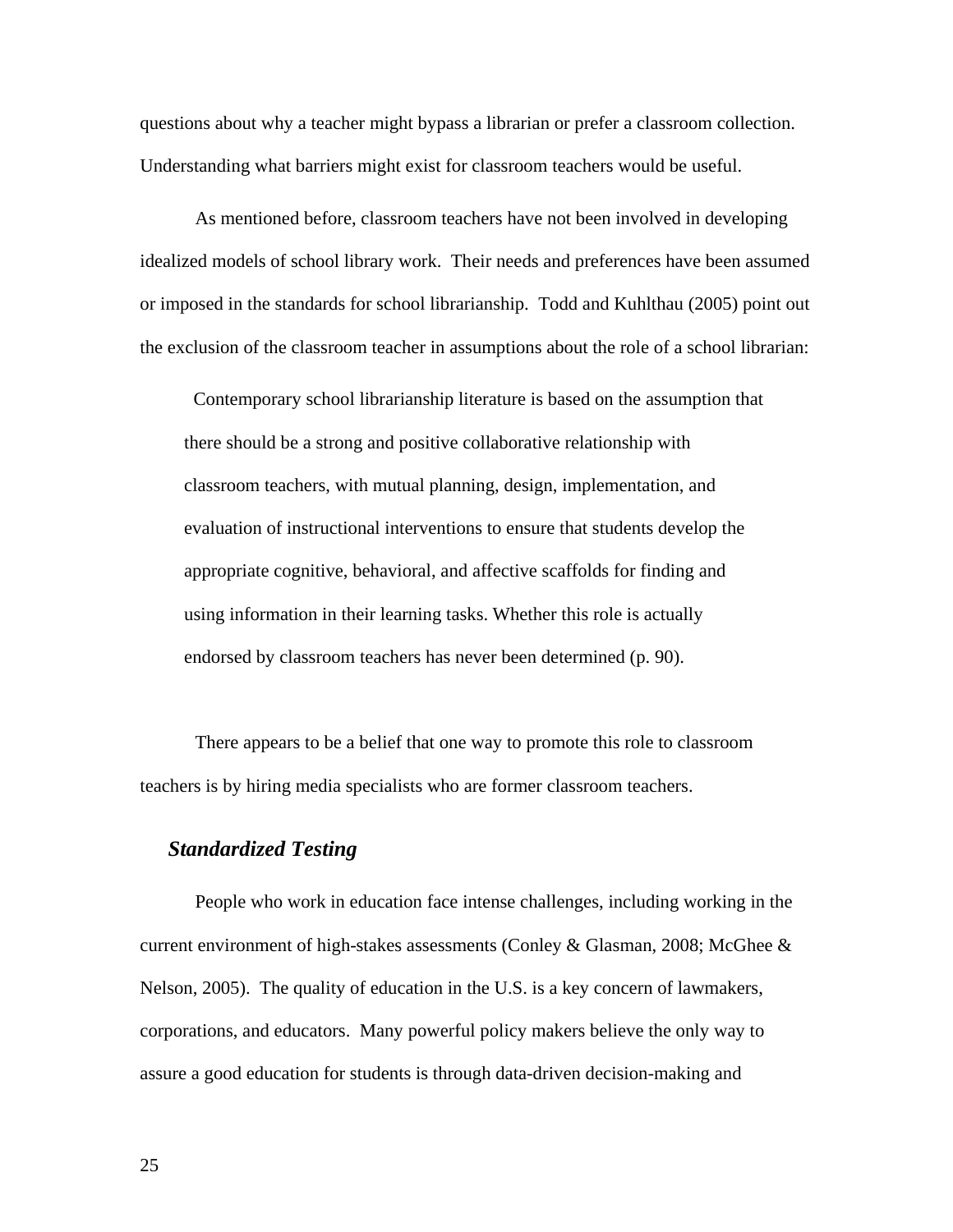questions about why a teacher might bypass a librarian or prefer a classroom collection. Understanding what barriers might exist for classroom teachers would be useful.

As mentioned before, classroom teachers have not been involved in developing idealized models of school library work. Their needs and preferences have been assumed or imposed in the standards for school librarianship. Todd and Kuhlthau (2005) point out the exclusion of the classroom teacher in assumptions about the role of a school librarian:

> Contemporary school librarianship literature is based on the assumption that there should be a strong and positive collaborative relationship with classroom teachers, with mutual planning, design, implementation, and evaluation of instructional interventions to ensure that students develop the appropriate cognitive, behavioral, and affective scaffolds for finding and using information in their learning tasks. Whether this role is actually endorsed by classroom teachers has never been determined (p. 90).

There appears to be a belief that one way to promote this role to classroom teachers is by hiring media specialists who are former classroom teachers.

### *Standardized Testing*

People who work in education face intense challenges, including working in the current environment of high-stakes assessments (Conley & Glasman, 2008; McGhee & Nelson, 2005). The quality of education in the U.S. is a key concern of lawmakers, corporations, and educators. Many powerful policy makers believe the only way to assure a good education for students is through data-driven decision-making and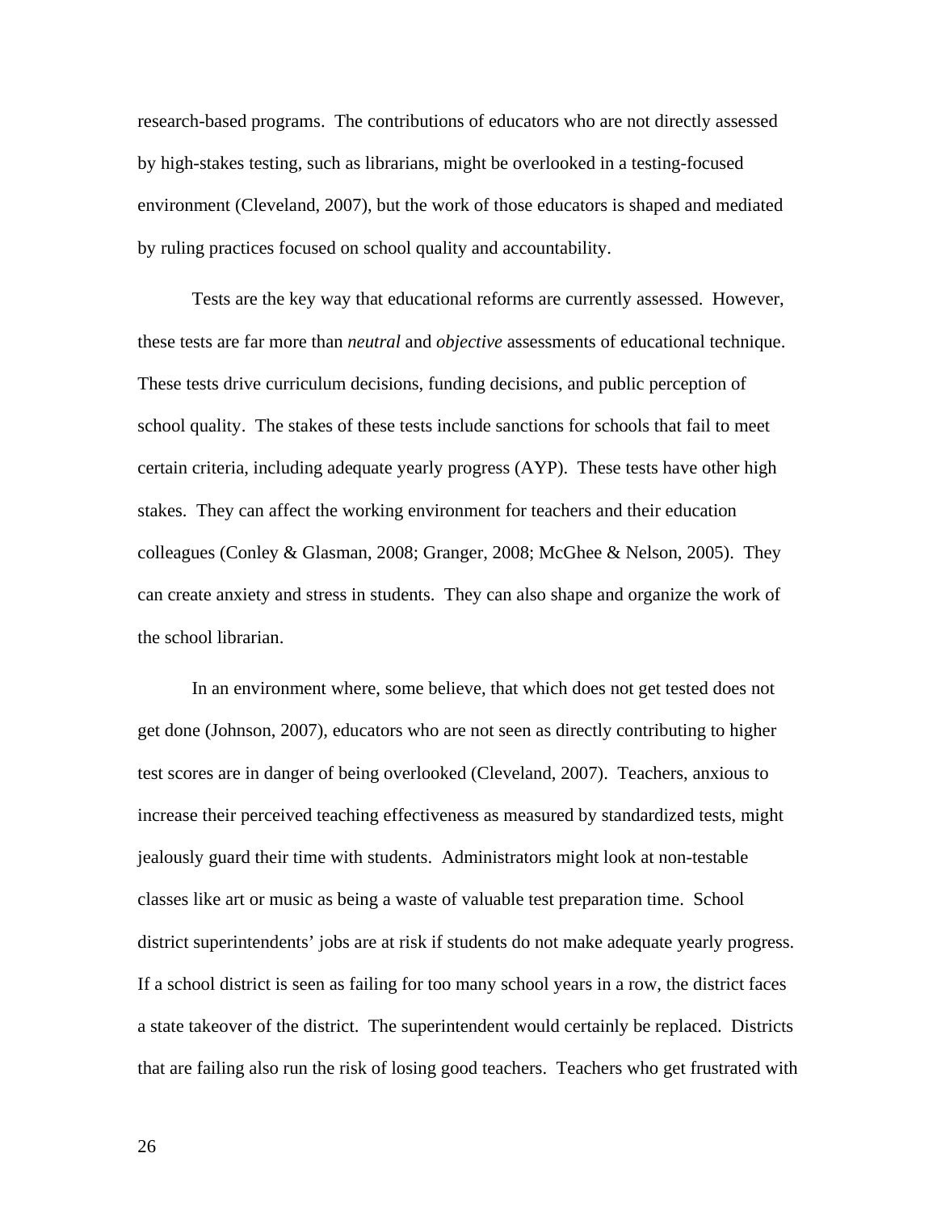research-based programs. The contributions of educators who are not directly assessed by high-stakes testing, such as librarians, might be overlooked in a testing-focused environment (Cleveland, 2007), but the work of those educators is shaped and mediated by ruling practices focused on school quality and accountability.

Tests are the key way that educational reforms are currently assessed. However, these tests are far more than *neutral* and *objective* assessments of educational technique. These tests drive curriculum decisions, funding decisions, and public perception of school quality. The stakes of these tests include sanctions for schools that fail to meet certain criteria, including adequate yearly progress (AYP). These tests have other high stakes. They can affect the working environment for teachers and their education colleagues (Conley & Glasman, 2008; Granger, 2008; McGhee & Nelson, 2005). They can create anxiety and stress in students. They can also shape and organize the work of the school librarian.

In an environment where, some believe, that which does not get tested does not get done (Johnson, 2007), educators who are not seen as directly contributing to higher test scores are in danger of being overlooked (Cleveland, 2007). Teachers, anxious to increase their perceived teaching effectiveness as measured by standardized tests, might jealously guard their time with students. Administrators might look at non-testable classes like art or music as being a waste of valuable test preparation time. School district superintendents' jobs are at risk if students do not make adequate yearly progress. If a school district is seen as failing for too many school years in a row, the district faces a state takeover of the district. The superintendent would certainly be replaced. Districts that are failing also run the risk of losing good teachers. Teachers who get frustrated with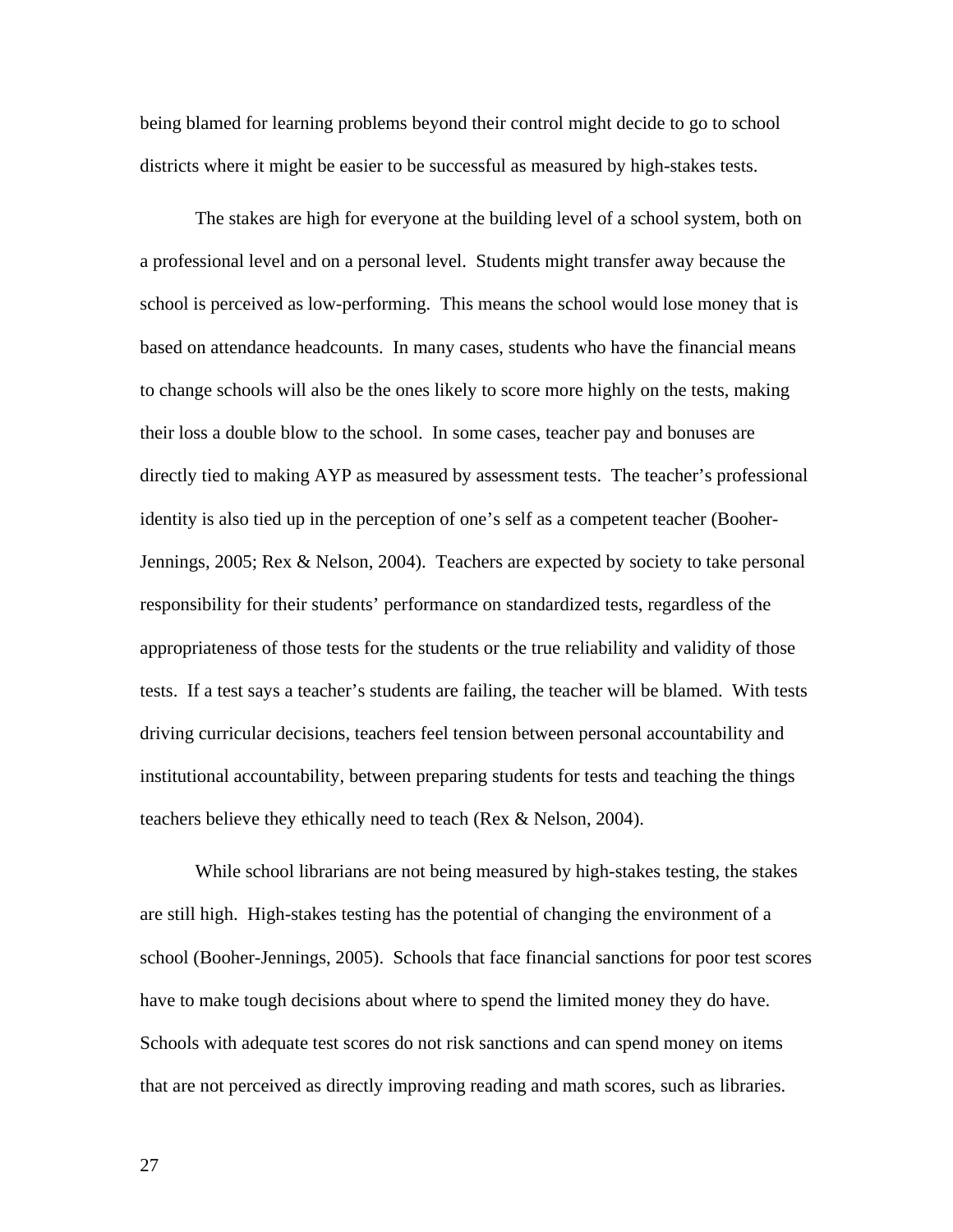being blamed for learning problems beyond their control might decide to go to school districts where it might be easier to be successful as measured by high-stakes tests.

The stakes are high for everyone at the building level of a school system, both on a professional level and on a personal level. Students might transfer away because the school is perceived as low-performing. This means the school would lose money that is based on attendance headcounts. In many cases, students who have the financial means to change schools will also be the ones likely to score more highly on the tests, making their loss a double blow to the school. In some cases, teacher pay and bonuses are directly tied to making AYP as measured by assessment tests. The teacher's professional identity is also tied up in the perception of one's self as a competent teacher (Booher-Jennings, 2005; Rex & Nelson, 2004). Teachers are expected by society to take personal responsibility for their students' performance on standardized tests, regardless of the appropriateness of those tests for the students or the true reliability and validity of those tests. If a test says a teacher's students are failing, the teacher will be blamed. With tests driving curricular decisions, teachers feel tension between personal accountability and institutional accountability, between preparing students for tests and teaching the things teachers believe they ethically need to teach (Rex & Nelson, 2004).

While school librarians are not being measured by high-stakes testing, the stakes are still high. High-stakes testing has the potential of changing the environment of a school (Booher-Jennings, 2005). Schools that face financial sanctions for poor test scores have to make tough decisions about where to spend the limited money they do have. Schools with adequate test scores do not risk sanctions and can spend money on items that are not perceived as directly improving reading and math scores, such as libraries.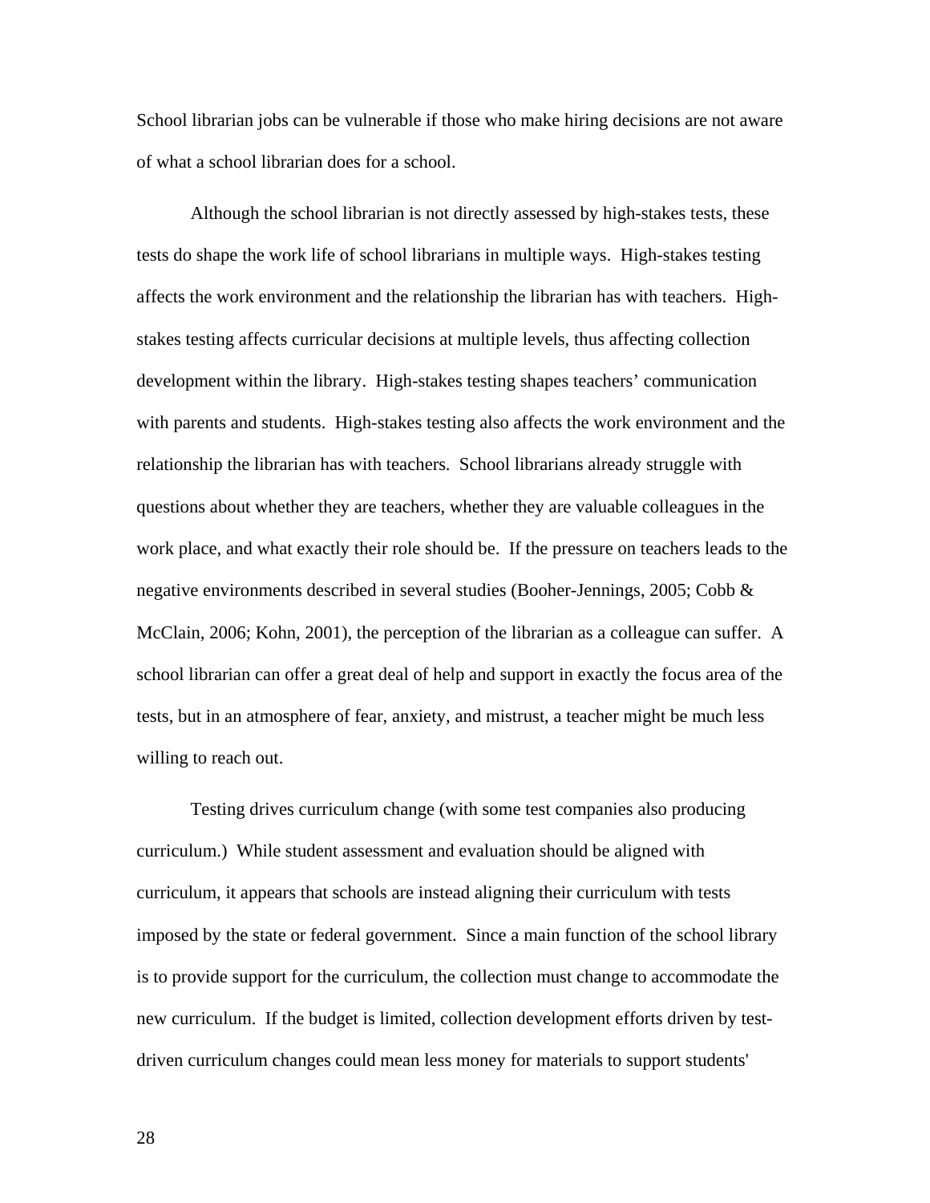School librarian jobs can be vulnerable if those who make hiring decisions are not aware of what a school librarian does for a school.

Although the school librarian is not directly assessed by high-stakes tests, these tests do shape the work life of school librarians in multiple ways. High-stakes testing affects the work environment and the relationship the librarian has with teachers. High-stakes testing affects curricular decisions at multiple levels, thus affecting collection development within the library. High-stakes testing shapes teachers' communication with parents and students. High-stakes testing also affects the work environment and the relationship the librarian has with teachers. School librarians already struggle with questions about whether they are teachers, whether they are valuable colleagues in the work place, and what exactly their role should be. If the pressure on teachers leads to the negative environments described in several studies (Booher-Jennings, 2005; Cobb & McClain, 2006; Kohn, 2001), the perception of the librarian as a colleague can suffer. A school librarian can offer a great deal of help and support in exactly the focus area of the tests, but in an atmosphere of fear, anxiety, and mistrust, a teacher might be much less willing to reach out.

Testing drives curriculum change (with some test companies also producing curriculum.) While student assessment and evaluation should be aligned with curriculum, it appears that schools are instead aligning their curriculum with tests imposed by the state or federal government. Since a main function of the school library is to provide support for the curriculum, the collection must change to accommodate the new curriculum. If the budget is limited, collection development efforts driven by test-driven curriculum changes could mean less money for materials to support students'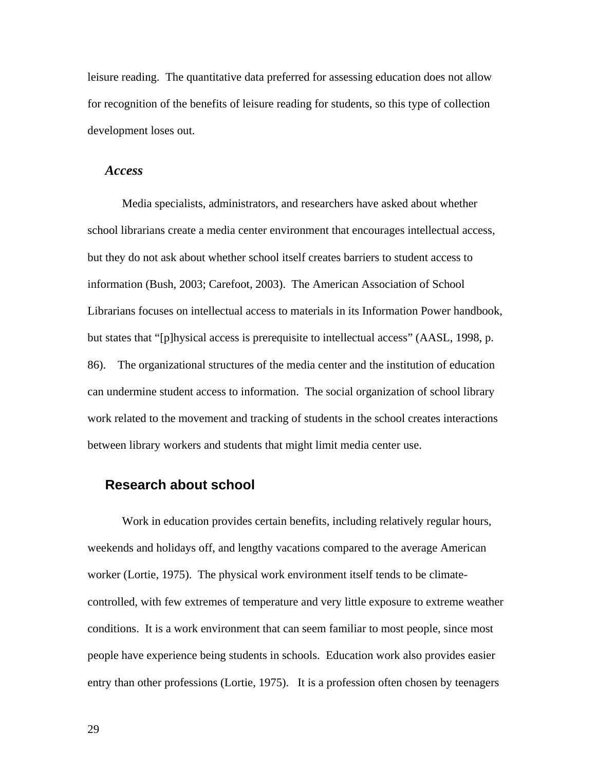leisure reading. The quantitative data preferred for assessing education does not allow for recognition of the benefits of leisure reading for students, so this type of collection development loses out.

### *Access*

Media specialists, administrators, and researchers have asked about whether school librarians create a media center environment that encourages intellectual access, but they do not ask about whether school itself creates barriers to student access to information (Bush, 2003; Carefoot, 2003). The American Association of School Librarians focuses on intellectual access to materials in its Information Power handbook, but states that "[p]hysical access is prerequisite to intellectual access" (AASL, 1998, p. 86). The organizational structures of the media center and the institution of education can undermine student access to information. The social organization of school library work related to the movement and tracking of students in the school creates interactions between library workers and students that might limit media center use.

## Research about school

Work in education provides certain benefits, including relatively regular hours, weekends and holidays off, and lengthy vacations compared to the average American worker (Lortie, 1975). The physical work environment itself tends to be climate-controlled, with few extremes of temperature and very little exposure to extreme weather conditions. It is a work environment that can seem familiar to most people, since most people have experience being students in schools. Education work also provides easier entry than other professions (Lortie, 1975). It is a profession often chosen by teenagers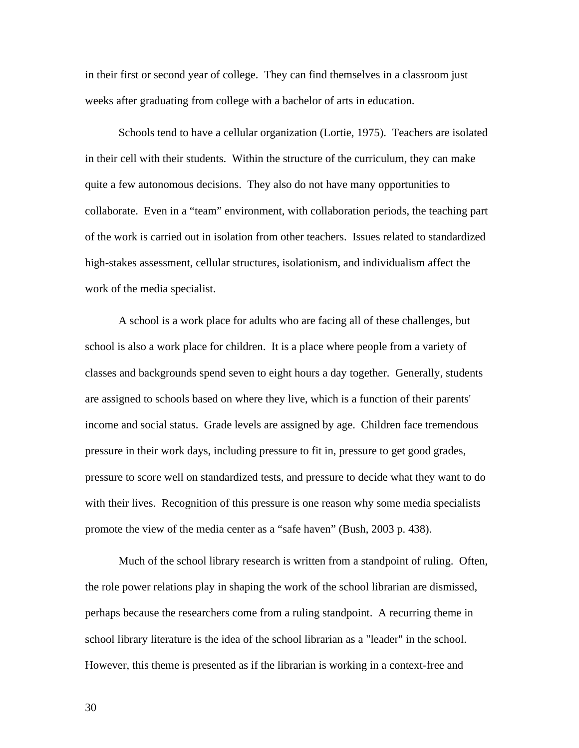in their first or second year of college. They can find themselves in a classroom just weeks after graduating from college with a bachelor of arts in education.

Schools tend to have a cellular organization (Lortie, 1975). Teachers are isolated in their cell with their students. Within the structure of the curriculum, they can make quite a few autonomous decisions. They also do not have many opportunities to collaborate. Even in a "team" environment, with collaboration periods, the teaching part of the work is carried out in isolation from other teachers. Issues related to standardized high-stakes assessment, cellular structures, isolationism, and individualism affect the work of the media specialist.

A school is a work place for adults who are facing all of these challenges, but school is also a work place for children. It is a place where people from a variety of classes and backgrounds spend seven to eight hours a day together. Generally, students are assigned to schools based on where they live, which is a function of their parents' income and social status. Grade levels are assigned by age. Children face tremendous pressure in their work days, including pressure to fit in, pressure to get good grades, pressure to score well on standardized tests, and pressure to decide what they want to do with their lives. Recognition of this pressure is one reason why some media specialists promote the view of the media center as a "safe haven" (Bush, 2003 p. 438).

Much of the school library research is written from a standpoint of ruling. Often, the role power relations play in shaping the work of the school librarian are dismissed, perhaps because the researchers come from a ruling standpoint. A recurring theme in school library literature is the idea of the school librarian as a "leader" in the school. However, this theme is presented as if the librarian is working in a context-free and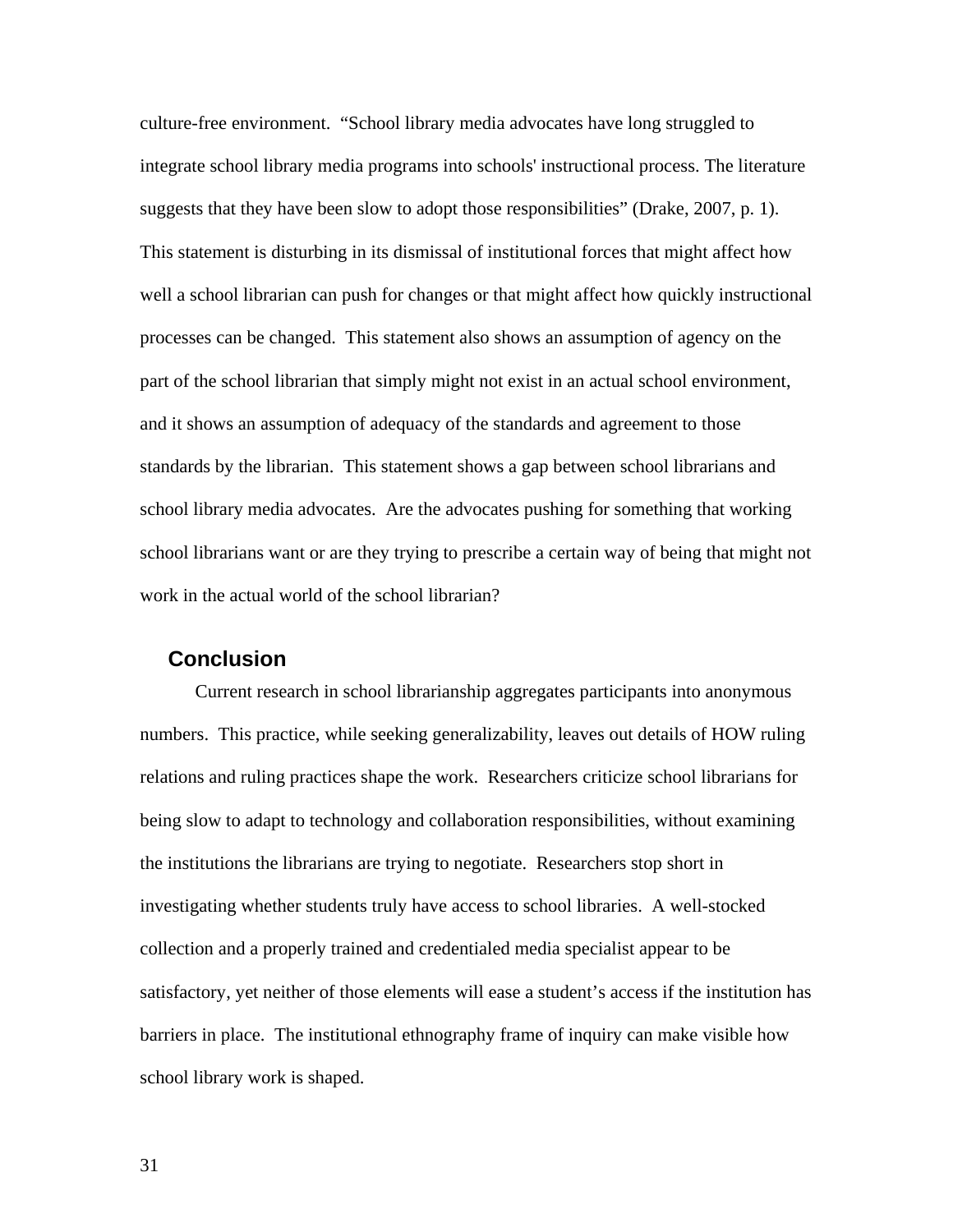culture-free environment. "School library media advocates have long struggled to integrate school library media programs into schools' instructional process. The literature suggests that they have been slow to adopt those responsibilities" (Drake, 2007, p. 1). This statement is disturbing in its dismissal of institutional forces that might affect how well a school librarian can push for changes or that might affect how quickly instructional processes can be changed. This statement also shows an assumption of agency on the part of the school librarian that simply might not exist in an actual school environment, and it shows an assumption of adequacy of the standards and agreement to those standards by the librarian. This statement shows a gap between school librarians and school library media advocates. Are the advocates pushing for something that working school librarians want or are they trying to prescribe a certain way of being that might not work in the actual world of the school librarian?

## Conclusion

Current research in school librarianship aggregates participants into anonymous numbers. This practice, while seeking generalizability, leaves out details of HOW ruling relations and ruling practices shape the work. Researchers criticize school librarians for being slow to adapt to technology and collaboration responsibilities, without examining the institutions the librarians are trying to negotiate. Researchers stop short in investigating whether students truly have access to school libraries. A well-stocked collection and a properly trained and credentialed media specialist appear to be satisfactory, yet neither of those elements will ease a student's access if the institution has barriers in place. The institutional ethnography frame of inquiry can make visible how school library work is shaped.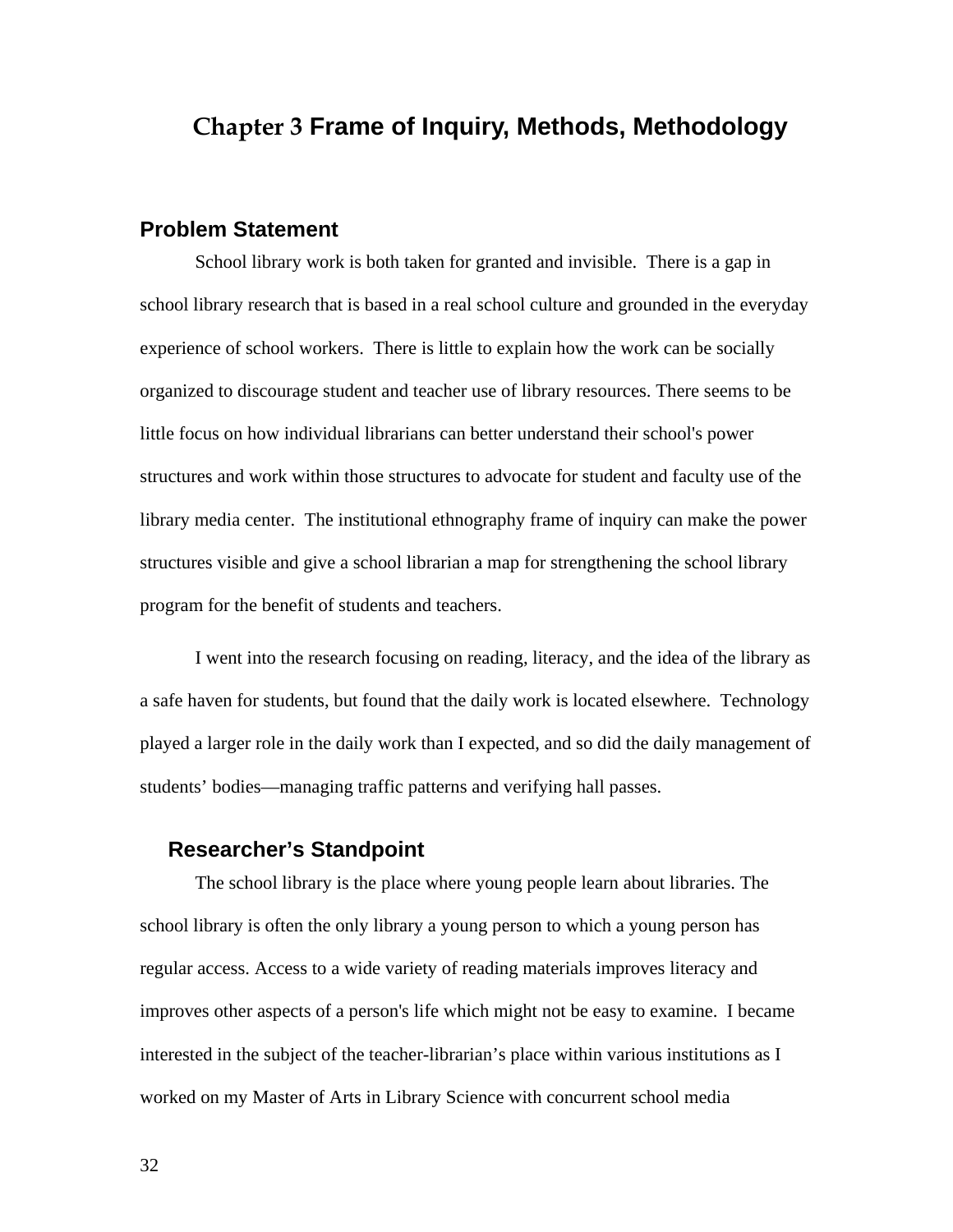# Chapter 3 Frame of Inquiry, Methods, Methodology

## Problem Statement

School library work is both taken for granted and invisible. There is a gap in school library research that is based in a real school culture and grounded in the everyday experience of school workers. There is little to explain how the work can be socially organized to discourage student and teacher use of library resources. There seems to be little focus on how individual librarians can better understand their school's power structures and work within those structures to advocate for student and faculty use of the library media center. The institutional ethnography frame of inquiry can make the power structures visible and give a school librarian a map for strengthening the school library program for the benefit of students and teachers.

I went into the research focusing on reading, literacy, and the idea of the library as a safe haven for students, but found that the daily work is located elsewhere. Technology played a larger role in the daily work than I expected, and so did the daily management of students' bodies—managing traffic patterns and verifying hall passes.

### Researcher's Standpoint

The school library is the place where young people learn about libraries. The school library is often the only library a young person to which a young person has regular access. Access to a wide variety of reading materials improves literacy and improves other aspects of a person's life which might not be easy to examine. I became interested in the subject of the teacher-librarian's place within various institutions as I worked on my Master of Arts in Library Science with concurrent school media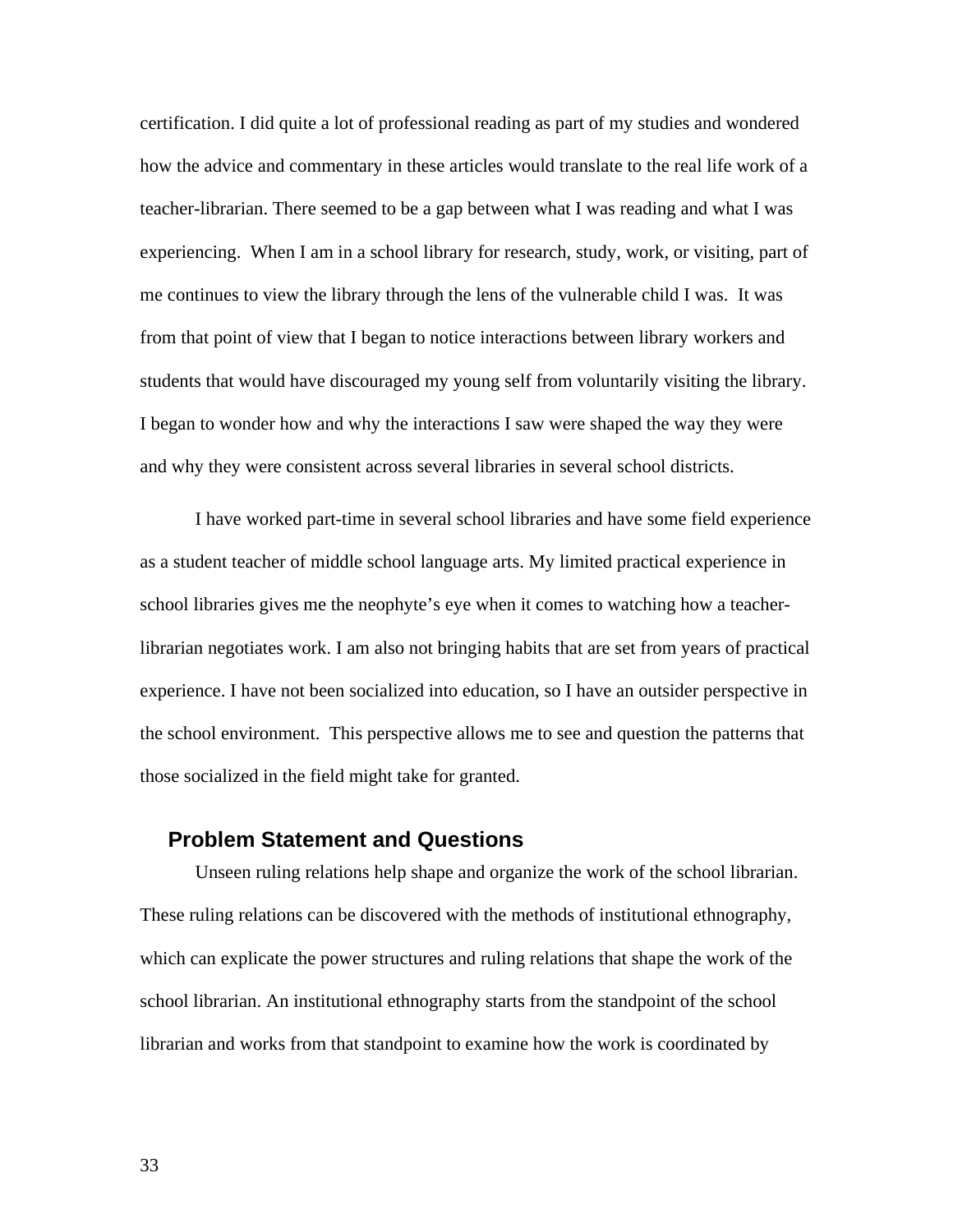certification. I did quite a lot of professional reading as part of my studies and wondered how the advice and commentary in these articles would translate to the real life work of a teacher-librarian. There seemed to be a gap between what I was reading and what I was experiencing. When I am in a school library for research, study, work, or visiting, part of me continues to view the library through the lens of the vulnerable child I was. It was from that point of view that I began to notice interactions between library workers and students that would have discouraged my young self from voluntarily visiting the library. I began to wonder how and why the interactions I saw were shaped the way they were and why they were consistent across several libraries in several school districts.

I have worked part-time in several school libraries and have some field experience as a student teacher of middle school language arts. My limited practical experience in school libraries gives me the neophyte's eye when it comes to watching how a teacher-librarian negotiates work. I am also not bringing habits that are set from years of practical experience. I have not been socialized into education, so I have an outsider perspective in the school environment. This perspective allows me to see and question the patterns that those socialized in the field might take for granted.

## Problem Statement and Questions

Unseen ruling relations help shape and organize the work of the school librarian. These ruling relations can be discovered with the methods of institutional ethnography, which can explicate the power structures and ruling relations that shape the work of the school librarian. An institutional ethnography starts from the standpoint of the school librarian and works from that standpoint to examine how the work is coordinated by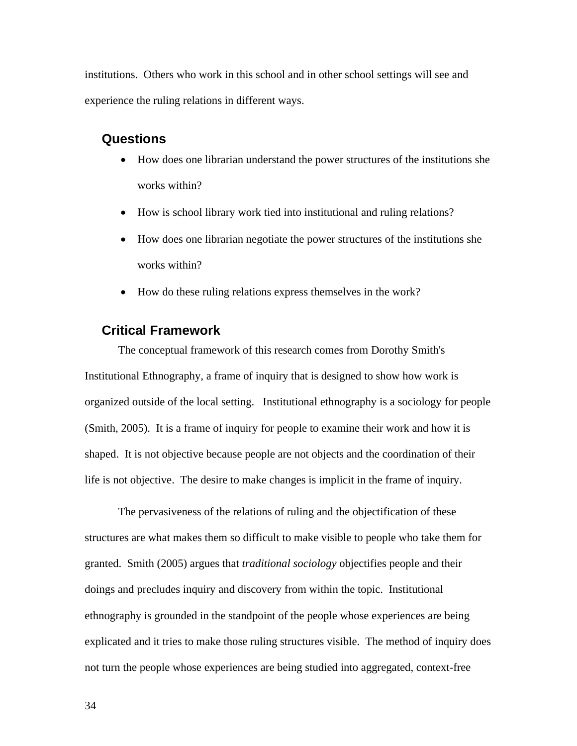institutions.  Others who work in this school and in other school settings will see and experience the ruling relations in different ways.

## Questions

- How does one librarian understand the power structures of the institutions she works within?
- How is school library work tied into institutional and ruling relations?
- How does one librarian negotiate the power structures of the institutions she works within?
- How do these ruling relations express themselves in the work?

## Critical Framework

The conceptual framework of this research comes from Dorothy Smith's Institutional Ethnography, a frame of inquiry that is designed to show how work is organized outside of the local setting.   Institutional ethnography is a sociology for people (Smith, 2005).  It is a frame of inquiry for people to examine their work and how it is shaped.  It is not objective because people are not objects and the coordination of their life is not objective.  The desire to make changes is implicit in the frame of inquiry.

The pervasiveness of the relations of ruling and the objectification of these structures are what makes them so difficult to make visible to people who take them for granted.  Smith (2005) argues that *traditional sociology* objectifies people and their doings and precludes inquiry and discovery from within the topic.  Institutional ethnography is grounded in the standpoint of the people whose experiences are being explicated and it tries to make those ruling structures visible.  The method of inquiry does not turn the people whose experiences are being studied into aggregated, context-free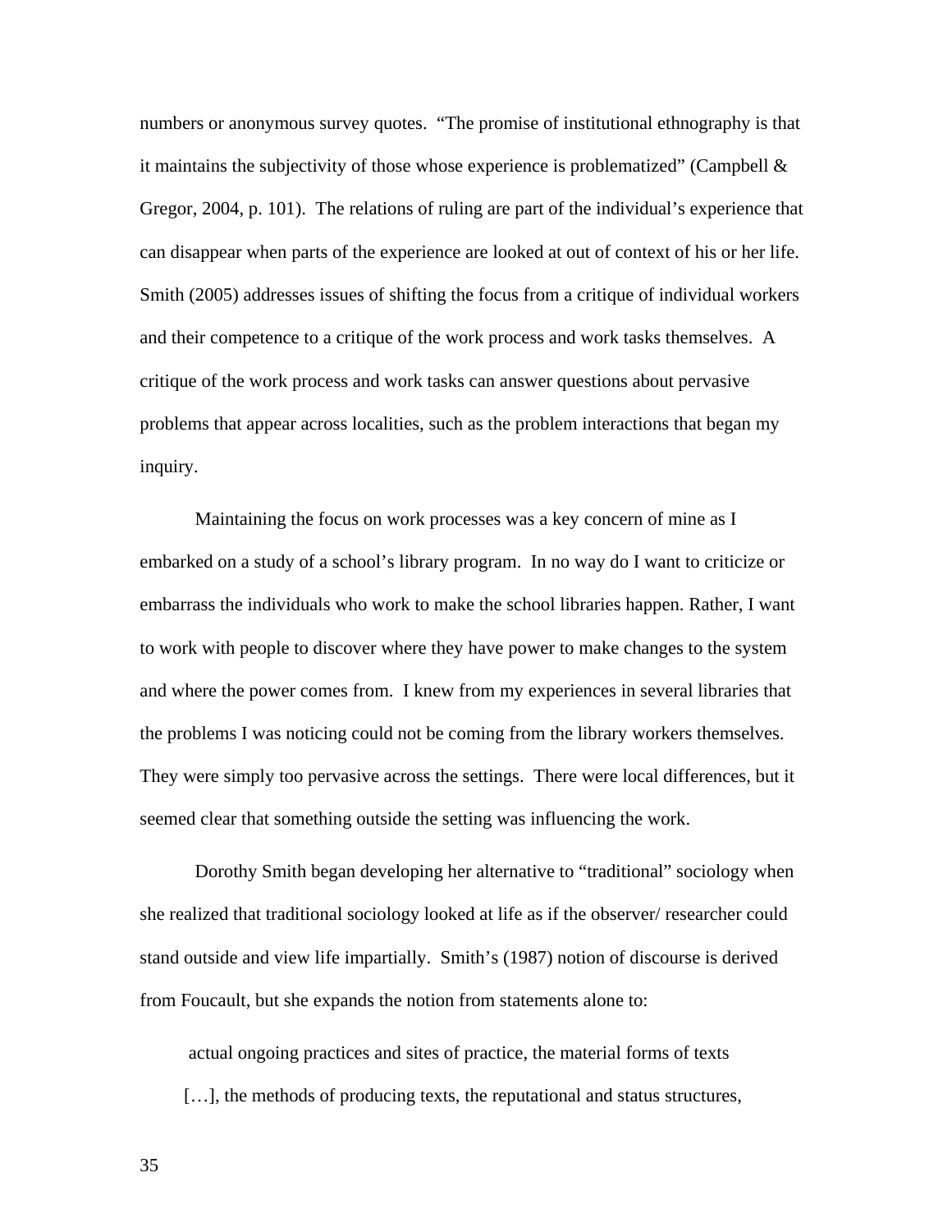numbers or anonymous survey quotes. "The promise of institutional ethnography is that it maintains the subjectivity of those whose experience is problematized" (Campbell & Gregor, 2004, p. 101). The relations of ruling are part of the individual's experience that can disappear when parts of the experience are looked at out of context of his or her life. Smith (2005) addresses issues of shifting the focus from a critique of individual workers and their competence to a critique of the work process and work tasks themselves. A critique of the work process and work tasks can answer questions about pervasive problems that appear across localities, such as the problem interactions that began my inquiry.

Maintaining the focus on work processes was a key concern of mine as I embarked on a study of a school's library program. In no way do I want to criticize or embarrass the individuals who work to make the school libraries happen. Rather, I want to work with people to discover where they have power to make changes to the system and where the power comes from. I knew from my experiences in several libraries that the problems I was noticing could not be coming from the library workers themselves. They were simply too pervasive across the settings. There were local differences, but it seemed clear that something outside the setting was influencing the work.

Dorothy Smith began developing her alternative to "traditional" sociology when she realized that traditional sociology looked at life as if the observer/ researcher could stand outside and view life impartially. Smith's (1987) notion of discourse is derived from Foucault, but she expands the notion from statements alone to:

> actual ongoing practices and sites of practice, the material forms of texts […], the methods of producing texts, the reputational and status structures,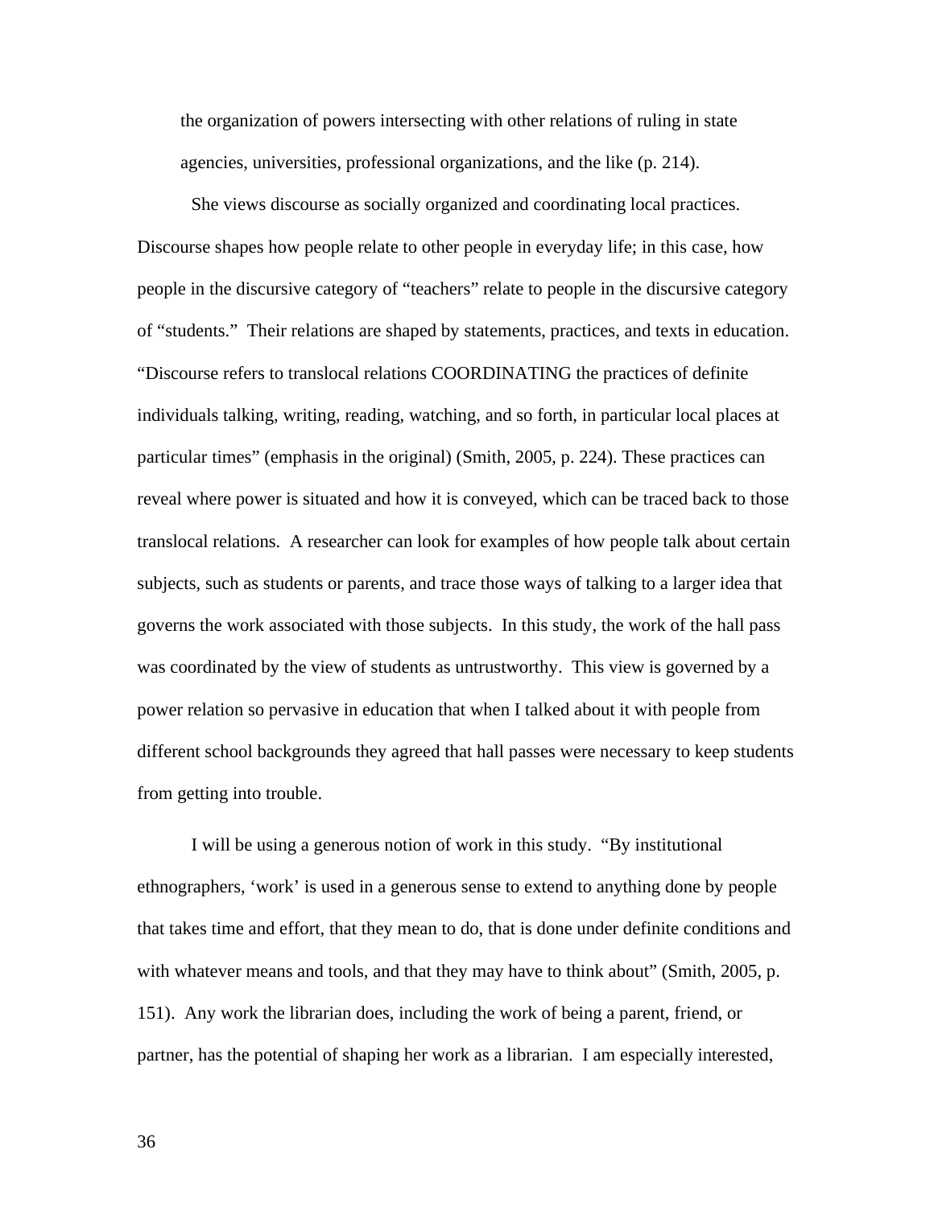the organization of powers intersecting with other relations of ruling in state agencies, universities, professional organizations, and the like (p. 214).

She views discourse as socially organized and coordinating local practices. Discourse shapes how people relate to other people in everyday life; in this case, how people in the discursive category of "teachers" relate to people in the discursive category of "students." Their relations are shaped by statements, practices, and texts in education. "Discourse refers to translocal relations COORDINATING the practices of definite individuals talking, writing, reading, watching, and so forth, in particular local places at particular times" (emphasis in the original) (Smith, 2005, p. 224). These practices can reveal where power is situated and how it is conveyed, which can be traced back to those translocal relations. A researcher can look for examples of how people talk about certain subjects, such as students or parents, and trace those ways of talking to a larger idea that governs the work associated with those subjects. In this study, the work of the hall pass was coordinated by the view of students as untrustworthy. This view is governed by a power relation so pervasive in education that when I talked about it with people from different school backgrounds they agreed that hall passes were necessary to keep students from getting into trouble.

I will be using a generous notion of work in this study. "By institutional ethnographers, 'work' is used in a generous sense to extend to anything done by people that takes time and effort, that they mean to do, that is done under definite conditions and with whatever means and tools, and that they may have to think about" (Smith, 2005, p. 151). Any work the librarian does, including the work of being a parent, friend, or partner, has the potential of shaping her work as a librarian. I am especially interested,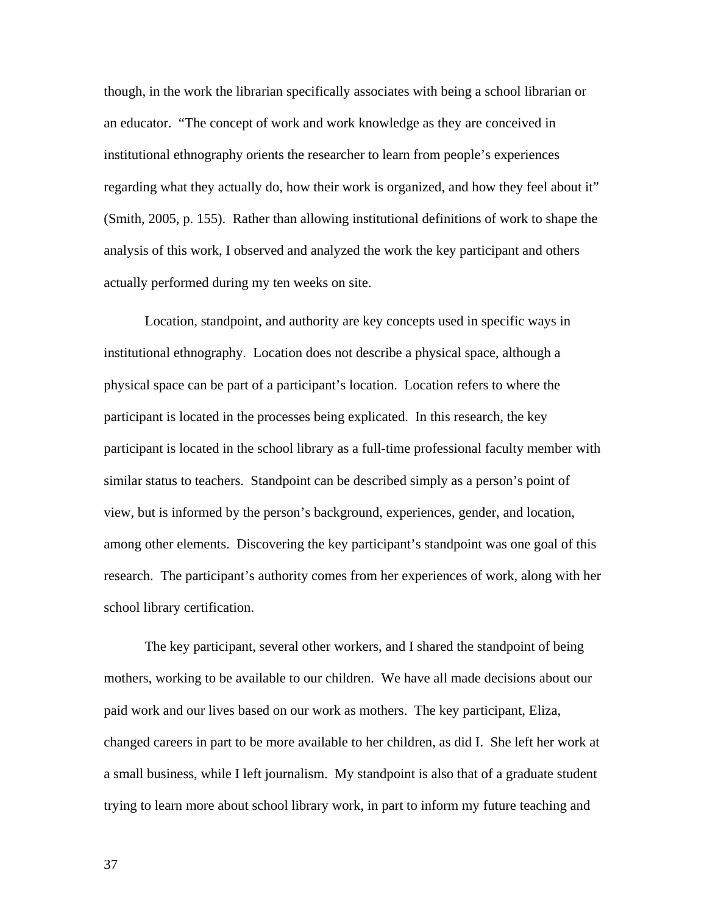though, in the work the librarian specifically associates with being a school librarian or an educator. "The concept of work and work knowledge as they are conceived in institutional ethnography orients the researcher to learn from people's experiences regarding what they actually do, how their work is organized, and how they feel about it" (Smith, 2005, p. 155). Rather than allowing institutional definitions of work to shape the analysis of this work, I observed and analyzed the work the key participant and others actually performed during my ten weeks on site.

Location, standpoint, and authority are key concepts used in specific ways in institutional ethnography. Location does not describe a physical space, although a physical space can be part of a participant's location. Location refers to where the participant is located in the processes being explicated. In this research, the key participant is located in the school library as a full-time professional faculty member with similar status to teachers. Standpoint can be described simply as a person's point of view, but is informed by the person's background, experiences, gender, and location, among other elements. Discovering the key participant's standpoint was one goal of this research. The participant's authority comes from her experiences of work, along with her school library certification.

The key participant, several other workers, and I shared the standpoint of being mothers, working to be available to our children. We have all made decisions about our paid work and our lives based on our work as mothers. The key participant, Eliza, changed careers in part to be more available to her children, as did I. She left her work at a small business, while I left journalism. My standpoint is also that of a graduate student trying to learn more about school library work, in part to inform my future teaching and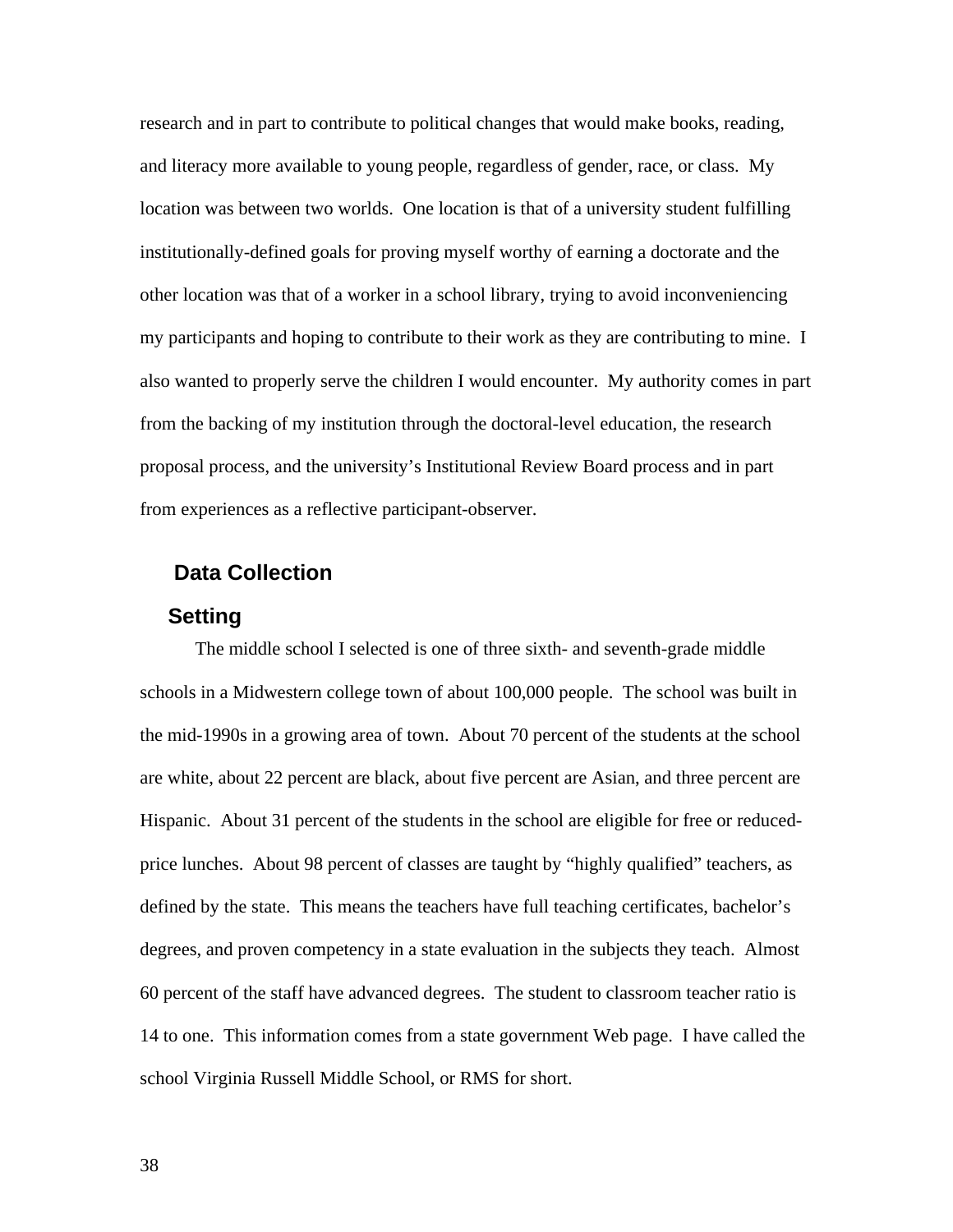research and in part to contribute to political changes that would make books, reading, and literacy more available to young people, regardless of gender, race, or class. My location was between two worlds. One location is that of a university student fulfilling institutionally-defined goals for proving myself worthy of earning a doctorate and the other location was that of a worker in a school library, trying to avoid inconveniencing my participants and hoping to contribute to their work as they are contributing to mine. I also wanted to properly serve the children I would encounter. My authority comes in part from the backing of my institution through the doctoral-level education, the research proposal process, and the university's Institutional Review Board process and in part from experiences as a reflective participant-observer.

## Data Collection

### Setting

The middle school I selected is one of three sixth- and seventh-grade middle schools in a Midwestern college town of about 100,000 people. The school was built in the mid-1990s in a growing area of town. About 70 percent of the students at the school are white, about 22 percent are black, about five percent are Asian, and three percent are Hispanic. About 31 percent of the students in the school are eligible for free or reduced-price lunches. About 98 percent of classes are taught by "highly qualified" teachers, as defined by the state. This means the teachers have full teaching certificates, bachelor's degrees, and proven competency in a state evaluation in the subjects they teach. Almost 60 percent of the staff have advanced degrees. The student to classroom teacher ratio is 14 to one. This information comes from a state government Web page. I have called the school Virginia Russell Middle School, or RMS for short.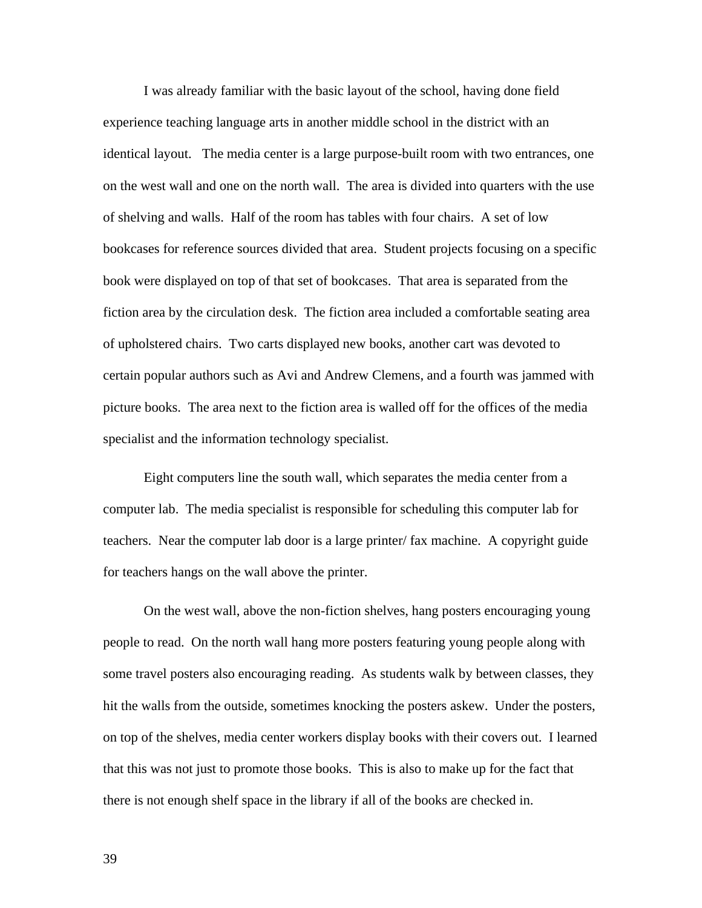I was already familiar with the basic layout of the school, having done field experience teaching language arts in another middle school in the district with an identical layout. The media center is a large purpose-built room with two entrances, one on the west wall and one on the north wall. The area is divided into quarters with the use of shelving and walls. Half of the room has tables with four chairs. A set of low bookcases for reference sources divided that area. Student projects focusing on a specific book were displayed on top of that set of bookcases. That area is separated from the fiction area by the circulation desk. The fiction area included a comfortable seating area of upholstered chairs. Two carts displayed new books, another cart was devoted to certain popular authors such as Avi and Andrew Clemens, and a fourth was jammed with picture books. The area next to the fiction area is walled off for the offices of the media specialist and the information technology specialist.

Eight computers line the south wall, which separates the media center from a computer lab. The media specialist is responsible for scheduling this computer lab for teachers. Near the computer lab door is a large printer/ fax machine. A copyright guide for teachers hangs on the wall above the printer.

On the west wall, above the non-fiction shelves, hang posters encouraging young people to read. On the north wall hang more posters featuring young people along with some travel posters also encouraging reading. As students walk by between classes, they hit the walls from the outside, sometimes knocking the posters askew. Under the posters, on top of the shelves, media center workers display books with their covers out. I learned that this was not just to promote those books. This is also to make up for the fact that there is not enough shelf space in the library if all of the books are checked in.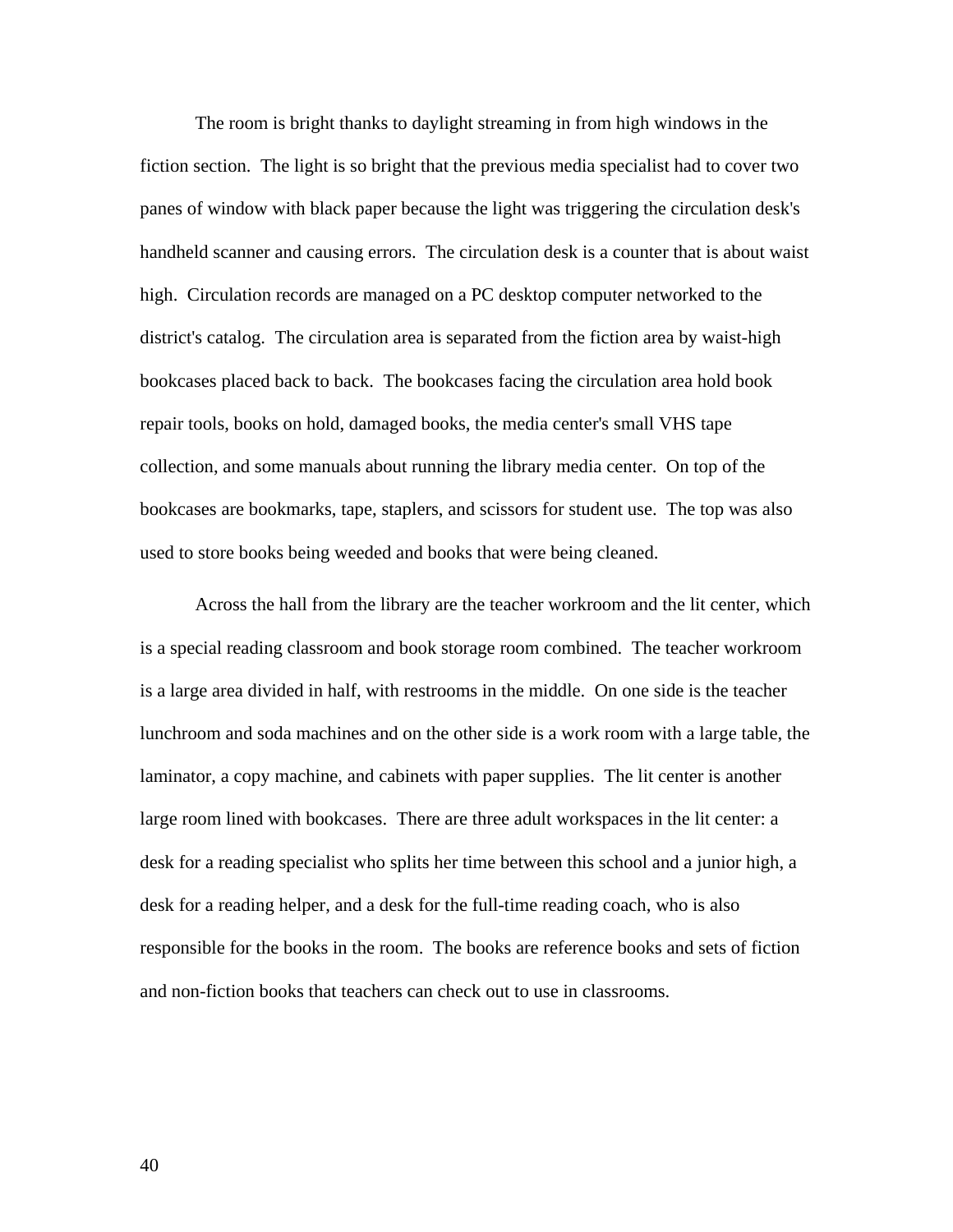The room is bright thanks to daylight streaming in from high windows in the fiction section. The light is so bright that the previous media specialist had to cover two panes of window with black paper because the light was triggering the circulation desk's handheld scanner and causing errors. The circulation desk is a counter that is about waist high. Circulation records are managed on a PC desktop computer networked to the district's catalog. The circulation area is separated from the fiction area by waist-high bookcases placed back to back. The bookcases facing the circulation area hold book repair tools, books on hold, damaged books, the media center's small VHS tape collection, and some manuals about running the library media center. On top of the bookcases are bookmarks, tape, staplers, and scissors for student use. The top was also used to store books being weeded and books that were being cleaned.

Across the hall from the library are the teacher workroom and the lit center, which is a special reading classroom and book storage room combined. The teacher workroom is a large area divided in half, with restrooms in the middle. On one side is the teacher lunchroom and soda machines and on the other side is a work room with a large table, the laminator, a copy machine, and cabinets with paper supplies. The lit center is another large room lined with bookcases. There are three adult workspaces in the lit center: a desk for a reading specialist who splits her time between this school and a junior high, a desk for a reading helper, and a desk for the full-time reading coach, who is also responsible for the books in the room. The books are reference books and sets of fiction and non-fiction books that teachers can check out to use in classrooms.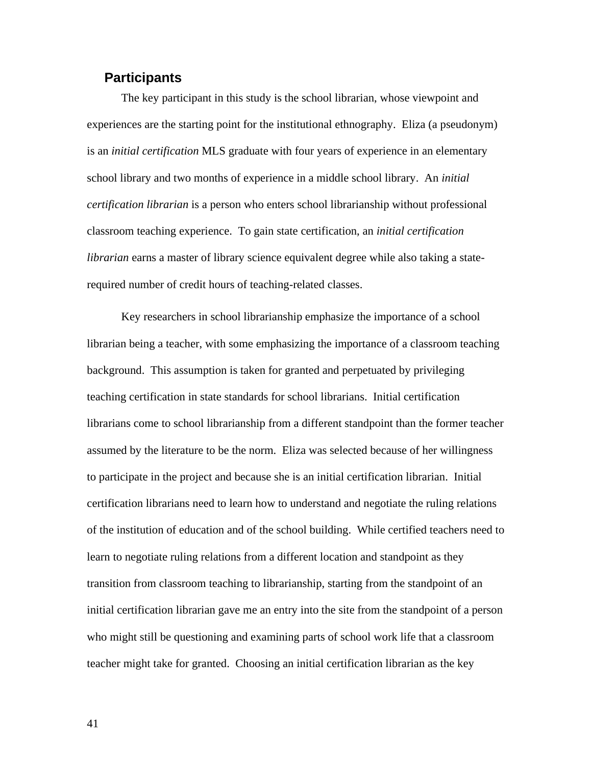## Participants

The key participant in this study is the school librarian, whose viewpoint and experiences are the starting point for the institutional ethnography. Eliza (a pseudonym) is an *initial certification* MLS graduate with four years of experience in an elementary school library and two months of experience in a middle school library. An *initial certification librarian* is a person who enters school librarianship without professional classroom teaching experience. To gain state certification, an *initial certification librarian* earns a master of library science equivalent degree while also taking a state-required number of credit hours of teaching-related classes.

Key researchers in school librarianship emphasize the importance of a school librarian being a teacher, with some emphasizing the importance of a classroom teaching background. This assumption is taken for granted and perpetuated by privileging teaching certification in state standards for school librarians. Initial certification librarians come to school librarianship from a different standpoint than the former teacher assumed by the literature to be the norm. Eliza was selected because of her willingness to participate in the project and because she is an initial certification librarian. Initial certification librarians need to learn how to understand and negotiate the ruling relations of the institution of education and of the school building. While certified teachers need to learn to negotiate ruling relations from a different location and standpoint as they transition from classroom teaching to librarianship, starting from the standpoint of an initial certification librarian gave me an entry into the site from the standpoint of a person who might still be questioning and examining parts of school work life that a classroom teacher might take for granted. Choosing an initial certification librarian as the key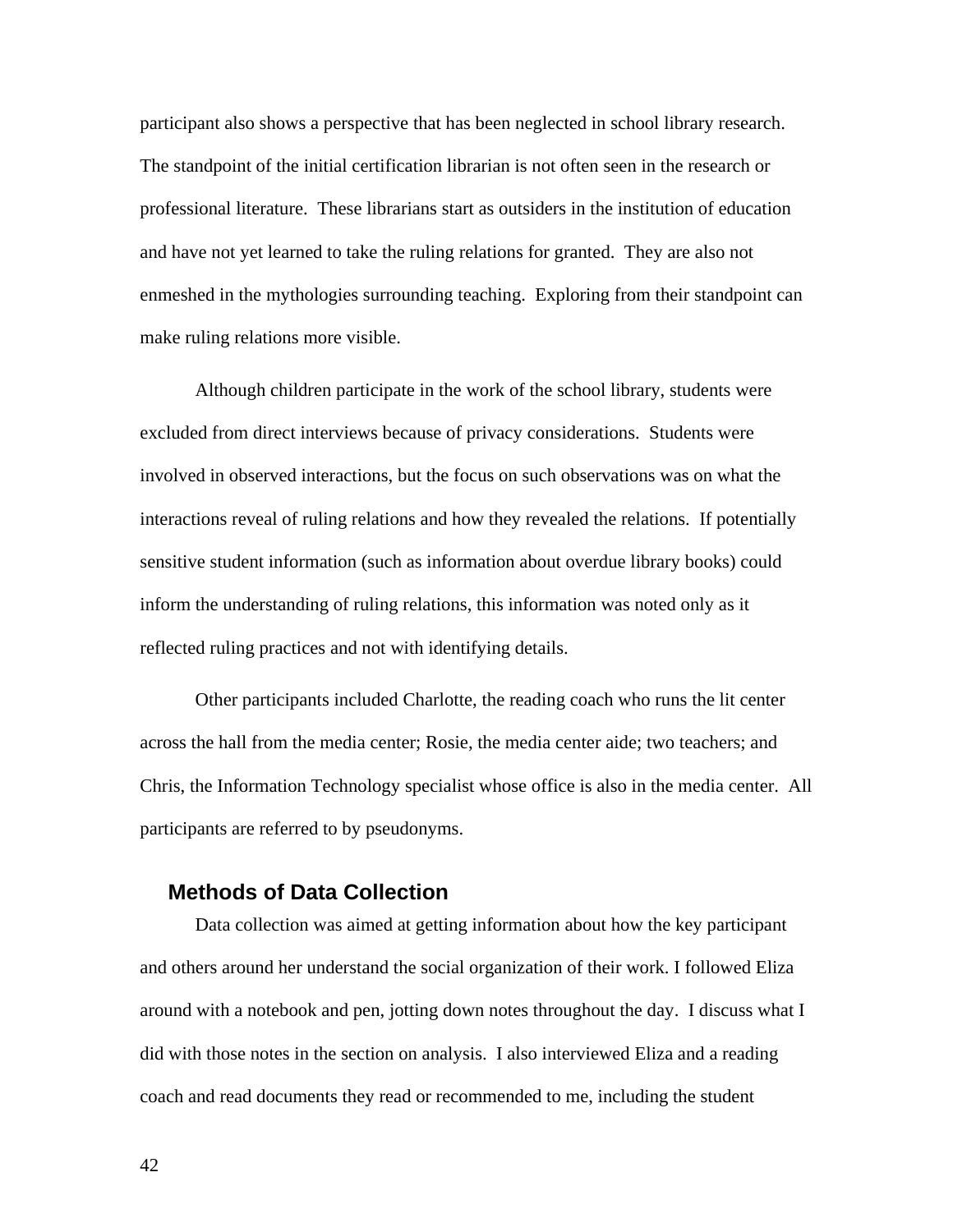participant also shows a perspective that has been neglected in school library research. The standpoint of the initial certification librarian is not often seen in the research or professional literature. These librarians start as outsiders in the institution of education and have not yet learned to take the ruling relations for granted. They are also not enmeshed in the mythologies surrounding teaching. Exploring from their standpoint can make ruling relations more visible.

Although children participate in the work of the school library, students were excluded from direct interviews because of privacy considerations. Students were involved in observed interactions, but the focus on such observations was on what the interactions reveal of ruling relations and how they revealed the relations. If potentially sensitive student information (such as information about overdue library books) could inform the understanding of ruling relations, this information was noted only as it reflected ruling practices and not with identifying details.

Other participants included Charlotte, the reading coach who runs the lit center across the hall from the media center; Rosie, the media center aide; two teachers; and Chris, the Information Technology specialist whose office is also in the media center. All participants are referred to by pseudonyms.

## Methods of Data Collection

Data collection was aimed at getting information about how the key participant and others around her understand the social organization of their work. I followed Eliza around with a notebook and pen, jotting down notes throughout the day. I discuss what I did with those notes in the section on analysis. I also interviewed Eliza and a reading coach and read documents they read or recommended to me, including the student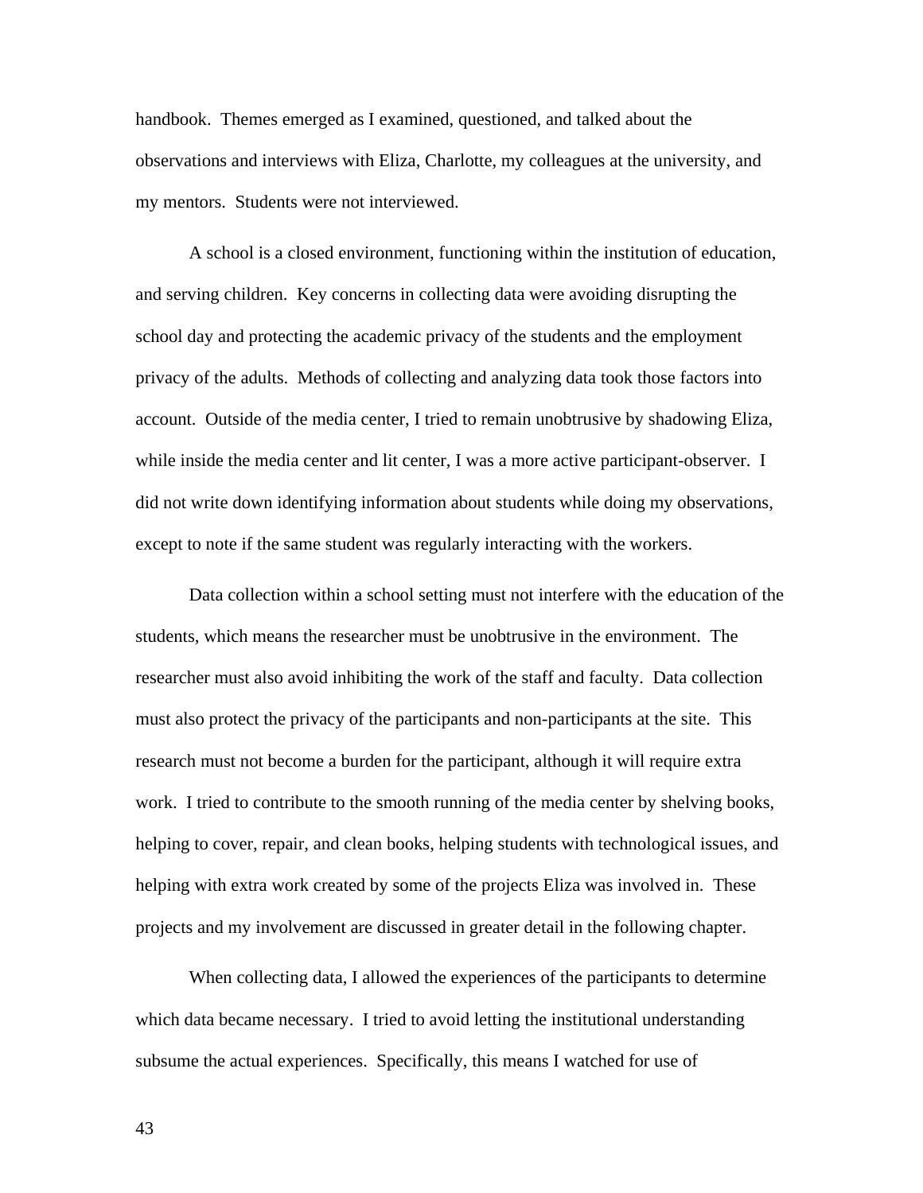handbook. Themes emerged as I examined, questioned, and talked about the observations and interviews with Eliza, Charlotte, my colleagues at the university, and my mentors. Students were not interviewed.

A school is a closed environment, functioning within the institution of education, and serving children. Key concerns in collecting data were avoiding disrupting the school day and protecting the academic privacy of the students and the employment privacy of the adults. Methods of collecting and analyzing data took those factors into account. Outside of the media center, I tried to remain unobtrusive by shadowing Eliza, while inside the media center and lit center, I was a more active participant-observer. I did not write down identifying information about students while doing my observations, except to note if the same student was regularly interacting with the workers.

Data collection within a school setting must not interfere with the education of the students, which means the researcher must be unobtrusive in the environment. The researcher must also avoid inhibiting the work of the staff and faculty. Data collection must also protect the privacy of the participants and non-participants at the site. This research must not become a burden for the participant, although it will require extra work. I tried to contribute to the smooth running of the media center by shelving books, helping to cover, repair, and clean books, helping students with technological issues, and helping with extra work created by some of the projects Eliza was involved in. These projects and my involvement are discussed in greater detail in the following chapter.

When collecting data, I allowed the experiences of the participants to determine which data became necessary. I tried to avoid letting the institutional understanding subsume the actual experiences. Specifically, this means I watched for use of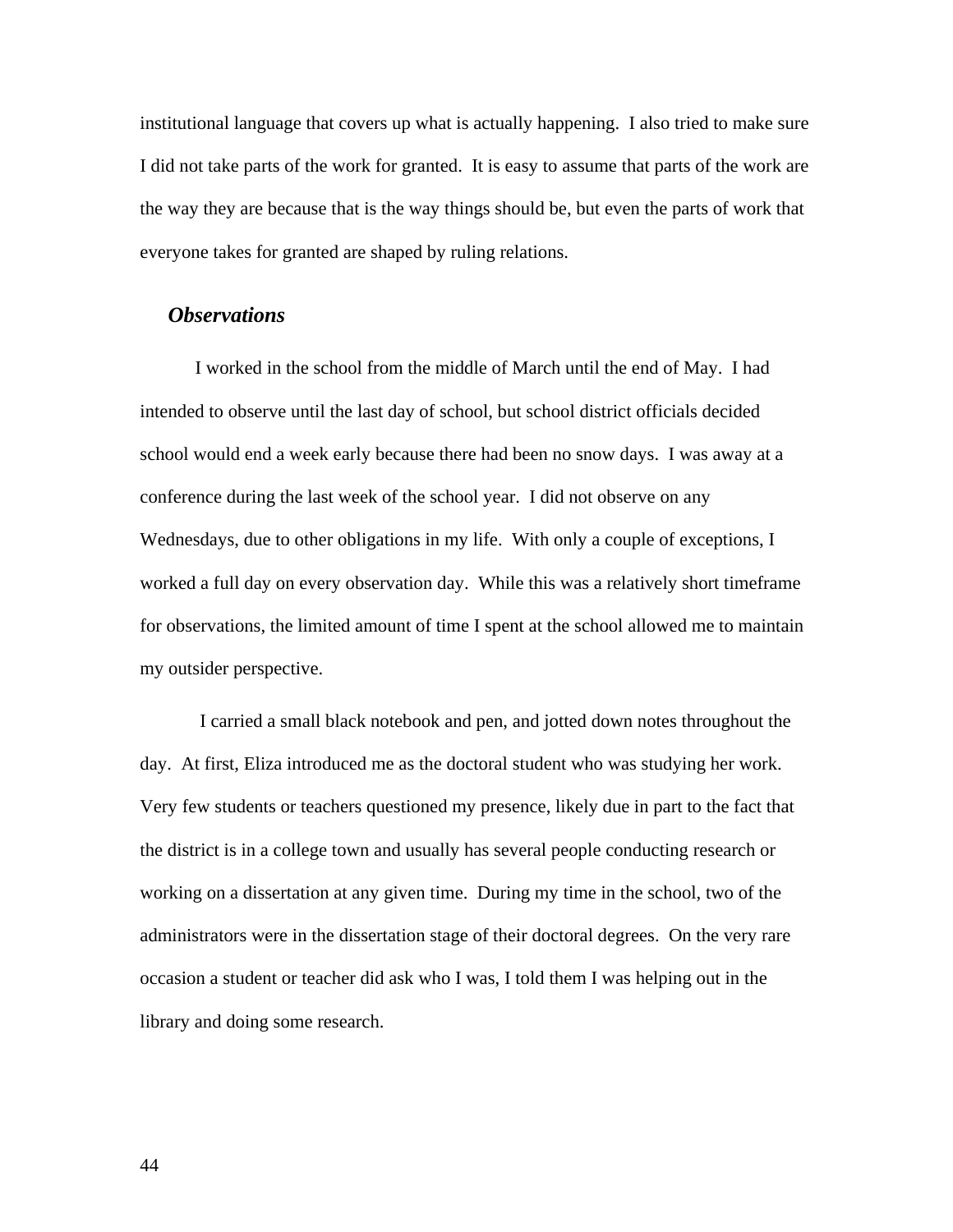institutional language that covers up what is actually happening. I also tried to make sure I did not take parts of the work for granted. It is easy to assume that parts of the work are the way they are because that is the way things should be, but even the parts of work that everyone takes for granted are shaped by ruling relations.

### *Observations*

I worked in the school from the middle of March until the end of May. I had intended to observe until the last day of school, but school district officials decided school would end a week early because there had been no snow days. I was away at a conference during the last week of the school year. I did not observe on any Wednesdays, due to other obligations in my life. With only a couple of exceptions, I worked a full day on every observation day. While this was a relatively short timeframe for observations, the limited amount of time I spent at the school allowed me to maintain my outsider perspective.

I carried a small black notebook and pen, and jotted down notes throughout the day. At first, Eliza introduced me as the doctoral student who was studying her work. Very few students or teachers questioned my presence, likely due in part to the fact that the district is in a college town and usually has several people conducting research or working on a dissertation at any given time. During my time in the school, two of the administrators were in the dissertation stage of their doctoral degrees. On the very rare occasion a student or teacher did ask who I was, I told them I was helping out in the library and doing some research.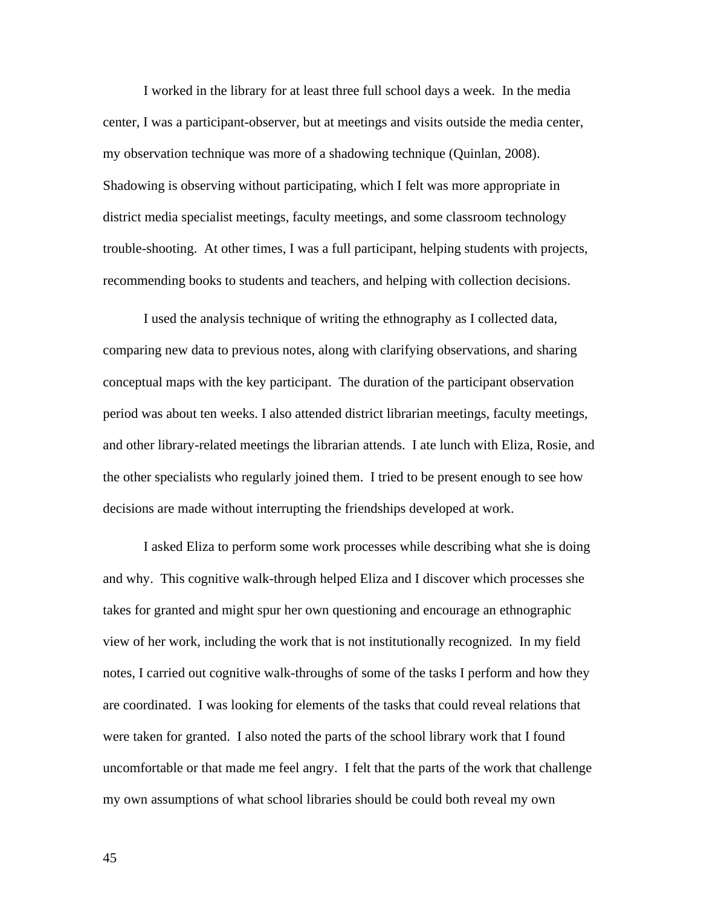I worked in the library for at least three full school days a week. In the media center, I was a participant-observer, but at meetings and visits outside the media center, my observation technique was more of a shadowing technique (Quinlan, 2008). Shadowing is observing without participating, which I felt was more appropriate in district media specialist meetings, faculty meetings, and some classroom technology trouble-shooting. At other times, I was a full participant, helping students with projects, recommending books to students and teachers, and helping with collection decisions.

I used the analysis technique of writing the ethnography as I collected data, comparing new data to previous notes, along with clarifying observations, and sharing conceptual maps with the key participant. The duration of the participant observation period was about ten weeks. I also attended district librarian meetings, faculty meetings, and other library-related meetings the librarian attends. I ate lunch with Eliza, Rosie, and the other specialists who regularly joined them. I tried to be present enough to see how decisions are made without interrupting the friendships developed at work.

I asked Eliza to perform some work processes while describing what she is doing and why. This cognitive walk-through helped Eliza and I discover which processes she takes for granted and might spur her own questioning and encourage an ethnographic view of her work, including the work that is not institutionally recognized. In my field notes, I carried out cognitive walk-throughs of some of the tasks I perform and how they are coordinated. I was looking for elements of the tasks that could reveal relations that were taken for granted. I also noted the parts of the school library work that I found uncomfortable or that made me feel angry. I felt that the parts of the work that challenge my own assumptions of what school libraries should be could both reveal my own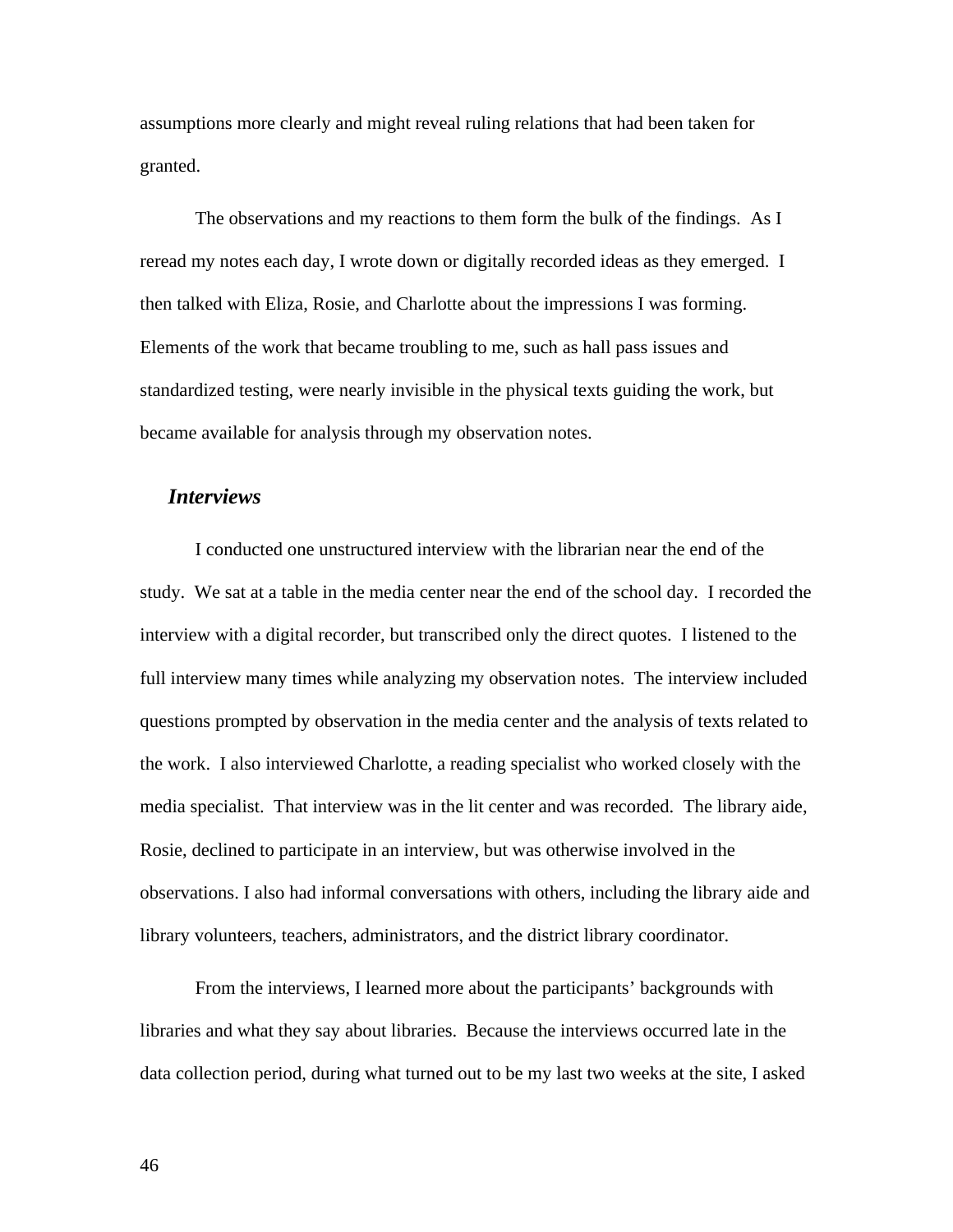assumptions more clearly and might reveal ruling relations that had been taken for granted.

The observations and my reactions to them form the bulk of the findings. As I reread my notes each day, I wrote down or digitally recorded ideas as they emerged. I then talked with Eliza, Rosie, and Charlotte about the impressions I was forming. Elements of the work that became troubling to me, such as hall pass issues and standardized testing, were nearly invisible in the physical texts guiding the work, but became available for analysis through my observation notes.

### *Interviews*

I conducted one unstructured interview with the librarian near the end of the study. We sat at a table in the media center near the end of the school day. I recorded the interview with a digital recorder, but transcribed only the direct quotes. I listened to the full interview many times while analyzing my observation notes. The interview included questions prompted by observation in the media center and the analysis of texts related to the work. I also interviewed Charlotte, a reading specialist who worked closely with the media specialist. That interview was in the lit center and was recorded. The library aide, Rosie, declined to participate in an interview, but was otherwise involved in the observations. I also had informal conversations with others, including the library aide and library volunteers, teachers, administrators, and the district library coordinator.

From the interviews, I learned more about the participants' backgrounds with libraries and what they say about libraries. Because the interviews occurred late in the data collection period, during what turned out to be my last two weeks at the site, I asked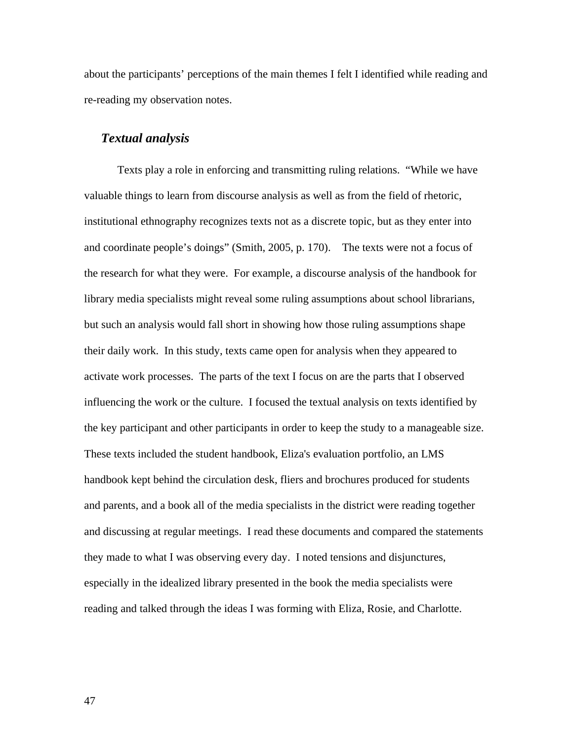about the participants' perceptions of the main themes I felt I identified while reading and re-reading my observation notes.

### *Textual analysis*

Texts play a role in enforcing and transmitting ruling relations. "While we have valuable things to learn from discourse analysis as well as from the field of rhetoric, institutional ethnography recognizes texts not as a discrete topic, but as they enter into and coordinate people's doings" (Smith, 2005, p. 170). The texts were not a focus of the research for what they were. For example, a discourse analysis of the handbook for library media specialists might reveal some ruling assumptions about school librarians, but such an analysis would fall short in showing how those ruling assumptions shape their daily work. In this study, texts came open for analysis when they appeared to activate work processes. The parts of the text I focus on are the parts that I observed influencing the work or the culture. I focused the textual analysis on texts identified by the key participant and other participants in order to keep the study to a manageable size. These texts included the student handbook, Eliza's evaluation portfolio, an LMS handbook kept behind the circulation desk, fliers and brochures produced for students and parents, and a book all of the media specialists in the district were reading together and discussing at regular meetings. I read these documents and compared the statements they made to what I was observing every day. I noted tensions and disjunctures, especially in the idealized library presented in the book the media specialists were reading and talked through the ideas I was forming with Eliza, Rosie, and Charlotte.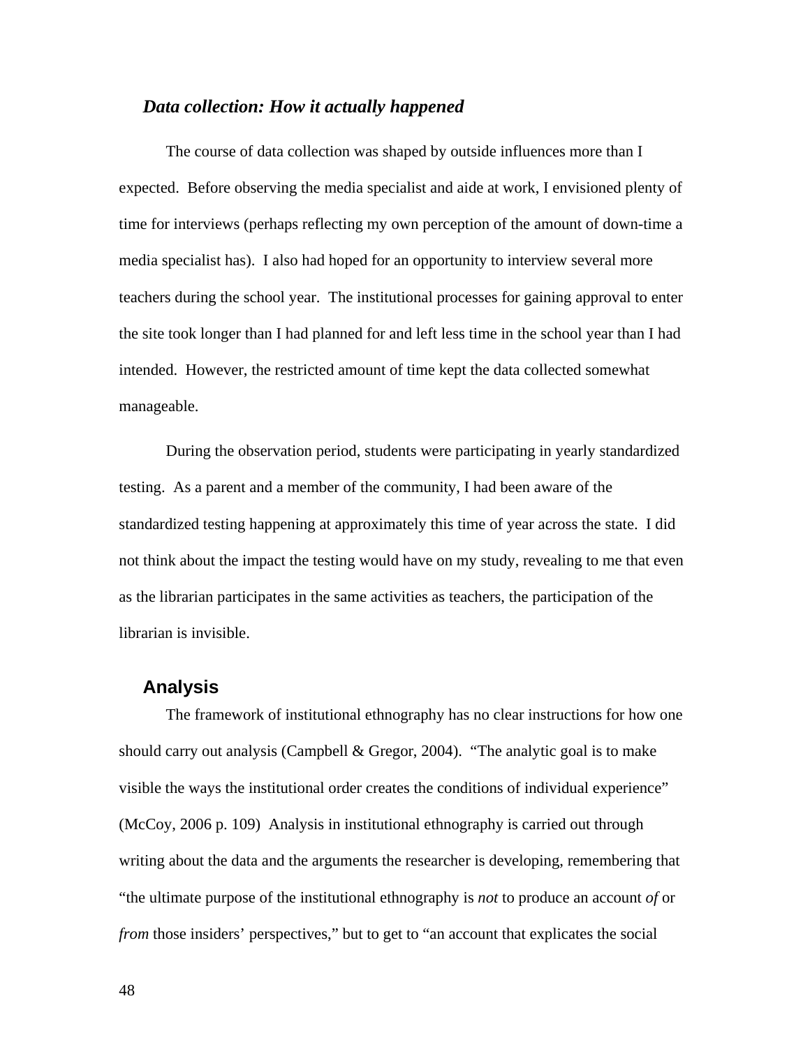### *Data collection: How it actually happened*

The course of data collection was shaped by outside influences more than I expected. Before observing the media specialist and aide at work, I envisioned plenty of time for interviews (perhaps reflecting my own perception of the amount of down-time a media specialist has). I also had hoped for an opportunity to interview several more teachers during the school year. The institutional processes for gaining approval to enter the site took longer than I had planned for and left less time in the school year than I had intended. However, the restricted amount of time kept the data collected somewhat manageable.

During the observation period, students were participating in yearly standardized testing. As a parent and a member of the community, I had been aware of the standardized testing happening at approximately this time of year across the state. I did not think about the impact the testing would have on my study, revealing to me that even as the librarian participates in the same activities as teachers, the participation of the librarian is invisible.

## Analysis

The framework of institutional ethnography has no clear instructions for how one should carry out analysis (Campbell & Gregor, 2004). "The analytic goal is to make visible the ways the institutional order creates the conditions of individual experience" (McCoy, 2006 p. 109) Analysis in institutional ethnography is carried out through writing about the data and the arguments the researcher is developing, remembering that "the ultimate purpose of the institutional ethnography is *not* to produce an account *of* or *from* those insiders' perspectives," but to get to "an account that explicates the social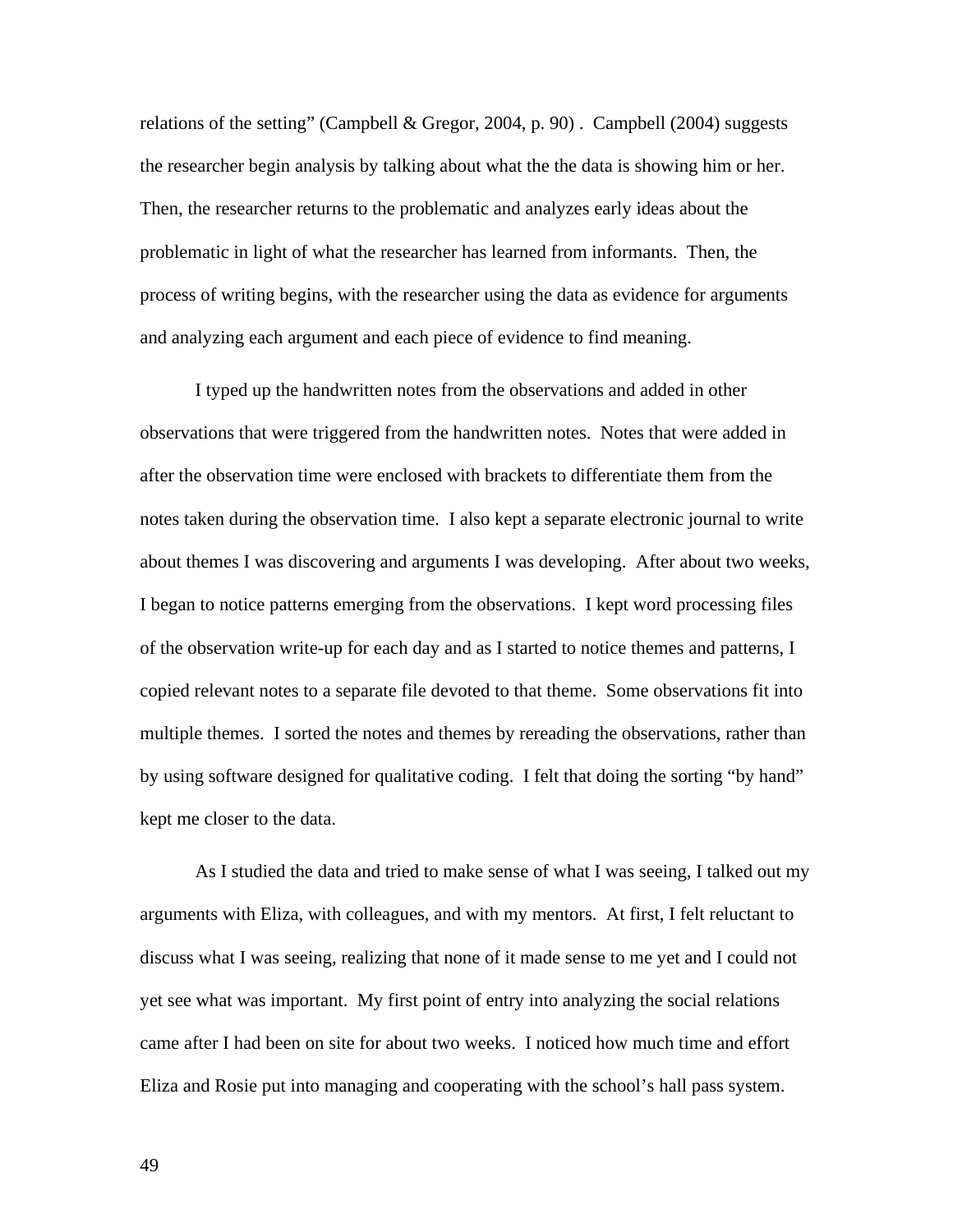relations of the setting” (Campbell & Gregor, 2004, p. 90) .  Campbell (2004) suggests the researcher begin analysis by talking about what the the data is showing him or her. Then, the researcher returns to the problematic and analyzes early ideas about the problematic in light of what the researcher has learned from informants.  Then, the process of writing begins, with the researcher using the data as evidence for arguments and analyzing each argument and each piece of evidence to find meaning.

I typed up the handwritten notes from the observations and added in other observations that were triggered from the handwritten notes.  Notes that were added in after the observation time were enclosed with brackets to differentiate them from the notes taken during the observation time.  I also kept a separate electronic journal to write about themes I was discovering and arguments I was developing.  After about two weeks, I began to notice patterns emerging from the observations.  I kept word processing files of the observation write-up for each day and as I started to notice themes and patterns, I copied relevant notes to a separate file devoted to that theme.  Some observations fit into multiple themes.  I sorted the notes and themes by rereading the observations, rather than by using software designed for qualitative coding.  I felt that doing the sorting “by hand” kept me closer to the data.

As I studied the data and tried to make sense of what I was seeing, I talked out my arguments with Eliza, with colleagues, and with my mentors.  At first, I felt reluctant to discuss what I was seeing, realizing that none of it made sense to me yet and I could not yet see what was important.  My first point of entry into analyzing the social relations came after I had been on site for about two weeks.  I noticed how much time and effort Eliza and Rosie put into managing and cooperating with the school’s hall pass system.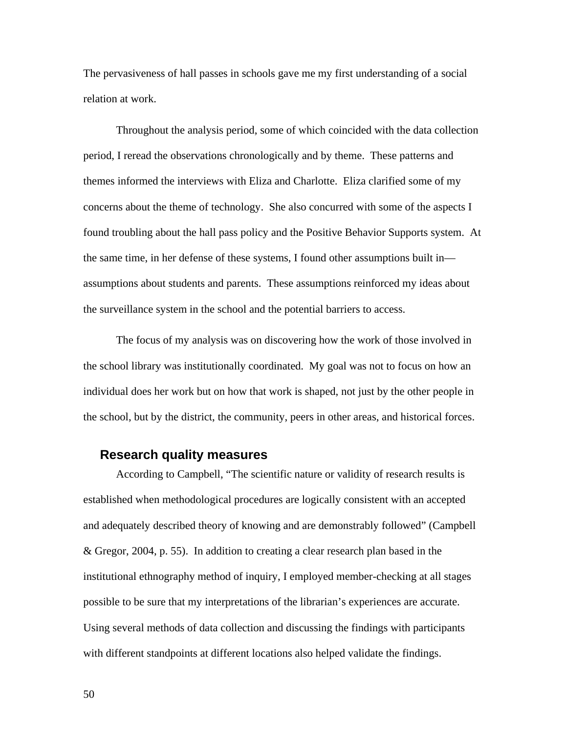The pervasiveness of hall passes in schools gave me my first understanding of a social relation at work.

Throughout the analysis period, some of which coincided with the data collection period, I reread the observations chronologically and by theme. These patterns and themes informed the interviews with Eliza and Charlotte. Eliza clarified some of my concerns about the theme of technology. She also concurred with some of the aspects I found troubling about the hall pass policy and the Positive Behavior Supports system. At the same time, in her defense of these systems, I found other assumptions built in—assumptions about students and parents. These assumptions reinforced my ideas about the surveillance system in the school and the potential barriers to access.

The focus of my analysis was on discovering how the work of those involved in the school library was institutionally coordinated. My goal was not to focus on how an individual does her work but on how that work is shaped, not just by the other people in the school, but by the district, the community, peers in other areas, and historical forces.

## Research quality measures

According to Campbell, "The scientific nature or validity of research results is established when methodological procedures are logically consistent with an accepted and adequately described theory of knowing and are demonstrably followed" (Campbell & Gregor, 2004, p. 55). In addition to creating a clear research plan based in the institutional ethnography method of inquiry, I employed member-checking at all stages possible to be sure that my interpretations of the librarian's experiences are accurate. Using several methods of data collection and discussing the findings with participants with different standpoints at different locations also helped validate the findings.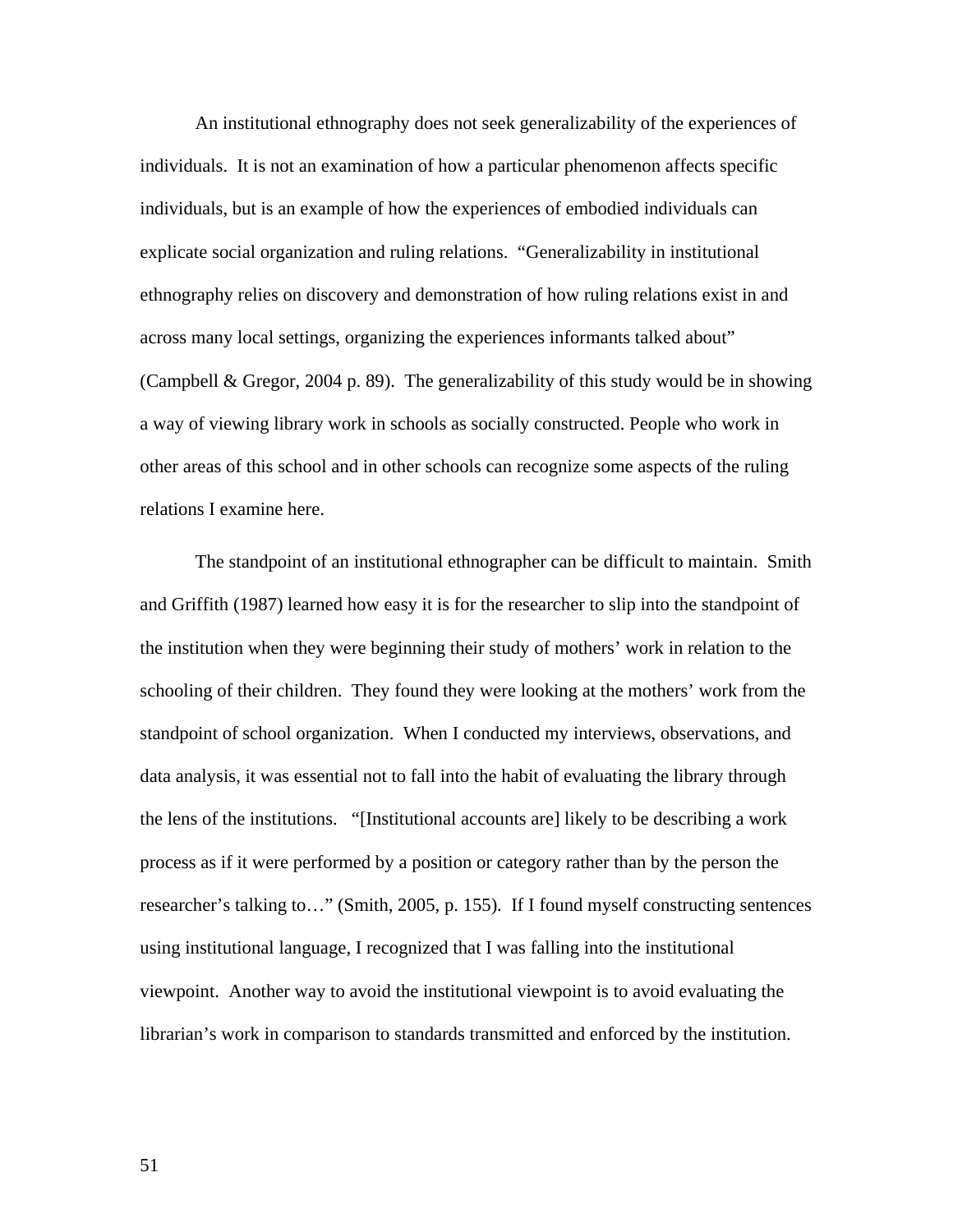An institutional ethnography does not seek generalizability of the experiences of individuals.  It is not an examination of how a particular phenomenon affects specific individuals, but is an example of how the experiences of embodied individuals can explicate social organization and ruling relations.  "Generalizability in institutional ethnography relies on discovery and demonstration of how ruling relations exist in and across many local settings, organizing the experiences informants talked about" (Campbell & Gregor, 2004 p. 89).  The generalizability of this study would be in showing a way of viewing library work in schools as socially constructed. People who work in other areas of this school and in other schools can recognize some aspects of the ruling relations I examine here.

The standpoint of an institutional ethnographer can be difficult to maintain.  Smith and Griffith (1987) learned how easy it is for the researcher to slip into the standpoint of the institution when they were beginning their study of mothers' work in relation to the schooling of their children.  They found they were looking at the mothers' work from the standpoint of school organization.  When I conducted my interviews, observations, and data analysis, it was essential not to fall into the habit of evaluating the library through the lens of the institutions.   "[Institutional accounts are] likely to be describing a work process as if it were performed by a position or category rather than by the person the researcher's talking to…" (Smith, 2005, p. 155).  If I found myself constructing sentences using institutional language, I recognized that I was falling into the institutional viewpoint.  Another way to avoid the institutional viewpoint is to avoid evaluating the librarian's work in comparison to standards transmitted and enforced by the institution.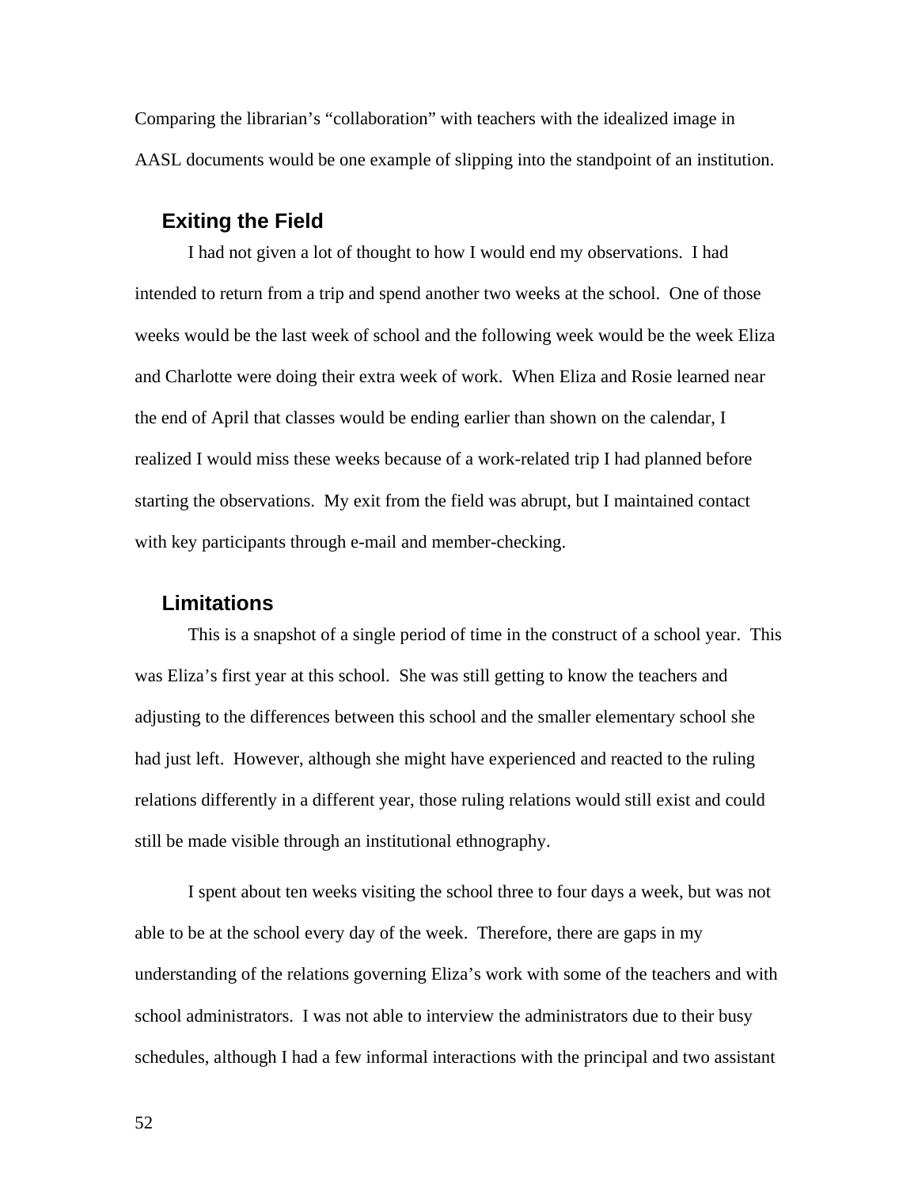Comparing the librarian's "collaboration" with teachers with the idealized image in AASL documents would be one example of slipping into the standpoint of an institution.

### Exiting the Field

I had not given a lot of thought to how I would end my observations. I had intended to return from a trip and spend another two weeks at the school. One of those weeks would be the last week of school and the following week would be the week Eliza and Charlotte were doing their extra week of work. When Eliza and Rosie learned near the end of April that classes would be ending earlier than shown on the calendar, I realized I would miss these weeks because of a work-related trip I had planned before starting the observations. My exit from the field was abrupt, but I maintained contact with key participants through e-mail and member-checking.

### Limitations

This is a snapshot of a single period of time in the construct of a school year. This was Eliza's first year at this school. She was still getting to know the teachers and adjusting to the differences between this school and the smaller elementary school she had just left. However, although she might have experienced and reacted to the ruling relations differently in a different year, those ruling relations would still exist and could still be made visible through an institutional ethnography.

I spent about ten weeks visiting the school three to four days a week, but was not able to be at the school every day of the week. Therefore, there are gaps in my understanding of the relations governing Eliza's work with some of the teachers and with school administrators. I was not able to interview the administrators due to their busy schedules, although I had a few informal interactions with the principal and two assistant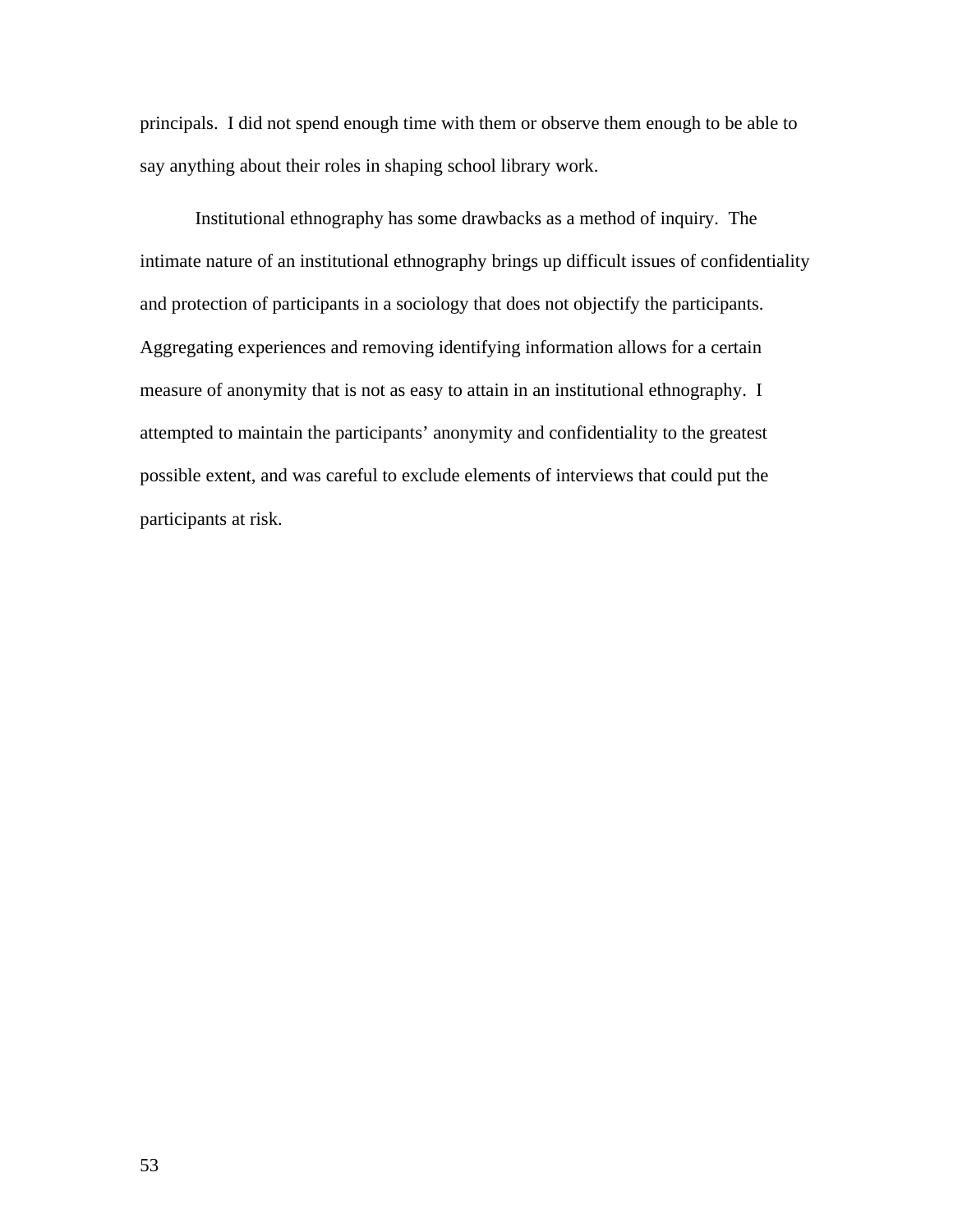principals. I did not spend enough time with them or observe them enough to be able to say anything about their roles in shaping school library work.

Institutional ethnography has some drawbacks as a method of inquiry. The intimate nature of an institutional ethnography brings up difficult issues of confidentiality and protection of participants in a sociology that does not objectify the participants. Aggregating experiences and removing identifying information allows for a certain measure of anonymity that is not as easy to attain in an institutional ethnography. I attempted to maintain the participants' anonymity and confidentiality to the greatest possible extent, and was careful to exclude elements of interviews that could put the participants at risk.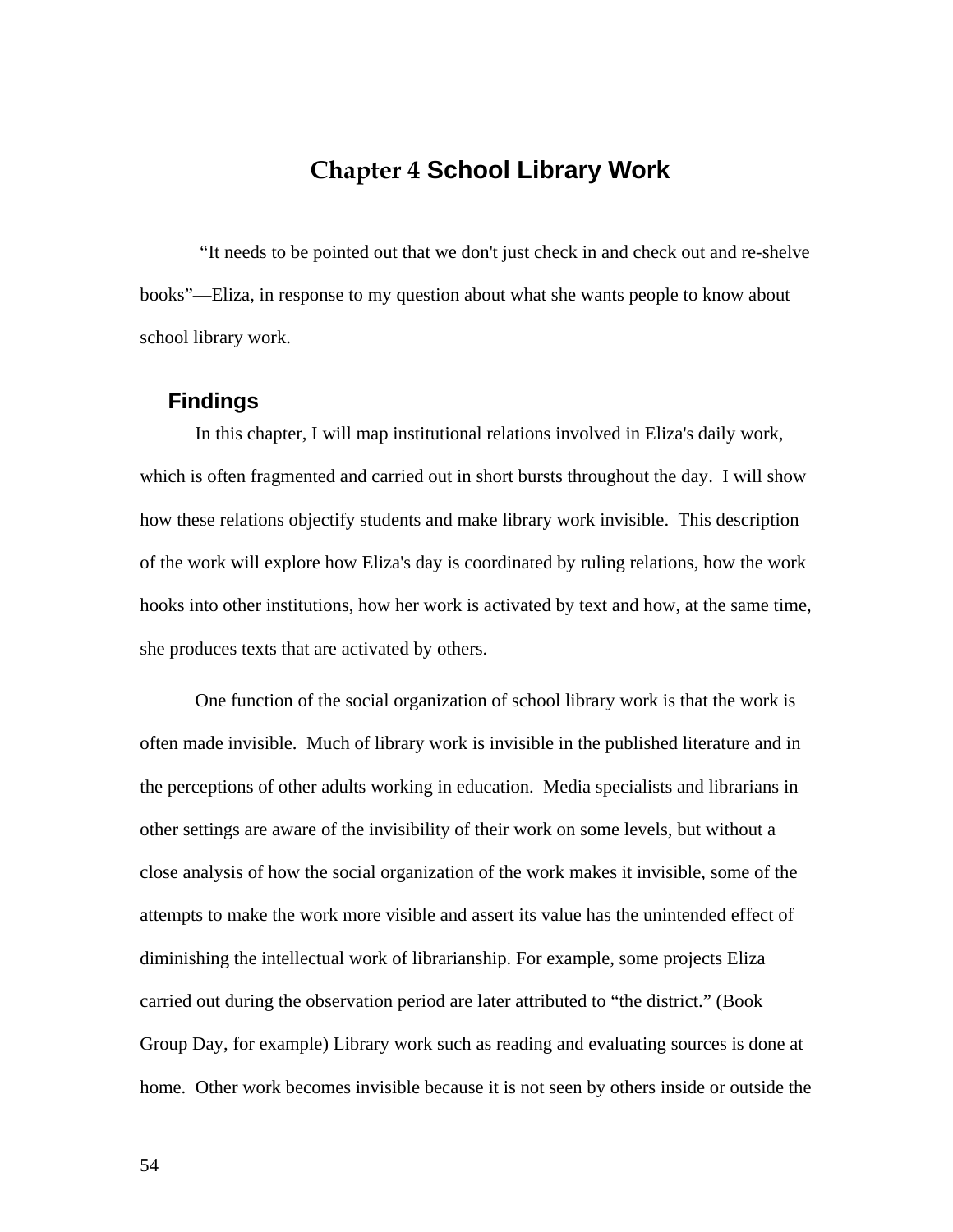# Chapter 4 School Library Work

"It needs to be pointed out that we don't just check in and check out and re-shelve books"—Eliza, in response to my question about what she wants people to know about school library work.

## Findings

In this chapter, I will map institutional relations involved in Eliza's daily work, which is often fragmented and carried out in short bursts throughout the day. I will show how these relations objectify students and make library work invisible. This description of the work will explore how Eliza's day is coordinated by ruling relations, how the work hooks into other institutions, how her work is activated by text and how, at the same time, she produces texts that are activated by others.

One function of the social organization of school library work is that the work is often made invisible. Much of library work is invisible in the published literature and in the perceptions of other adults working in education. Media specialists and librarians in other settings are aware of the invisibility of their work on some levels, but without a close analysis of how the social organization of the work makes it invisible, some of the attempts to make the work more visible and assert its value has the unintended effect of diminishing the intellectual work of librarianship. For example, some projects Eliza carried out during the observation period are later attributed to "the district." (Book Group Day, for example) Library work such as reading and evaluating sources is done at home. Other work becomes invisible because it is not seen by others inside or outside the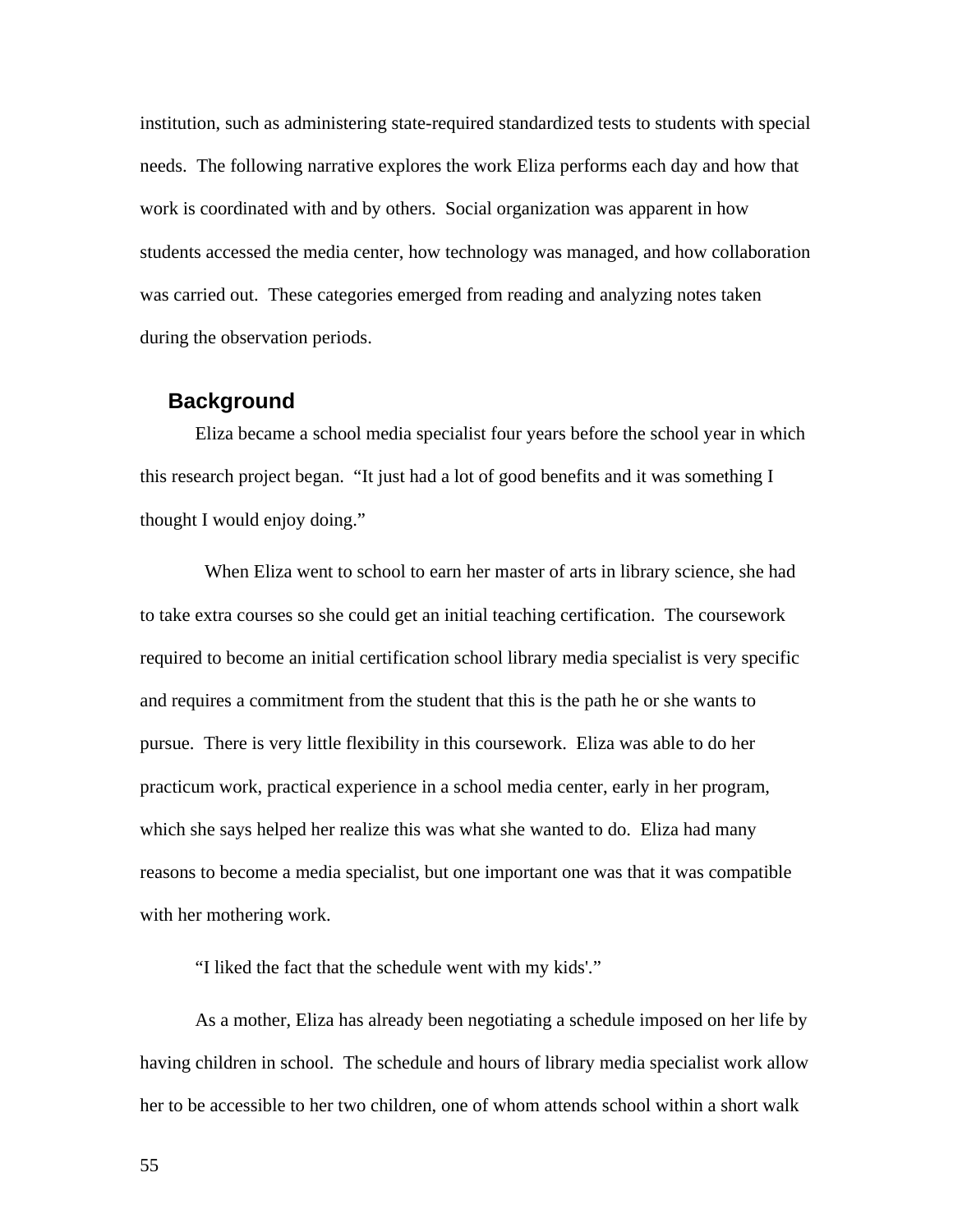institution, such as administering state-required standardized tests to students with special needs. The following narrative explores the work Eliza performs each day and how that work is coordinated with and by others. Social organization was apparent in how students accessed the media center, how technology was managed, and how collaboration was carried out. These categories emerged from reading and analyzing notes taken during the observation periods.

## Background

Eliza became a school media specialist four years before the school year in which this research project began. "It just had a lot of good benefits and it was something I thought I would enjoy doing."

When Eliza went to school to earn her master of arts in library science, she had to take extra courses so she could get an initial teaching certification. The coursework required to become an initial certification school library media specialist is very specific and requires a commitment from the student that this is the path he or she wants to pursue. There is very little flexibility in this coursework. Eliza was able to do her practicum work, practical experience in a school media center, early in her program, which she says helped her realize this was what she wanted to do. Eliza had many reasons to become a media specialist, but one important one was that it was compatible with her mothering work.

"I liked the fact that the schedule went with my kids'."

As a mother, Eliza has already been negotiating a schedule imposed on her life by having children in school. The schedule and hours of library media specialist work allow her to be accessible to her two children, one of whom attends school within a short walk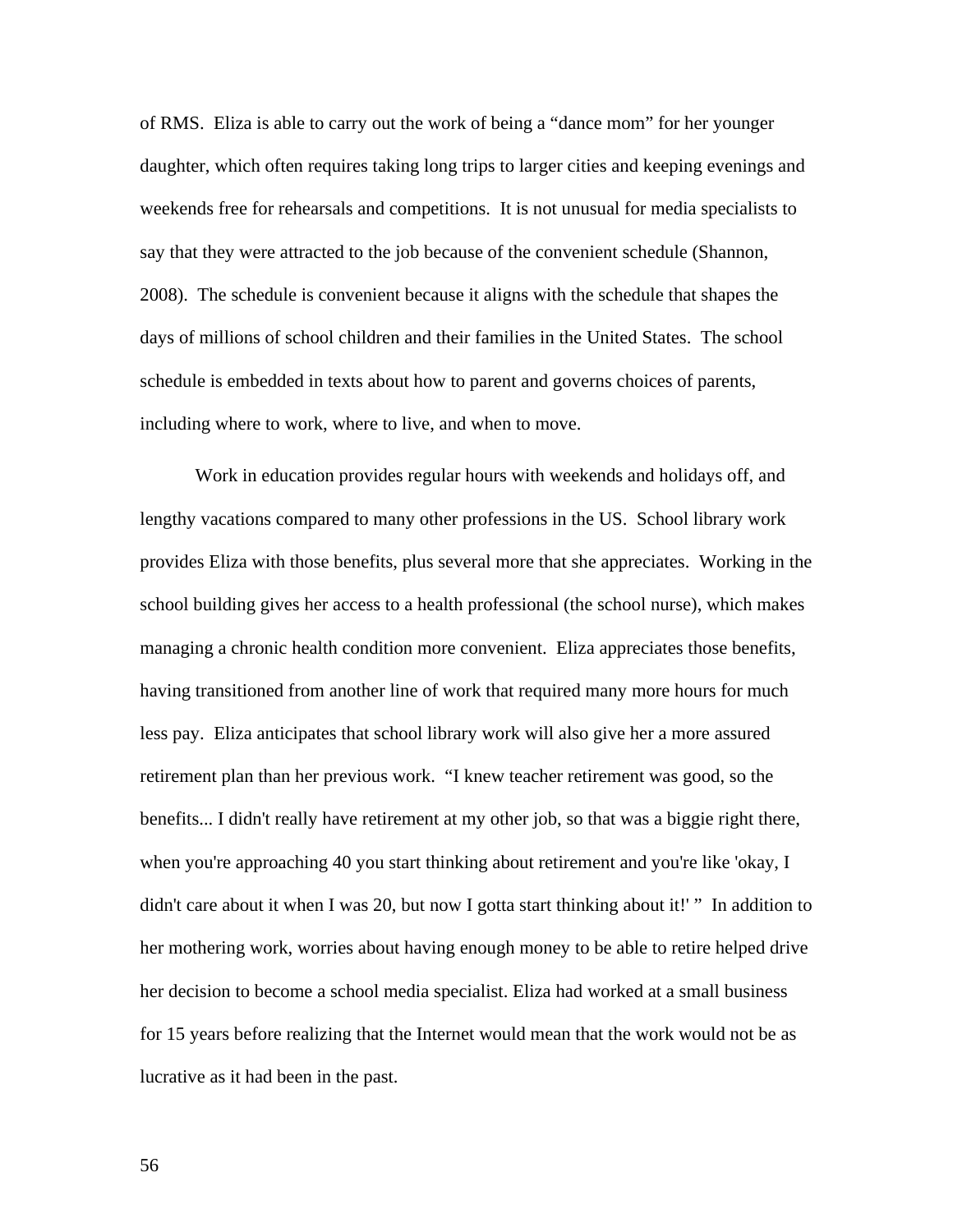of RMS. Eliza is able to carry out the work of being a "dance mom" for her younger daughter, which often requires taking long trips to larger cities and keeping evenings and weekends free for rehearsals and competitions. It is not unusual for media specialists to say that they were attracted to the job because of the convenient schedule (Shannon, 2008). The schedule is convenient because it aligns with the schedule that shapes the days of millions of school children and their families in the United States. The school schedule is embedded in texts about how to parent and governs choices of parents, including where to work, where to live, and when to move.

Work in education provides regular hours with weekends and holidays off, and lengthy vacations compared to many other professions in the US. School library work provides Eliza with those benefits, plus several more that she appreciates. Working in the school building gives her access to a health professional (the school nurse), which makes managing a chronic health condition more convenient. Eliza appreciates those benefits, having transitioned from another line of work that required many more hours for much less pay. Eliza anticipates that school library work will also give her a more assured retirement plan than her previous work. "I knew teacher retirement was good, so the benefits... I didn't really have retirement at my other job, so that was a biggie right there, when you're approaching 40 you start thinking about retirement and you're like 'okay, I didn't care about it when I was 20, but now I gotta start thinking about it!' " In addition to her mothering work, worries about having enough money to be able to retire helped drive her decision to become a school media specialist. Eliza had worked at a small business for 15 years before realizing that the Internet would mean that the work would not be as lucrative as it had been in the past.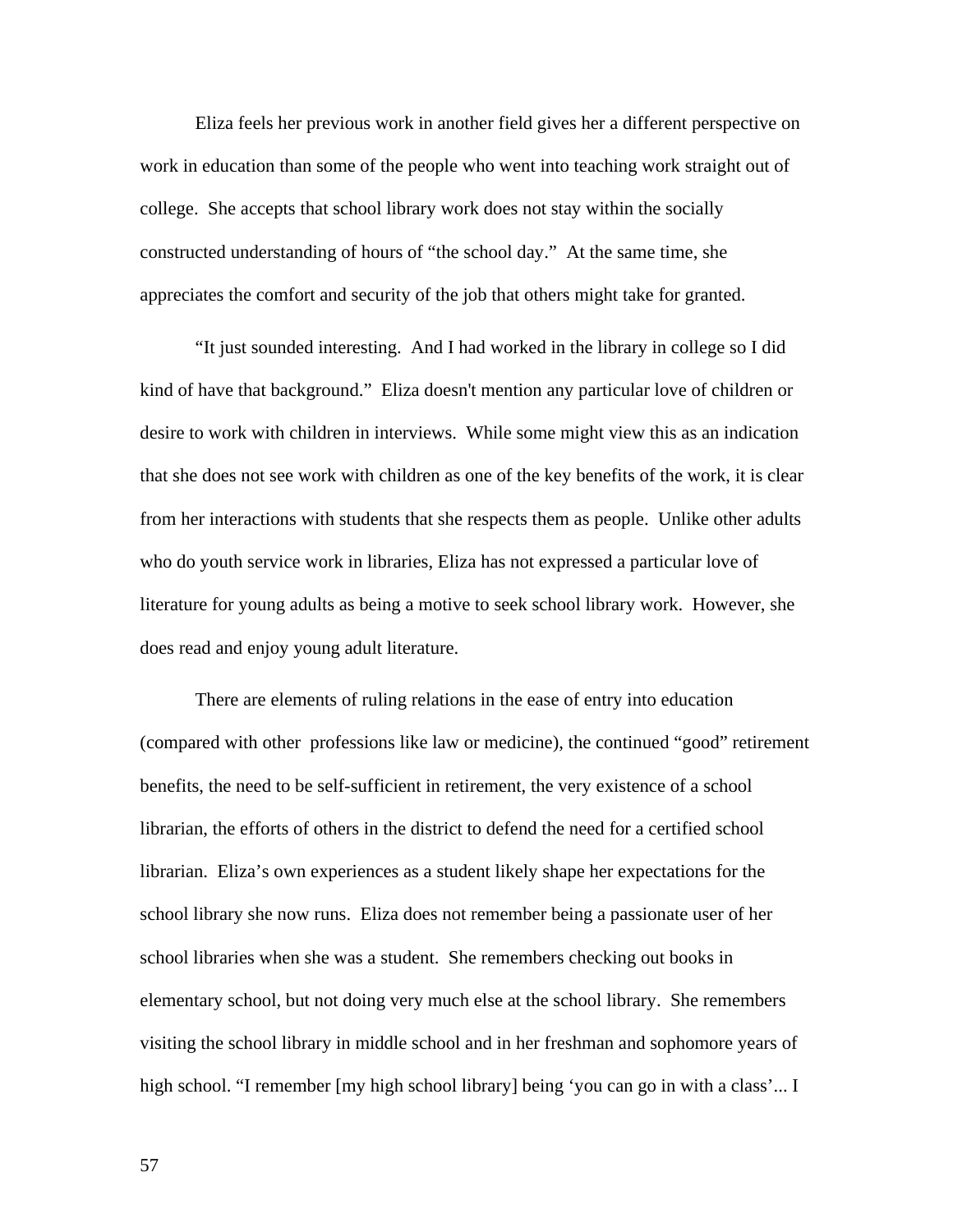Eliza feels her previous work in another field gives her a different perspective on work in education than some of the people who went into teaching work straight out of college. She accepts that school library work does not stay within the socially constructed understanding of hours of “the school day.” At the same time, she appreciates the comfort and security of the job that others might take for granted.

“It just sounded interesting. And I had worked in the library in college so I did kind of have that background.” Eliza doesn't mention any particular love of children or desire to work with children in interviews. While some might view this as an indication that she does not see work with children as one of the key benefits of the work, it is clear from her interactions with students that she respects them as people. Unlike other adults who do youth service work in libraries, Eliza has not expressed a particular love of literature for young adults as being a motive to seek school library work. However, she does read and enjoy young adult literature.

There are elements of ruling relations in the ease of entry into education (compared with other professions like law or medicine), the continued “good” retirement benefits, the need to be self-sufficient in retirement, the very existence of a school librarian, the efforts of others in the district to defend the need for a certified school librarian. Eliza’s own experiences as a student likely shape her expectations for the school library she now runs. Eliza does not remember being a passionate user of her school libraries when she was a student. She remembers checking out books in elementary school, but not doing very much else at the school library. She remembers visiting the school library in middle school and in her freshman and sophomore years of high school. “I remember [my high school library] being ‘you can go in with a class’... I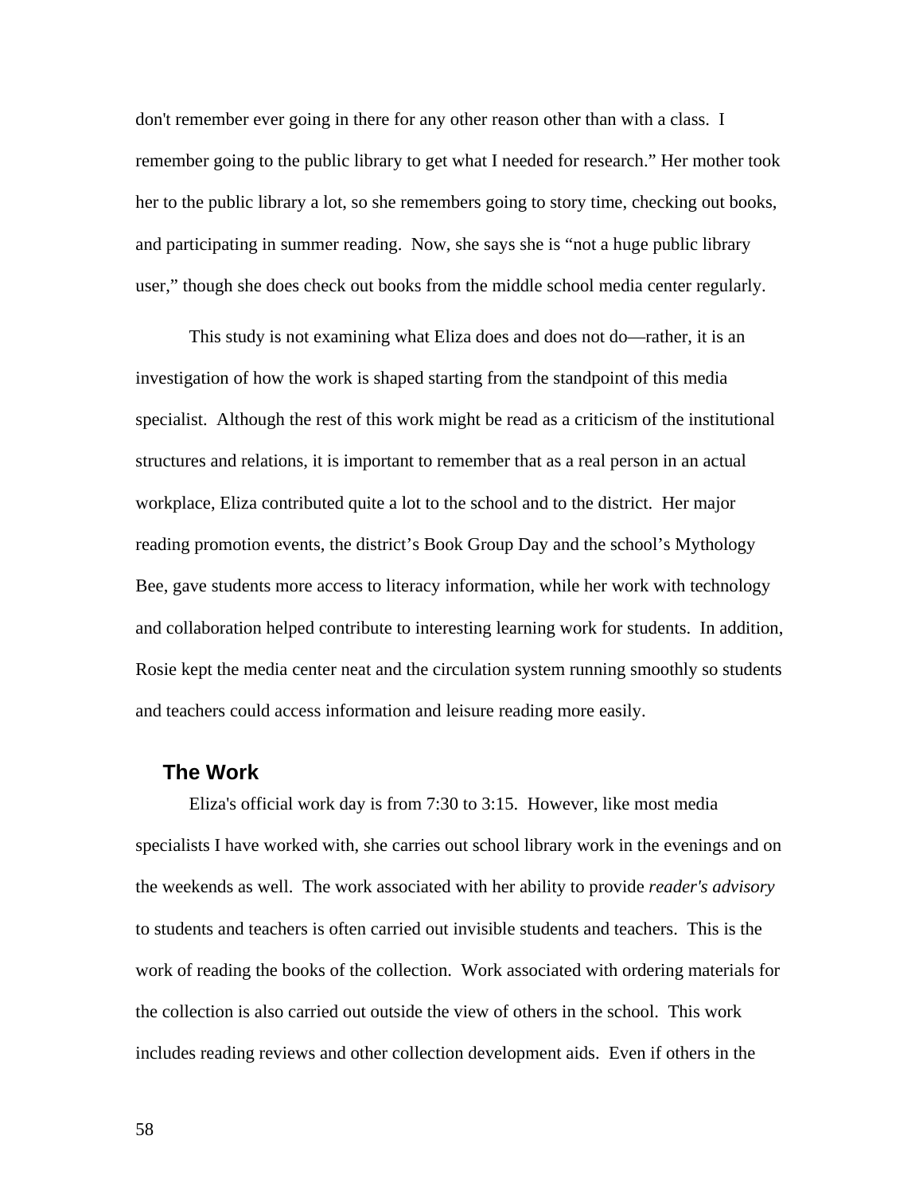don't remember ever going in there for any other reason other than with a class.  I remember going to the public library to get what I needed for research." Her mother took her to the public library a lot, so she remembers going to story time, checking out books, and participating in summer reading.  Now, she says she is "not a huge public library user," though she does check out books from the middle school media center regularly.

This study is not examining what Eliza does and does not do—rather, it is an investigation of how the work is shaped starting from the standpoint of this media specialist.  Although the rest of this work might be read as a criticism of the institutional structures and relations, it is important to remember that as a real person in an actual workplace, Eliza contributed quite a lot to the school and to the district.  Her major reading promotion events, the district's Book Group Day and the school's Mythology Bee, gave students more access to literacy information, while her work with technology and collaboration helped contribute to interesting learning work for students.  In addition, Rosie kept the media center neat and the circulation system running smoothly so students and teachers could access information and leisure reading more easily.

## The Work

Eliza's official work day is from 7:30 to 3:15.  However, like most media specialists I have worked with, she carries out school library work in the evenings and on the weekends as well.  The work associated with her ability to provide *reader's advisory* to students and teachers is often carried out invisible students and teachers.  This is the work of reading the books of the collection.  Work associated with ordering materials for the collection is also carried out outside the view of others in the school.  This work includes reading reviews and other collection development aids.  Even if others in the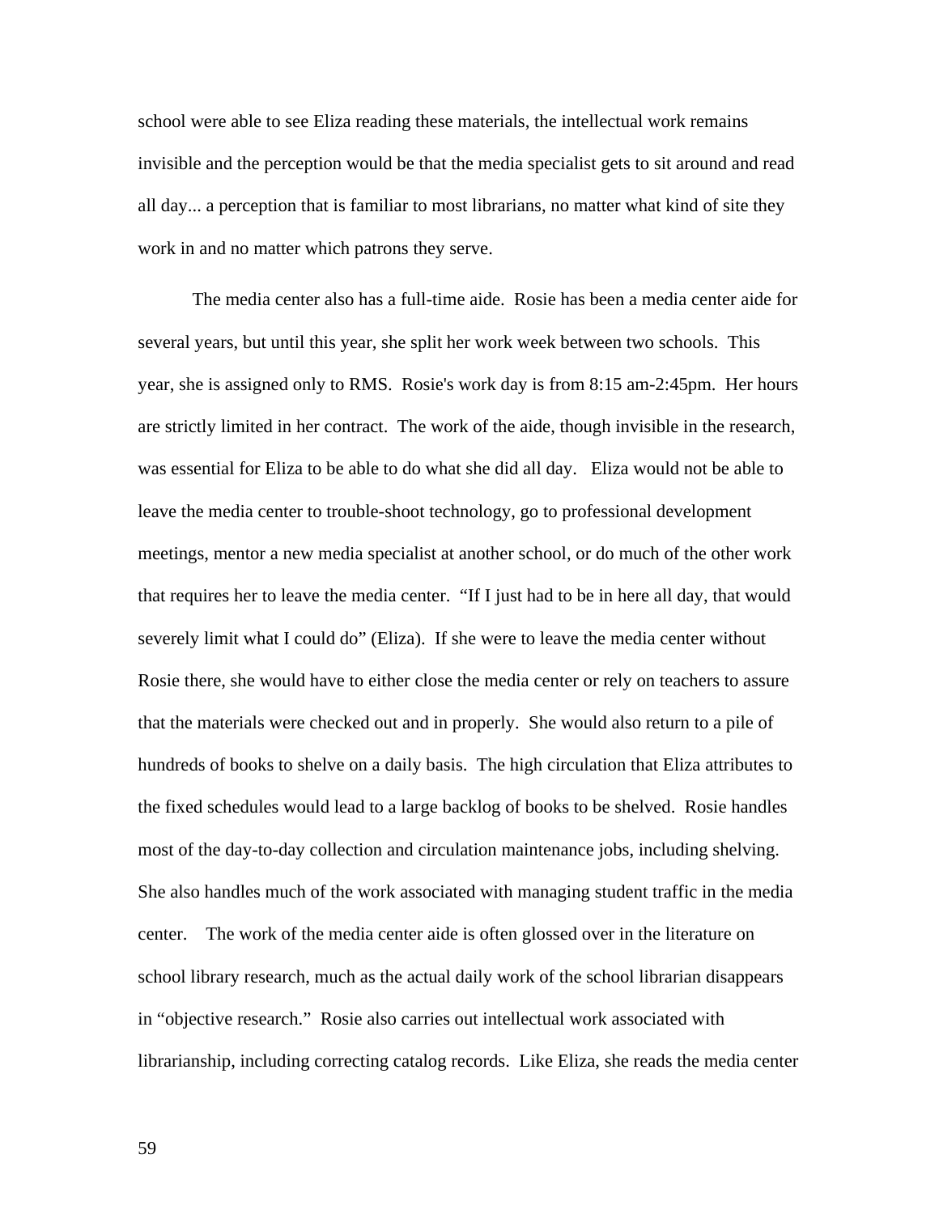school were able to see Eliza reading these materials, the intellectual work remains invisible and the perception would be that the media specialist gets to sit around and read all day... a perception that is familiar to most librarians, no matter what kind of site they work in and no matter which patrons they serve.

The media center also has a full-time aide. Rosie has been a media center aide for several years, but until this year, she split her work week between two schools. This year, she is assigned only to RMS. Rosie's work day is from 8:15 am-2:45pm. Her hours are strictly limited in her contract. The work of the aide, though invisible in the research, was essential for Eliza to be able to do what she did all day. Eliza would not be able to leave the media center to trouble-shoot technology, go to professional development meetings, mentor a new media specialist at another school, or do much of the other work that requires her to leave the media center. "If I just had to be in here all day, that would severely limit what I could do" (Eliza). If she were to leave the media center without Rosie there, she would have to either close the media center or rely on teachers to assure that the materials were checked out and in properly. She would also return to a pile of hundreds of books to shelve on a daily basis. The high circulation that Eliza attributes to the fixed schedules would lead to a large backlog of books to be shelved. Rosie handles most of the day-to-day collection and circulation maintenance jobs, including shelving. She also handles much of the work associated with managing student traffic in the media center. The work of the media center aide is often glossed over in the literature on school library research, much as the actual daily work of the school librarian disappears in "objective research." Rosie also carries out intellectual work associated with librarianship, including correcting catalog records. Like Eliza, she reads the media center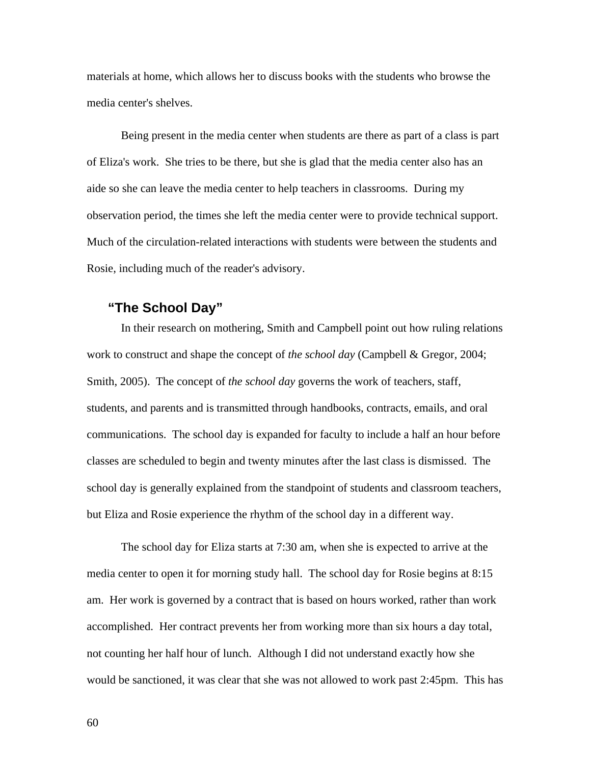materials at home, which allows her to discuss books with the students who browse the media center's shelves.

Being present in the media center when students are there as part of a class is part of Eliza's work. She tries to be there, but she is glad that the media center also has an aide so she can leave the media center to help teachers in classrooms. During my observation period, the times she left the media center were to provide technical support. Much of the circulation-related interactions with students were between the students and Rosie, including much of the reader's advisory.

### "The School Day"

In their research on mothering, Smith and Campbell point out how ruling relations work to construct and shape the concept of *the school day* (Campbell & Gregor, 2004; Smith, 2005). The concept of *the school day* governs the work of teachers, staff, students, and parents and is transmitted through handbooks, contracts, emails, and oral communications. The school day is expanded for faculty to include a half an hour before classes are scheduled to begin and twenty minutes after the last class is dismissed. The school day is generally explained from the standpoint of students and classroom teachers, but Eliza and Rosie experience the rhythm of the school day in a different way.

The school day for Eliza starts at 7:30 am, when she is expected to arrive at the media center to open it for morning study hall. The school day for Rosie begins at 8:15 am. Her work is governed by a contract that is based on hours worked, rather than work accomplished. Her contract prevents her from working more than six hours a day total, not counting her half hour of lunch. Although I did not understand exactly how she would be sanctioned, it was clear that she was not allowed to work past 2:45pm. This has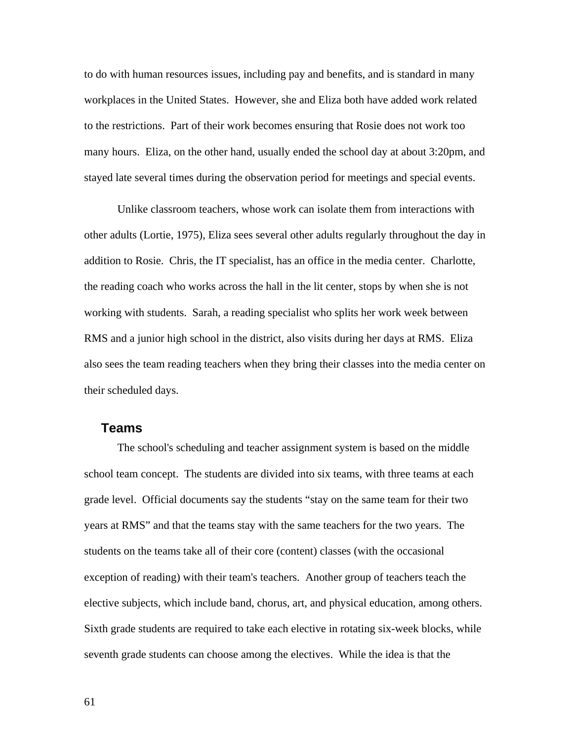to do with human resources issues, including pay and benefits, and is standard in many workplaces in the United States. However, she and Eliza both have added work related to the restrictions. Part of their work becomes ensuring that Rosie does not work too many hours. Eliza, on the other hand, usually ended the school day at about 3:20pm, and stayed late several times during the observation period for meetings and special events.

Unlike classroom teachers, whose work can isolate them from interactions with other adults (Lortie, 1975), Eliza sees several other adults regularly throughout the day in addition to Rosie. Chris, the IT specialist, has an office in the media center. Charlotte, the reading coach who works across the hall in the lit center, stops by when she is not working with students. Sarah, a reading specialist who splits her work week between RMS and a junior high school in the district, also visits during her days at RMS. Eliza also sees the team reading teachers when they bring their classes into the media center on their scheduled days.

### Teams

The school's scheduling and teacher assignment system is based on the middle school team concept. The students are divided into six teams, with three teams at each grade level. Official documents say the students "stay on the same team for their two years at RMS" and that the teams stay with the same teachers for the two years. The students on the teams take all of their core (content) classes (with the occasional exception of reading) with their team's teachers. Another group of teachers teach the elective subjects, which include band, chorus, art, and physical education, among others. Sixth grade students are required to take each elective in rotating six-week blocks, while seventh grade students can choose among the electives. While the idea is that the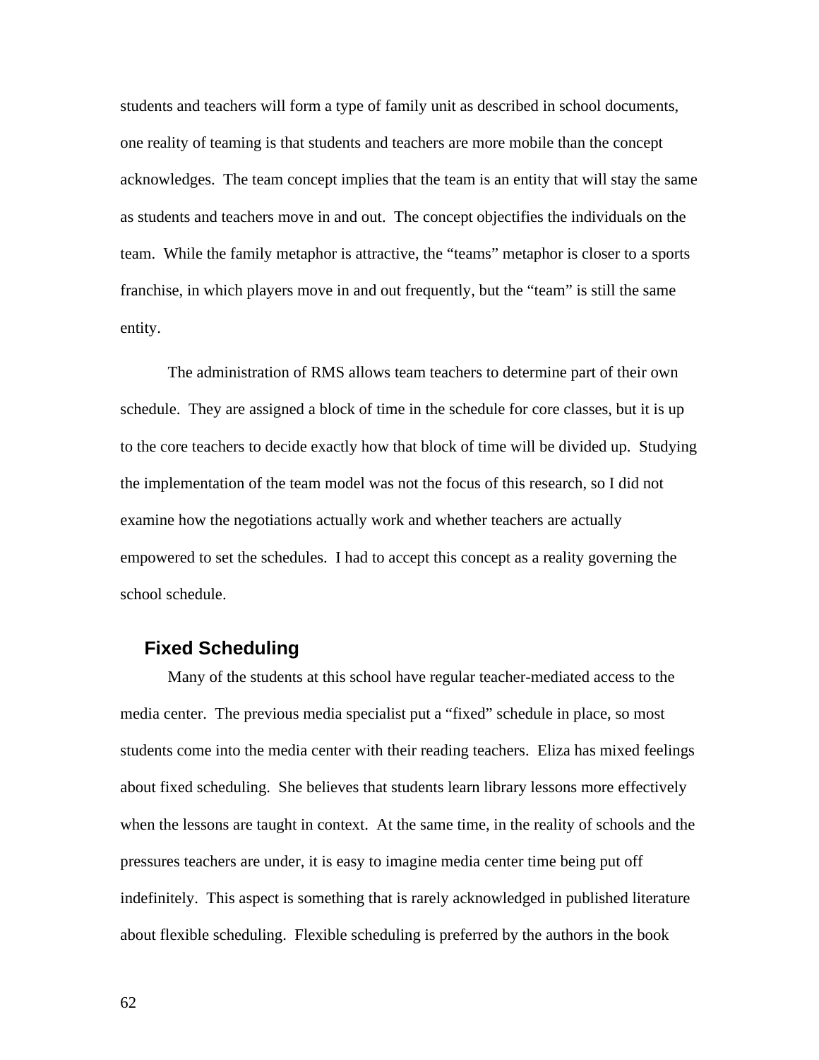students and teachers will form a type of family unit as described in school documents, one reality of teaming is that students and teachers are more mobile than the concept acknowledges. The team concept implies that the team is an entity that will stay the same as students and teachers move in and out. The concept objectifies the individuals on the team. While the family metaphor is attractive, the “teams” metaphor is closer to a sports franchise, in which players move in and out frequently, but the “team” is still the same entity.

The administration of RMS allows team teachers to determine part of their own schedule. They are assigned a block of time in the schedule for core classes, but it is up to the core teachers to decide exactly how that block of time will be divided up. Studying the implementation of the team model was not the focus of this research, so I did not examine how the negotiations actually work and whether teachers are actually empowered to set the schedules. I had to accept this concept as a reality governing the school schedule.

## Fixed Scheduling

Many of the students at this school have regular teacher-mediated access to the media center. The previous media specialist put a “fixed” schedule in place, so most students come into the media center with their reading teachers. Eliza has mixed feelings about fixed scheduling. She believes that students learn library lessons more effectively when the lessons are taught in context. At the same time, in the reality of schools and the pressures teachers are under, it is easy to imagine media center time being put off indefinitely. This aspect is something that is rarely acknowledged in published literature about flexible scheduling. Flexible scheduling is preferred by the authors in the book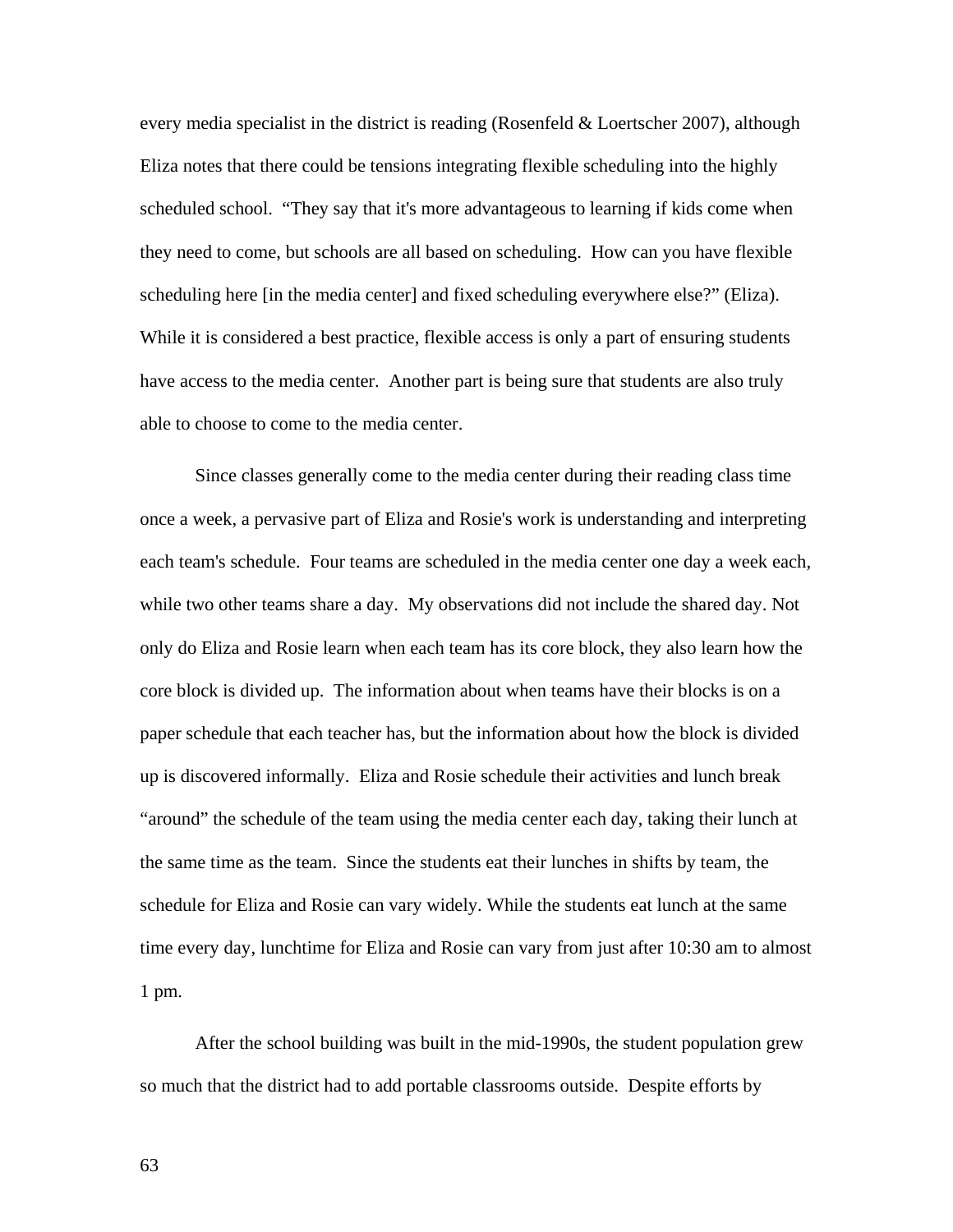every media specialist in the district is reading (Rosenfeld & Loertscher 2007), although Eliza notes that there could be tensions integrating flexible scheduling into the highly scheduled school. "They say that it's more advantageous to learning if kids come when they need to come, but schools are all based on scheduling. How can you have flexible scheduling here [in the media center] and fixed scheduling everywhere else?" (Eliza). While it is considered a best practice, flexible access is only a part of ensuring students have access to the media center. Another part is being sure that students are also truly able to choose to come to the media center.

Since classes generally come to the media center during their reading class time once a week, a pervasive part of Eliza and Rosie's work is understanding and interpreting each team's schedule. Four teams are scheduled in the media center one day a week each, while two other teams share a day. My observations did not include the shared day. Not only do Eliza and Rosie learn when each team has its core block, they also learn how the core block is divided up. The information about when teams have their blocks is on a paper schedule that each teacher has, but the information about how the block is divided up is discovered informally. Eliza and Rosie schedule their activities and lunch break "around" the schedule of the team using the media center each day, taking their lunch at the same time as the team. Since the students eat their lunches in shifts by team, the schedule for Eliza and Rosie can vary widely. While the students eat lunch at the same time every day, lunchtime for Eliza and Rosie can vary from just after 10:30 am to almost 1 pm.

After the school building was built in the mid-1990s, the student population grew so much that the district had to add portable classrooms outside. Despite efforts by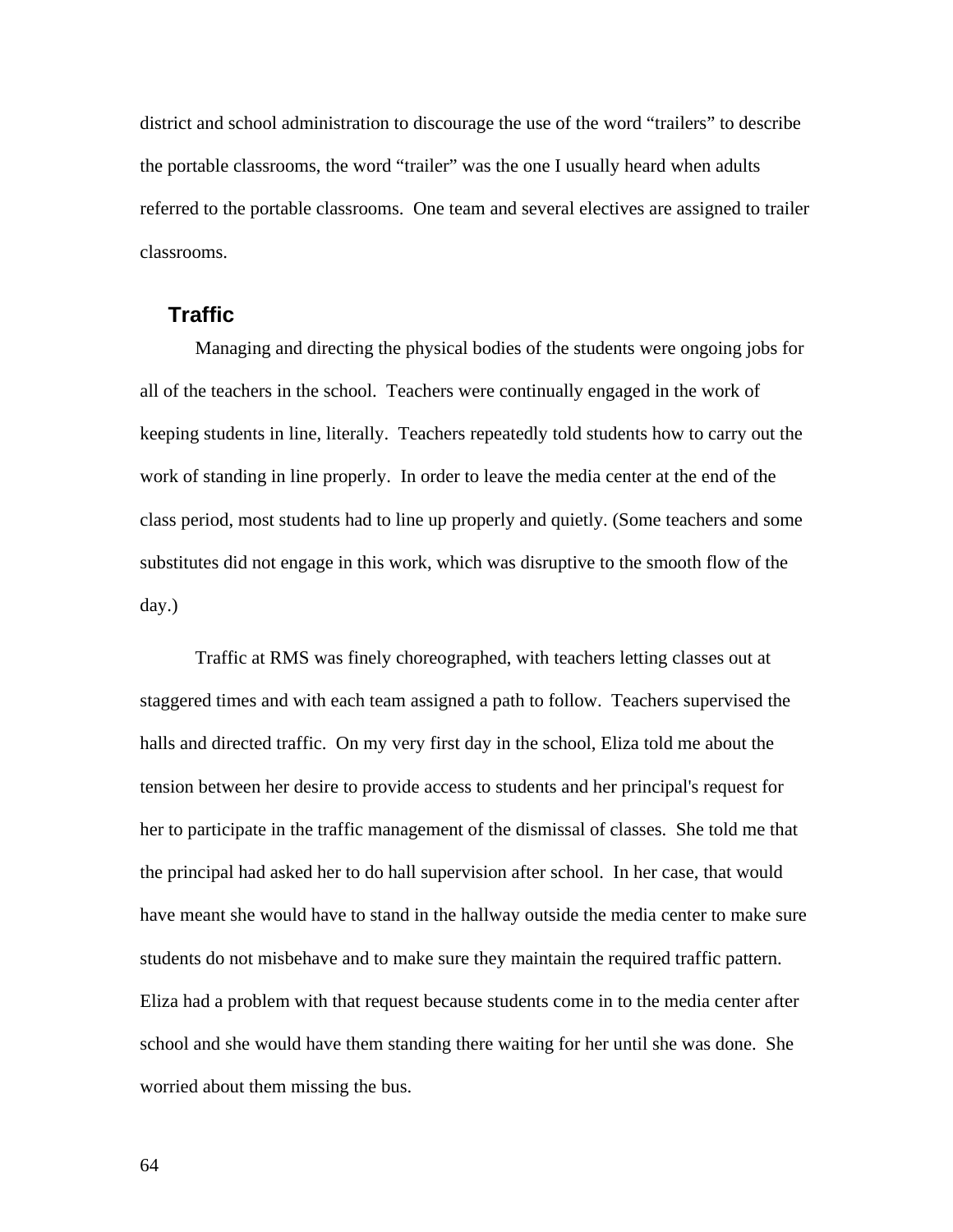district and school administration to discourage the use of the word “trailers” to describe the portable classrooms, the word “trailer” was the one I usually heard when adults referred to the portable classrooms. One team and several electives are assigned to trailer classrooms.

### Traffic

Managing and directing the physical bodies of the students were ongoing jobs for all of the teachers in the school. Teachers were continually engaged in the work of keeping students in line, literally. Teachers repeatedly told students how to carry out the work of standing in line properly. In order to leave the media center at the end of the class period, most students had to line up properly and quietly. (Some teachers and some substitutes did not engage in this work, which was disruptive to the smooth flow of the day.)

Traffic at RMS was finely choreographed, with teachers letting classes out at staggered times and with each team assigned a path to follow. Teachers supervised the halls and directed traffic. On my very first day in the school, Eliza told me about the tension between her desire to provide access to students and her principal's request for her to participate in the traffic management of the dismissal of classes. She told me that the principal had asked her to do hall supervision after school. In her case, that would have meant she would have to stand in the hallway outside the media center to make sure students do not misbehave and to make sure they maintain the required traffic pattern. Eliza had a problem with that request because students come in to the media center after school and she would have them standing there waiting for her until she was done. She worried about them missing the bus.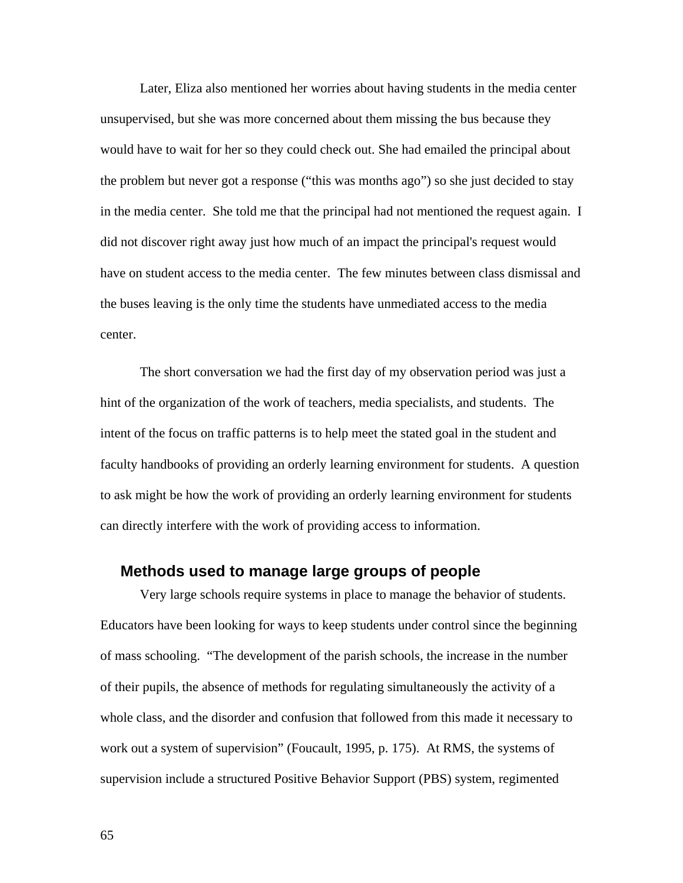Later, Eliza also mentioned her worries about having students in the media center unsupervised, but she was more concerned about them missing the bus because they would have to wait for her so they could check out. She had emailed the principal about the problem but never got a response ("this was months ago") so she just decided to stay in the media center. She told me that the principal had not mentioned the request again. I did not discover right away just how much of an impact the principal's request would have on student access to the media center. The few minutes between class dismissal and the buses leaving is the only time the students have unmediated access to the media center.

The short conversation we had the first day of my observation period was just a hint of the organization of the work of teachers, media specialists, and students. The intent of the focus on traffic patterns is to help meet the stated goal in the student and faculty handbooks of providing an orderly learning environment for students. A question to ask might be how the work of providing an orderly learning environment for students can directly interfere with the work of providing access to information.

## Methods used to manage large groups of people

Very large schools require systems in place to manage the behavior of students. Educators have been looking for ways to keep students under control since the beginning of mass schooling. "The development of the parish schools, the increase in the number of their pupils, the absence of methods for regulating simultaneously the activity of a whole class, and the disorder and confusion that followed from this made it necessary to work out a system of supervision" (Foucault, 1995, p. 175). At RMS, the systems of supervision include a structured Positive Behavior Support (PBS) system, regimented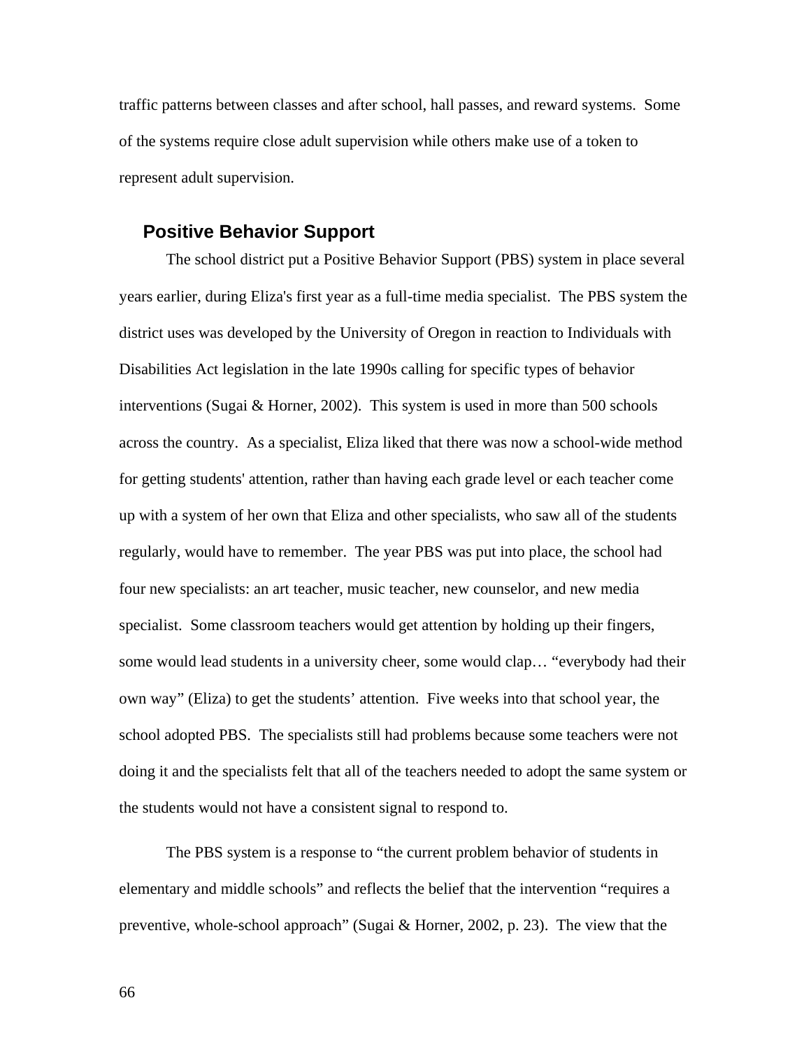traffic patterns between classes and after school, hall passes, and reward systems. Some of the systems require close adult supervision while others make use of a token to represent adult supervision.

## Positive Behavior Support

The school district put a Positive Behavior Support (PBS) system in place several years earlier, during Eliza's first year as a full-time media specialist. The PBS system the district uses was developed by the University of Oregon in reaction to Individuals with Disabilities Act legislation in the late 1990s calling for specific types of behavior interventions (Sugai & Horner, 2002). This system is used in more than 500 schools across the country. As a specialist, Eliza liked that there was now a school-wide method for getting students' attention, rather than having each grade level or each teacher come up with a system of her own that Eliza and other specialists, who saw all of the students regularly, would have to remember. The year PBS was put into place, the school had four new specialists: an art teacher, music teacher, new counselor, and new media specialist. Some classroom teachers would get attention by holding up their fingers, some would lead students in a university cheer, some would clap… "everybody had their own way" (Eliza) to get the students' attention. Five weeks into that school year, the school adopted PBS. The specialists still had problems because some teachers were not doing it and the specialists felt that all of the teachers needed to adopt the same system or the students would not have a consistent signal to respond to.

The PBS system is a response to "the current problem behavior of students in elementary and middle schools" and reflects the belief that the intervention "requires a preventive, whole-school approach" (Sugai & Horner, 2002, p. 23). The view that the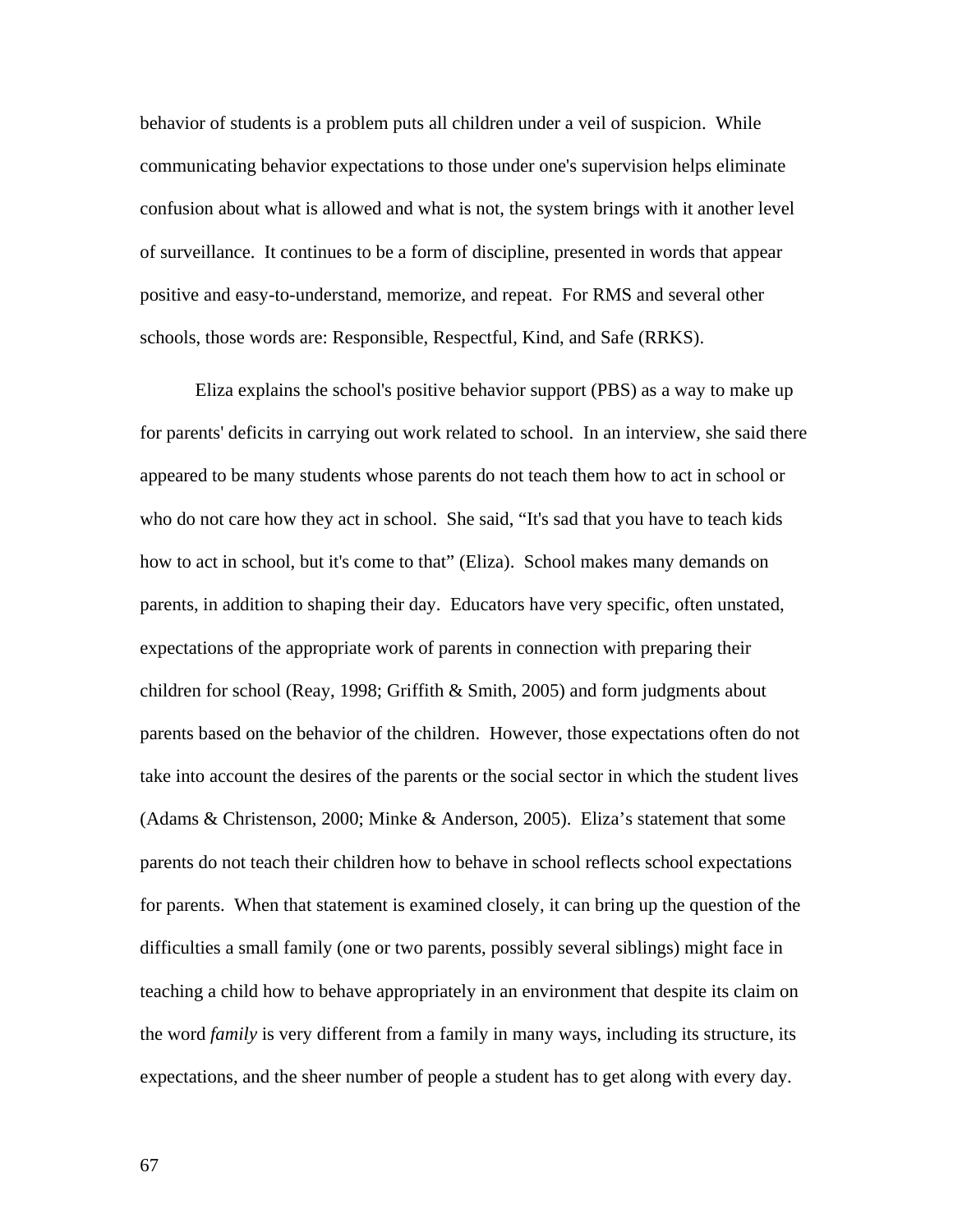behavior of students is a problem puts all children under a veil of suspicion.  While communicating behavior expectations to those under one's supervision helps eliminate confusion about what is allowed and what is not, the system brings with it another level of surveillance.  It continues to be a form of discipline, presented in words that appear positive and easy-to-understand, memorize, and repeat.  For RMS and several other schools, those words are: Responsible, Respectful, Kind, and Safe (RRKS).

Eliza explains the school's positive behavior support (PBS) as a way to make up for parents' deficits in carrying out work related to school.  In an interview, she said there appeared to be many students whose parents do not teach them how to act in school or who do not care how they act in school.  She said, “It's sad that you have to teach kids how to act in school, but it's come to that” (Eliza).  School makes many demands on parents, in addition to shaping their day.  Educators have very specific, often unstated, expectations of the appropriate work of parents in connection with preparing their children for school (Reay, 1998; Griffith & Smith, 2005) and form judgments about parents based on the behavior of the children.  However, those expectations often do not take into account the desires of the parents or the social sector in which the student lives (Adams & Christenson, 2000; Minke & Anderson, 2005).  Eliza’s statement that some parents do not teach their children how to behave in school reflects school expectations for parents.  When that statement is examined closely, it can bring up the question of the difficulties a small family (one or two parents, possibly several siblings) might face in teaching a child how to behave appropriately in an environment that despite its claim on the word *family* is very different from a family in many ways, including its structure, its expectations, and the sheer number of people a student has to get along with every day.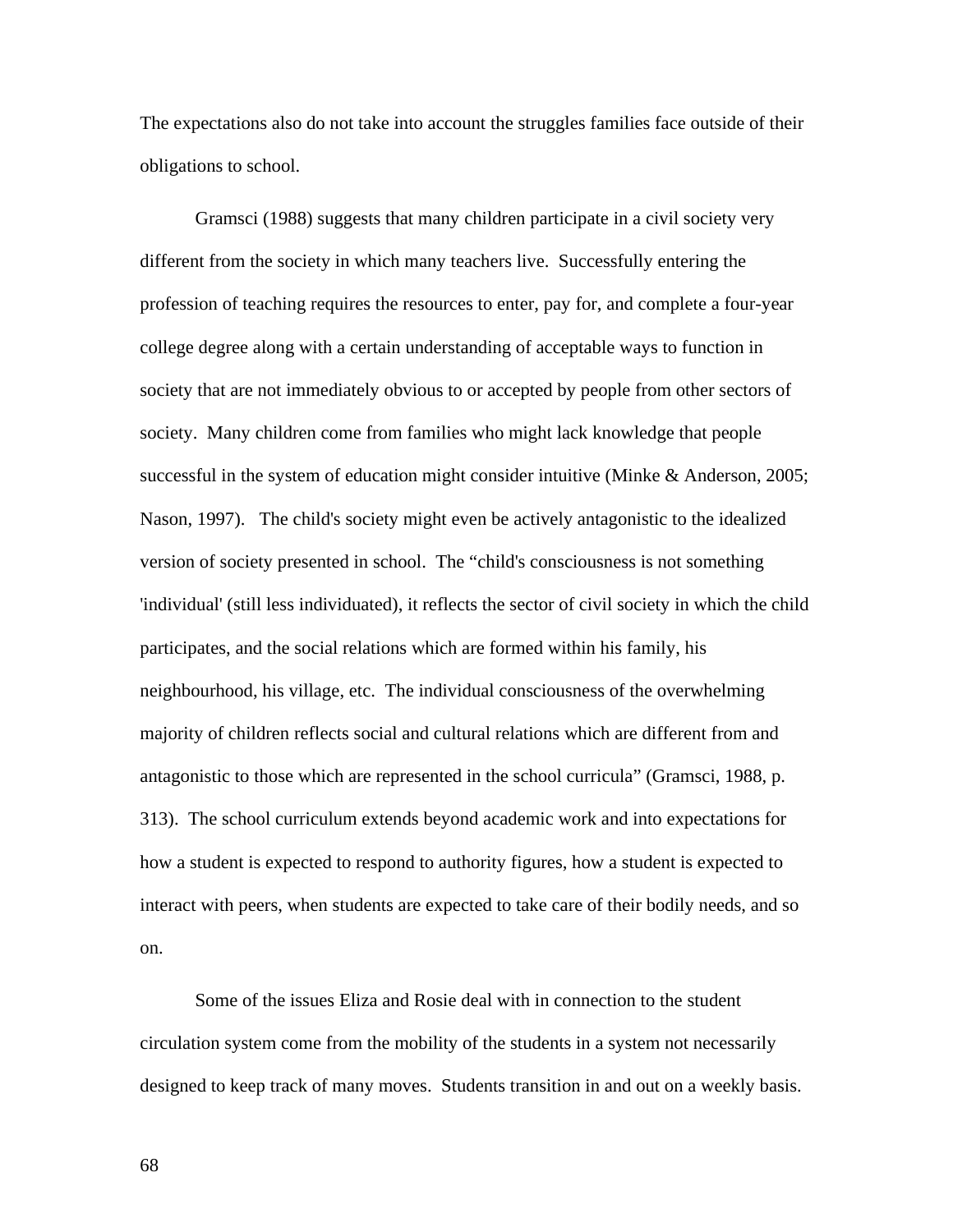The expectations also do not take into account the struggles families face outside of their obligations to school.

Gramsci (1988) suggests that many children participate in a civil society very different from the society in which many teachers live. Successfully entering the profession of teaching requires the resources to enter, pay for, and complete a four-year college degree along with a certain understanding of acceptable ways to function in society that are not immediately obvious to or accepted by people from other sectors of society. Many children come from families who might lack knowledge that people successful in the system of education might consider intuitive (Minke & Anderson, 2005; Nason, 1997). The child's society might even be actively antagonistic to the idealized version of society presented in school. The "child's consciousness is not something 'individual' (still less individuated), it reflects the sector of civil society in which the child participates, and the social relations which are formed within his family, his neighbourhood, his village, etc. The individual consciousness of the overwhelming majority of children reflects social and cultural relations which are different from and antagonistic to those which are represented in the school curricula" (Gramsci, 1988, p. 313). The school curriculum extends beyond academic work and into expectations for how a student is expected to respond to authority figures, how a student is expected to interact with peers, when students are expected to take care of their bodily needs, and so on.

Some of the issues Eliza and Rosie deal with in connection to the student circulation system come from the mobility of the students in a system not necessarily designed to keep track of many moves. Students transition in and out on a weekly basis.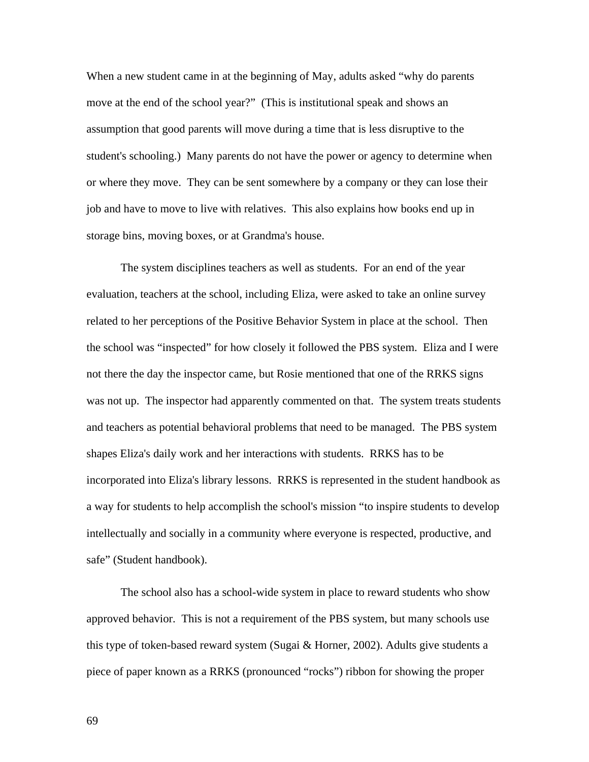When a new student came in at the beginning of May, adults asked "why do parents move at the end of the school year?" (This is institutional speak and shows an assumption that good parents will move during a time that is less disruptive to the student's schooling.) Many parents do not have the power or agency to determine when or where they move. They can be sent somewhere by a company or they can lose their job and have to move to live with relatives. This also explains how books end up in storage bins, moving boxes, or at Grandma's house.

The system disciplines teachers as well as students. For an end of the year evaluation, teachers at the school, including Eliza, were asked to take an online survey related to her perceptions of the Positive Behavior System in place at the school. Then the school was "inspected" for how closely it followed the PBS system. Eliza and I were not there the day the inspector came, but Rosie mentioned that one of the RRKS signs was not up. The inspector had apparently commented on that. The system treats students and teachers as potential behavioral problems that need to be managed. The PBS system shapes Eliza's daily work and her interactions with students. RRKS has to be incorporated into Eliza's library lessons. RRKS is represented in the student handbook as a way for students to help accomplish the school's mission "to inspire students to develop intellectually and socially in a community where everyone is respected, productive, and safe" (Student handbook).

The school also has a school-wide system in place to reward students who show approved behavior. This is not a requirement of the PBS system, but many schools use this type of token-based reward system (Sugai & Horner, 2002). Adults give students a piece of paper known as a RRKS (pronounced "rocks") ribbon for showing the proper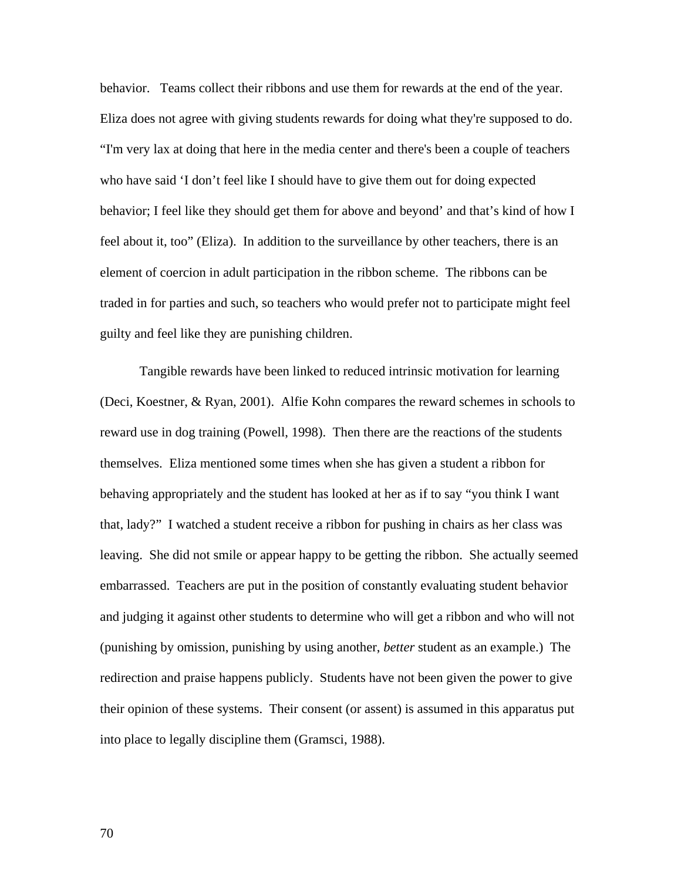behavior. Teams collect their ribbons and use them for rewards at the end of the year. Eliza does not agree with giving students rewards for doing what they're supposed to do. "I'm very lax at doing that here in the media center and there's been a couple of teachers who have said 'I don't feel like I should have to give them out for doing expected behavior; I feel like they should get them for above and beyond' and that's kind of how I feel about it, too" (Eliza). In addition to the surveillance by other teachers, there is an element of coercion in adult participation in the ribbon scheme. The ribbons can be traded in for parties and such, so teachers who would prefer not to participate might feel guilty and feel like they are punishing children.

Tangible rewards have been linked to reduced intrinsic motivation for learning (Deci, Koestner, & Ryan, 2001). Alfie Kohn compares the reward schemes in schools to reward use in dog training (Powell, 1998). Then there are the reactions of the students themselves. Eliza mentioned some times when she has given a student a ribbon for behaving appropriately and the student has looked at her as if to say "you think I want that, lady?" I watched a student receive a ribbon for pushing in chairs as her class was leaving. She did not smile or appear happy to be getting the ribbon. She actually seemed embarrassed. Teachers are put in the position of constantly evaluating student behavior and judging it against other students to determine who will get a ribbon and who will not (punishing by omission, punishing by using another, *better* student as an example.) The redirection and praise happens publicly. Students have not been given the power to give their opinion of these systems. Their consent (or assent) is assumed in this apparatus put into place to legally discipline them (Gramsci, 1988).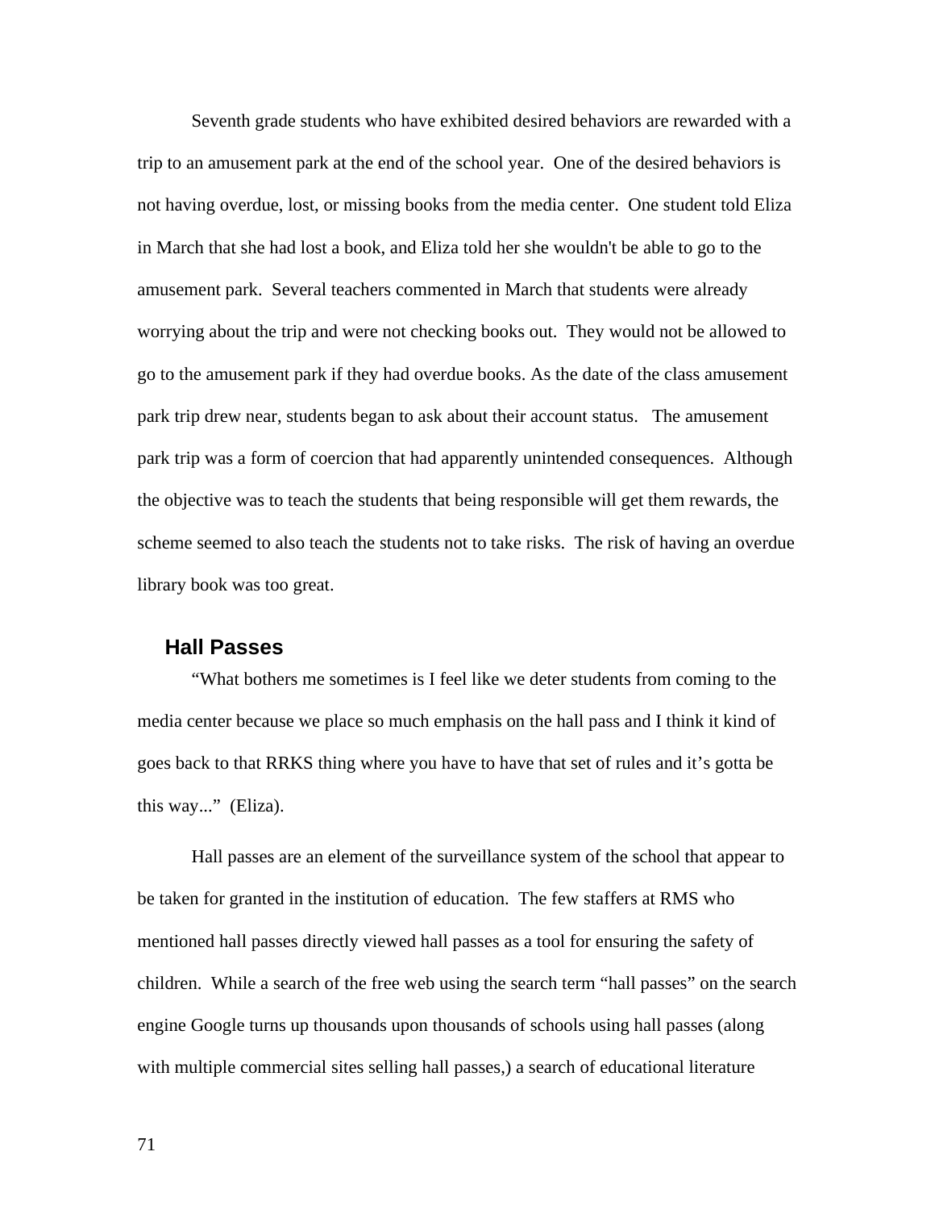Seventh grade students who have exhibited desired behaviors are rewarded with a trip to an amusement park at the end of the school year. One of the desired behaviors is not having overdue, lost, or missing books from the media center. One student told Eliza in March that she had lost a book, and Eliza told her she wouldn't be able to go to the amusement park. Several teachers commented in March that students were already worrying about the trip and were not checking books out. They would not be allowed to go to the amusement park if they had overdue books. As the date of the class amusement park trip drew near, students began to ask about their account status. The amusement park trip was a form of coercion that had apparently unintended consequences. Although the objective was to teach the students that being responsible will get them rewards, the scheme seemed to also teach the students not to take risks. The risk of having an overdue library book was too great.

## Hall Passes

"What bothers me sometimes is I feel like we deter students from coming to the media center because we place so much emphasis on the hall pass and I think it kind of goes back to that RRKS thing where you have to have that set of rules and it's gotta be this way..." (Eliza).

Hall passes are an element of the surveillance system of the school that appear to be taken for granted in the institution of education. The few staffers at RMS who mentioned hall passes directly viewed hall passes as a tool for ensuring the safety of children. While a search of the free web using the search term "hall passes" on the search engine Google turns up thousands upon thousands of schools using hall passes (along with multiple commercial sites selling hall passes,) a search of educational literature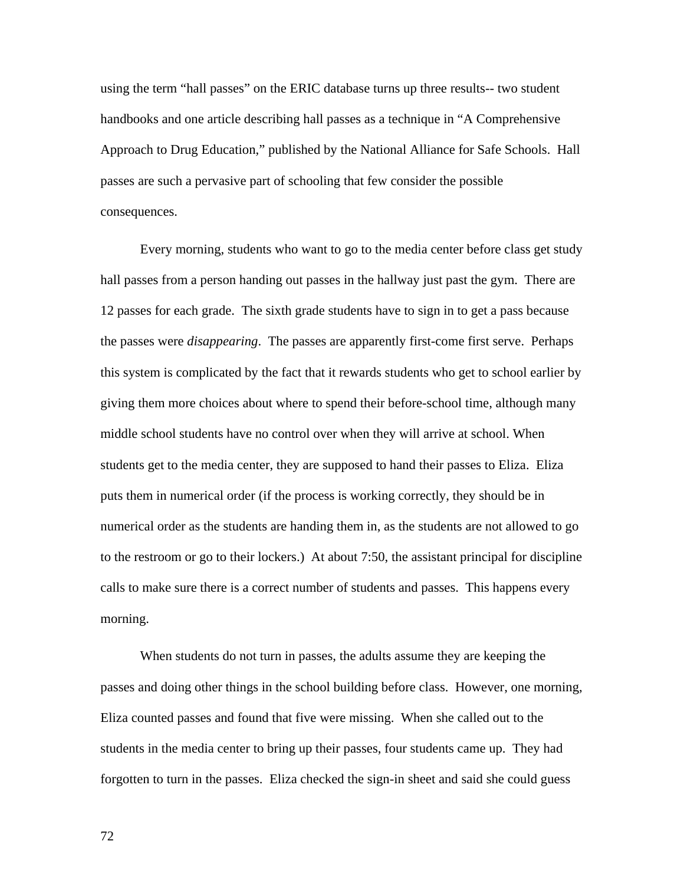using the term “hall passes” on the ERIC database turns up three results-- two student handbooks and one article describing hall passes as a technique in “A Comprehensive Approach to Drug Education,” published by the National Alliance for Safe Schools. Hall passes are such a pervasive part of schooling that few consider the possible consequences.

Every morning, students who want to go to the media center before class get study hall passes from a person handing out passes in the hallway just past the gym. There are 12 passes for each grade. The sixth grade students have to sign in to get a pass because the passes were *disappearing*. The passes are apparently first-come first serve. Perhaps this system is complicated by the fact that it rewards students who get to school earlier by giving them more choices about where to spend their before-school time, although many middle school students have no control over when they will arrive at school. When students get to the media center, they are supposed to hand their passes to Eliza. Eliza puts them in numerical order (if the process is working correctly, they should be in numerical order as the students are handing them in, as the students are not allowed to go to the restroom or go to their lockers.) At about 7:50, the assistant principal for discipline calls to make sure there is a correct number of students and passes. This happens every morning.

When students do not turn in passes, the adults assume they are keeping the passes and doing other things in the school building before class. However, one morning, Eliza counted passes and found that five were missing. When she called out to the students in the media center to bring up their passes, four students came up. They had forgotten to turn in the passes. Eliza checked the sign-in sheet and said she could guess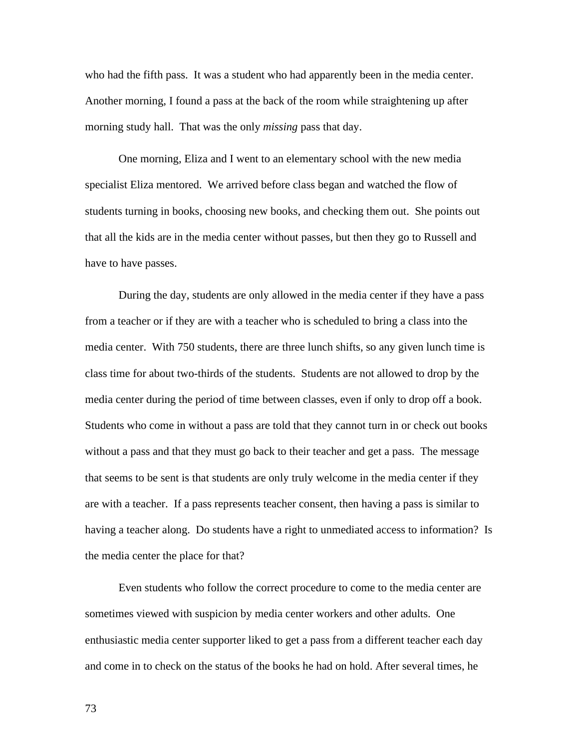who had the fifth pass. It was a student who had apparently been in the media center. Another morning, I found a pass at the back of the room while straightening up after morning study hall. That was the only *missing* pass that day.

One morning, Eliza and I went to an elementary school with the new media specialist Eliza mentored. We arrived before class began and watched the flow of students turning in books, choosing new books, and checking them out. She points out that all the kids are in the media center without passes, but then they go to Russell and have to have passes.

During the day, students are only allowed in the media center if they have a pass from a teacher or if they are with a teacher who is scheduled to bring a class into the media center. With 750 students, there are three lunch shifts, so any given lunch time is class time for about two-thirds of the students. Students are not allowed to drop by the media center during the period of time between classes, even if only to drop off a book. Students who come in without a pass are told that they cannot turn in or check out books without a pass and that they must go back to their teacher and get a pass. The message that seems to be sent is that students are only truly welcome in the media center if they are with a teacher. If a pass represents teacher consent, then having a pass is similar to having a teacher along. Do students have a right to unmediated access to information? Is the media center the place for that?

Even students who follow the correct procedure to come to the media center are sometimes viewed with suspicion by media center workers and other adults. One enthusiastic media center supporter liked to get a pass from a different teacher each day and come in to check on the status of the books he had on hold. After several times, he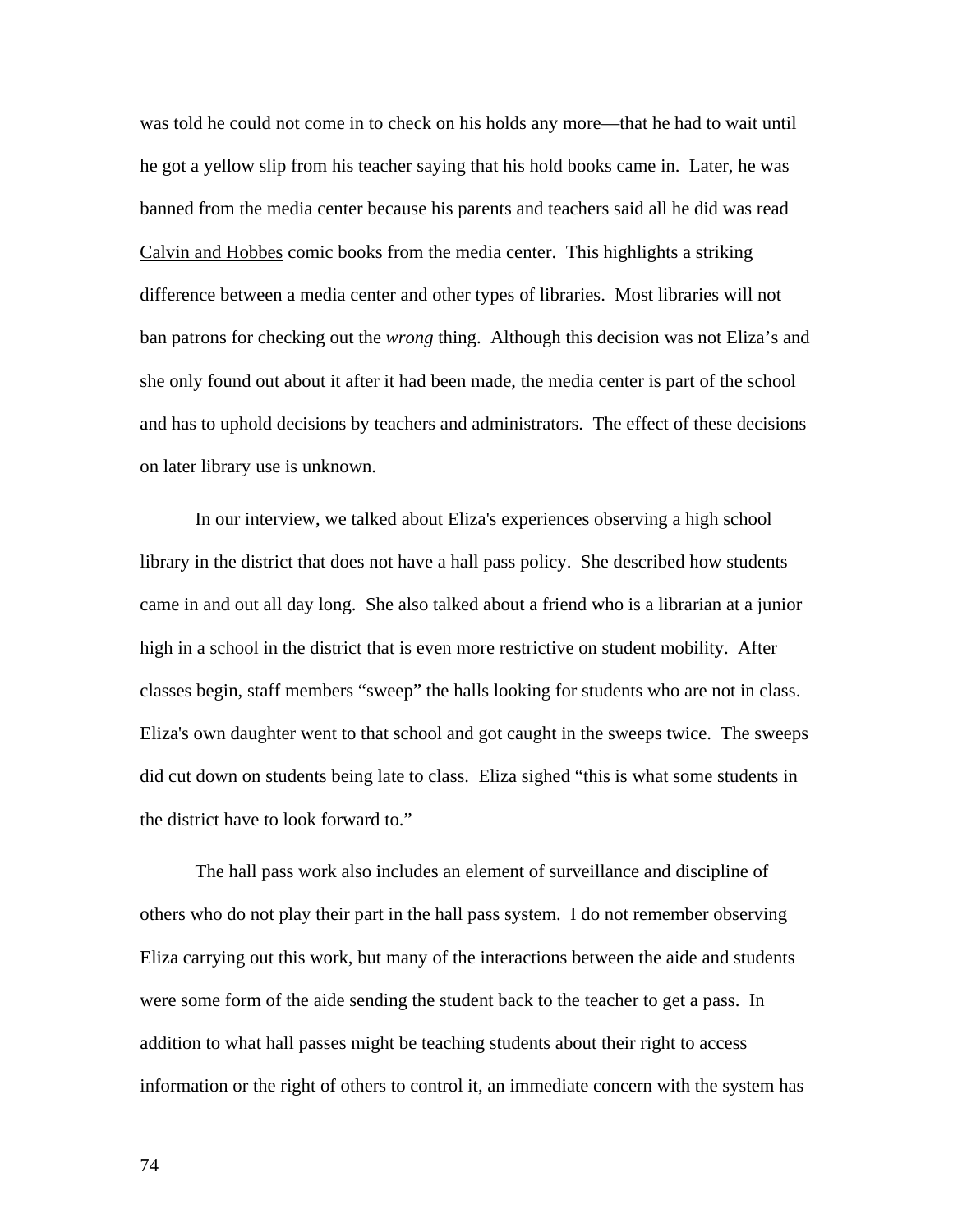was told he could not come in to check on his holds any more—that he had to wait until he got a yellow slip from his teacher saying that his hold books came in. Later, he was banned from the media center because his parents and teachers said all he did was read Calvin and Hobbes comic books from the media center. This highlights a striking difference between a media center and other types of libraries. Most libraries will not ban patrons for checking out the *wrong* thing. Although this decision was not Eliza's and she only found out about it after it had been made, the media center is part of the school and has to uphold decisions by teachers and administrators. The effect of these decisions on later library use is unknown.

In our interview, we talked about Eliza's experiences observing a high school library in the district that does not have a hall pass policy. She described how students came in and out all day long. She also talked about a friend who is a librarian at a junior high in a school in the district that is even more restrictive on student mobility. After classes begin, staff members "sweep" the halls looking for students who are not in class. Eliza's own daughter went to that school and got caught in the sweeps twice. The sweeps did cut down on students being late to class. Eliza sighed "this is what some students in the district have to look forward to."

The hall pass work also includes an element of surveillance and discipline of others who do not play their part in the hall pass system. I do not remember observing Eliza carrying out this work, but many of the interactions between the aide and students were some form of the aide sending the student back to the teacher to get a pass. In addition to what hall passes might be teaching students about their right to access information or the right of others to control it, an immediate concern with the system has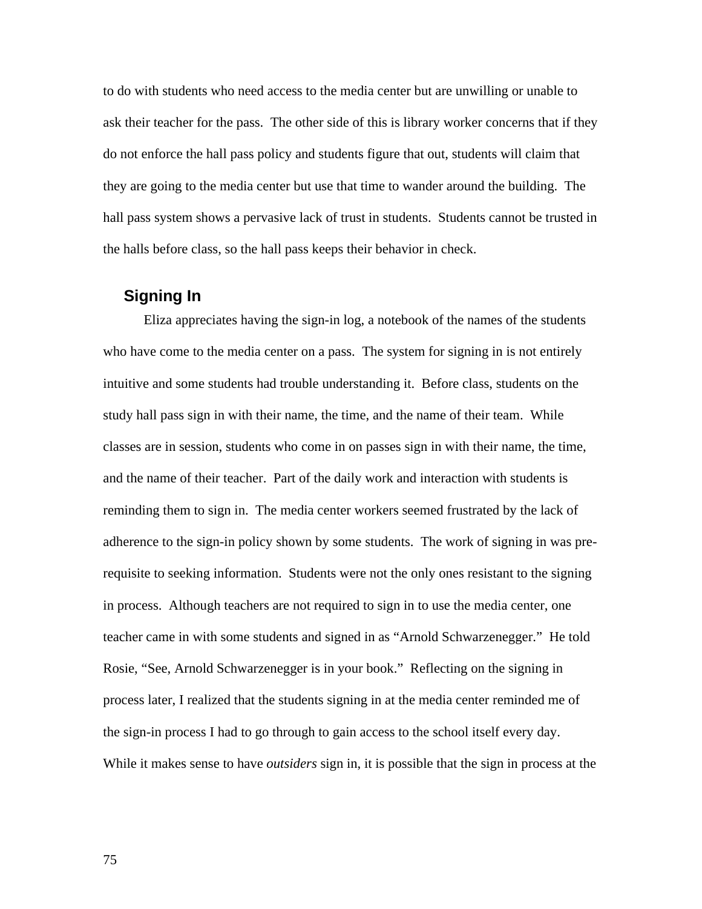to do with students who need access to the media center but are unwilling or unable to ask their teacher for the pass. The other side of this is library worker concerns that if they do not enforce the hall pass policy and students figure that out, students will claim that they are going to the media center but use that time to wander around the building. The hall pass system shows a pervasive lack of trust in students. Students cannot be trusted in the halls before class, so the hall pass keeps their behavior in check.

### Signing In

Eliza appreciates having the sign-in log, a notebook of the names of the students who have come to the media center on a pass. The system for signing in is not entirely intuitive and some students had trouble understanding it. Before class, students on the study hall pass sign in with their name, the time, and the name of their team. While classes are in session, students who come in on passes sign in with their name, the time, and the name of their teacher. Part of the daily work and interaction with students is reminding them to sign in. The media center workers seemed frustrated by the lack of adherence to the sign-in policy shown by some students. The work of signing in was pre-requisite to seeking information. Students were not the only ones resistant to the signing in process. Although teachers are not required to sign in to use the media center, one teacher came in with some students and signed in as "Arnold Schwarzenegger." He told Rosie, "See, Arnold Schwarzenegger is in your book." Reflecting on the signing in process later, I realized that the students signing in at the media center reminded me of the sign-in process I had to go through to gain access to the school itself every day. While it makes sense to have *outsiders* sign in, it is possible that the sign in process at the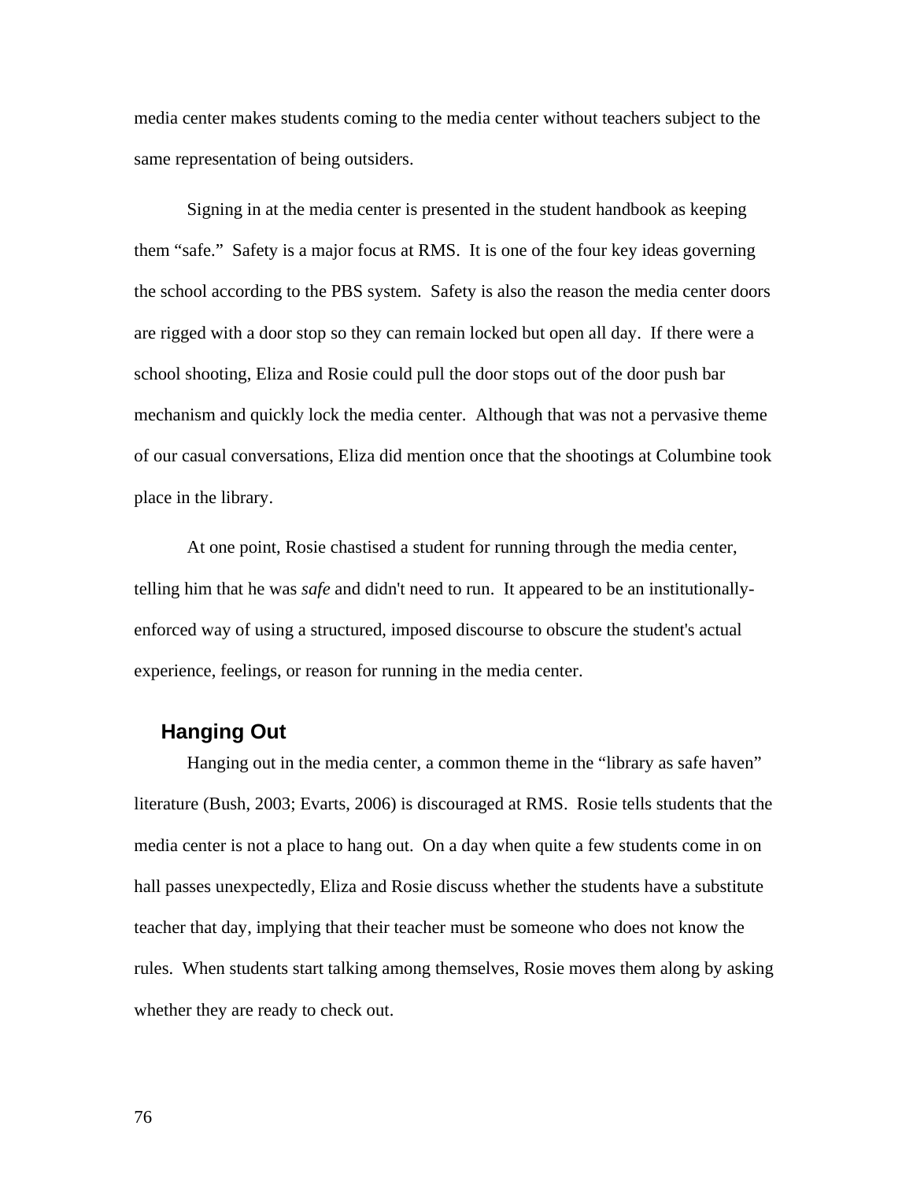media center makes students coming to the media center without teachers subject to the same representation of being outsiders.

Signing in at the media center is presented in the student handbook as keeping them “safe.” Safety is a major focus at RMS. It is one of the four key ideas governing the school according to the PBS system. Safety is also the reason the media center doors are rigged with a door stop so they can remain locked but open all day. If there were a school shooting, Eliza and Rosie could pull the door stops out of the door push bar mechanism and quickly lock the media center. Although that was not a pervasive theme of our casual conversations, Eliza did mention once that the shootings at Columbine took place in the library.

At one point, Rosie chastised a student for running through the media center, telling him that he was *safe* and didn't need to run. It appeared to be an institutionally-enforced way of using a structured, imposed discourse to obscure the student's actual experience, feelings, or reason for running in the media center.

## Hanging Out

Hanging out in the media center, a common theme in the “library as safe haven” literature (Bush, 2003; Evarts, 2006) is discouraged at RMS. Rosie tells students that the media center is not a place to hang out. On a day when quite a few students come in on hall passes unexpectedly, Eliza and Rosie discuss whether the students have a substitute teacher that day, implying that their teacher must be someone who does not know the rules. When students start talking among themselves, Rosie moves them along by asking whether they are ready to check out.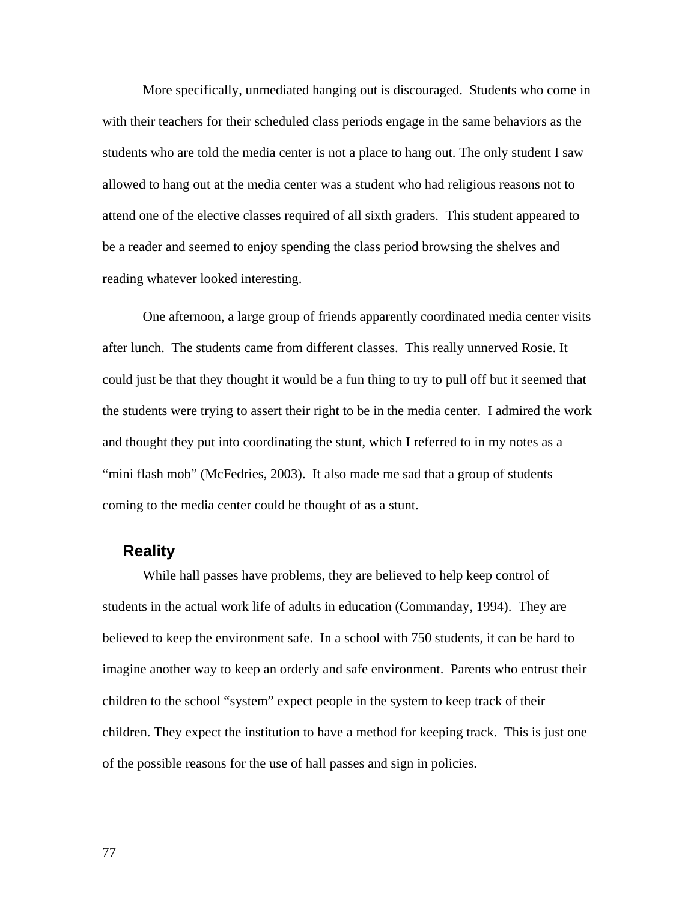More specifically, unmediated hanging out is discouraged. Students who come in with their teachers for their scheduled class periods engage in the same behaviors as the students who are told the media center is not a place to hang out. The only student I saw allowed to hang out at the media center was a student who had religious reasons not to attend one of the elective classes required of all sixth graders. This student appeared to be a reader and seemed to enjoy spending the class period browsing the shelves and reading whatever looked interesting.

One afternoon, a large group of friends apparently coordinated media center visits after lunch. The students came from different classes. This really unnerved Rosie. It could just be that they thought it would be a fun thing to try to pull off but it seemed that the students were trying to assert their right to be in the media center. I admired the work and thought they put into coordinating the stunt, which I referred to in my notes as a “mini flash mob” (McFedries, 2003). It also made me sad that a group of students coming to the media center could be thought of as a stunt.

## Reality

While hall passes have problems, they are believed to help keep control of students in the actual work life of adults in education (Commanday, 1994). They are believed to keep the environment safe. In a school with 750 students, it can be hard to imagine another way to keep an orderly and safe environment. Parents who entrust their children to the school “system” expect people in the system to keep track of their children. They expect the institution to have a method for keeping track. This is just one of the possible reasons for the use of hall passes and sign in policies.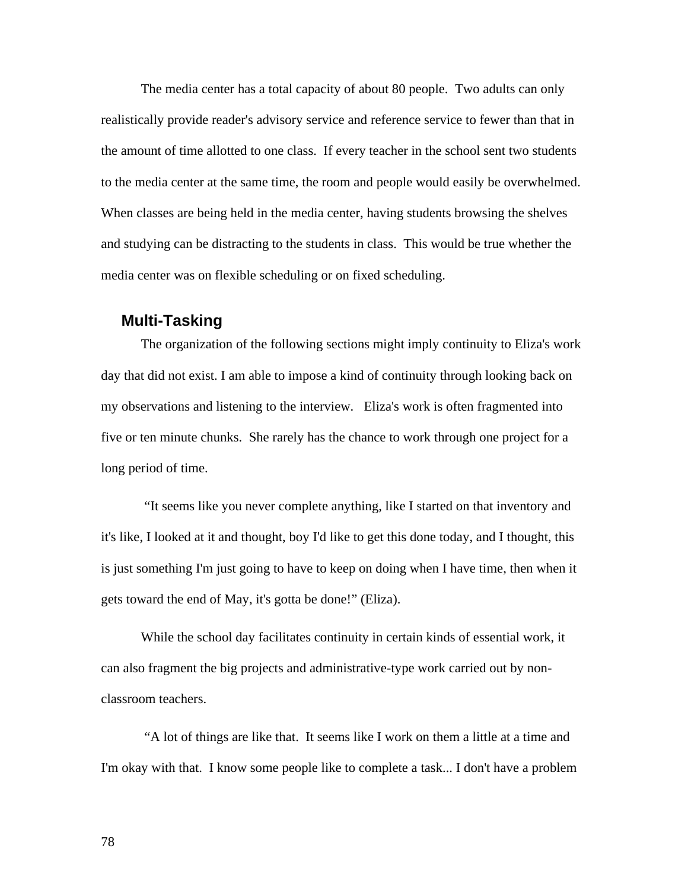The media center has a total capacity of about 80 people. Two adults can only realistically provide reader's advisory service and reference service to fewer than that in the amount of time allotted to one class. If every teacher in the school sent two students to the media center at the same time, the room and people would easily be overwhelmed. When classes are being held in the media center, having students browsing the shelves and studying can be distracting to the students in class. This would be true whether the media center was on flexible scheduling or on fixed scheduling.

## Multi-Tasking

The organization of the following sections might imply continuity to Eliza's work day that did not exist. I am able to impose a kind of continuity through looking back on my observations and listening to the interview. Eliza's work is often fragmented into five or ten minute chunks. She rarely has the chance to work through one project for a long period of time.

"It seems like you never complete anything, like I started on that inventory and it's like, I looked at it and thought, boy I'd like to get this done today, and I thought, this is just something I'm just going to have to keep on doing when I have time, then when it gets toward the end of May, it's gotta be done!" (Eliza).

While the school day facilitates continuity in certain kinds of essential work, it can also fragment the big projects and administrative-type work carried out by non-classroom teachers.

"A lot of things are like that. It seems like I work on them a little at a time and I'm okay with that. I know some people like to complete a task... I don't have a problem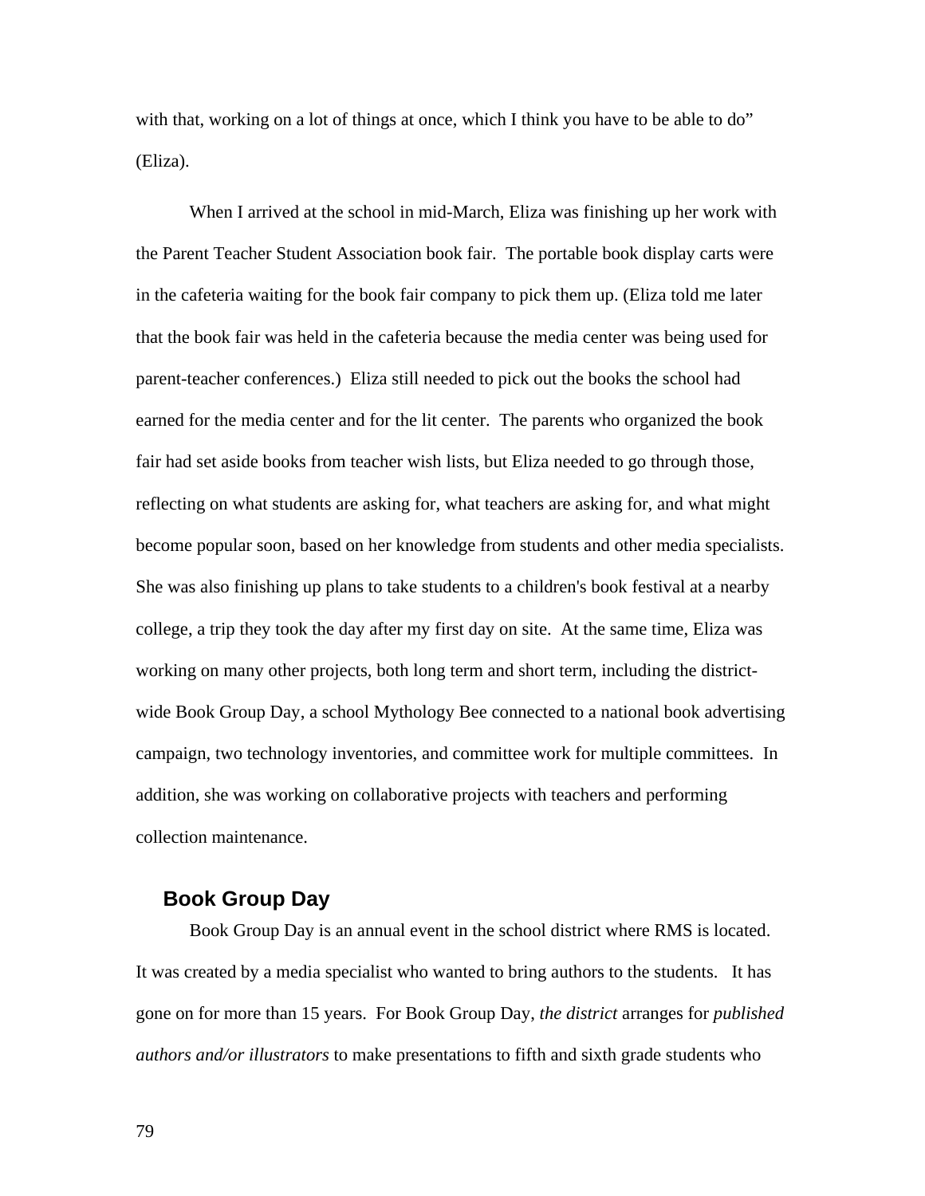with that, working on a lot of things at once, which I think you have to be able to do" (Eliza).

When I arrived at the school in mid-March, Eliza was finishing up her work with the Parent Teacher Student Association book fair. The portable book display carts were in the cafeteria waiting for the book fair company to pick them up. (Eliza told me later that the book fair was held in the cafeteria because the media center was being used for parent-teacher conferences.) Eliza still needed to pick out the books the school had earned for the media center and for the lit center. The parents who organized the book fair had set aside books from teacher wish lists, but Eliza needed to go through those, reflecting on what students are asking for, what teachers are asking for, and what might become popular soon, based on her knowledge from students and other media specialists. She was also finishing up plans to take students to a children's book festival at a nearby college, a trip they took the day after my first day on site. At the same time, Eliza was working on many other projects, both long term and short term, including the district-wide Book Group Day, a school Mythology Bee connected to a national book advertising campaign, two technology inventories, and committee work for multiple committees. In addition, she was working on collaborative projects with teachers and performing collection maintenance.

## Book Group Day

Book Group Day is an annual event in the school district where RMS is located. It was created by a media specialist who wanted to bring authors to the students. It has gone on for more than 15 years. For Book Group Day, *the district* arranges for *published authors and/or illustrators* to make presentations to fifth and sixth grade students who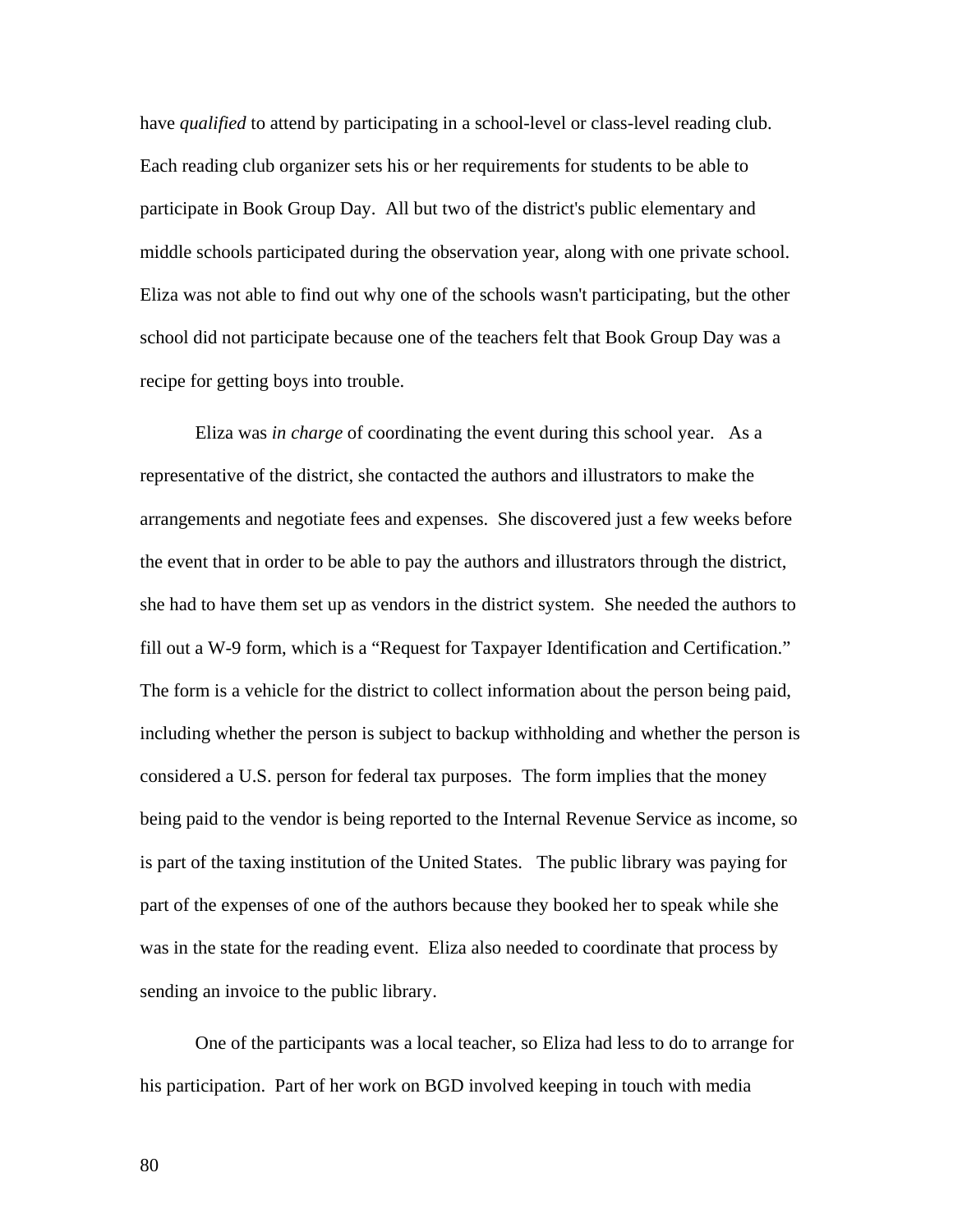have *qualified* to attend by participating in a school-level or class-level reading club. Each reading club organizer sets his or her requirements for students to be able to participate in Book Group Day. All but two of the district's public elementary and middle schools participated during the observation year, along with one private school. Eliza was not able to find out why one of the schools wasn't participating, but the other school did not participate because one of the teachers felt that Book Group Day was a recipe for getting boys into trouble.

Eliza was *in charge* of coordinating the event during this school year. As a representative of the district, she contacted the authors and illustrators to make the arrangements and negotiate fees and expenses. She discovered just a few weeks before the event that in order to be able to pay the authors and illustrators through the district, she had to have them set up as vendors in the district system. She needed the authors to fill out a W-9 form, which is a "Request for Taxpayer Identification and Certification." The form is a vehicle for the district to collect information about the person being paid, including whether the person is subject to backup withholding and whether the person is considered a U.S. person for federal tax purposes. The form implies that the money being paid to the vendor is being reported to the Internal Revenue Service as income, so is part of the taxing institution of the United States. The public library was paying for part of the expenses of one of the authors because they booked her to speak while she was in the state for the reading event. Eliza also needed to coordinate that process by sending an invoice to the public library.

One of the participants was a local teacher, so Eliza had less to do to arrange for his participation. Part of her work on BGD involved keeping in touch with media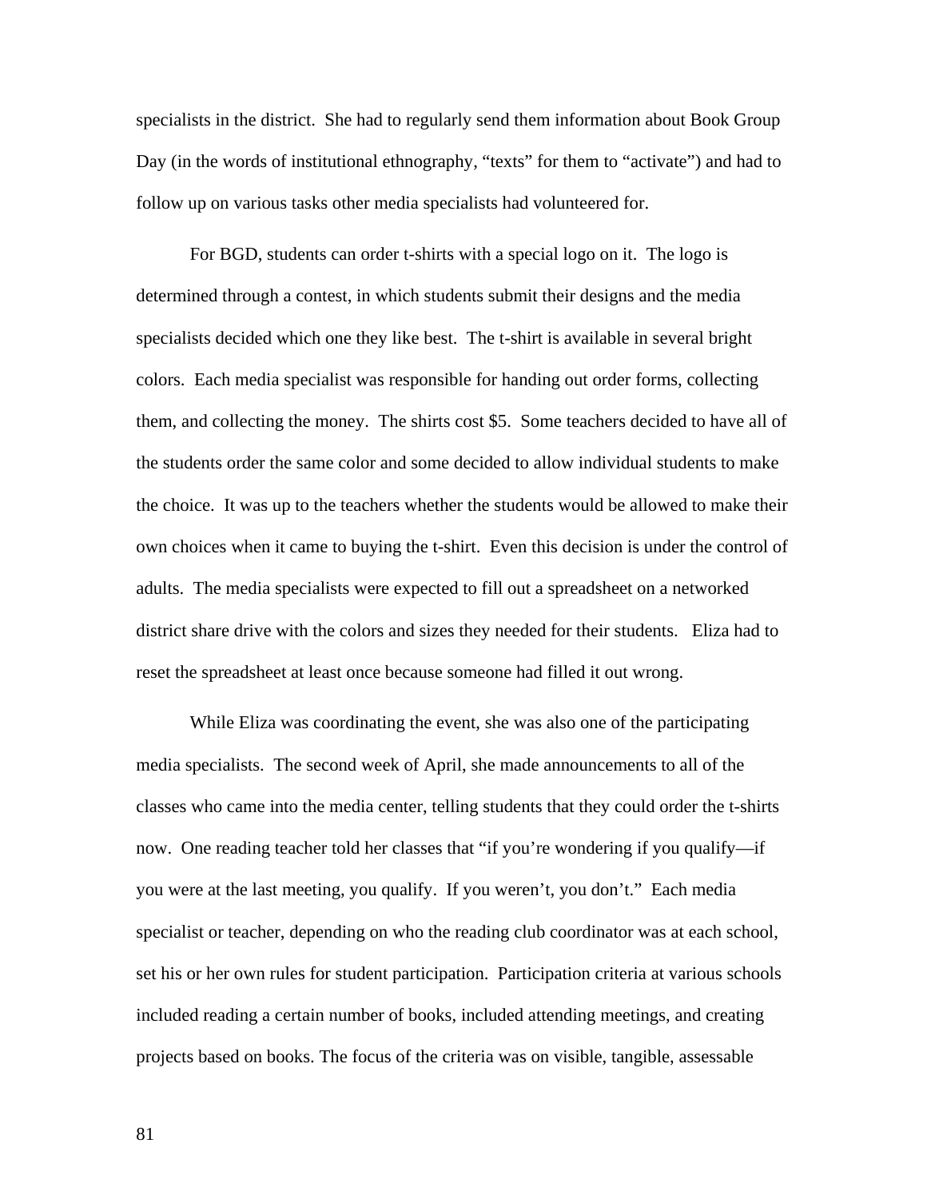specialists in the district. She had to regularly send them information about Book Group Day (in the words of institutional ethnography, "texts" for them to "activate") and had to follow up on various tasks other media specialists had volunteered for.

For BGD, students can order t-shirts with a special logo on it. The logo is determined through a contest, in which students submit their designs and the media specialists decided which one they like best. The t-shirt is available in several bright colors. Each media specialist was responsible for handing out order forms, collecting them, and collecting the money. The shirts cost $5. Some teachers decided to have all of the students order the same color and some decided to allow individual students to make the choice. It was up to the teachers whether the students would be allowed to make their own choices when it came to buying the t-shirt. Even this decision is under the control of adults. The media specialists were expected to fill out a spreadsheet on a networked district share drive with the colors and sizes they needed for their students. Eliza had to reset the spreadsheet at least once because someone had filled it out wrong.

While Eliza was coordinating the event, she was also one of the participating media specialists. The second week of April, she made announcements to all of the classes who came into the media center, telling students that they could order the t-shirts now. One reading teacher told her classes that "if you're wondering if you qualify—if you were at the last meeting, you qualify. If you weren't, you don't." Each media specialist or teacher, depending on who the reading club coordinator was at each school, set his or her own rules for student participation. Participation criteria at various schools included reading a certain number of books, included attending meetings, and creating projects based on books. The focus of the criteria was on visible, tangible, assessable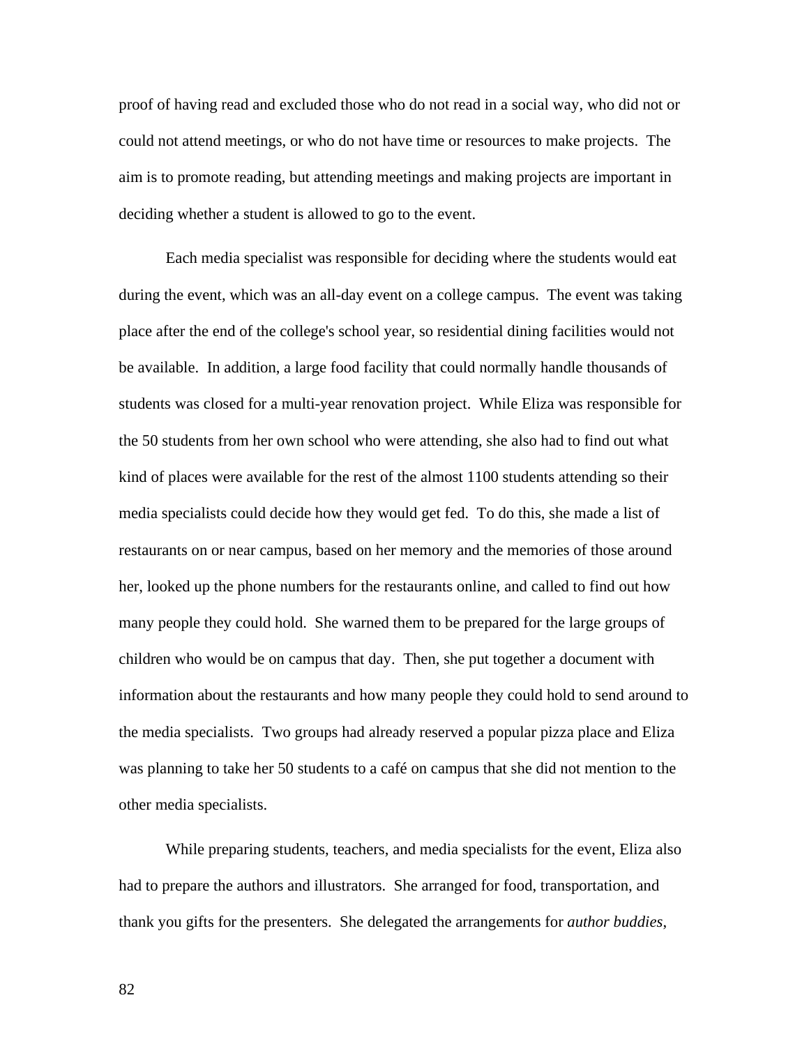proof of having read and excluded those who do not read in a social way, who did not or could not attend meetings, or who do not have time or resources to make projects. The aim is to promote reading, but attending meetings and making projects are important in deciding whether a student is allowed to go to the event.

Each media specialist was responsible for deciding where the students would eat during the event, which was an all-day event on a college campus. The event was taking place after the end of the college's school year, so residential dining facilities would not be available. In addition, a large food facility that could normally handle thousands of students was closed for a multi-year renovation project. While Eliza was responsible for the 50 students from her own school who were attending, she also had to find out what kind of places were available for the rest of the almost 1100 students attending so their media specialists could decide how they would get fed. To do this, she made a list of restaurants on or near campus, based on her memory and the memories of those around her, looked up the phone numbers for the restaurants online, and called to find out how many people they could hold. She warned them to be prepared for the large groups of children who would be on campus that day. Then, she put together a document with information about the restaurants and how many people they could hold to send around to the media specialists. Two groups had already reserved a popular pizza place and Eliza was planning to take her 50 students to a café on campus that she did not mention to the other media specialists.

While preparing students, teachers, and media specialists for the event, Eliza also had to prepare the authors and illustrators. She arranged for food, transportation, and thank you gifts for the presenters. She delegated the arrangements for *author buddies*,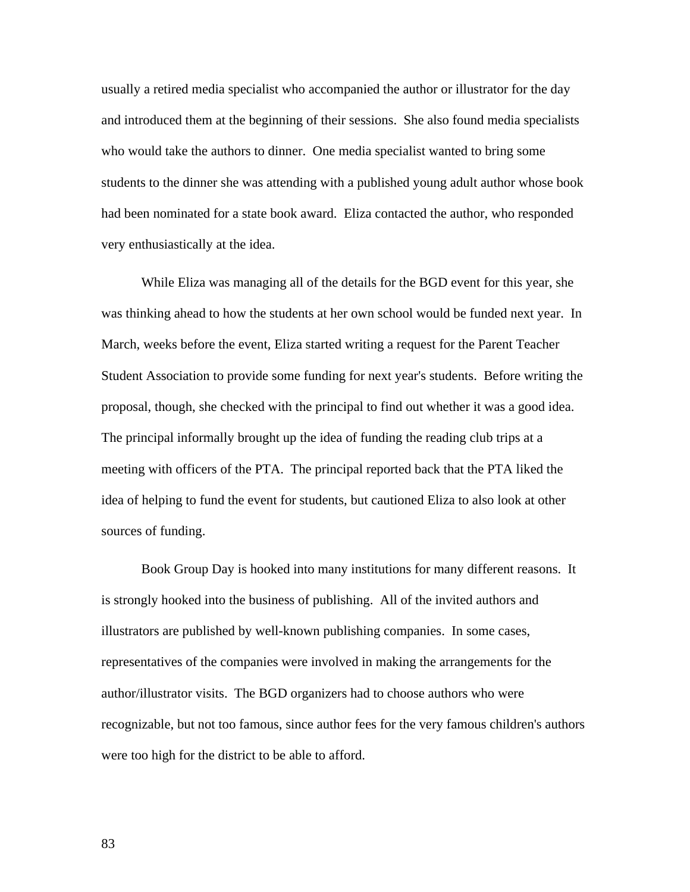usually a retired media specialist who accompanied the author or illustrator for the day and introduced them at the beginning of their sessions. She also found media specialists who would take the authors to dinner. One media specialist wanted to bring some students to the dinner she was attending with a published young adult author whose book had been nominated for a state book award. Eliza contacted the author, who responded very enthusiastically at the idea.

While Eliza was managing all of the details for the BGD event for this year, she was thinking ahead to how the students at her own school would be funded next year. In March, weeks before the event, Eliza started writing a request for the Parent Teacher Student Association to provide some funding for next year's students. Before writing the proposal, though, she checked with the principal to find out whether it was a good idea. The principal informally brought up the idea of funding the reading club trips at a meeting with officers of the PTA. The principal reported back that the PTA liked the idea of helping to fund the event for students, but cautioned Eliza to also look at other sources of funding.

Book Group Day is hooked into many institutions for many different reasons. It is strongly hooked into the business of publishing. All of the invited authors and illustrators are published by well-known publishing companies. In some cases, representatives of the companies were involved in making the arrangements for the author/illustrator visits. The BGD organizers had to choose authors who were recognizable, but not too famous, since author fees for the very famous children's authors were too high for the district to be able to afford.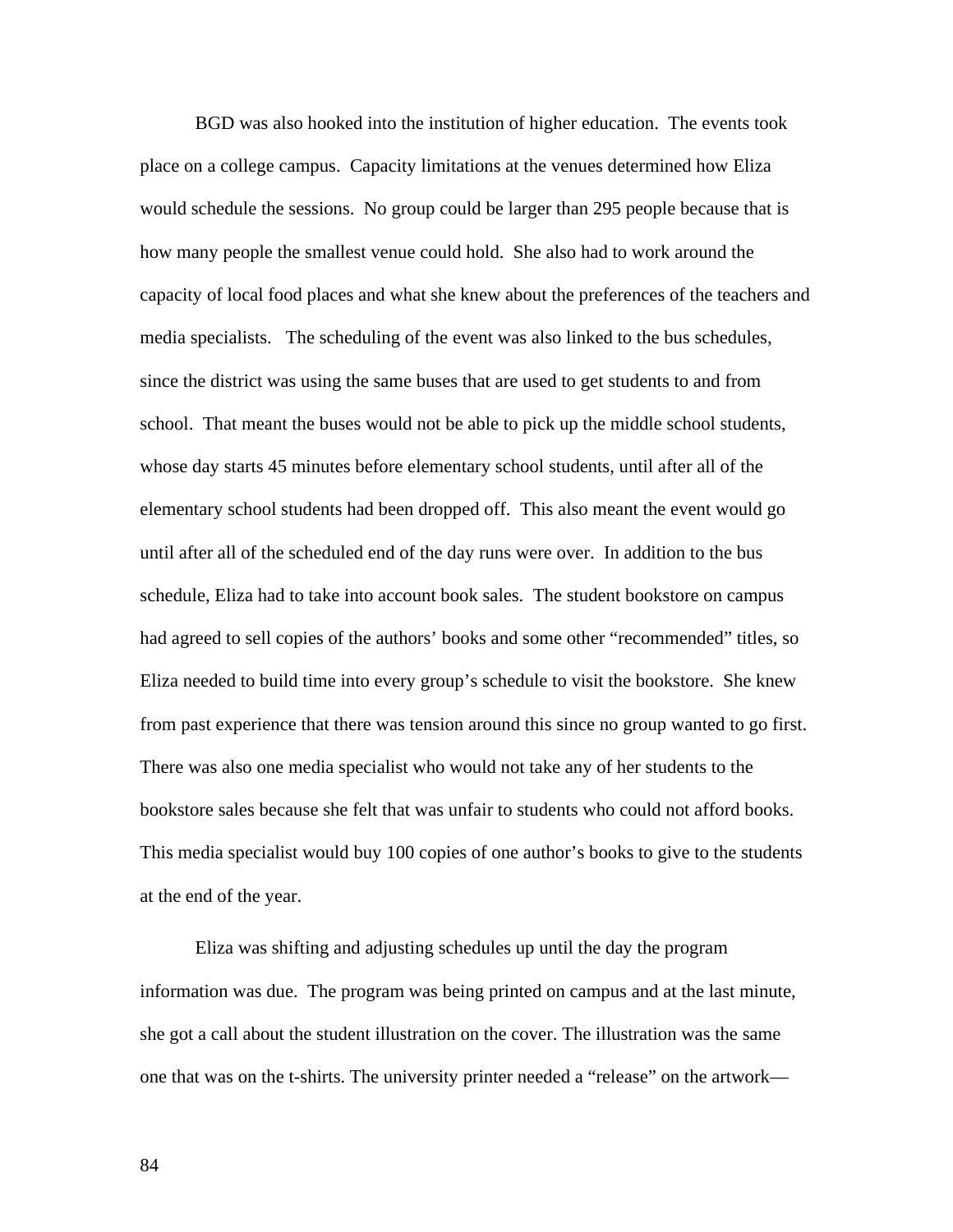BGD was also hooked into the institution of higher education. The events took place on a college campus. Capacity limitations at the venues determined how Eliza would schedule the sessions. No group could be larger than 295 people because that is how many people the smallest venue could hold. She also had to work around the capacity of local food places and what she knew about the preferences of the teachers and media specialists. The scheduling of the event was also linked to the bus schedules, since the district was using the same buses that are used to get students to and from school. That meant the buses would not be able to pick up the middle school students, whose day starts 45 minutes before elementary school students, until after all of the elementary school students had been dropped off. This also meant the event would go until after all of the scheduled end of the day runs were over. In addition to the bus schedule, Eliza had to take into account book sales. The student bookstore on campus had agreed to sell copies of the authors' books and some other "recommended" titles, so Eliza needed to build time into every group's schedule to visit the bookstore. She knew from past experience that there was tension around this since no group wanted to go first. There was also one media specialist who would not take any of her students to the bookstore sales because she felt that was unfair to students who could not afford books. This media specialist would buy 100 copies of one author's books to give to the students at the end of the year.

Eliza was shifting and adjusting schedules up until the day the program information was due. The program was being printed on campus and at the last minute, she got a call about the student illustration on the cover. The illustration was the same one that was on the t-shirts. The university printer needed a "release" on the artwork—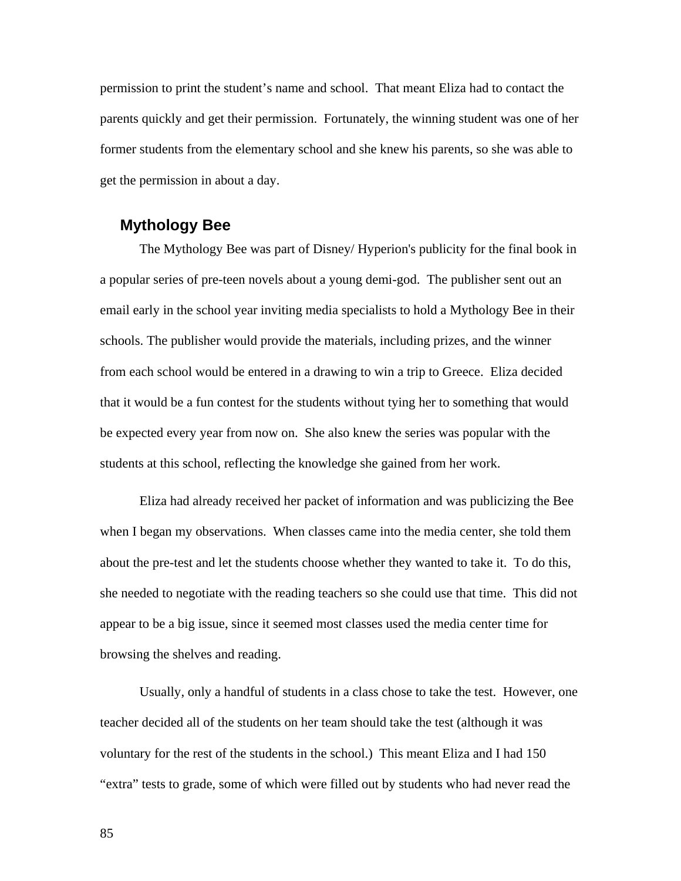permission to print the student's name and school. That meant Eliza had to contact the parents quickly and get their permission. Fortunately, the winning student was one of her former students from the elementary school and she knew his parents, so she was able to get the permission in about a day.

## Mythology Bee

The Mythology Bee was part of Disney/ Hyperion's publicity for the final book in a popular series of pre-teen novels about a young demi-god. The publisher sent out an email early in the school year inviting media specialists to hold a Mythology Bee in their schools. The publisher would provide the materials, including prizes, and the winner from each school would be entered in a drawing to win a trip to Greece. Eliza decided that it would be a fun contest for the students without tying her to something that would be expected every year from now on. She also knew the series was popular with the students at this school, reflecting the knowledge she gained from her work.

Eliza had already received her packet of information and was publicizing the Bee when I began my observations. When classes came into the media center, she told them about the pre-test and let the students choose whether they wanted to take it. To do this, she needed to negotiate with the reading teachers so she could use that time. This did not appear to be a big issue, since it seemed most classes used the media center time for browsing the shelves and reading.

Usually, only a handful of students in a class chose to take the test. However, one teacher decided all of the students on her team should take the test (although it was voluntary for the rest of the students in the school.) This meant Eliza and I had 150 "extra" tests to grade, some of which were filled out by students who had never read the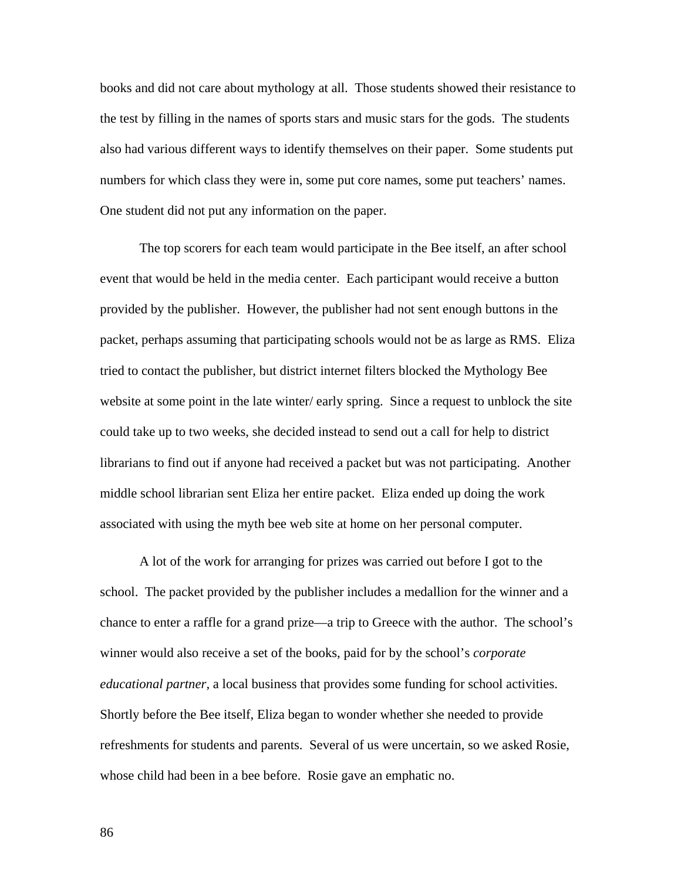books and did not care about mythology at all. Those students showed their resistance to the test by filling in the names of sports stars and music stars for the gods. The students also had various different ways to identify themselves on their paper. Some students put numbers for which class they were in, some put core names, some put teachers' names. One student did not put any information on the paper.

The top scorers for each team would participate in the Bee itself, an after school event that would be held in the media center. Each participant would receive a button provided by the publisher. However, the publisher had not sent enough buttons in the packet, perhaps assuming that participating schools would not be as large as RMS. Eliza tried to contact the publisher, but district internet filters blocked the Mythology Bee website at some point in the late winter/ early spring. Since a request to unblock the site could take up to two weeks, she decided instead to send out a call for help to district librarians to find out if anyone had received a packet but was not participating. Another middle school librarian sent Eliza her entire packet. Eliza ended up doing the work associated with using the myth bee web site at home on her personal computer.

A lot of the work for arranging for prizes was carried out before I got to the school. The packet provided by the publisher includes a medallion for the winner and a chance to enter a raffle for a grand prize—a trip to Greece with the author. The school's winner would also receive a set of the books, paid for by the school's *corporate educational partner*, a local business that provides some funding for school activities. Shortly before the Bee itself, Eliza began to wonder whether she needed to provide refreshments for students and parents. Several of us were uncertain, so we asked Rosie, whose child had been in a bee before. Rosie gave an emphatic no.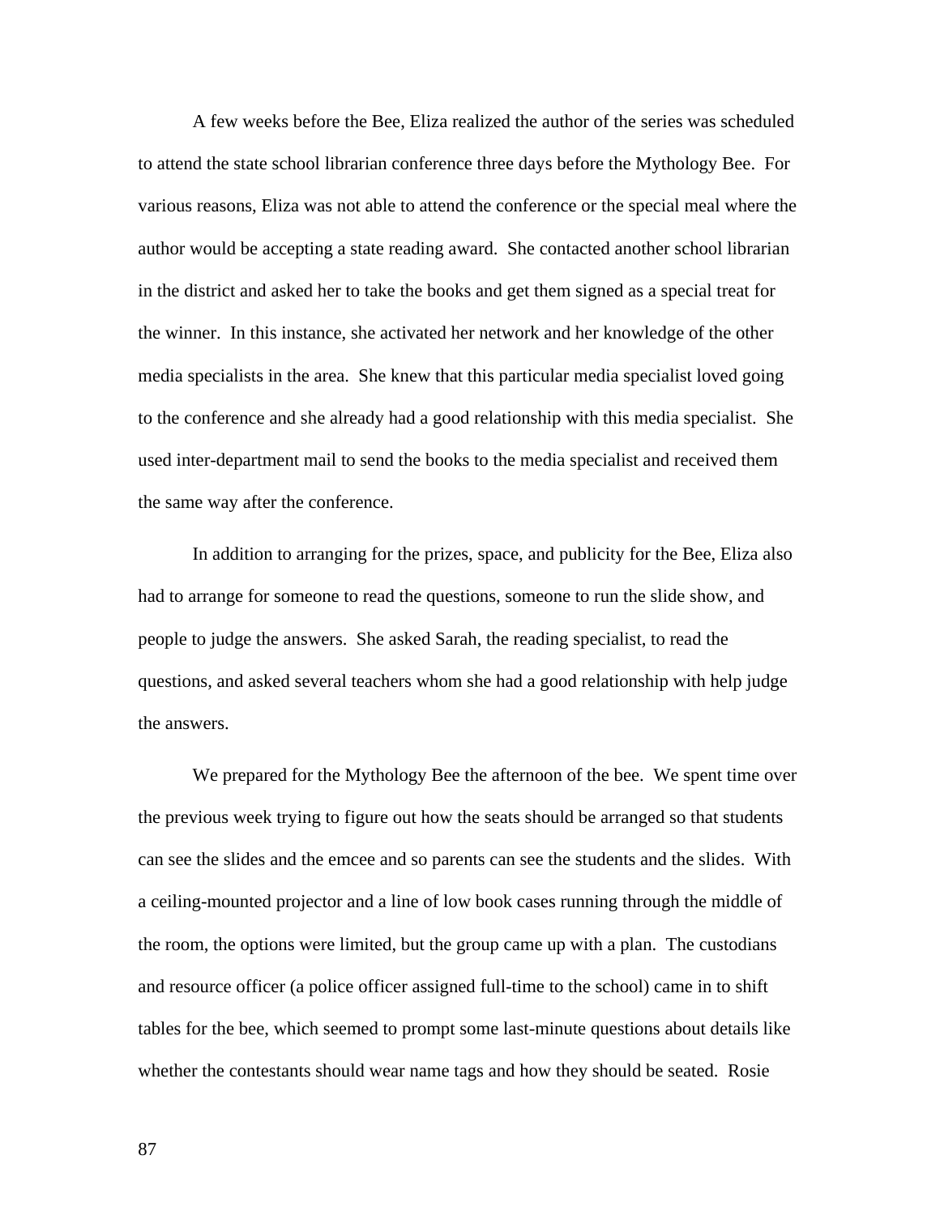A few weeks before the Bee, Eliza realized the author of the series was scheduled to attend the state school librarian conference three days before the Mythology Bee. For various reasons, Eliza was not able to attend the conference or the special meal where the author would be accepting a state reading award. She contacted another school librarian in the district and asked her to take the books and get them signed as a special treat for the winner. In this instance, she activated her network and her knowledge of the other media specialists in the area. She knew that this particular media specialist loved going to the conference and she already had a good relationship with this media specialist. She used inter-department mail to send the books to the media specialist and received them the same way after the conference.

In addition to arranging for the prizes, space, and publicity for the Bee, Eliza also had to arrange for someone to read the questions, someone to run the slide show, and people to judge the answers. She asked Sarah, the reading specialist, to read the questions, and asked several teachers whom she had a good relationship with help judge the answers.

We prepared for the Mythology Bee the afternoon of the bee. We spent time over the previous week trying to figure out how the seats should be arranged so that students can see the slides and the emcee and so parents can see the students and the slides. With a ceiling-mounted projector and a line of low book cases running through the middle of the room, the options were limited, but the group came up with a plan. The custodians and resource officer (a police officer assigned full-time to the school) came in to shift tables for the bee, which seemed to prompt some last-minute questions about details like whether the contestants should wear name tags and how they should be seated. Rosie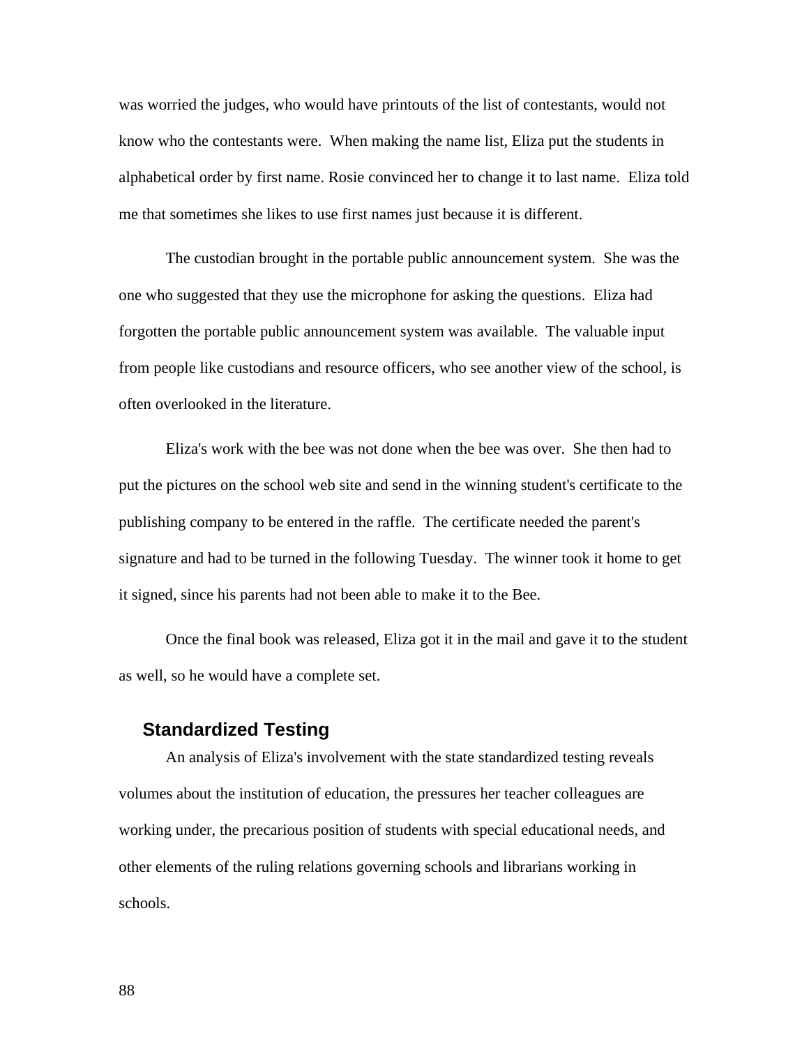was worried the judges, who would have printouts of the list of contestants, would not know who the contestants were. When making the name list, Eliza put the students in alphabetical order by first name. Rosie convinced her to change it to last name. Eliza told me that sometimes she likes to use first names just because it is different.

The custodian brought in the portable public announcement system. She was the one who suggested that they use the microphone for asking the questions. Eliza had forgotten the portable public announcement system was available. The valuable input from people like custodians and resource officers, who see another view of the school, is often overlooked in the literature.

Eliza's work with the bee was not done when the bee was over. She then had to put the pictures on the school web site and send in the winning student's certificate to the publishing company to be entered in the raffle. The certificate needed the parent's signature and had to be turned in the following Tuesday. The winner took it home to get it signed, since his parents had not been able to make it to the Bee.

Once the final book was released, Eliza got it in the mail and gave it to the student as well, so he would have a complete set.

## Standardized Testing

An analysis of Eliza's involvement with the state standardized testing reveals volumes about the institution of education, the pressures her teacher colleagues are working under, the precarious position of students with special educational needs, and other elements of the ruling relations governing schools and librarians working in schools.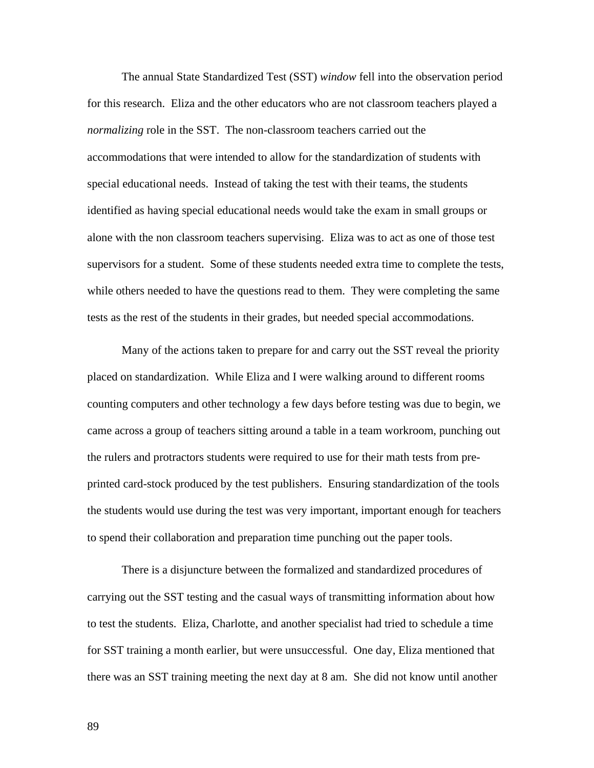The annual State Standardized Test (SST) *window* fell into the observation period for this research. Eliza and the other educators who are not classroom teachers played a *normalizing* role in the SST. The non-classroom teachers carried out the accommodations that were intended to allow for the standardization of students with special educational needs. Instead of taking the test with their teams, the students identified as having special educational needs would take the exam in small groups or alone with the non classroom teachers supervising. Eliza was to act as one of those test supervisors for a student. Some of these students needed extra time to complete the tests, while others needed to have the questions read to them. They were completing the same tests as the rest of the students in their grades, but needed special accommodations.

Many of the actions taken to prepare for and carry out the SST reveal the priority placed on standardization. While Eliza and I were walking around to different rooms counting computers and other technology a few days before testing was due to begin, we came across a group of teachers sitting around a table in a team workroom, punching out the rulers and protractors students were required to use for their math tests from pre-printed card-stock produced by the test publishers. Ensuring standardization of the tools the students would use during the test was very important, important enough for teachers to spend their collaboration and preparation time punching out the paper tools.

There is a disjuncture between the formalized and standardized procedures of carrying out the SST testing and the casual ways of transmitting information about how to test the students. Eliza, Charlotte, and another specialist had tried to schedule a time for SST training a month earlier, but were unsuccessful. One day, Eliza mentioned that there was an SST training meeting the next day at 8 am. She did not know until another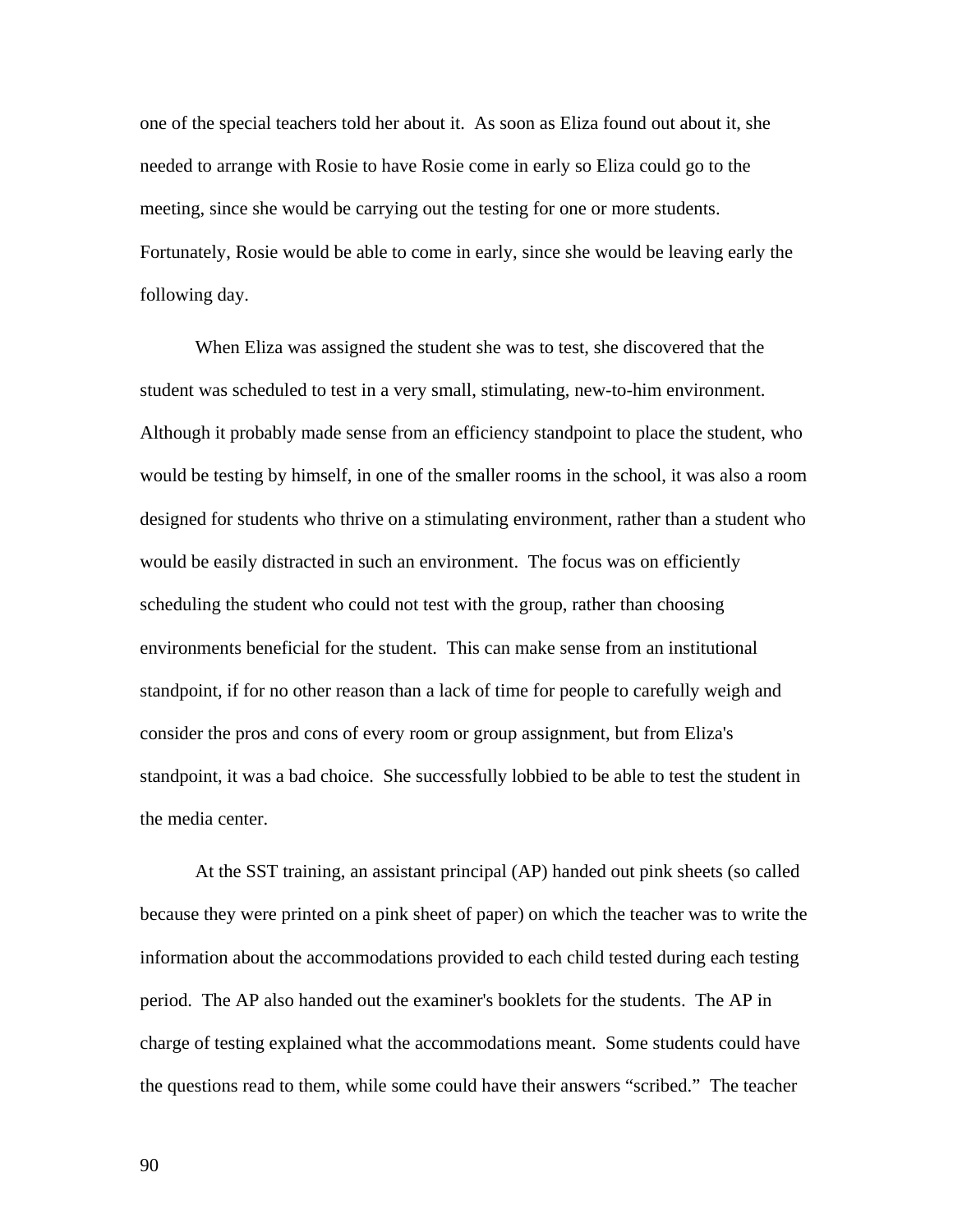one of the special teachers told her about it. As soon as Eliza found out about it, she needed to arrange with Rosie to have Rosie come in early so Eliza could go to the meeting, since she would be carrying out the testing for one or more students. Fortunately, Rosie would be able to come in early, since she would be leaving early the following day.

When Eliza was assigned the student she was to test, she discovered that the student was scheduled to test in a very small, stimulating, new-to-him environment. Although it probably made sense from an efficiency standpoint to place the student, who would be testing by himself, in one of the smaller rooms in the school, it was also a room designed for students who thrive on a stimulating environment, rather than a student who would be easily distracted in such an environment. The focus was on efficiently scheduling the student who could not test with the group, rather than choosing environments beneficial for the student. This can make sense from an institutional standpoint, if for no other reason than a lack of time for people to carefully weigh and consider the pros and cons of every room or group assignment, but from Eliza's standpoint, it was a bad choice. She successfully lobbied to be able to test the student in the media center.

At the SST training, an assistant principal (AP) handed out pink sheets (so called because they were printed on a pink sheet of paper) on which the teacher was to write the information about the accommodations provided to each child tested during each testing period. The AP also handed out the examiner's booklets for the students. The AP in charge of testing explained what the accommodations meant. Some students could have the questions read to them, while some could have their answers "scribed." The teacher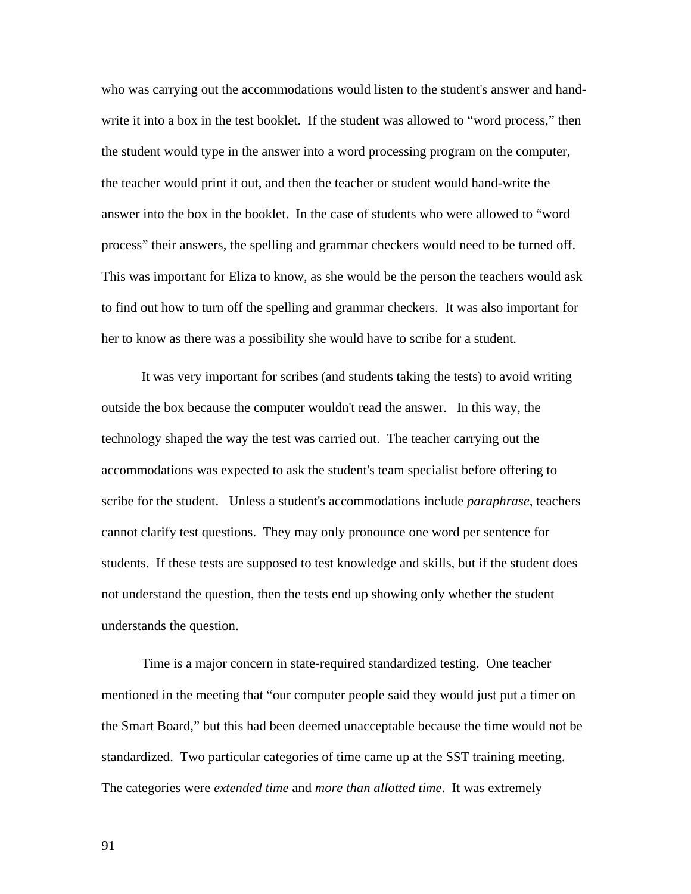who was carrying out the accommodations would listen to the student's answer and hand-write it into a box in the test booklet. If the student was allowed to "word process," then the student would type in the answer into a word processing program on the computer, the teacher would print it out, and then the teacher or student would hand-write the answer into the box in the booklet. In the case of students who were allowed to "word process" their answers, the spelling and grammar checkers would need to be turned off. This was important for Eliza to know, as she would be the person the teachers would ask to find out how to turn off the spelling and grammar checkers. It was also important for her to know as there was a possibility she would have to scribe for a student.

It was very important for scribes (and students taking the tests) to avoid writing outside the box because the computer wouldn't read the answer. In this way, the technology shaped the way the test was carried out. The teacher carrying out the accommodations was expected to ask the student's team specialist before offering to scribe for the student. Unless a student's accommodations include *paraphrase*, teachers cannot clarify test questions. They may only pronounce one word per sentence for students. If these tests are supposed to test knowledge and skills, but if the student does not understand the question, then the tests end up showing only whether the student understands the question.

Time is a major concern in state-required standardized testing. One teacher mentioned in the meeting that "our computer people said they would just put a timer on the Smart Board," but this had been deemed unacceptable because the time would not be standardized. Two particular categories of time came up at the SST training meeting. The categories were *extended time* and *more than allotted time*. It was extremely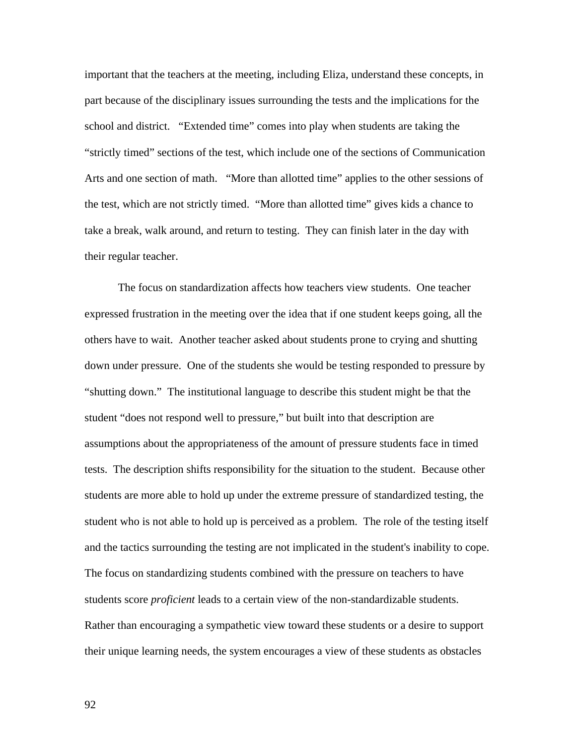important that the teachers at the meeting, including Eliza, understand these concepts, in part because of the disciplinary issues surrounding the tests and the implications for the school and district. "Extended time" comes into play when students are taking the "strictly timed" sections of the test, which include one of the sections of Communication Arts and one section of math. "More than allotted time" applies to the other sessions of the test, which are not strictly timed. "More than allotted time" gives kids a chance to take a break, walk around, and return to testing. They can finish later in the day with their regular teacher.

The focus on standardization affects how teachers view students. One teacher expressed frustration in the meeting over the idea that if one student keeps going, all the others have to wait. Another teacher asked about students prone to crying and shutting down under pressure. One of the students she would be testing responded to pressure by "shutting down." The institutional language to describe this student might be that the student "does not respond well to pressure," but built into that description are assumptions about the appropriateness of the amount of pressure students face in timed tests. The description shifts responsibility for the situation to the student. Because other students are more able to hold up under the extreme pressure of standardized testing, the student who is not able to hold up is perceived as a problem. The role of the testing itself and the tactics surrounding the testing are not implicated in the student's inability to cope. The focus on standardizing students combined with the pressure on teachers to have students score *proficient* leads to a certain view of the non-standardizable students. Rather than encouraging a sympathetic view toward these students or a desire to support their unique learning needs, the system encourages a view of these students as obstacles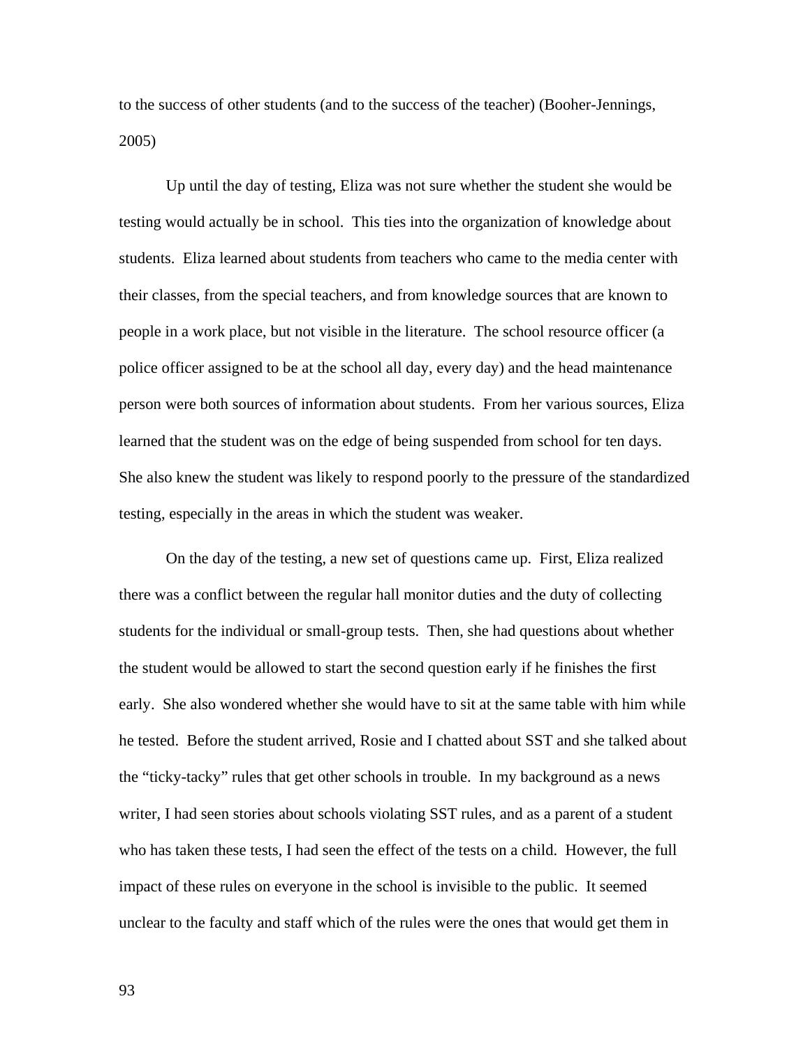to the success of other students (and to the success of the teacher) (Booher-Jennings, 2005)

Up until the day of testing, Eliza was not sure whether the student she would be testing would actually be in school. This ties into the organization of knowledge about students. Eliza learned about students from teachers who came to the media center with their classes, from the special teachers, and from knowledge sources that are known to people in a work place, but not visible in the literature. The school resource officer (a police officer assigned to be at the school all day, every day) and the head maintenance person were both sources of information about students. From her various sources, Eliza learned that the student was on the edge of being suspended from school for ten days. She also knew the student was likely to respond poorly to the pressure of the standardized testing, especially in the areas in which the student was weaker.

On the day of the testing, a new set of questions came up. First, Eliza realized there was a conflict between the regular hall monitor duties and the duty of collecting students for the individual or small-group tests. Then, she had questions about whether the student would be allowed to start the second question early if he finishes the first early. She also wondered whether she would have to sit at the same table with him while he tested. Before the student arrived, Rosie and I chatted about SST and she talked about the "ticky-tacky" rules that get other schools in trouble. In my background as a news writer, I had seen stories about schools violating SST rules, and as a parent of a student who has taken these tests, I had seen the effect of the tests on a child. However, the full impact of these rules on everyone in the school is invisible to the public. It seemed unclear to the faculty and staff which of the rules were the ones that would get them in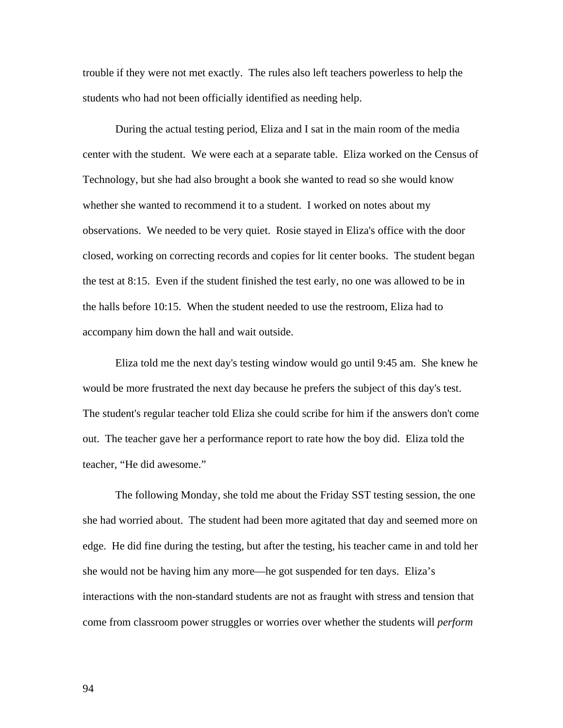trouble if they were not met exactly. The rules also left teachers powerless to help the students who had not been officially identified as needing help.

During the actual testing period, Eliza and I sat in the main room of the media center with the student. We were each at a separate table. Eliza worked on the Census of Technology, but she had also brought a book she wanted to read so she would know whether she wanted to recommend it to a student. I worked on notes about my observations. We needed to be very quiet. Rosie stayed in Eliza's office with the door closed, working on correcting records and copies for lit center books. The student began the test at 8:15. Even if the student finished the test early, no one was allowed to be in the halls before 10:15. When the student needed to use the restroom, Eliza had to accompany him down the hall and wait outside.

Eliza told me the next day's testing window would go until 9:45 am. She knew he would be more frustrated the next day because he prefers the subject of this day's test. The student's regular teacher told Eliza she could scribe for him if the answers don't come out. The teacher gave her a performance report to rate how the boy did. Eliza told the teacher, "He did awesome."

The following Monday, she told me about the Friday SST testing session, the one she had worried about. The student had been more agitated that day and seemed more on edge. He did fine during the testing, but after the testing, his teacher came in and told her she would not be having him any more—he got suspended for ten days. Eliza's interactions with the non-standard students are not as fraught with stress and tension that come from classroom power struggles or worries over whether the students will *perform*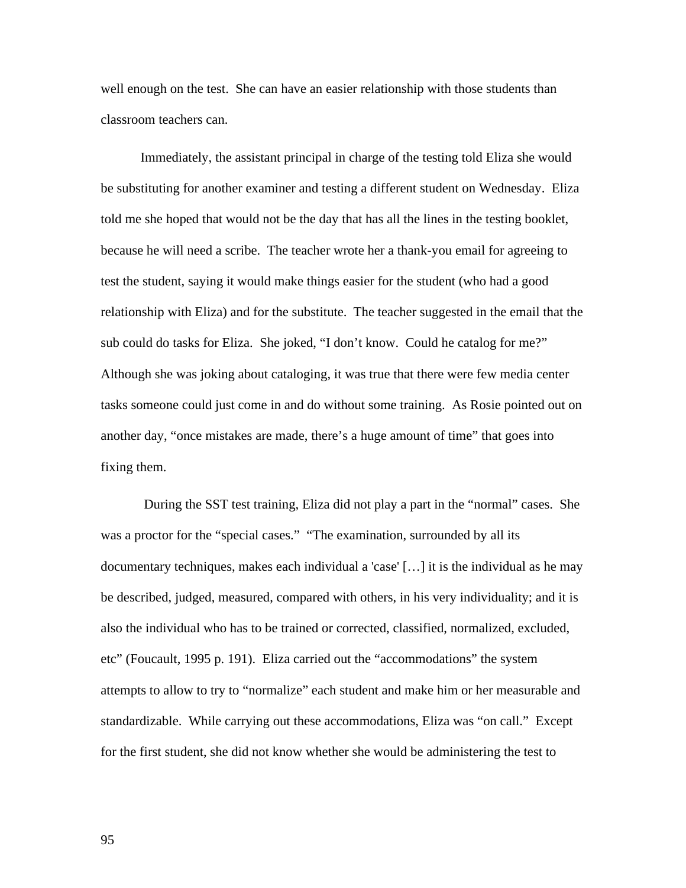well enough on the test. She can have an easier relationship with those students than classroom teachers can.

Immediately, the assistant principal in charge of the testing told Eliza she would be substituting for another examiner and testing a different student on Wednesday. Eliza told me she hoped that would not be the day that has all the lines in the testing booklet, because he will need a scribe. The teacher wrote her a thank-you email for agreeing to test the student, saying it would make things easier for the student (who had a good relationship with Eliza) and for the substitute. The teacher suggested in the email that the sub could do tasks for Eliza. She joked, "I don't know. Could he catalog for me?" Although she was joking about cataloging, it was true that there were few media center tasks someone could just come in and do without some training. As Rosie pointed out on another day, "once mistakes are made, there's a huge amount of time" that goes into fixing them.

During the SST test training, Eliza did not play a part in the "normal" cases. She was a proctor for the "special cases." "The examination, surrounded by all its documentary techniques, makes each individual a 'case' […] it is the individual as he may be described, judged, measured, compared with others, in his very individuality; and it is also the individual who has to be trained or corrected, classified, normalized, excluded, etc" (Foucault, 1995 p. 191). Eliza carried out the "accommodations" the system attempts to allow to try to "normalize" each student and make him or her measurable and standardizable. While carrying out these accommodations, Eliza was "on call." Except for the first student, she did not know whether she would be administering the test to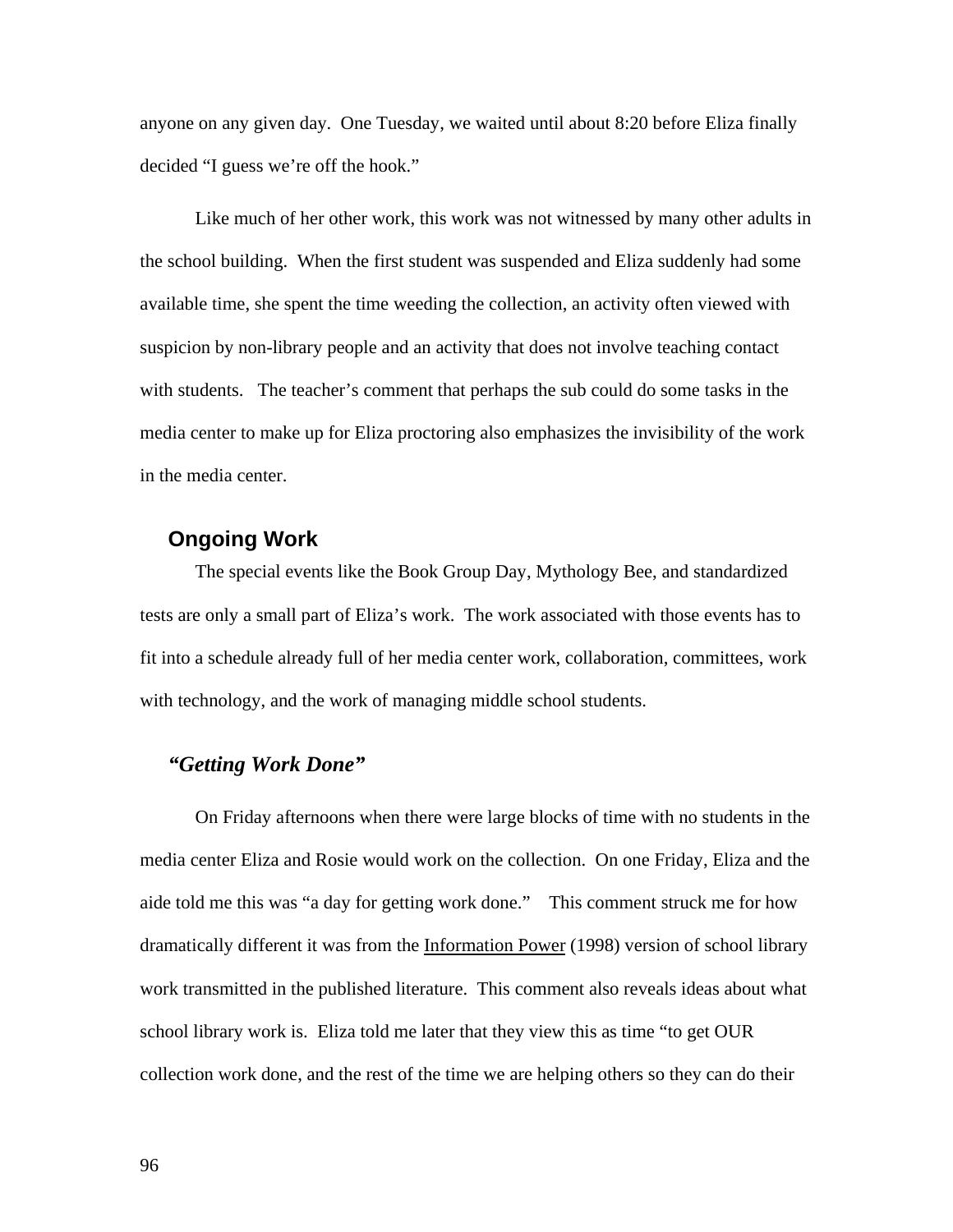anyone on any given day. One Tuesday, we waited until about 8:20 before Eliza finally decided "I guess we're off the hook."

Like much of her other work, this work was not witnessed by many other adults in the school building. When the first student was suspended and Eliza suddenly had some available time, she spent the time weeding the collection, an activity often viewed with suspicion by non-library people and an activity that does not involve teaching contact with students. The teacher's comment that perhaps the sub could do some tasks in the media center to make up for Eliza proctoring also emphasizes the invisibility of the work in the media center.

## Ongoing Work

The special events like the Book Group Day, Mythology Bee, and standardized tests are only a small part of Eliza's work. The work associated with those events has to fit into a schedule already full of her media center work, collaboration, committees, work with technology, and the work of managing middle school students.

### *"Getting Work Done"*

On Friday afternoons when there were large blocks of time with no students in the media center Eliza and Rosie would work on the collection. On one Friday, Eliza and the aide told me this was "a day for getting work done." This comment struck me for how dramatically different it was from the Information Power (1998) version of school library work transmitted in the published literature. This comment also reveals ideas about what school library work is. Eliza told me later that they view this as time "to get OUR collection work done, and the rest of the time we are helping others so they can do their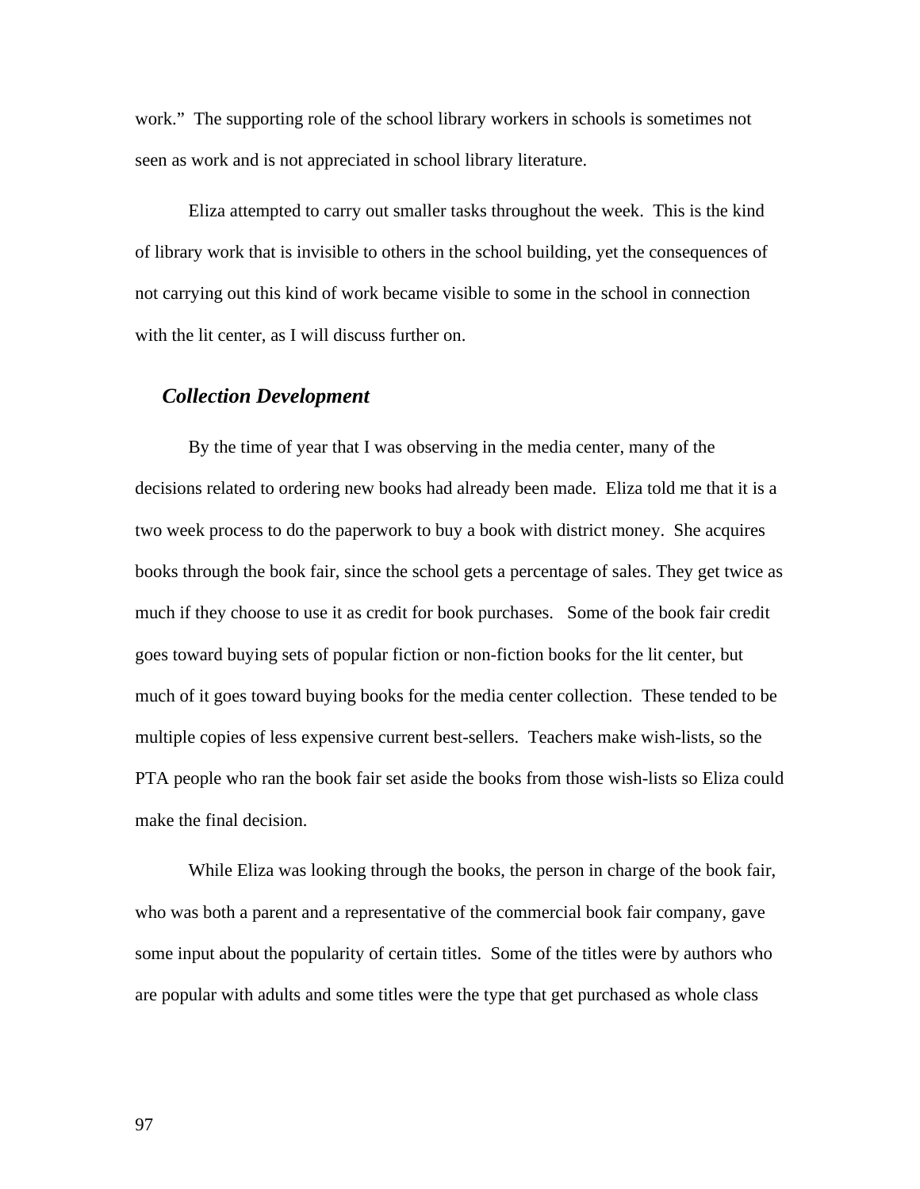work." The supporting role of the school library workers in schools is sometimes not seen as work and is not appreciated in school library literature.

Eliza attempted to carry out smaller tasks throughout the week. This is the kind of library work that is invisible to others in the school building, yet the consequences of not carrying out this kind of work became visible to some in the school in connection with the lit center, as I will discuss further on.

### *Collection Development*

By the time of year that I was observing in the media center, many of the decisions related to ordering new books had already been made. Eliza told me that it is a two week process to do the paperwork to buy a book with district money. She acquires books through the book fair, since the school gets a percentage of sales. They get twice as much if they choose to use it as credit for book purchases. Some of the book fair credit goes toward buying sets of popular fiction or non-fiction books for the lit center, but much of it goes toward buying books for the media center collection. These tended to be multiple copies of less expensive current best-sellers. Teachers make wish-lists, so the PTA people who ran the book fair set aside the books from those wish-lists so Eliza could make the final decision.

While Eliza was looking through the books, the person in charge of the book fair, who was both a parent and a representative of the commercial book fair company, gave some input about the popularity of certain titles. Some of the titles were by authors who are popular with adults and some titles were the type that get purchased as whole class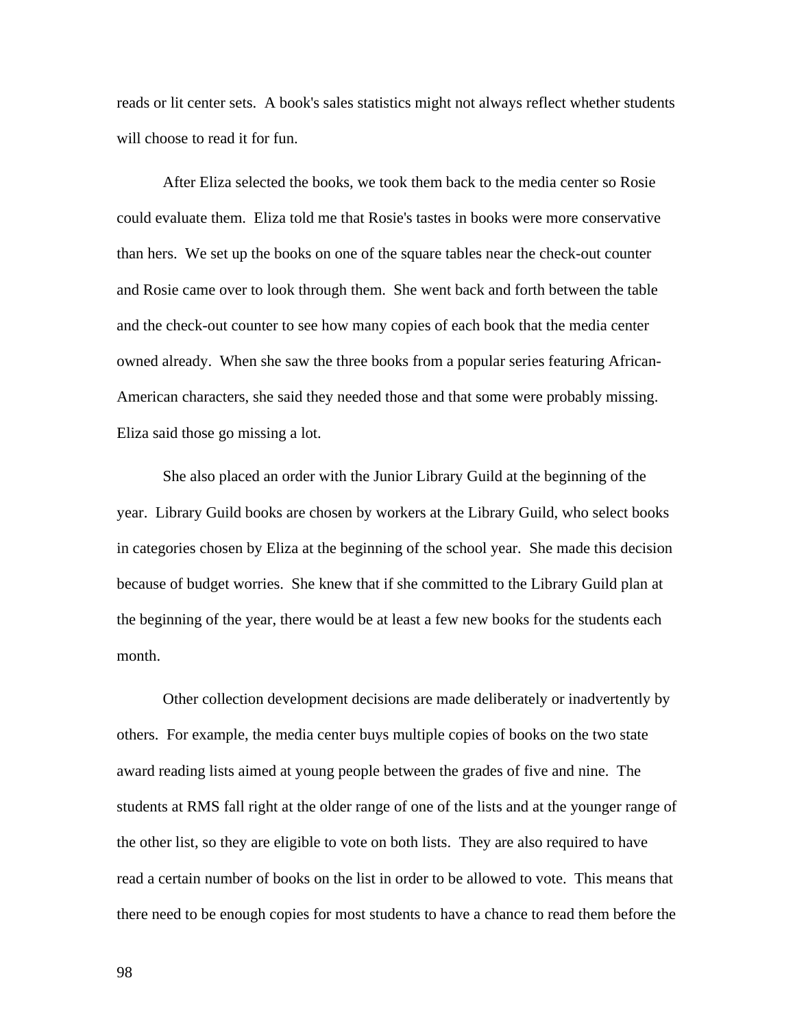reads or lit center sets.  A book's sales statistics might not always reflect whether students will choose to read it for fun.

After Eliza selected the books, we took them back to the media center so Rosie could evaluate them.  Eliza told me that Rosie's tastes in books were more conservative than hers.  We set up the books on one of the square tables near the check-out counter and Rosie came over to look through them.  She went back and forth between the table and the check-out counter to see how many copies of each book that the media center owned already.  When she saw the three books from a popular series featuring African-American characters, she said they needed those and that some were probably missing. Eliza said those go missing a lot.

She also placed an order with the Junior Library Guild at the beginning of the year.  Library Guild books are chosen by workers at the Library Guild, who select books in categories chosen by Eliza at the beginning of the school year.  She made this decision because of budget worries.  She knew that if she committed to the Library Guild plan at the beginning of the year, there would be at least a few new books for the students each month.

Other collection development decisions are made deliberately or inadvertently by others.  For example, the media center buys multiple copies of books on the two state award reading lists aimed at young people between the grades of five and nine.  The students at RMS fall right at the older range of one of the lists and at the younger range of the other list, so they are eligible to vote on both lists.  They are also required to have read a certain number of books on the list in order to be allowed to vote.  This means that there need to be enough copies for most students to have a chance to read them before the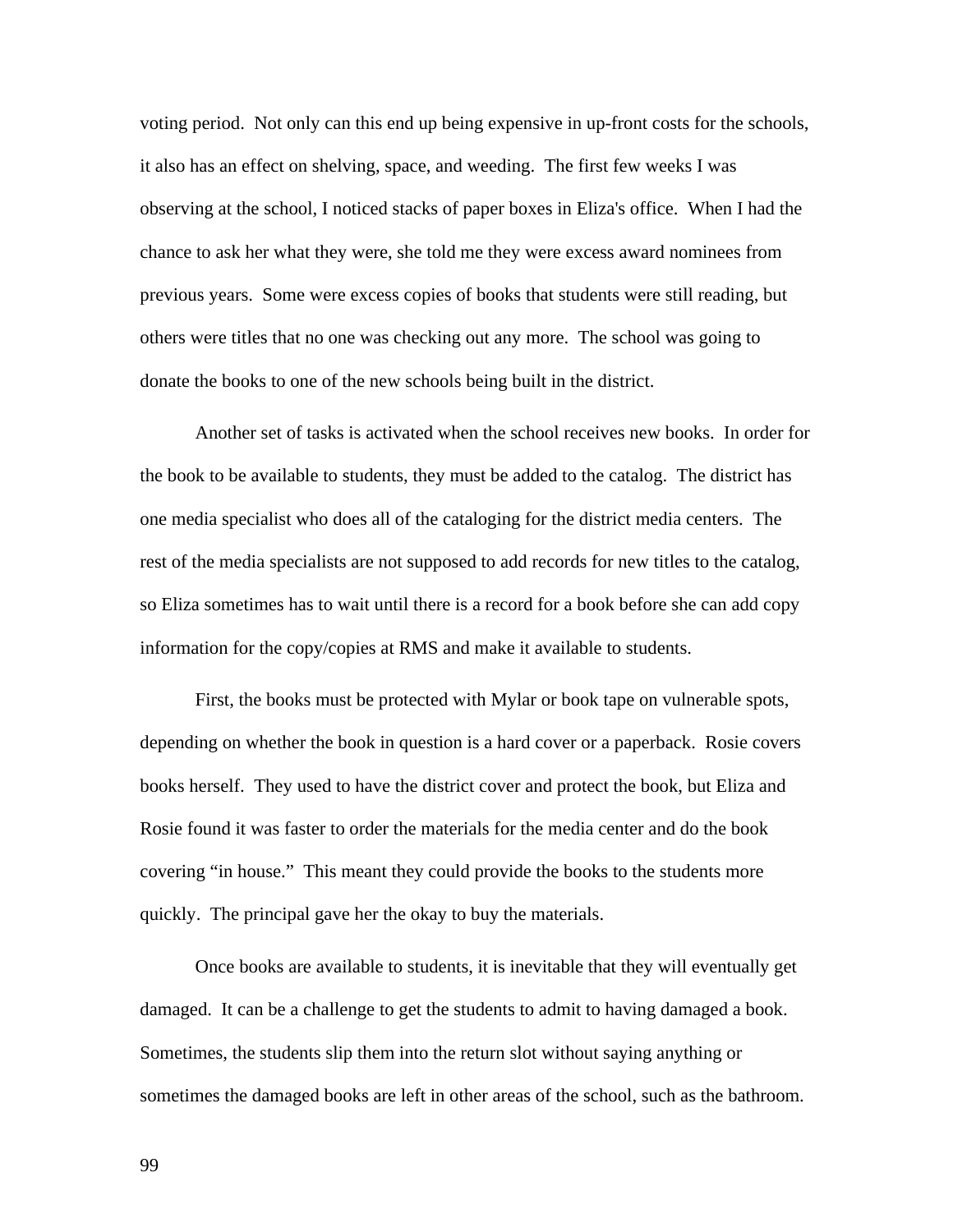voting period. Not only can this end up being expensive in up-front costs for the schools, it also has an effect on shelving, space, and weeding. The first few weeks I was observing at the school, I noticed stacks of paper boxes in Eliza's office. When I had the chance to ask her what they were, she told me they were excess award nominees from previous years. Some were excess copies of books that students were still reading, but others were titles that no one was checking out any more. The school was going to donate the books to one of the new schools being built in the district.

Another set of tasks is activated when the school receives new books. In order for the book to be available to students, they must be added to the catalog. The district has one media specialist who does all of the cataloging for the district media centers. The rest of the media specialists are not supposed to add records for new titles to the catalog, so Eliza sometimes has to wait until there is a record for a book before she can add copy information for the copy/copies at RMS and make it available to students.

First, the books must be protected with Mylar or book tape on vulnerable spots, depending on whether the book in question is a hard cover or a paperback. Rosie covers books herself. They used to have the district cover and protect the book, but Eliza and Rosie found it was faster to order the materials for the media center and do the book covering "in house." This meant they could provide the books to the students more quickly. The principal gave her the okay to buy the materials.

Once books are available to students, it is inevitable that they will eventually get damaged. It can be a challenge to get the students to admit to having damaged a book. Sometimes, the students slip them into the return slot without saying anything or sometimes the damaged books are left in other areas of the school, such as the bathroom.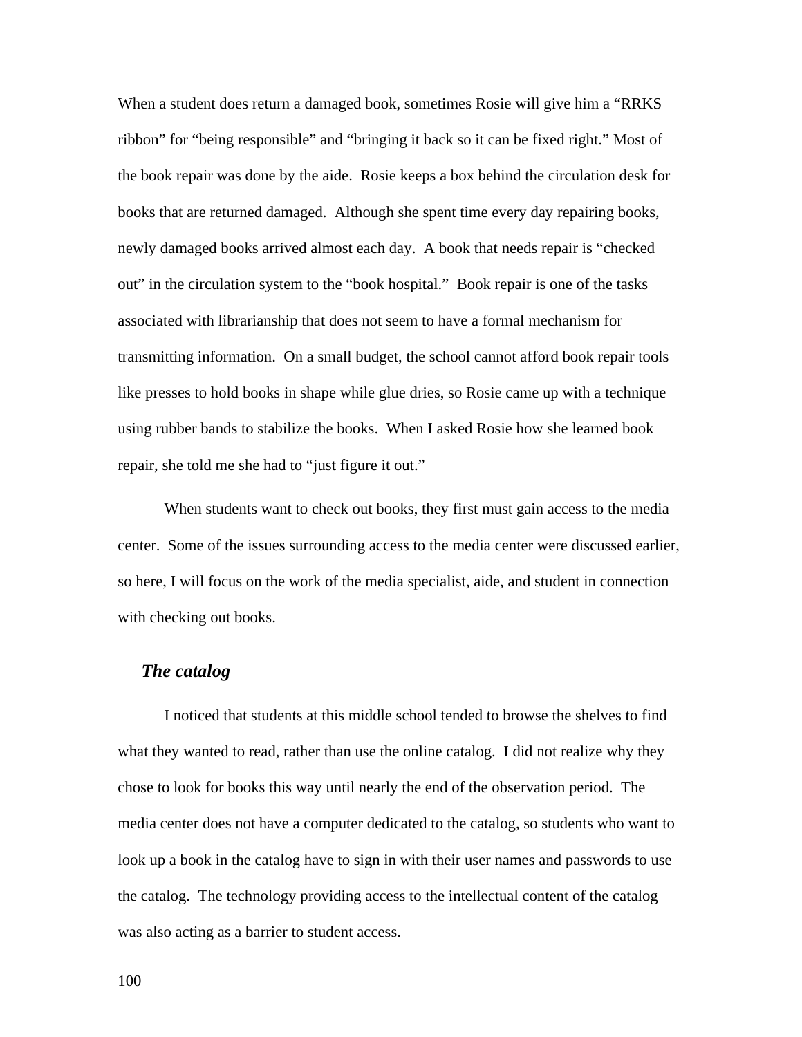When a student does return a damaged book, sometimes Rosie will give him a "RRKS ribbon" for "being responsible" and "bringing it back so it can be fixed right." Most of the book repair was done by the aide. Rosie keeps a box behind the circulation desk for books that are returned damaged. Although she spent time every day repairing books, newly damaged books arrived almost each day. A book that needs repair is "checked out" in the circulation system to the "book hospital." Book repair is one of the tasks associated with librarianship that does not seem to have a formal mechanism for transmitting information. On a small budget, the school cannot afford book repair tools like presses to hold books in shape while glue dries, so Rosie came up with a technique using rubber bands to stabilize the books. When I asked Rosie how she learned book repair, she told me she had to "just figure it out."

When students want to check out books, they first must gain access to the media center. Some of the issues surrounding access to the media center were discussed earlier, so here, I will focus on the work of the media specialist, aide, and student in connection with checking out books.

### *The catalog*

I noticed that students at this middle school tended to browse the shelves to find what they wanted to read, rather than use the online catalog. I did not realize why they chose to look for books this way until nearly the end of the observation period. The media center does not have a computer dedicated to the catalog, so students who want to look up a book in the catalog have to sign in with their user names and passwords to use the catalog. The technology providing access to the intellectual content of the catalog was also acting as a barrier to student access.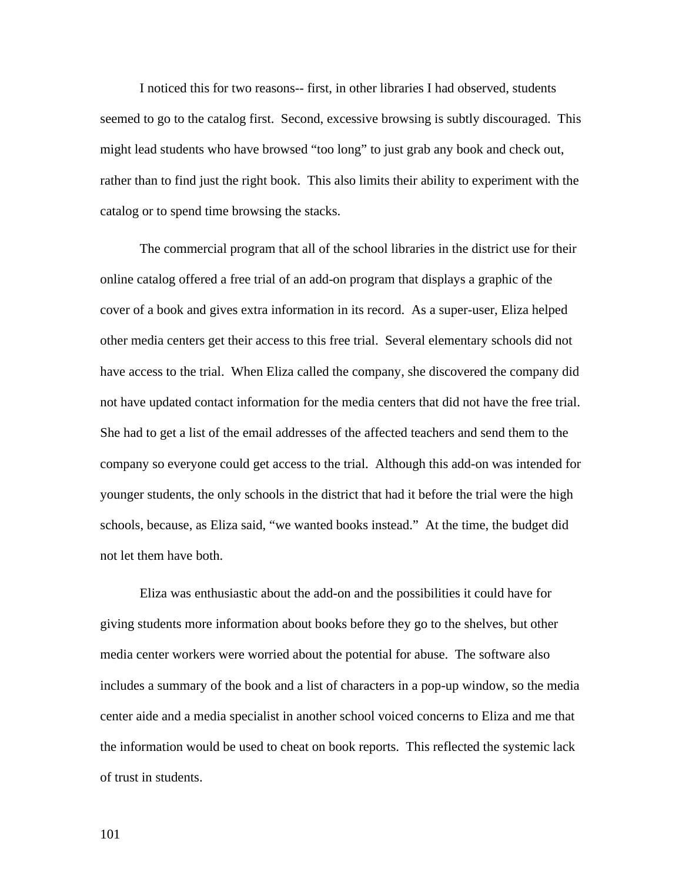I noticed this for two reasons-- first, in other libraries I had observed, students seemed to go to the catalog first. Second, excessive browsing is subtly discouraged. This might lead students who have browsed "too long" to just grab any book and check out, rather than to find just the right book. This also limits their ability to experiment with the catalog or to spend time browsing the stacks.

The commercial program that all of the school libraries in the district use for their online catalog offered a free trial of an add-on program that displays a graphic of the cover of a book and gives extra information in its record. As a super-user, Eliza helped other media centers get their access to this free trial. Several elementary schools did not have access to the trial. When Eliza called the company, she discovered the company did not have updated contact information for the media centers that did not have the free trial. She had to get a list of the email addresses of the affected teachers and send them to the company so everyone could get access to the trial. Although this add-on was intended for younger students, the only schools in the district that had it before the trial were the high schools, because, as Eliza said, "we wanted books instead." At the time, the budget did not let them have both.

Eliza was enthusiastic about the add-on and the possibilities it could have for giving students more information about books before they go to the shelves, but other media center workers were worried about the potential for abuse. The software also includes a summary of the book and a list of characters in a pop-up window, so the media center aide and a media specialist in another school voiced concerns to Eliza and me that the information would be used to cheat on book reports. This reflected the systemic lack of trust in students.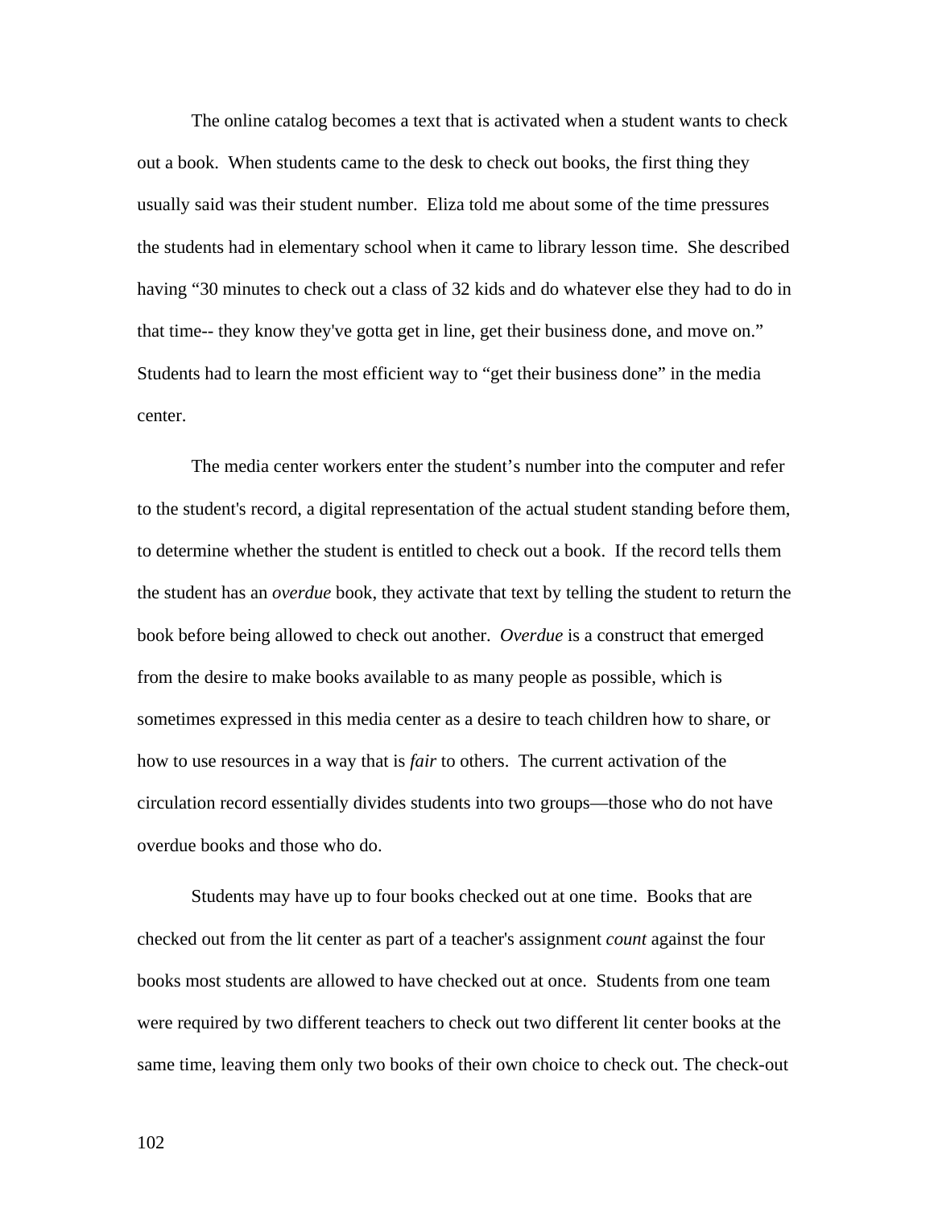The online catalog becomes a text that is activated when a student wants to check out a book. When students came to the desk to check out books, the first thing they usually said was their student number. Eliza told me about some of the time pressures the students had in elementary school when it came to library lesson time. She described having "30 minutes to check out a class of 32 kids and do whatever else they had to do in that time-- they know they've gotta get in line, get their business done, and move on." Students had to learn the most efficient way to "get their business done" in the media center.

The media center workers enter the student's number into the computer and refer to the student's record, a digital representation of the actual student standing before them, to determine whether the student is entitled to check out a book. If the record tells them the student has an *overdue* book, they activate that text by telling the student to return the book before being allowed to check out another. *Overdue* is a construct that emerged from the desire to make books available to as many people as possible, which is sometimes expressed in this media center as a desire to teach children how to share, or how to use resources in a way that is *fair* to others. The current activation of the circulation record essentially divides students into two groups—those who do not have overdue books and those who do.

Students may have up to four books checked out at one time. Books that are checked out from the lit center as part of a teacher's assignment *count* against the four books most students are allowed to have checked out at once. Students from one team were required by two different teachers to check out two different lit center books at the same time, leaving them only two books of their own choice to check out. The check-out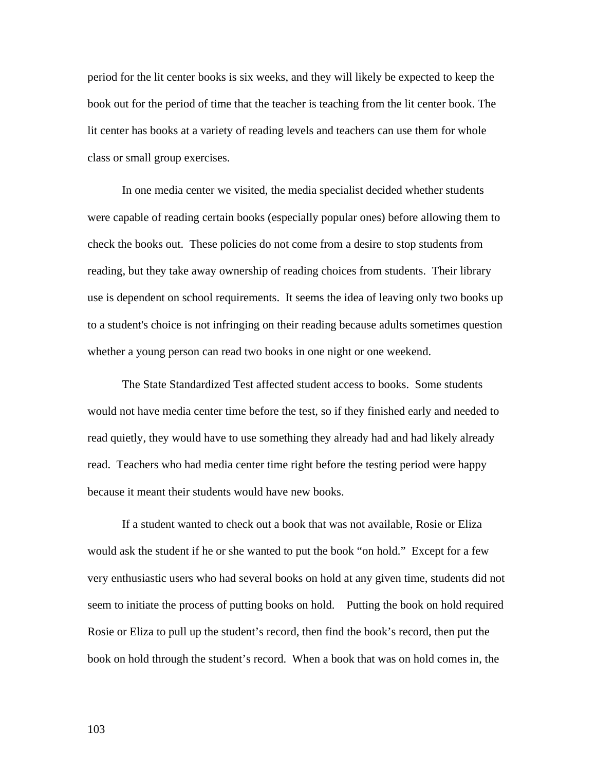period for the lit center books is six weeks, and they will likely be expected to keep the book out for the period of time that the teacher is teaching from the lit center book. The lit center has books at a variety of reading levels and teachers can use them for whole class or small group exercises.

In one media center we visited, the media specialist decided whether students were capable of reading certain books (especially popular ones) before allowing them to check the books out. These policies do not come from a desire to stop students from reading, but they take away ownership of reading choices from students. Their library use is dependent on school requirements. It seems the idea of leaving only two books up to a student's choice is not infringing on their reading because adults sometimes question whether a young person can read two books in one night or one weekend.

The State Standardized Test affected student access to books. Some students would not have media center time before the test, so if they finished early and needed to read quietly, they would have to use something they already had and had likely already read. Teachers who had media center time right before the testing period were happy because it meant their students would have new books.

If a student wanted to check out a book that was not available, Rosie or Eliza would ask the student if he or she wanted to put the book "on hold." Except for a few very enthusiastic users who had several books on hold at any given time, students did not seem to initiate the process of putting books on hold. Putting the book on hold required Rosie or Eliza to pull up the student's record, then find the book's record, then put the book on hold through the student's record. When a book that was on hold comes in, the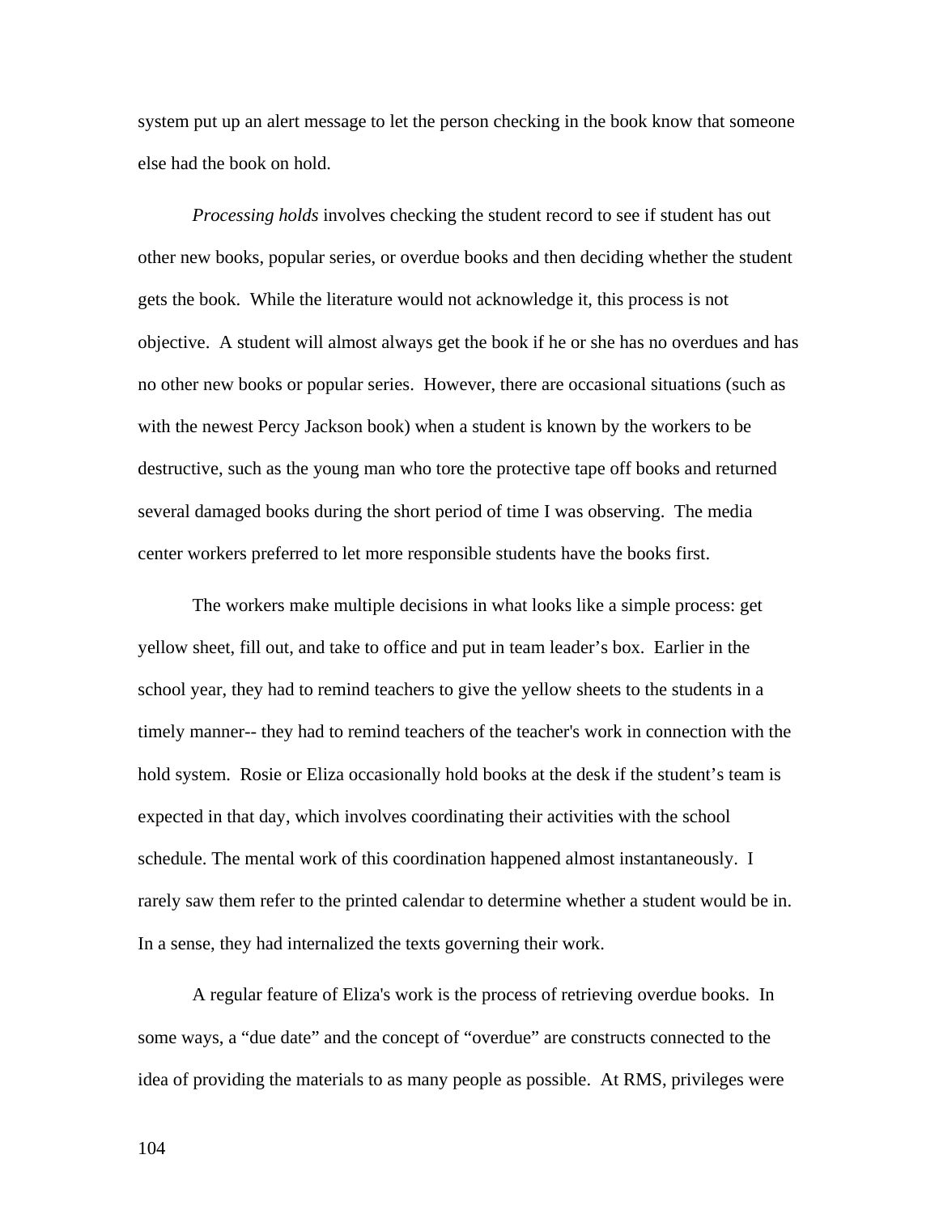system put up an alert message to let the person checking in the book know that someone else had the book on hold.

*Processing holds* involves checking the student record to see if student has out other new books, popular series, or overdue books and then deciding whether the student gets the book. While the literature would not acknowledge it, this process is not objective. A student will almost always get the book if he or she has no overdues and has no other new books or popular series. However, there are occasional situations (such as with the newest Percy Jackson book) when a student is known by the workers to be destructive, such as the young man who tore the protective tape off books and returned several damaged books during the short period of time I was observing. The media center workers preferred to let more responsible students have the books first.

The workers make multiple decisions in what looks like a simple process: get yellow sheet, fill out, and take to office and put in team leader's box. Earlier in the school year, they had to remind teachers to give the yellow sheets to the students in a timely manner-- they had to remind teachers of the teacher's work in connection with the hold system. Rosie or Eliza occasionally hold books at the desk if the student's team is expected in that day, which involves coordinating their activities with the school schedule. The mental work of this coordination happened almost instantaneously. I rarely saw them refer to the printed calendar to determine whether a student would be in. In a sense, they had internalized the texts governing their work.

A regular feature of Eliza's work is the process of retrieving overdue books. In some ways, a "due date" and the concept of "overdue" are constructs connected to the idea of providing the materials to as many people as possible. At RMS, privileges were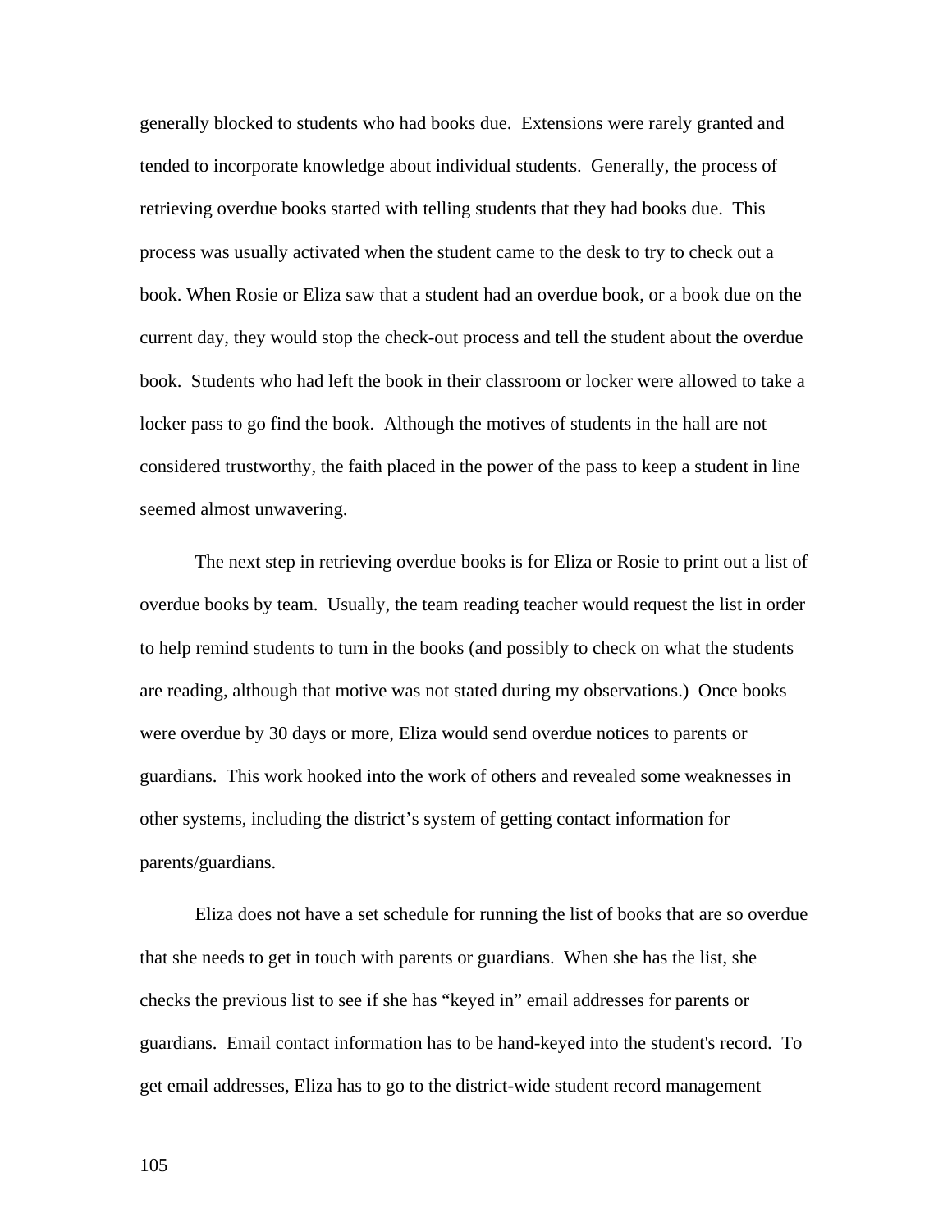generally blocked to students who had books due. Extensions were rarely granted and tended to incorporate knowledge about individual students. Generally, the process of retrieving overdue books started with telling students that they had books due. This process was usually activated when the student came to the desk to try to check out a book. When Rosie or Eliza saw that a student had an overdue book, or a book due on the current day, they would stop the check-out process and tell the student about the overdue book. Students who had left the book in their classroom or locker were allowed to take a locker pass to go find the book. Although the motives of students in the hall are not considered trustworthy, the faith placed in the power of the pass to keep a student in line seemed almost unwavering.

The next step in retrieving overdue books is for Eliza or Rosie to print out a list of overdue books by team. Usually, the team reading teacher would request the list in order to help remind students to turn in the books (and possibly to check on what the students are reading, although that motive was not stated during my observations.) Once books were overdue by 30 days or more, Eliza would send overdue notices to parents or guardians. This work hooked into the work of others and revealed some weaknesses in other systems, including the district's system of getting contact information for parents/guardians.

Eliza does not have a set schedule for running the list of books that are so overdue that she needs to get in touch with parents or guardians. When she has the list, she checks the previous list to see if she has "keyed in" email addresses for parents or guardians. Email contact information has to be hand-keyed into the student's record. To get email addresses, Eliza has to go to the district-wide student record management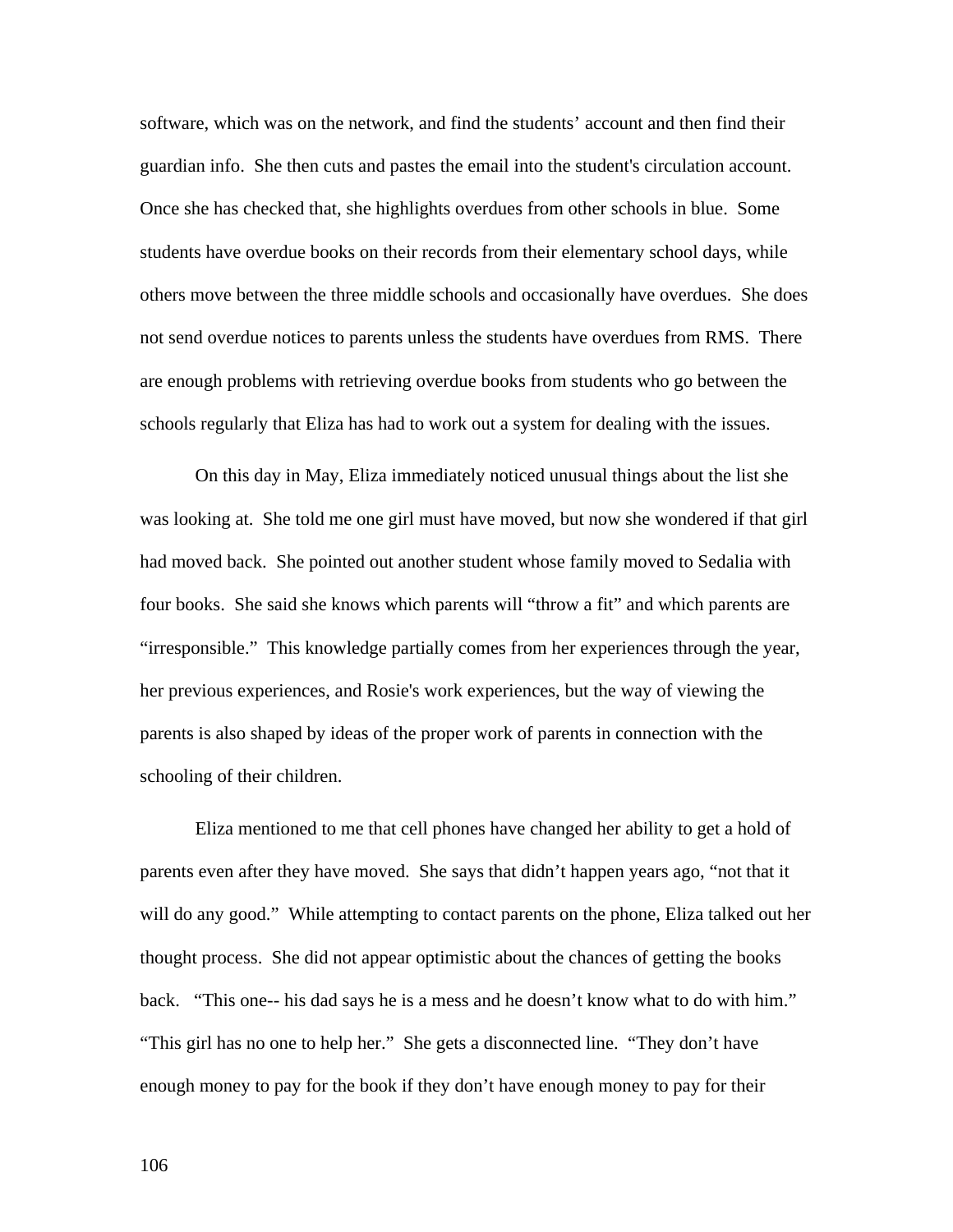software, which was on the network, and find the students' account and then find their guardian info. She then cuts and pastes the email into the student's circulation account. Once she has checked that, she highlights overdues from other schools in blue. Some students have overdue books on their records from their elementary school days, while others move between the three middle schools and occasionally have overdues. She does not send overdue notices to parents unless the students have overdues from RMS. There are enough problems with retrieving overdue books from students who go between the schools regularly that Eliza has had to work out a system for dealing with the issues.

On this day in May, Eliza immediately noticed unusual things about the list she was looking at. She told me one girl must have moved, but now she wondered if that girl had moved back. She pointed out another student whose family moved to Sedalia with four books. She said she knows which parents will "throw a fit" and which parents are "irresponsible." This knowledge partially comes from her experiences through the year, her previous experiences, and Rosie's work experiences, but the way of viewing the parents is also shaped by ideas of the proper work of parents in connection with the schooling of their children.

Eliza mentioned to me that cell phones have changed her ability to get a hold of parents even after they have moved. She says that didn't happen years ago, "not that it will do any good." While attempting to contact parents on the phone, Eliza talked out her thought process. She did not appear optimistic about the chances of getting the books back. "This one-- his dad says he is a mess and he doesn't know what to do with him." "This girl has no one to help her." She gets a disconnected line. "They don't have enough money to pay for the book if they don't have enough money to pay for their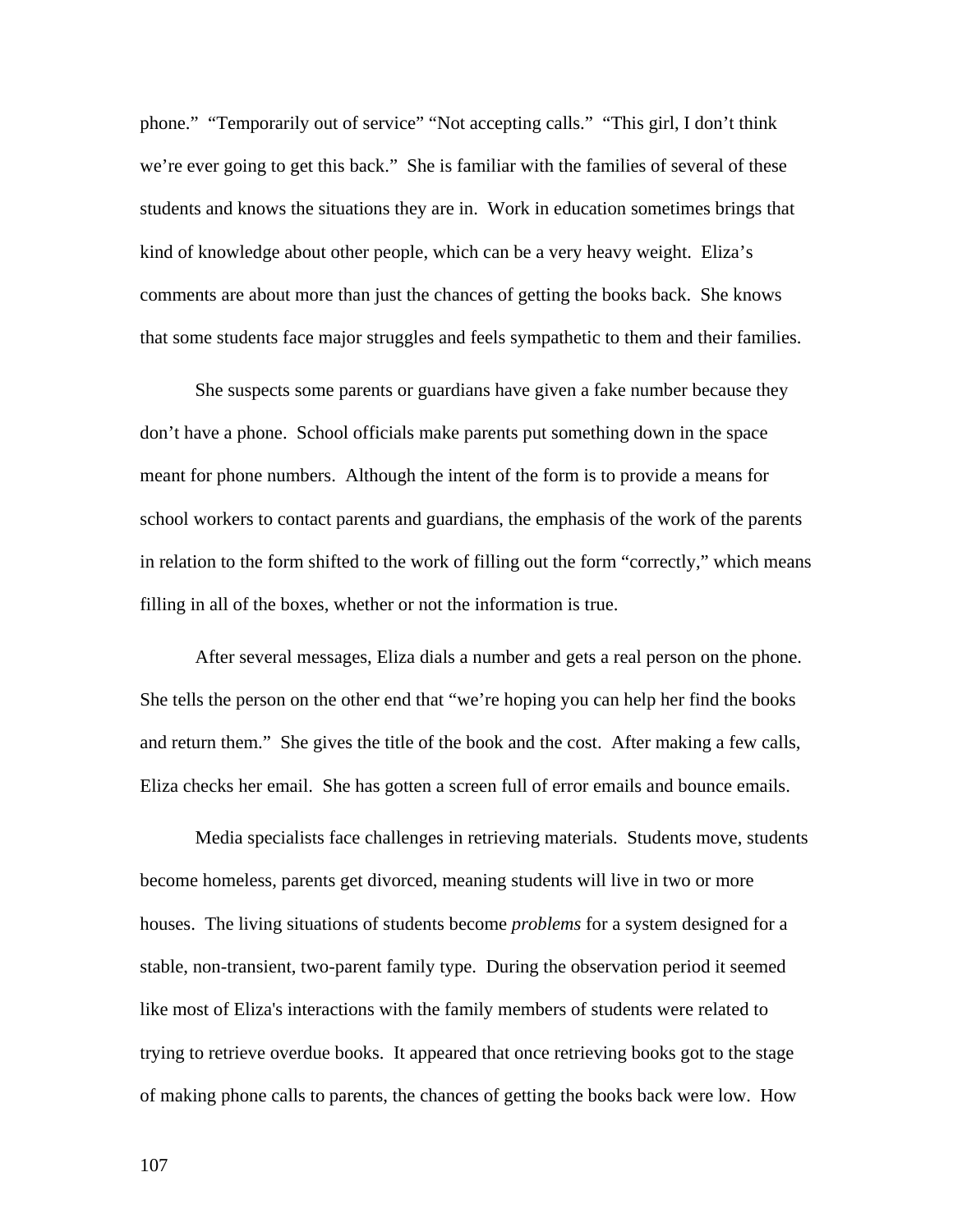phone." "Temporarily out of service" "Not accepting calls." "This girl, I don't think we're ever going to get this back." She is familiar with the families of several of these students and knows the situations they are in. Work in education sometimes brings that kind of knowledge about other people, which can be a very heavy weight. Eliza's comments are about more than just the chances of getting the books back. She knows that some students face major struggles and feels sympathetic to them and their families.

She suspects some parents or guardians have given a fake number because they don't have a phone. School officials make parents put something down in the space meant for phone numbers. Although the intent of the form is to provide a means for school workers to contact parents and guardians, the emphasis of the work of the parents in relation to the form shifted to the work of filling out the form "correctly," which means filling in all of the boxes, whether or not the information is true.

After several messages, Eliza dials a number and gets a real person on the phone. She tells the person on the other end that "we're hoping you can help her find the books and return them." She gives the title of the book and the cost. After making a few calls, Eliza checks her email. She has gotten a screen full of error emails and bounce emails.

Media specialists face challenges in retrieving materials. Students move, students become homeless, parents get divorced, meaning students will live in two or more houses. The living situations of students become *problems* for a system designed for a stable, non-transient, two-parent family type. During the observation period it seemed like most of Eliza's interactions with the family members of students were related to trying to retrieve overdue books. It appeared that once retrieving books got to the stage of making phone calls to parents, the chances of getting the books back were low. How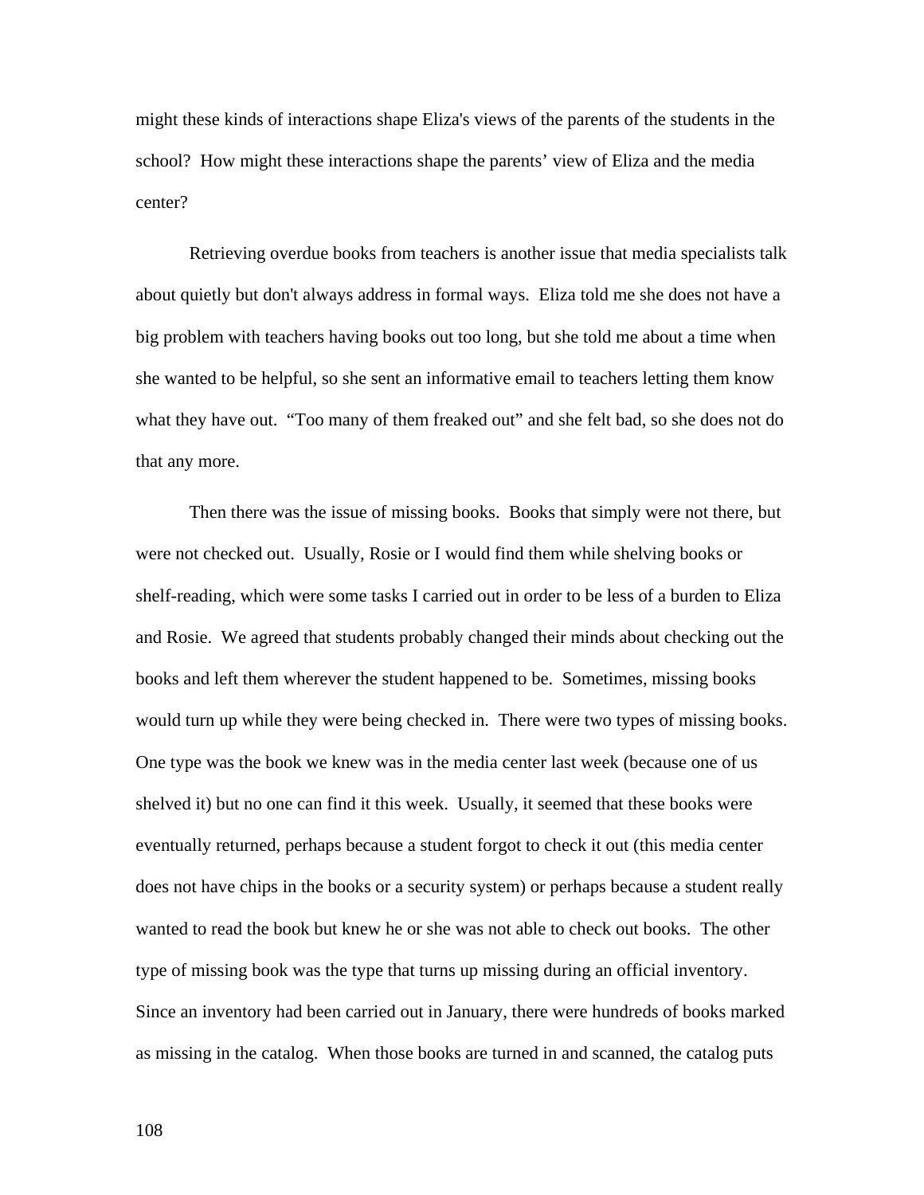might these kinds of interactions shape Eliza's views of the parents of the students in the school? How might these interactions shape the parents' view of Eliza and the media center?

Retrieving overdue books from teachers is another issue that media specialists talk about quietly but don't always address in formal ways. Eliza told me she does not have a big problem with teachers having books out too long, but she told me about a time when she wanted to be helpful, so she sent an informative email to teachers letting them know what they have out. "Too many of them freaked out" and she felt bad, so she does not do that any more.

Then there was the issue of missing books. Books that simply were not there, but were not checked out. Usually, Rosie or I would find them while shelving books or shelf-reading, which were some tasks I carried out in order to be less of a burden to Eliza and Rosie. We agreed that students probably changed their minds about checking out the books and left them wherever the student happened to be. Sometimes, missing books would turn up while they were being checked in. There were two types of missing books. One type was the book we knew was in the media center last week (because one of us shelved it) but no one can find it this week. Usually, it seemed that these books were eventually returned, perhaps because a student forgot to check it out (this media center does not have chips in the books or a security system) or perhaps because a student really wanted to read the book but knew he or she was not able to check out books. The other type of missing book was the type that turns up missing during an official inventory. Since an inventory had been carried out in January, there were hundreds of books marked as missing in the catalog. When those books are turned in and scanned, the catalog puts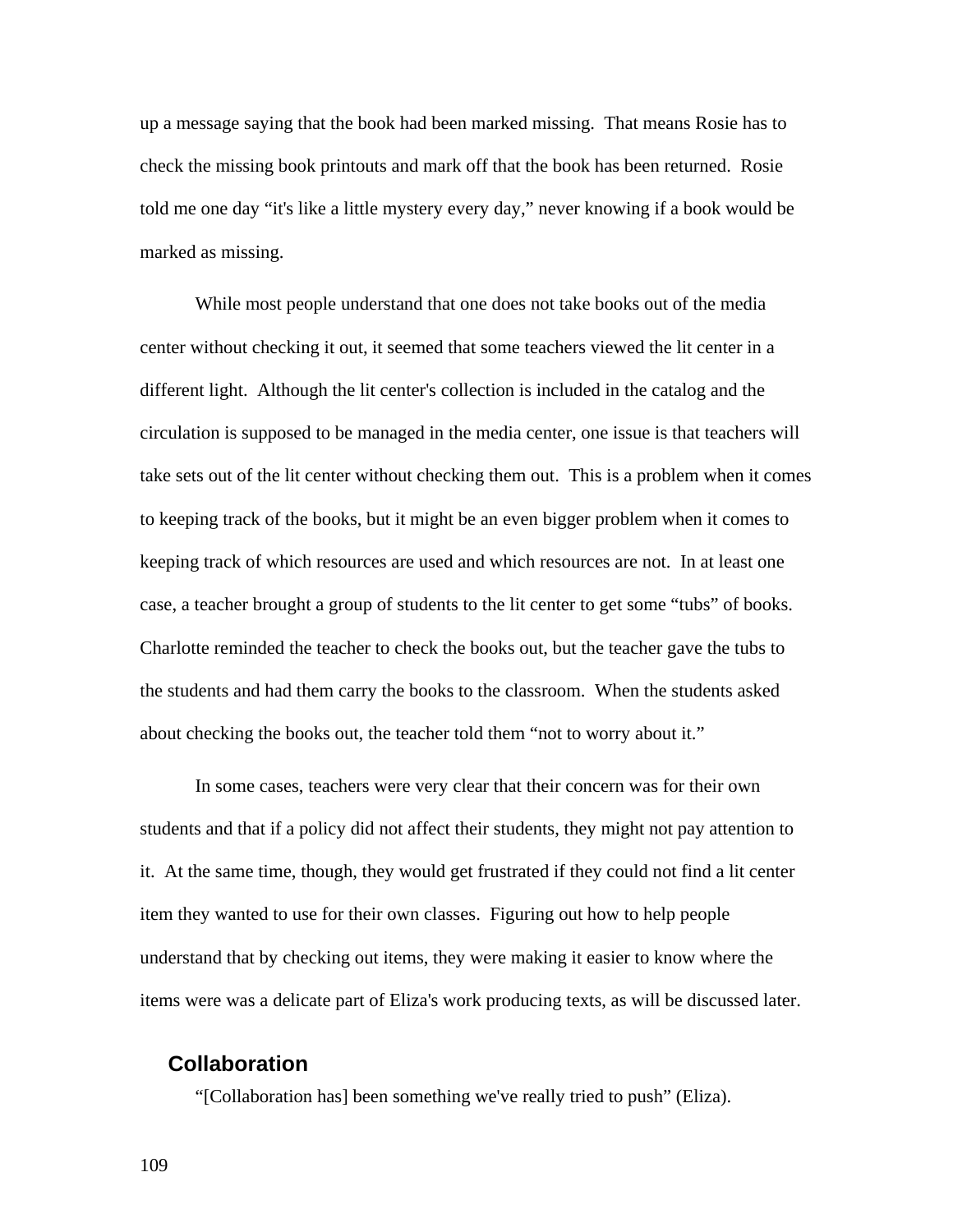up a message saying that the book had been marked missing. That means Rosie has to check the missing book printouts and mark off that the book has been returned. Rosie told me one day "it's like a little mystery every day," never knowing if a book would be marked as missing.

While most people understand that one does not take books out of the media center without checking it out, it seemed that some teachers viewed the lit center in a different light. Although the lit center's collection is included in the catalog and the circulation is supposed to be managed in the media center, one issue is that teachers will take sets out of the lit center without checking them out. This is a problem when it comes to keeping track of the books, but it might be an even bigger problem when it comes to keeping track of which resources are used and which resources are not. In at least one case, a teacher brought a group of students to the lit center to get some "tubs" of books. Charlotte reminded the teacher to check the books out, but the teacher gave the tubs to the students and had them carry the books to the classroom. When the students asked about checking the books out, the teacher told them "not to worry about it."

In some cases, teachers were very clear that their concern was for their own students and that if a policy did not affect their students, they might not pay attention to it. At the same time, though, they would get frustrated if they could not find a lit center item they wanted to use for their own classes. Figuring out how to help people understand that by checking out items, they were making it easier to know where the items were was a delicate part of Eliza's work producing texts, as will be discussed later.

## Collaboration

"[Collaboration has] been something we've really tried to push" (Eliza).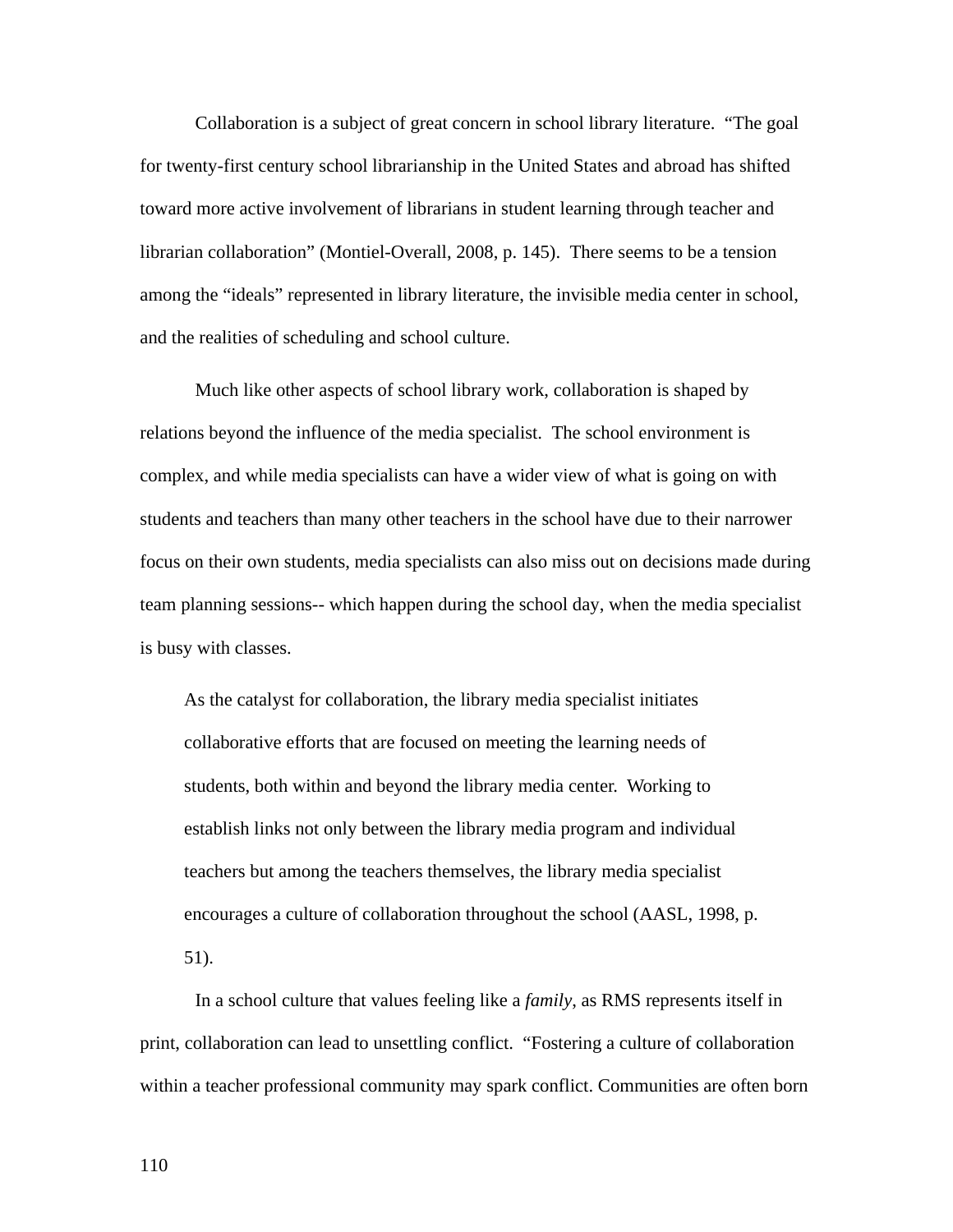Collaboration is a subject of great concern in school library literature. "The goal for twenty-first century school librarianship in the United States and abroad has shifted toward more active involvement of librarians in student learning through teacher and librarian collaboration" (Montiel-Overall, 2008, p. 145). There seems to be a tension among the "ideals" represented in library literature, the invisible media center in school, and the realities of scheduling and school culture.

Much like other aspects of school library work, collaboration is shaped by relations beyond the influence of the media specialist. The school environment is complex, and while media specialists can have a wider view of what is going on with students and teachers than many other teachers in the school have due to their narrower focus on their own students, media specialists can also miss out on decisions made during team planning sessions-- which happen during the school day, when the media specialist is busy with classes.

> As the catalyst for collaboration, the library media specialist initiates collaborative efforts that are focused on meeting the learning needs of students, both within and beyond the library media center. Working to establish links not only between the library media program and individual teachers but among the teachers themselves, the library media specialist encourages a culture of collaboration throughout the school (AASL, 1998, p. 51).

In a school culture that values feeling like a *family*, as RMS represents itself in print, collaboration can lead to unsettling conflict. "Fostering a culture of collaboration within a teacher professional community may spark conflict. Communities are often born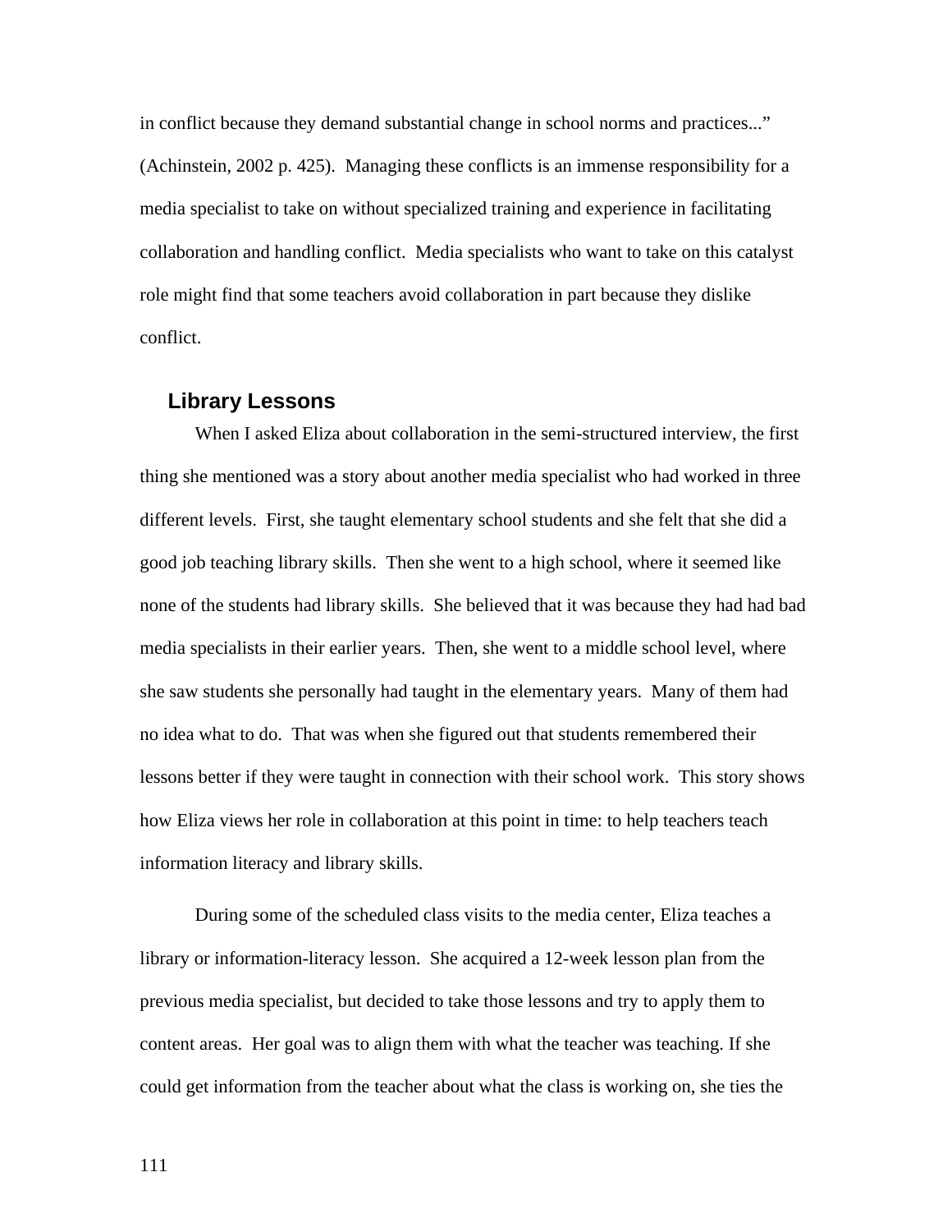in conflict because they demand substantial change in school norms and practices..." (Achinstein, 2002 p. 425). Managing these conflicts is an immense responsibility for a media specialist to take on without specialized training and experience in facilitating collaboration and handling conflict. Media specialists who want to take on this catalyst role might find that some teachers avoid collaboration in part because they dislike conflict.

### Library Lessons

When I asked Eliza about collaboration in the semi-structured interview, the first thing she mentioned was a story about another media specialist who had worked in three different levels. First, she taught elementary school students and she felt that she did a good job teaching library skills. Then she went to a high school, where it seemed like none of the students had library skills. She believed that it was because they had had bad media specialists in their earlier years. Then, she went to a middle school level, where she saw students she personally had taught in the elementary years. Many of them had no idea what to do. That was when she figured out that students remembered their lessons better if they were taught in connection with their school work. This story shows how Eliza views her role in collaboration at this point in time: to help teachers teach information literacy and library skills.

During some of the scheduled class visits to the media center, Eliza teaches a library or information-literacy lesson. She acquired a 12-week lesson plan from the previous media specialist, but decided to take those lessons and try to apply them to content areas. Her goal was to align them with what the teacher was teaching. If she could get information from the teacher about what the class is working on, she ties the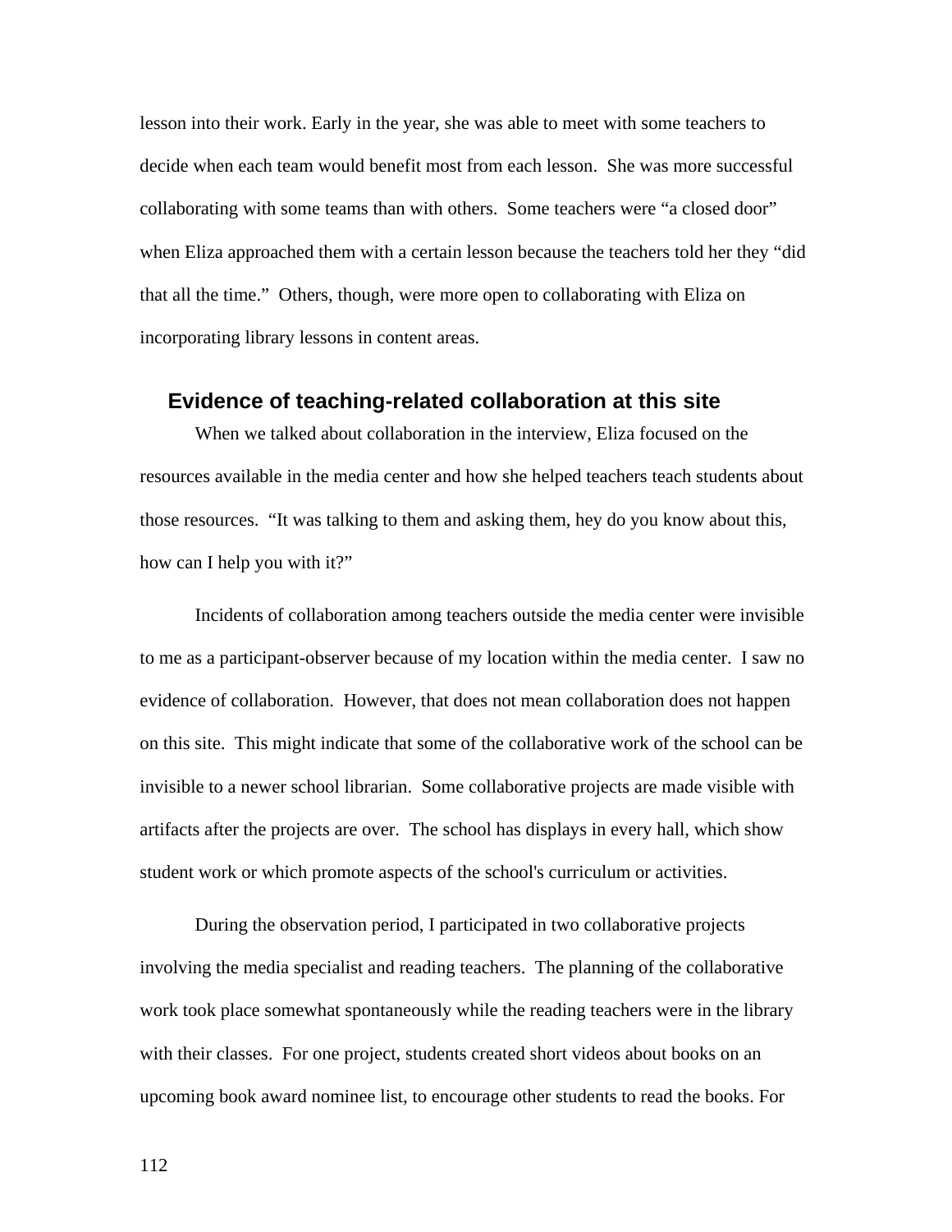lesson into their work. Early in the year, she was able to meet with some teachers to decide when each team would benefit most from each lesson. She was more successful collaborating with some teams than with others. Some teachers were "a closed door" when Eliza approached them with a certain lesson because the teachers told her they "did that all the time." Others, though, were more open to collaborating with Eliza on incorporating library lessons in content areas.

### Evidence of teaching-related collaboration at this site

When we talked about collaboration in the interview, Eliza focused on the resources available in the media center and how she helped teachers teach students about those resources. "It was talking to them and asking them, hey do you know about this, how can I help you with it?"

Incidents of collaboration among teachers outside the media center were invisible to me as a participant-observer because of my location within the media center. I saw no evidence of collaboration. However, that does not mean collaboration does not happen on this site. This might indicate that some of the collaborative work of the school can be invisible to a newer school librarian. Some collaborative projects are made visible with artifacts after the projects are over. The school has displays in every hall, which show student work or which promote aspects of the school's curriculum or activities.

During the observation period, I participated in two collaborative projects involving the media specialist and reading teachers. The planning of the collaborative work took place somewhat spontaneously while the reading teachers were in the library with their classes. For one project, students created short videos about books on an upcoming book award nominee list, to encourage other students to read the books. For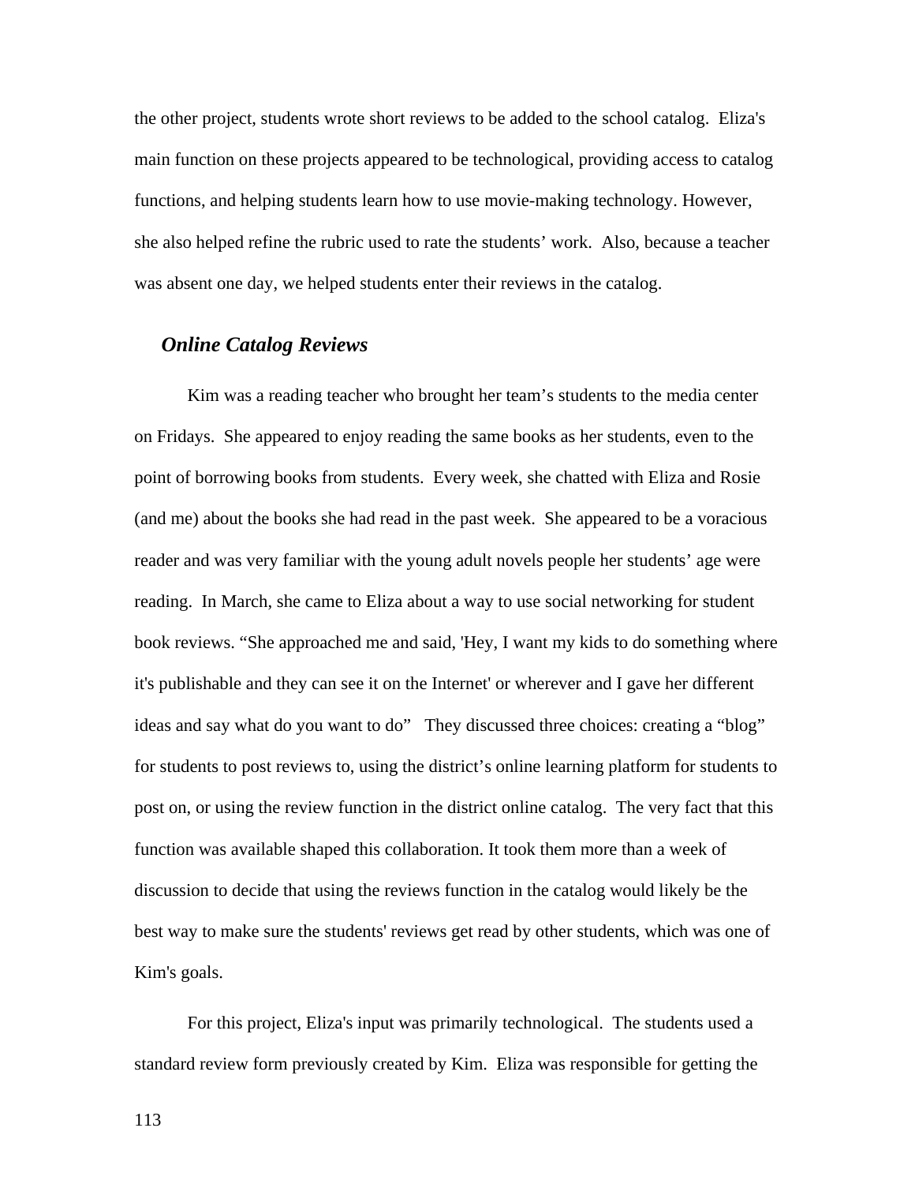the other project, students wrote short reviews to be added to the school catalog. Eliza's main function on these projects appeared to be technological, providing access to catalog functions, and helping students learn how to use movie-making technology. However, she also helped refine the rubric used to rate the students' work. Also, because a teacher was absent one day, we helped students enter their reviews in the catalog.

### *Online Catalog Reviews*

Kim was a reading teacher who brought her team's students to the media center on Fridays. She appeared to enjoy reading the same books as her students, even to the point of borrowing books from students. Every week, she chatted with Eliza and Rosie (and me) about the books she had read in the past week. She appeared to be a voracious reader and was very familiar with the young adult novels people her students' age were reading. In March, she came to Eliza about a way to use social networking for student book reviews. "She approached me and said, 'Hey, I want my kids to do something where it's publishable and they can see it on the Internet' or wherever and I gave her different ideas and say what do you want to do" They discussed three choices: creating a "blog" for students to post reviews to, using the district's online learning platform for students to post on, or using the review function in the district online catalog. The very fact that this function was available shaped this collaboration. It took them more than a week of discussion to decide that using the reviews function in the catalog would likely be the best way to make sure the students' reviews get read by other students, which was one of Kim's goals.

For this project, Eliza's input was primarily technological. The students used a standard review form previously created by Kim. Eliza was responsible for getting the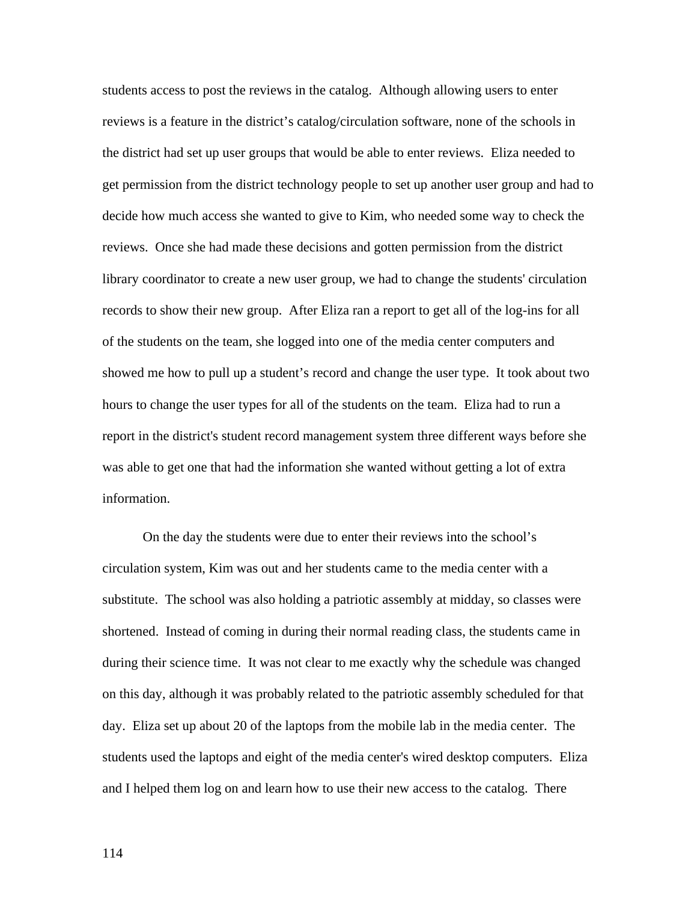students access to post the reviews in the catalog. Although allowing users to enter reviews is a feature in the district's catalog/circulation software, none of the schools in the district had set up user groups that would be able to enter reviews. Eliza needed to get permission from the district technology people to set up another user group and had to decide how much access she wanted to give to Kim, who needed some way to check the reviews. Once she had made these decisions and gotten permission from the district library coordinator to create a new user group, we had to change the students' circulation records to show their new group. After Eliza ran a report to get all of the log-ins for all of the students on the team, she logged into one of the media center computers and showed me how to pull up a student's record and change the user type. It took about two hours to change the user types for all of the students on the team. Eliza had to run a report in the district's student record management system three different ways before she was able to get one that had the information she wanted without getting a lot of extra information.

On the day the students were due to enter their reviews into the school's circulation system, Kim was out and her students came to the media center with a substitute. The school was also holding a patriotic assembly at midday, so classes were shortened. Instead of coming in during their normal reading class, the students came in during their science time. It was not clear to me exactly why the schedule was changed on this day, although it was probably related to the patriotic assembly scheduled for that day. Eliza set up about 20 of the laptops from the mobile lab in the media center. The students used the laptops and eight of the media center's wired desktop computers. Eliza and I helped them log on and learn how to use their new access to the catalog. There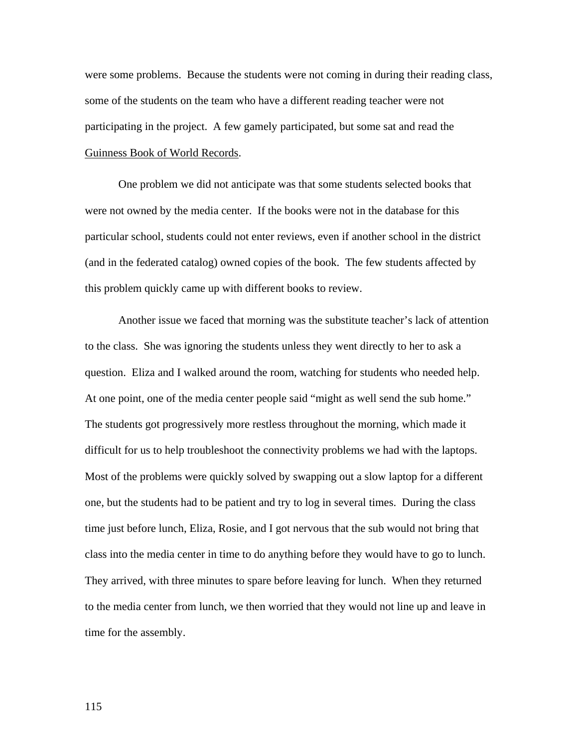were some problems. Because the students were not coming in during their reading class, some of the students on the team who have a different reading teacher were not participating in the project. A few gamely participated, but some sat and read the Guinness Book of World Records.

One problem we did not anticipate was that some students selected books that were not owned by the media center. If the books were not in the database for this particular school, students could not enter reviews, even if another school in the district (and in the federated catalog) owned copies of the book. The few students affected by this problem quickly came up with different books to review.

Another issue we faced that morning was the substitute teacher's lack of attention to the class. She was ignoring the students unless they went directly to her to ask a question. Eliza and I walked around the room, watching for students who needed help. At one point, one of the media center people said "might as well send the sub home." The students got progressively more restless throughout the morning, which made it difficult for us to help troubleshoot the connectivity problems we had with the laptops. Most of the problems were quickly solved by swapping out a slow laptop for a different one, but the students had to be patient and try to log in several times. During the class time just before lunch, Eliza, Rosie, and I got nervous that the sub would not bring that class into the media center in time to do anything before they would have to go to lunch. They arrived, with three minutes to spare before leaving for lunch. When they returned to the media center from lunch, we then worried that they would not line up and leave in time for the assembly.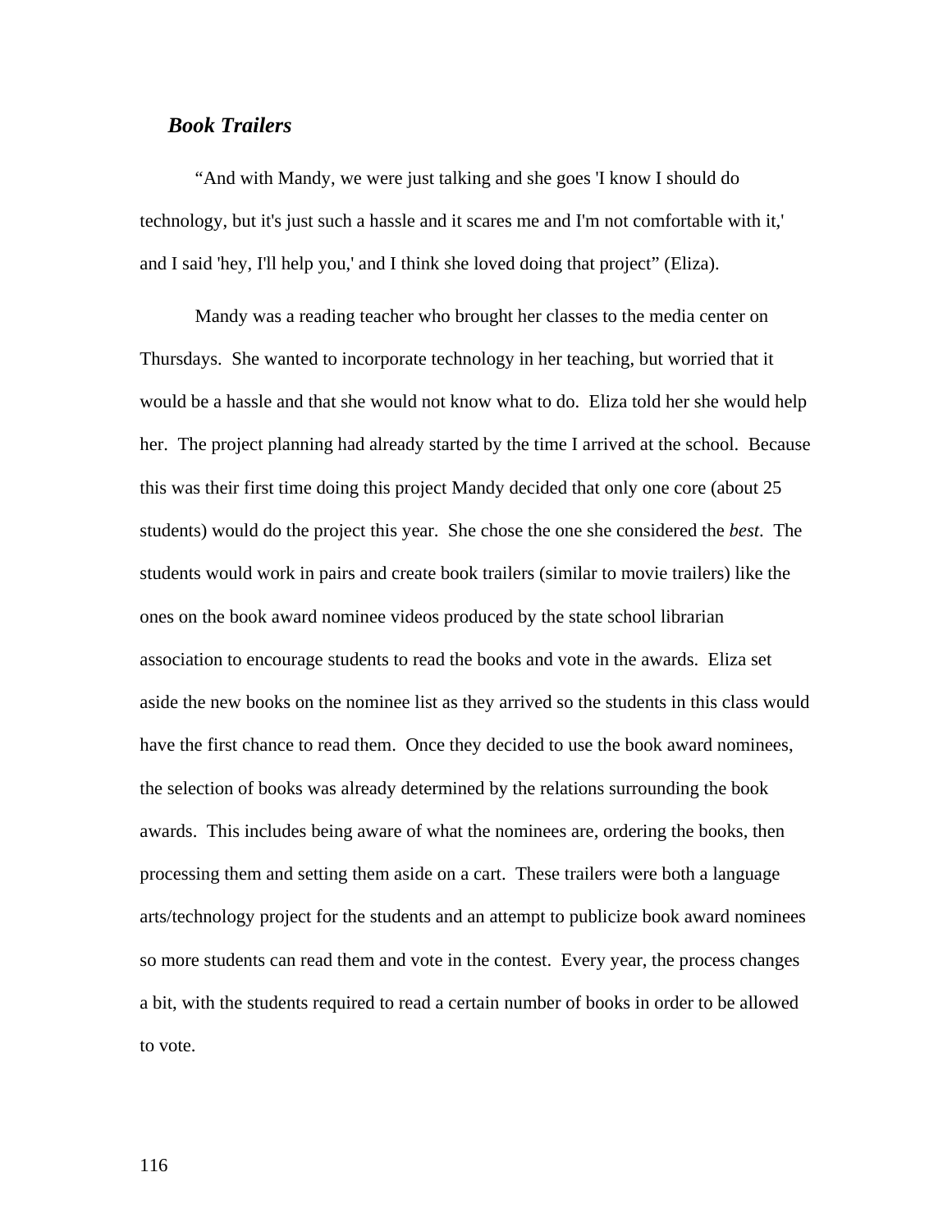### *Book Trailers*

“And with Mandy, we were just talking and she goes 'I know I should do technology, but it's just such a hassle and it scares me and I'm not comfortable with it,' and I said 'hey, I'll help you,' and I think she loved doing that project” (Eliza).

Mandy was a reading teacher who brought her classes to the media center on Thursdays. She wanted to incorporate technology in her teaching, but worried that it would be a hassle and that she would not know what to do. Eliza told her she would help her. The project planning had already started by the time I arrived at the school. Because this was their first time doing this project Mandy decided that only one core (about 25 students) would do the project this year. She chose the one she considered the *best*. The students would work in pairs and create book trailers (similar to movie trailers) like the ones on the book award nominee videos produced by the state school librarian association to encourage students to read the books and vote in the awards. Eliza set aside the new books on the nominee list as they arrived so the students in this class would have the first chance to read them. Once they decided to use the book award nominees, the selection of books was already determined by the relations surrounding the book awards. This includes being aware of what the nominees are, ordering the books, then processing them and setting them aside on a cart. These trailers were both a language arts/technology project for the students and an attempt to publicize book award nominees so more students can read them and vote in the contest. Every year, the process changes a bit, with the students required to read a certain number of books in order to be allowed to vote.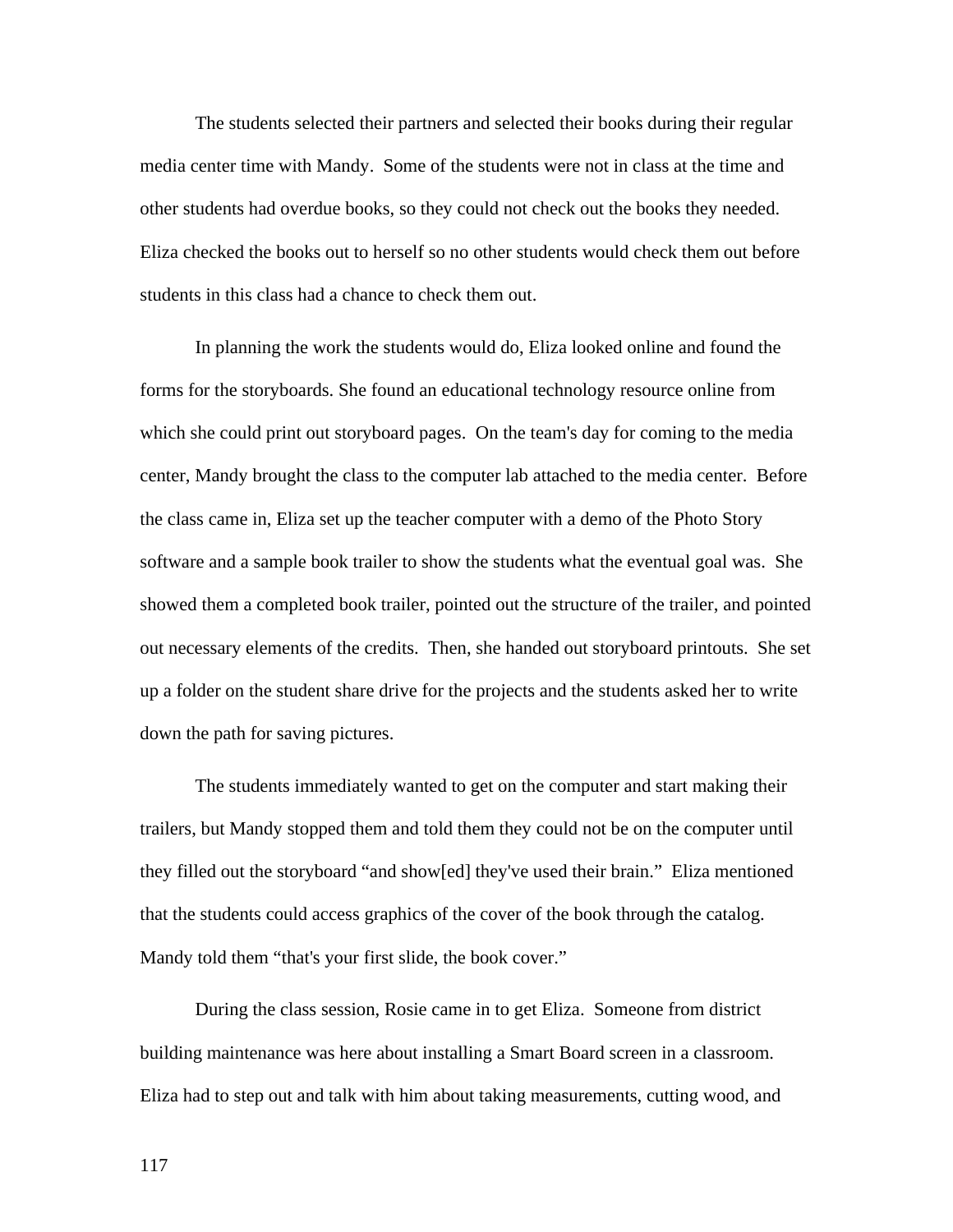The students selected their partners and selected their books during their regular media center time with Mandy. Some of the students were not in class at the time and other students had overdue books, so they could not check out the books they needed. Eliza checked the books out to herself so no other students would check them out before students in this class had a chance to check them out.

In planning the work the students would do, Eliza looked online and found the forms for the storyboards. She found an educational technology resource online from which she could print out storyboard pages. On the team's day for coming to the media center, Mandy brought the class to the computer lab attached to the media center. Before the class came in, Eliza set up the teacher computer with a demo of the Photo Story software and a sample book trailer to show the students what the eventual goal was. She showed them a completed book trailer, pointed out the structure of the trailer, and pointed out necessary elements of the credits. Then, she handed out storyboard printouts. She set up a folder on the student share drive for the projects and the students asked her to write down the path for saving pictures.

The students immediately wanted to get on the computer and start making their trailers, but Mandy stopped them and told them they could not be on the computer until they filled out the storyboard "and show[ed] they've used their brain." Eliza mentioned that the students could access graphics of the cover of the book through the catalog. Mandy told them "that's your first slide, the book cover."

During the class session, Rosie came in to get Eliza. Someone from district building maintenance was here about installing a Smart Board screen in a classroom. Eliza had to step out and talk with him about taking measurements, cutting wood, and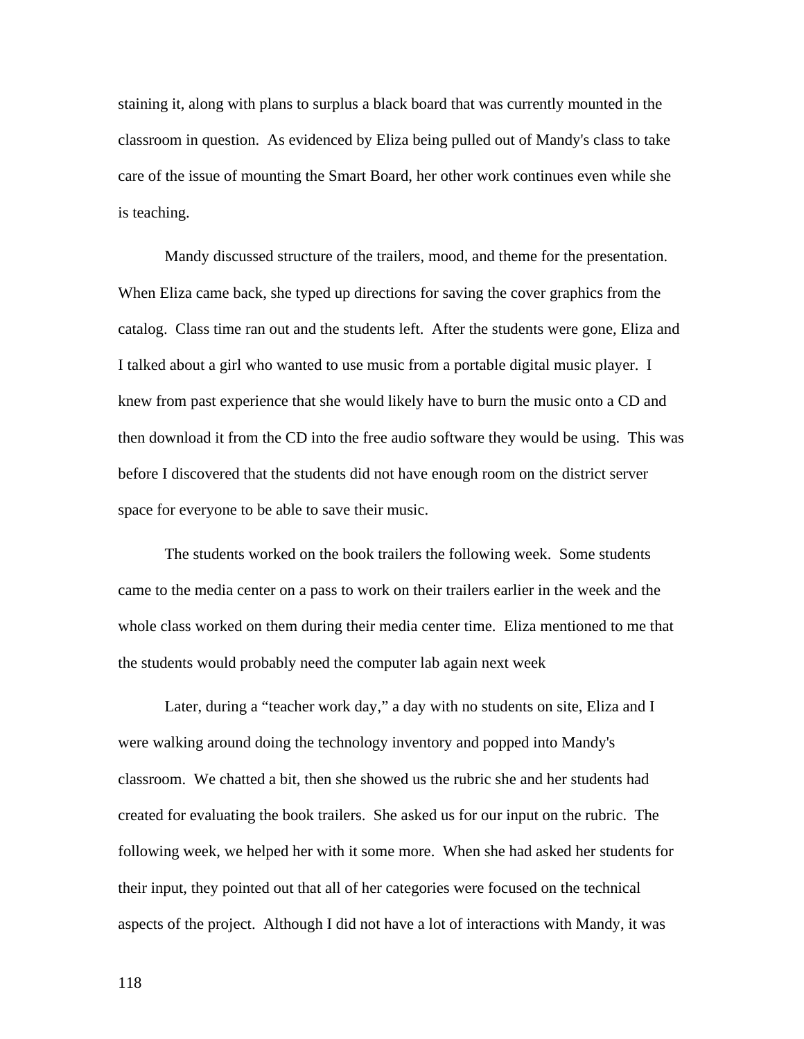staining it, along with plans to surplus a black board that was currently mounted in the classroom in question. As evidenced by Eliza being pulled out of Mandy's class to take care of the issue of mounting the Smart Board, her other work continues even while she is teaching.

Mandy discussed structure of the trailers, mood, and theme for the presentation. When Eliza came back, she typed up directions for saving the cover graphics from the catalog. Class time ran out and the students left. After the students were gone, Eliza and I talked about a girl who wanted to use music from a portable digital music player. I knew from past experience that she would likely have to burn the music onto a CD and then download it from the CD into the free audio software they would be using. This was before I discovered that the students did not have enough room on the district server space for everyone to be able to save their music.

The students worked on the book trailers the following week. Some students came to the media center on a pass to work on their trailers earlier in the week and the whole class worked on them during their media center time. Eliza mentioned to me that the students would probably need the computer lab again next week

Later, during a "teacher work day," a day with no students on site, Eliza and I were walking around doing the technology inventory and popped into Mandy's classroom. We chatted a bit, then she showed us the rubric she and her students had created for evaluating the book trailers. She asked us for our input on the rubric. The following week, we helped her with it some more. When she had asked her students for their input, they pointed out that all of her categories were focused on the technical aspects of the project. Although I did not have a lot of interactions with Mandy, it was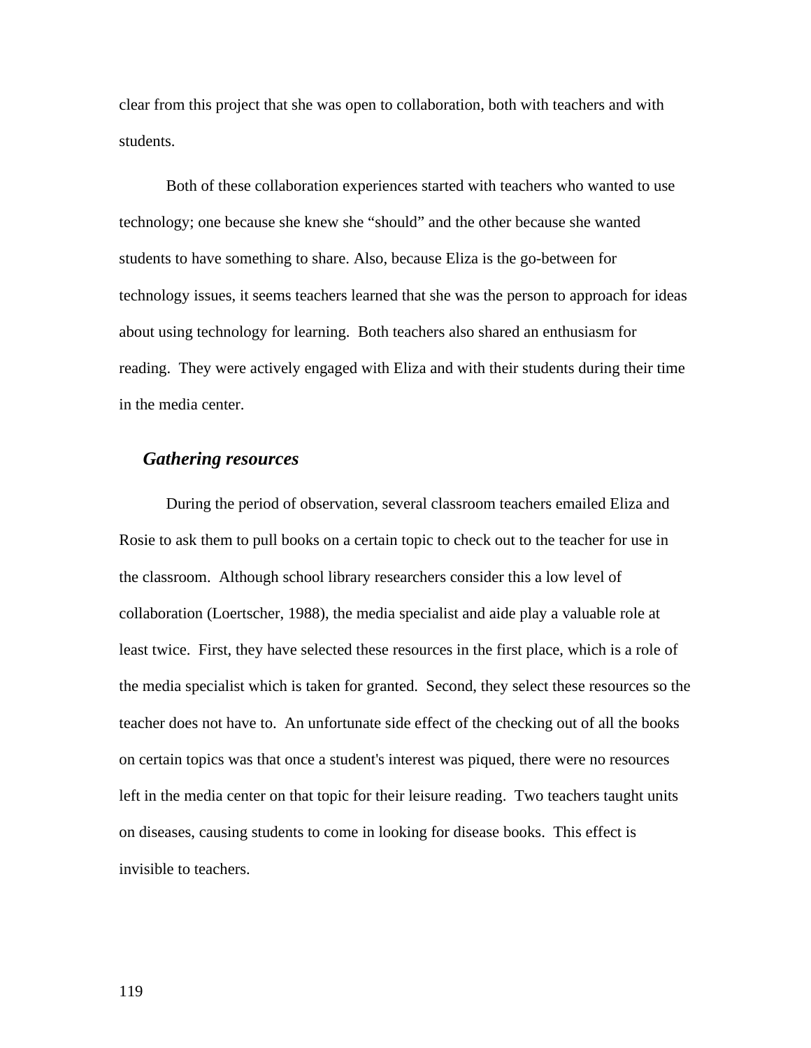clear from this project that she was open to collaboration, both with teachers and with students.

Both of these collaboration experiences started with teachers who wanted to use technology; one because she knew she "should" and the other because she wanted students to have something to share. Also, because Eliza is the go-between for technology issues, it seems teachers learned that she was the person to approach for ideas about using technology for learning. Both teachers also shared an enthusiasm for reading. They were actively engaged with Eliza and with their students during their time in the media center.

### *Gathering resources*

During the period of observation, several classroom teachers emailed Eliza and Rosie to ask them to pull books on a certain topic to check out to the teacher for use in the classroom. Although school library researchers consider this a low level of collaboration (Loertscher, 1988), the media specialist and aide play a valuable role at least twice. First, they have selected these resources in the first place, which is a role of the media specialist which is taken for granted. Second, they select these resources so the teacher does not have to. An unfortunate side effect of the checking out of all the books on certain topics was that once a student's interest was piqued, there were no resources left in the media center on that topic for their leisure reading. Two teachers taught units on diseases, causing students to come in looking for disease books. This effect is invisible to teachers.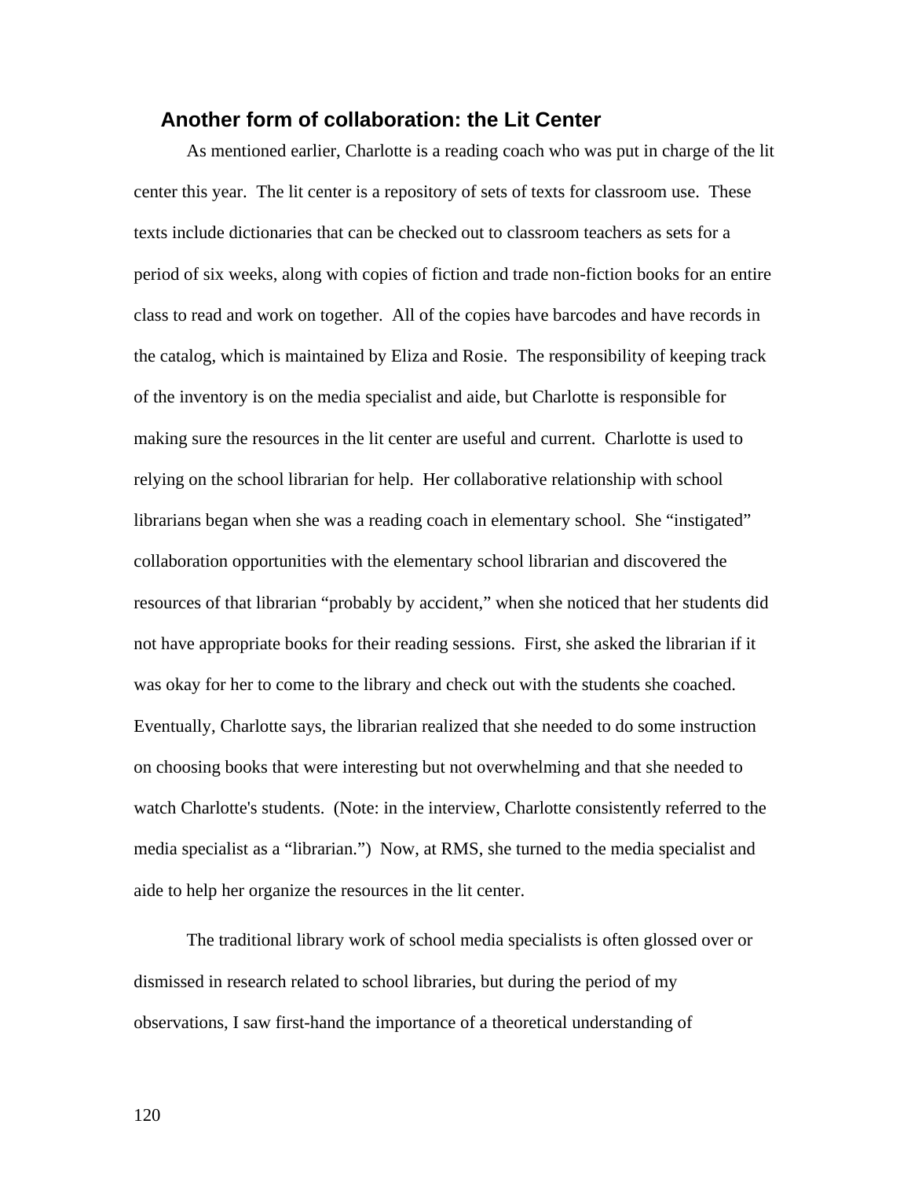## Another form of collaboration: the Lit Center

As mentioned earlier, Charlotte is a reading coach who was put in charge of the lit center this year. The lit center is a repository of sets of texts for classroom use. These texts include dictionaries that can be checked out to classroom teachers as sets for a period of six weeks, along with copies of fiction and trade non-fiction books for an entire class to read and work on together. All of the copies have barcodes and have records in the catalog, which is maintained by Eliza and Rosie. The responsibility of keeping track of the inventory is on the media specialist and aide, but Charlotte is responsible for making sure the resources in the lit center are useful and current. Charlotte is used to relying on the school librarian for help. Her collaborative relationship with school librarians began when she was a reading coach in elementary school. She "instigated" collaboration opportunities with the elementary school librarian and discovered the resources of that librarian "probably by accident," when she noticed that her students did not have appropriate books for their reading sessions. First, she asked the librarian if it was okay for her to come to the library and check out with the students she coached. Eventually, Charlotte says, the librarian realized that she needed to do some instruction on choosing books that were interesting but not overwhelming and that she needed to watch Charlotte's students. (Note: in the interview, Charlotte consistently referred to the media specialist as a "librarian.") Now, at RMS, she turned to the media specialist and aide to help her organize the resources in the lit center.

The traditional library work of school media specialists is often glossed over or dismissed in research related to school libraries, but during the period of my observations, I saw first-hand the importance of a theoretical understanding of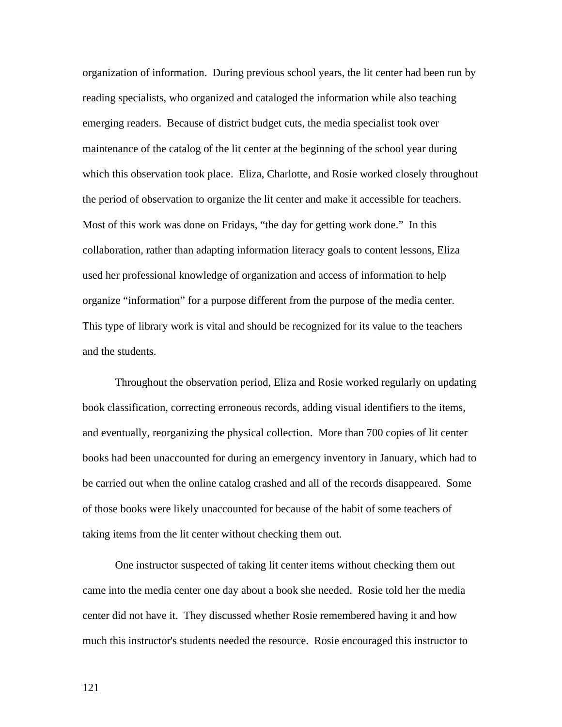organization of information. During previous school years, the lit center had been run by reading specialists, who organized and cataloged the information while also teaching emerging readers. Because of district budget cuts, the media specialist took over maintenance of the catalog of the lit center at the beginning of the school year during which this observation took place. Eliza, Charlotte, and Rosie worked closely throughout the period of observation to organize the lit center and make it accessible for teachers. Most of this work was done on Fridays, "the day for getting work done." In this collaboration, rather than adapting information literacy goals to content lessons, Eliza used her professional knowledge of organization and access of information to help organize "information" for a purpose different from the purpose of the media center. This type of library work is vital and should be recognized for its value to the teachers and the students.

Throughout the observation period, Eliza and Rosie worked regularly on updating book classification, correcting erroneous records, adding visual identifiers to the items, and eventually, reorganizing the physical collection. More than 700 copies of lit center books had been unaccounted for during an emergency inventory in January, which had to be carried out when the online catalog crashed and all of the records disappeared. Some of those books were likely unaccounted for because of the habit of some teachers of taking items from the lit center without checking them out.

One instructor suspected of taking lit center items without checking them out came into the media center one day about a book she needed. Rosie told her the media center did not have it. They discussed whether Rosie remembered having it and how much this instructor's students needed the resource. Rosie encouraged this instructor to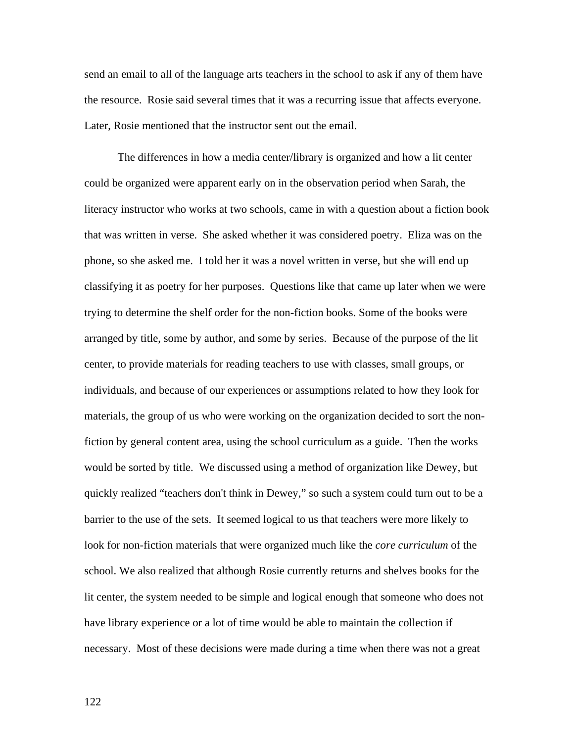send an email to all of the language arts teachers in the school to ask if any of them have the resource.  Rosie said several times that it was a recurring issue that affects everyone. Later, Rosie mentioned that the instructor sent out the email.

The differences in how a media center/library is organized and how a lit center could be organized were apparent early on in the observation period when Sarah, the literacy instructor who works at two schools, came in with a question about a fiction book that was written in verse.  She asked whether it was considered poetry.  Eliza was on the phone, so she asked me.  I told her it was a novel written in verse, but she will end up classifying it as poetry for her purposes.  Questions like that came up later when we were trying to determine the shelf order for the non-fiction books. Some of the books were arranged by title, some by author, and some by series.  Because of the purpose of the lit center, to provide materials for reading teachers to use with classes, small groups, or individuals, and because of our experiences or assumptions related to how they look for materials, the group of us who were working on the organization decided to sort the non-fiction by general content area, using the school curriculum as a guide.  Then the works would be sorted by title.  We discussed using a method of organization like Dewey, but quickly realized "teachers don't think in Dewey," so such a system could turn out to be a barrier to the use of the sets.  It seemed logical to us that teachers were more likely to look for non-fiction materials that were organized much like the *core curriculum* of the school. We also realized that although Rosie currently returns and shelves books for the lit center, the system needed to be simple and logical enough that someone who does not have library experience or a lot of time would be able to maintain the collection if necessary.  Most of these decisions were made during a time when there was not a great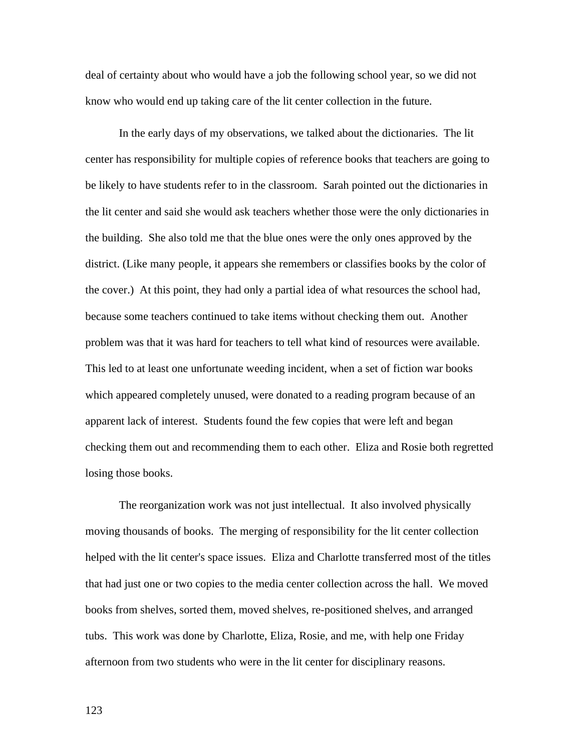deal of certainty about who would have a job the following school year, so we did not know who would end up taking care of the lit center collection in the future.

In the early days of my observations, we talked about the dictionaries. The lit center has responsibility for multiple copies of reference books that teachers are going to be likely to have students refer to in the classroom. Sarah pointed out the dictionaries in the lit center and said she would ask teachers whether those were the only dictionaries in the building. She also told me that the blue ones were the only ones approved by the district. (Like many people, it appears she remembers or classifies books by the color of the cover.) At this point, they had only a partial idea of what resources the school had, because some teachers continued to take items without checking them out. Another problem was that it was hard for teachers to tell what kind of resources were available. This led to at least one unfortunate weeding incident, when a set of fiction war books which appeared completely unused, were donated to a reading program because of an apparent lack of interest. Students found the few copies that were left and began checking them out and recommending them to each other. Eliza and Rosie both regretted losing those books.

The reorganization work was not just intellectual. It also involved physically moving thousands of books. The merging of responsibility for the lit center collection helped with the lit center's space issues. Eliza and Charlotte transferred most of the titles that had just one or two copies to the media center collection across the hall. We moved books from shelves, sorted them, moved shelves, re-positioned shelves, and arranged tubs. This work was done by Charlotte, Eliza, Rosie, and me, with help one Friday afternoon from two students who were in the lit center for disciplinary reasons.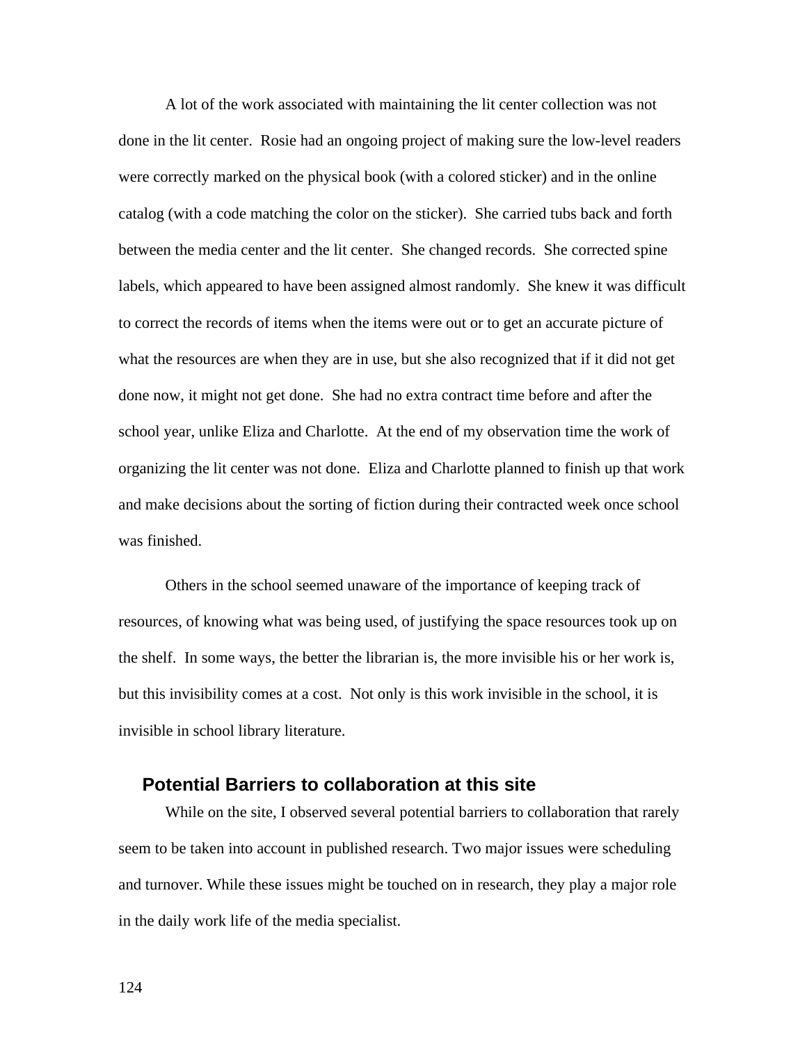A lot of the work associated with maintaining the lit center collection was not done in the lit center. Rosie had an ongoing project of making sure the low-level readers were correctly marked on the physical book (with a colored sticker) and in the online catalog (with a code matching the color on the sticker). She carried tubs back and forth between the media center and the lit center. She changed records. She corrected spine labels, which appeared to have been assigned almost randomly. She knew it was difficult to correct the records of items when the items were out or to get an accurate picture of what the resources are when they are in use, but she also recognized that if it did not get done now, it might not get done. She had no extra contract time before and after the school year, unlike Eliza and Charlotte. At the end of my observation time the work of organizing the lit center was not done. Eliza and Charlotte planned to finish up that work and make decisions about the sorting of fiction during their contracted week once school was finished.

Others in the school seemed unaware of the importance of keeping track of resources, of knowing what was being used, of justifying the space resources took up on the shelf. In some ways, the better the librarian is, the more invisible his or her work is, but this invisibility comes at a cost. Not only is this work invisible in the school, it is invisible in school library literature.

## Potential Barriers to collaboration at this site

While on the site, I observed several potential barriers to collaboration that rarely seem to be taken into account in published research. Two major issues were scheduling and turnover. While these issues might be touched on in research, they play a major role in the daily work life of the media specialist.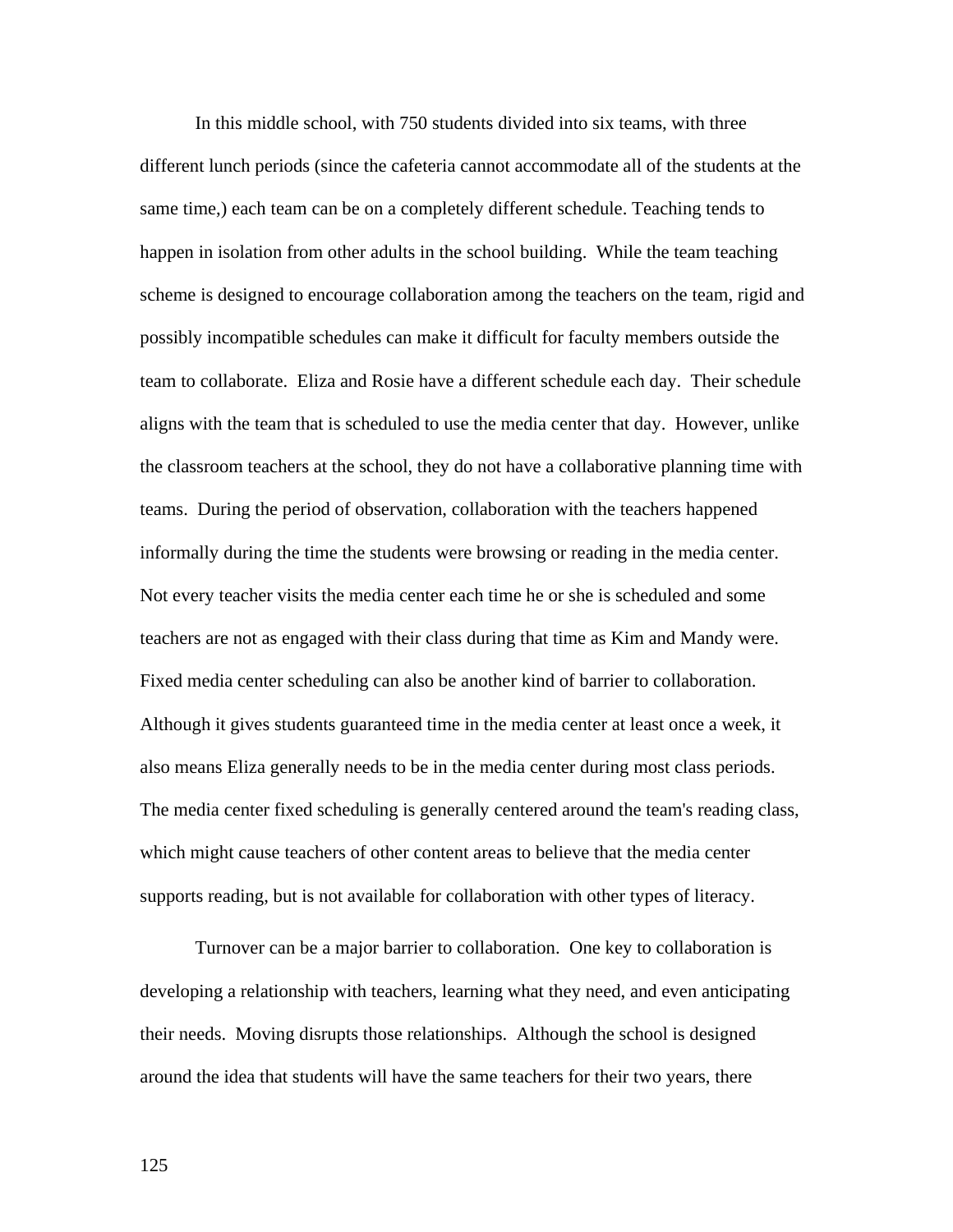In this middle school, with 750 students divided into six teams, with three different lunch periods (since the cafeteria cannot accommodate all of the students at the same time,) each team can be on a completely different schedule. Teaching tends to happen in isolation from other adults in the school building.  While the team teaching scheme is designed to encourage collaboration among the teachers on the team, rigid and possibly incompatible schedules can make it difficult for faculty members outside the team to collaborate.  Eliza and Rosie have a different schedule each day.  Their schedule aligns with the team that is scheduled to use the media center that day.  However, unlike the classroom teachers at the school, they do not have a collaborative planning time with teams.  During the period of observation, collaboration with the teachers happened informally during the time the students were browsing or reading in the media center. Not every teacher visits the media center each time he or she is scheduled and some teachers are not as engaged with their class during that time as Kim and Mandy were. Fixed media center scheduling can also be another kind of barrier to collaboration. Although it gives students guaranteed time in the media center at least once a week, it also means Eliza generally needs to be in the media center during most class periods. The media center fixed scheduling is generally centered around the team's reading class, which might cause teachers of other content areas to believe that the media center supports reading, but is not available for collaboration with other types of literacy.

Turnover can be a major barrier to collaboration.  One key to collaboration is developing a relationship with teachers, learning what they need, and even anticipating their needs.  Moving disrupts those relationships.  Although the school is designed around the idea that students will have the same teachers for their two years, there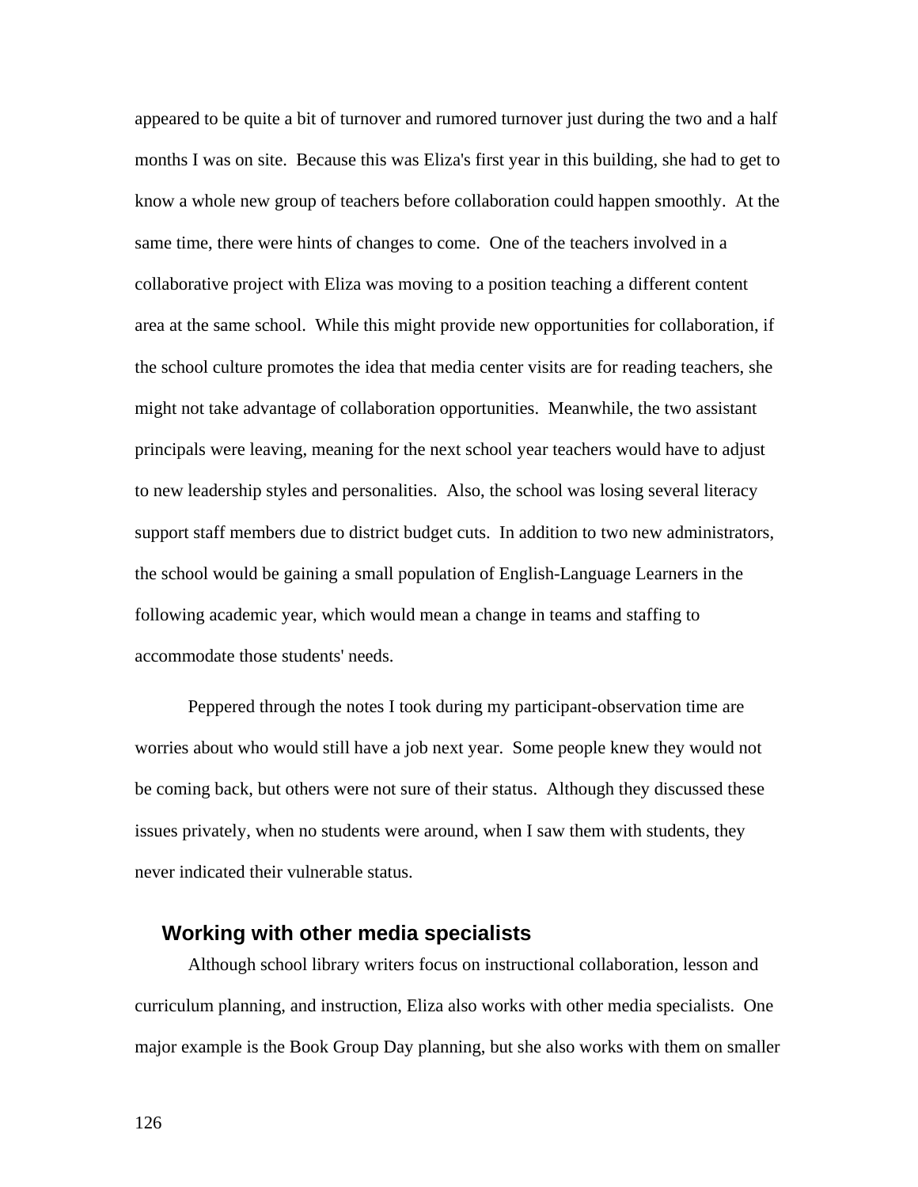appeared to be quite a bit of turnover and rumored turnover just during the two and a half months I was on site. Because this was Eliza's first year in this building, she had to get to know a whole new group of teachers before collaboration could happen smoothly. At the same time, there were hints of changes to come. One of the teachers involved in a collaborative project with Eliza was moving to a position teaching a different content area at the same school. While this might provide new opportunities for collaboration, if the school culture promotes the idea that media center visits are for reading teachers, she might not take advantage of collaboration opportunities. Meanwhile, the two assistant principals were leaving, meaning for the next school year teachers would have to adjust to new leadership styles and personalities. Also, the school was losing several literacy support staff members due to district budget cuts. In addition to two new administrators, the school would be gaining a small population of English-Language Learners in the following academic year, which would mean a change in teams and staffing to accommodate those students' needs.

Peppered through the notes I took during my participant-observation time are worries about who would still have a job next year. Some people knew they would not be coming back, but others were not sure of their status. Although they discussed these issues privately, when no students were around, when I saw them with students, they never indicated their vulnerable status.

### Working with other media specialists

Although school library writers focus on instructional collaboration, lesson and curriculum planning, and instruction, Eliza also works with other media specialists. One major example is the Book Group Day planning, but she also works with them on smaller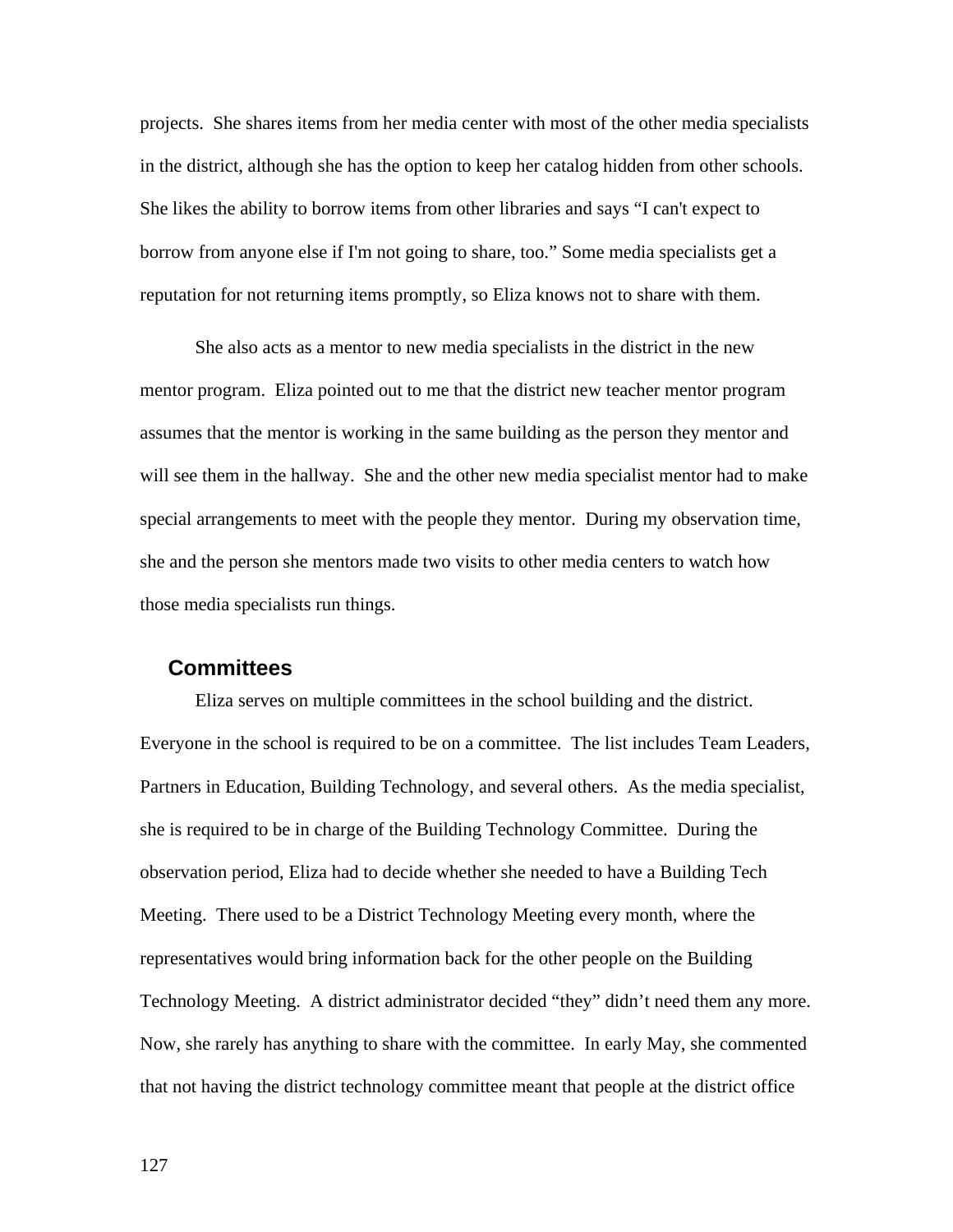projects. She shares items from her media center with most of the other media specialists in the district, although she has the option to keep her catalog hidden from other schools. She likes the ability to borrow items from other libraries and says "I can't expect to borrow from anyone else if I'm not going to share, too." Some media specialists get a reputation for not returning items promptly, so Eliza knows not to share with them.

She also acts as a mentor to new media specialists in the district in the new mentor program. Eliza pointed out to me that the district new teacher mentor program assumes that the mentor is working in the same building as the person they mentor and will see them in the hallway. She and the other new media specialist mentor had to make special arrangements to meet with the people they mentor. During my observation time, she and the person she mentors made two visits to other media centers to watch how those media specialists run things.

## Committees

Eliza serves on multiple committees in the school building and the district. Everyone in the school is required to be on a committee. The list includes Team Leaders, Partners in Education, Building Technology, and several others. As the media specialist, she is required to be in charge of the Building Technology Committee. During the observation period, Eliza had to decide whether she needed to have a Building Tech Meeting. There used to be a District Technology Meeting every month, where the representatives would bring information back for the other people on the Building Technology Meeting. A district administrator decided "they" didn't need them any more. Now, she rarely has anything to share with the committee. In early May, she commented that not having the district technology committee meant that people at the district office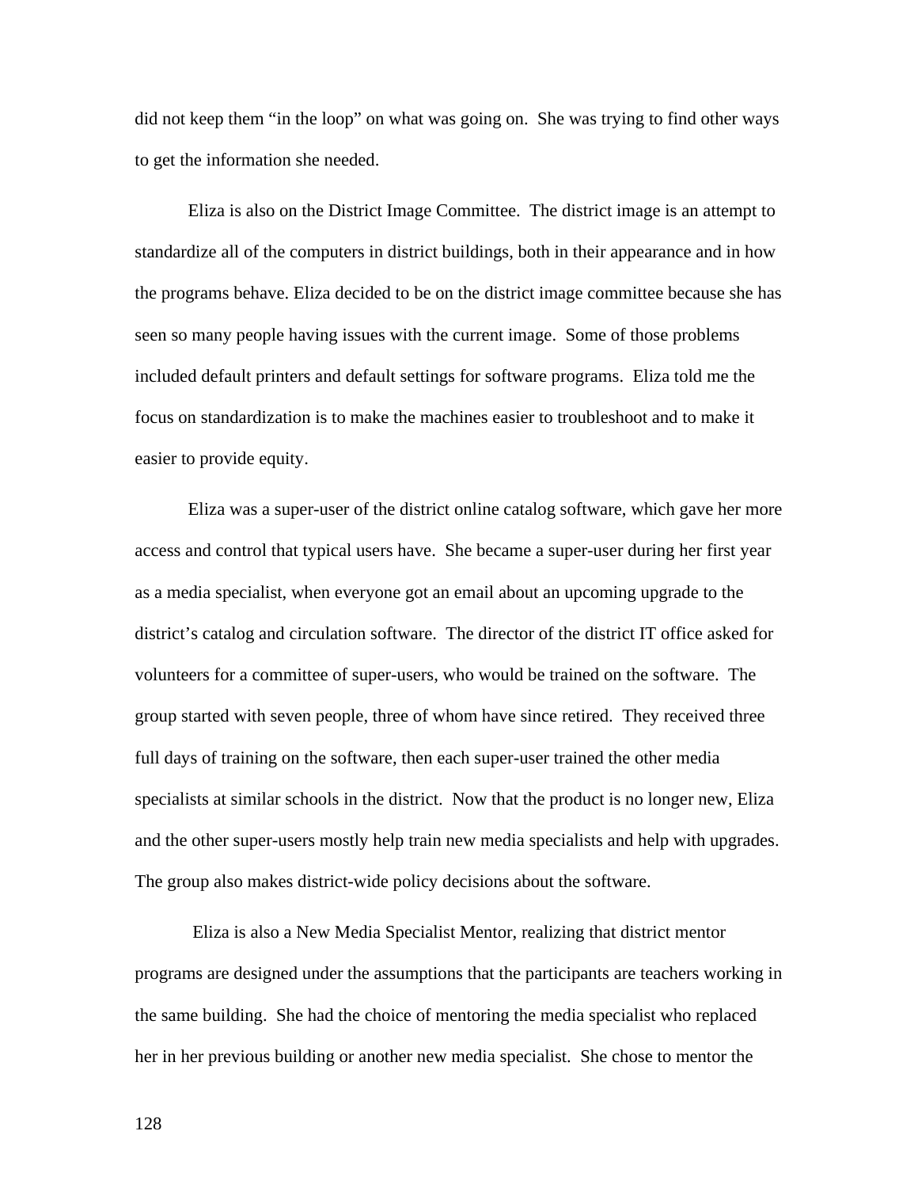did not keep them "in the loop" on what was going on. She was trying to find other ways to get the information she needed.

Eliza is also on the District Image Committee. The district image is an attempt to standardize all of the computers in district buildings, both in their appearance and in how the programs behave. Eliza decided to be on the district image committee because she has seen so many people having issues with the current image. Some of those problems included default printers and default settings for software programs. Eliza told me the focus on standardization is to make the machines easier to troubleshoot and to make it easier to provide equity.

Eliza was a super-user of the district online catalog software, which gave her more access and control that typical users have. She became a super-user during her first year as a media specialist, when everyone got an email about an upcoming upgrade to the district's catalog and circulation software. The director of the district IT office asked for volunteers for a committee of super-users, who would be trained on the software. The group started with seven people, three of whom have since retired. They received three full days of training on the software, then each super-user trained the other media specialists at similar schools in the district. Now that the product is no longer new, Eliza and the other super-users mostly help train new media specialists and help with upgrades. The group also makes district-wide policy decisions about the software.

Eliza is also a New Media Specialist Mentor, realizing that district mentor programs are designed under the assumptions that the participants are teachers working in the same building. She had the choice of mentoring the media specialist who replaced her in her previous building or another new media specialist. She chose to mentor the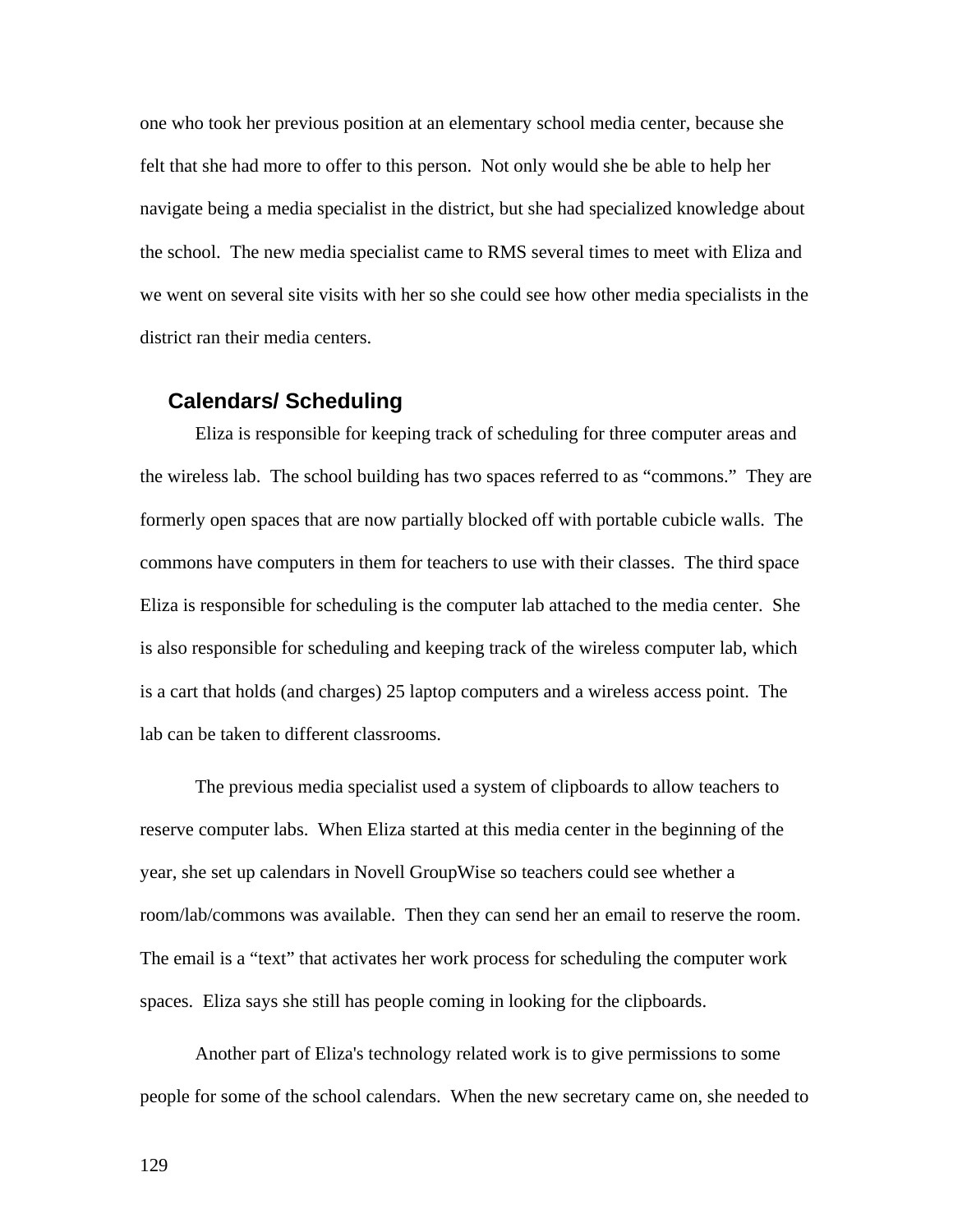one who took her previous position at an elementary school media center, because she felt that she had more to offer to this person. Not only would she be able to help her navigate being a media specialist in the district, but she had specialized knowledge about the school. The new media specialist came to RMS several times to meet with Eliza and we went on several site visits with her so she could see how other media specialists in the district ran their media centers.

### Calendars/ Scheduling

Eliza is responsible for keeping track of scheduling for three computer areas and the wireless lab. The school building has two spaces referred to as "commons." They are formerly open spaces that are now partially blocked off with portable cubicle walls. The commons have computers in them for teachers to use with their classes. The third space Eliza is responsible for scheduling is the computer lab attached to the media center. She is also responsible for scheduling and keeping track of the wireless computer lab, which is a cart that holds (and charges) 25 laptop computers and a wireless access point. The lab can be taken to different classrooms.

The previous media specialist used a system of clipboards to allow teachers to reserve computer labs. When Eliza started at this media center in the beginning of the year, she set up calendars in Novell GroupWise so teachers could see whether a room/lab/commons was available. Then they can send her an email to reserve the room. The email is a "text" that activates her work process for scheduling the computer work spaces. Eliza says she still has people coming in looking for the clipboards.

Another part of Eliza's technology related work is to give permissions to some people for some of the school calendars. When the new secretary came on, she needed to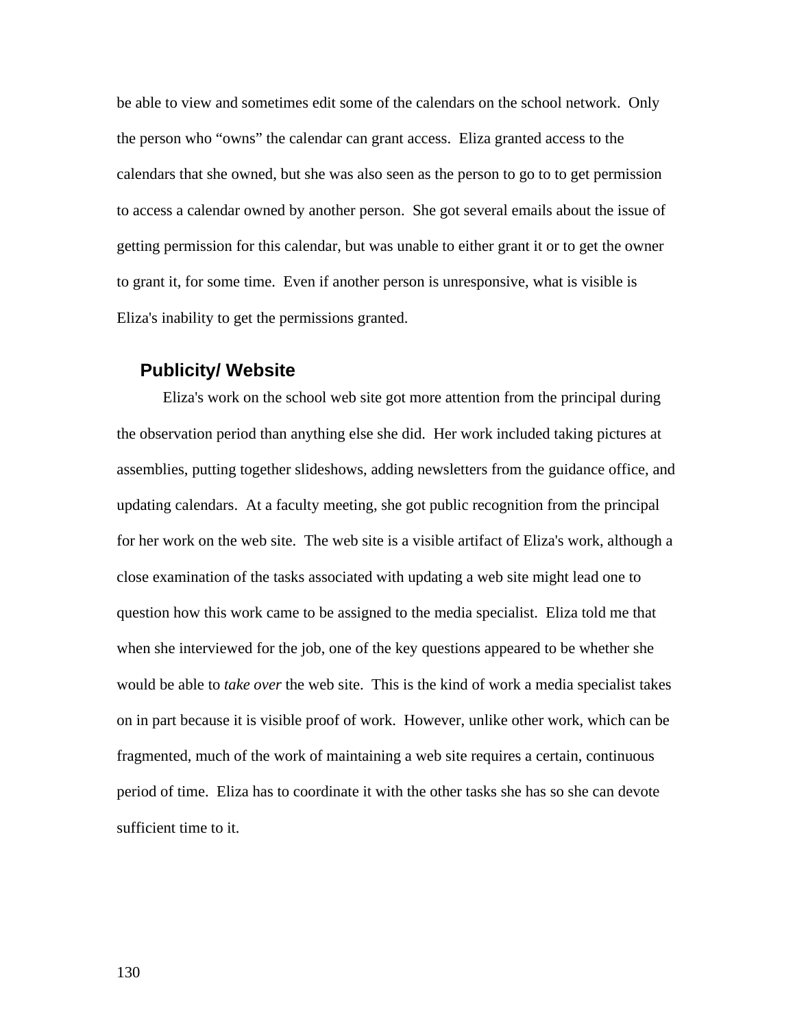be able to view and sometimes edit some of the calendars on the school network. Only the person who "owns" the calendar can grant access. Eliza granted access to the calendars that she owned, but she was also seen as the person to go to to get permission to access a calendar owned by another person. She got several emails about the issue of getting permission for this calendar, but was unable to either grant it or to get the owner to grant it, for some time. Even if another person is unresponsive, what is visible is Eliza's inability to get the permissions granted.

### Publicity/ Website

Eliza's work on the school web site got more attention from the principal during the observation period than anything else she did. Her work included taking pictures at assemblies, putting together slideshows, adding newsletters from the guidance office, and updating calendars. At a faculty meeting, she got public recognition from the principal for her work on the web site. The web site is a visible artifact of Eliza's work, although a close examination of the tasks associated with updating a web site might lead one to question how this work came to be assigned to the media specialist. Eliza told me that when she interviewed for the job, one of the key questions appeared to be whether she would be able to *take over* the web site. This is the kind of work a media specialist takes on in part because it is visible proof of work. However, unlike other work, which can be fragmented, much of the work of maintaining a web site requires a certain, continuous period of time. Eliza has to coordinate it with the other tasks she has so she can devote sufficient time to it.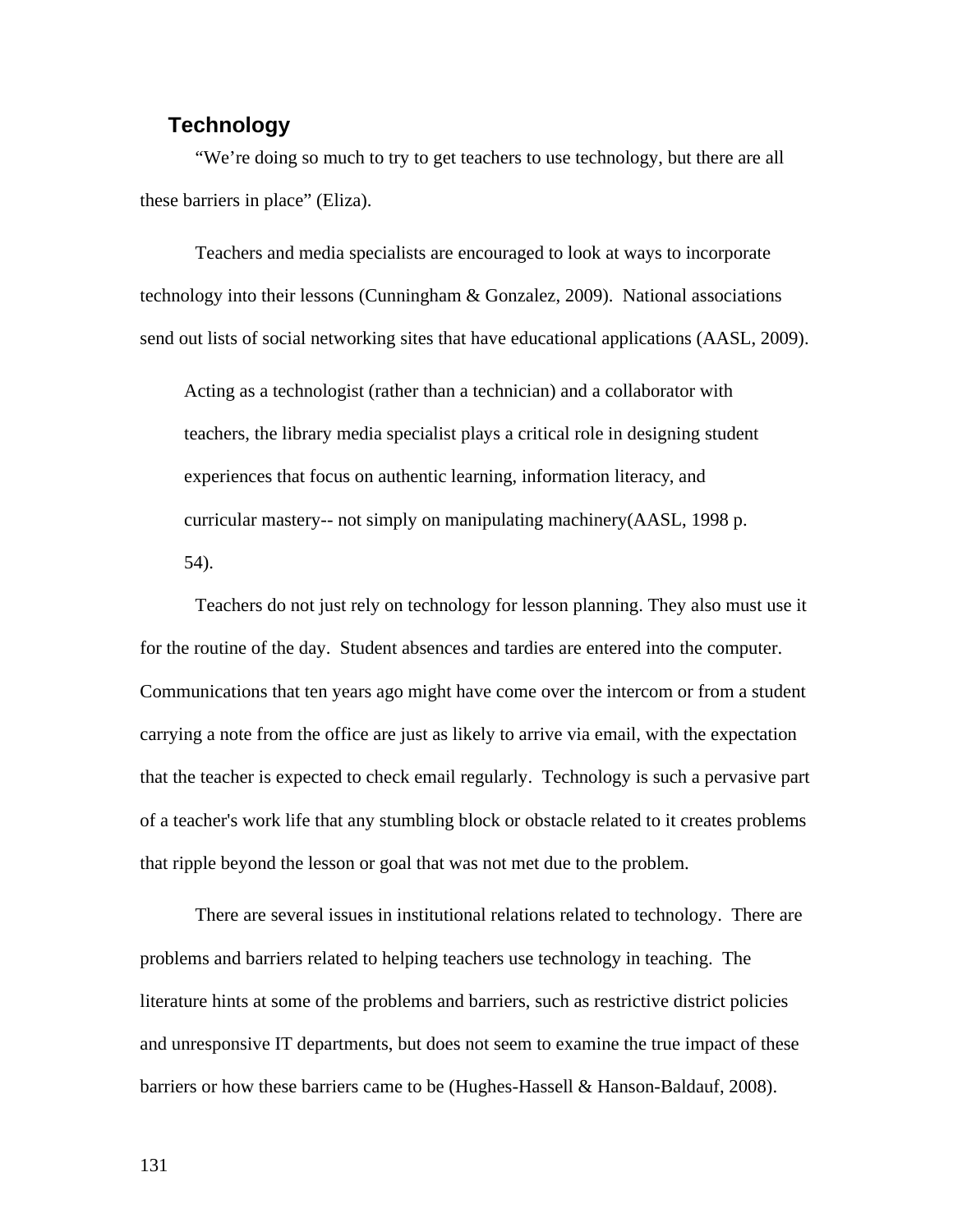## Technology

"We're doing so much to try to get teachers to use technology, but there are all these barriers in place" (Eliza).

Teachers and media specialists are encouraged to look at ways to incorporate technology into their lessons (Cunningham & Gonzalez, 2009). National associations send out lists of social networking sites that have educational applications (AASL, 2009).

> Acting as a technologist (rather than a technician) and a collaborator with teachers, the library media specialist plays a critical role in designing student experiences that focus on authentic learning, information literacy, and curricular mastery-- not simply on manipulating machinery(AASL, 1998 p. 54).

Teachers do not just rely on technology for lesson planning. They also must use it for the routine of the day. Student absences and tardies are entered into the computer. Communications that ten years ago might have come over the intercom or from a student carrying a note from the office are just as likely to arrive via email, with the expectation that the teacher is expected to check email regularly. Technology is such a pervasive part of a teacher's work life that any stumbling block or obstacle related to it creates problems that ripple beyond the lesson or goal that was not met due to the problem.

There are several issues in institutional relations related to technology. There are problems and barriers related to helping teachers use technology in teaching. The literature hints at some of the problems and barriers, such as restrictive district policies and unresponsive IT departments, but does not seem to examine the true impact of these barriers or how these barriers came to be (Hughes-Hassell & Hanson-Baldauf, 2008).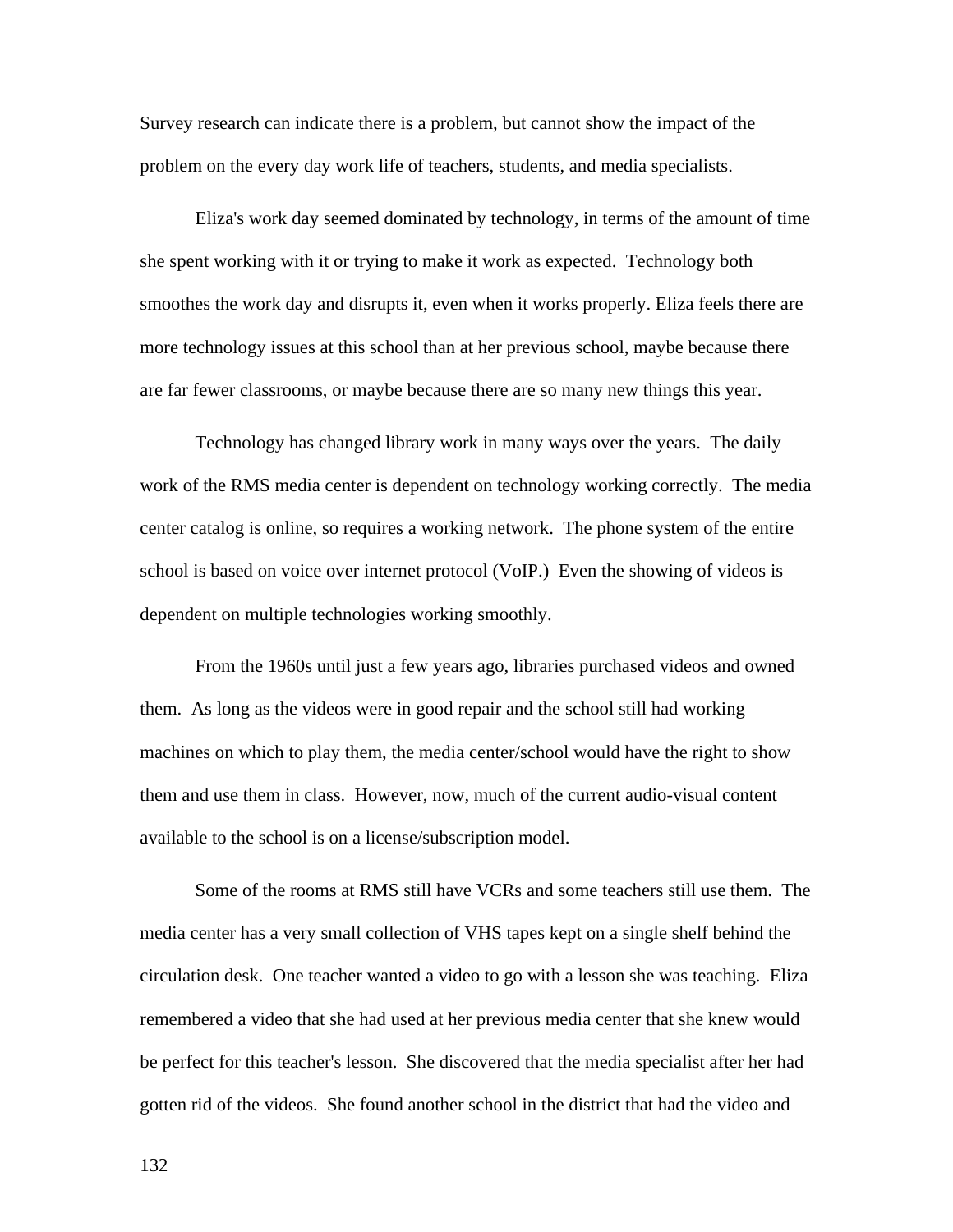Survey research can indicate there is a problem, but cannot show the impact of the problem on the every day work life of teachers, students, and media specialists.

Eliza's work day seemed dominated by technology, in terms of the amount of time she spent working with it or trying to make it work as expected. Technology both smoothes the work day and disrupts it, even when it works properly. Eliza feels there are more technology issues at this school than at her previous school, maybe because there are far fewer classrooms, or maybe because there are so many new things this year.

Technology has changed library work in many ways over the years. The daily work of the RMS media center is dependent on technology working correctly. The media center catalog is online, so requires a working network. The phone system of the entire school is based on voice over internet protocol (VoIP.) Even the showing of videos is dependent on multiple technologies working smoothly.

From the 1960s until just a few years ago, libraries purchased videos and owned them. As long as the videos were in good repair and the school still had working machines on which to play them, the media center/school would have the right to show them and use them in class. However, now, much of the current audio-visual content available to the school is on a license/subscription model.

Some of the rooms at RMS still have VCRs and some teachers still use them. The media center has a very small collection of VHS tapes kept on a single shelf behind the circulation desk. One teacher wanted a video to go with a lesson she was teaching. Eliza remembered a video that she had used at her previous media center that she knew would be perfect for this teacher's lesson. She discovered that the media specialist after her had gotten rid of the videos. She found another school in the district that had the video and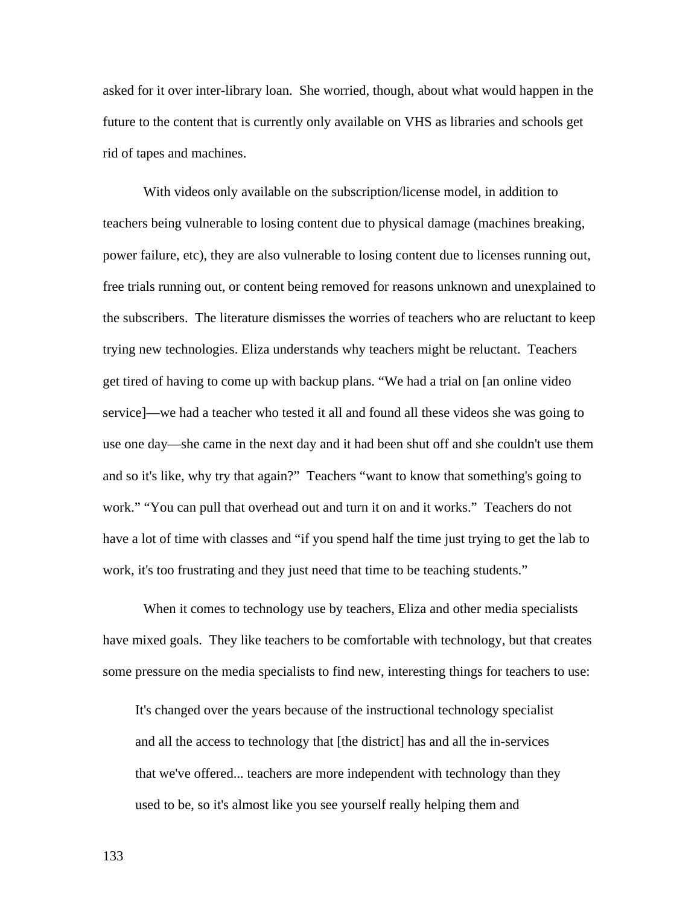asked for it over inter-library loan. She worried, though, about what would happen in the future to the content that is currently only available on VHS as libraries and schools get rid of tapes and machines.

With videos only available on the subscription/license model, in addition to teachers being vulnerable to losing content due to physical damage (machines breaking, power failure, etc), they are also vulnerable to losing content due to licenses running out, free trials running out, or content being removed for reasons unknown and unexplained to the subscribers. The literature dismisses the worries of teachers who are reluctant to keep trying new technologies. Eliza understands why teachers might be reluctant. Teachers get tired of having to come up with backup plans. “We had a trial on [an online video service]—we had a teacher who tested it all and found all these videos she was going to use one day—she came in the next day and it had been shut off and she couldn't use them and so it's like, why try that again?” Teachers “want to know that something's going to work.” “You can pull that overhead out and turn it on and it works.” Teachers do not have a lot of time with classes and “if you spend half the time just trying to get the lab to work, it's too frustrating and they just need that time to be teaching students.”

When it comes to technology use by teachers, Eliza and other media specialists have mixed goals. They like teachers to be comfortable with technology, but that creates some pressure on the media specialists to find new, interesting things for teachers to use:

> It's changed over the years because of the instructional technology specialist and all the access to technology that [the district] has and all the in-services that we've offered... teachers are more independent with technology than they used to be, so it's almost like you see yourself really helping them and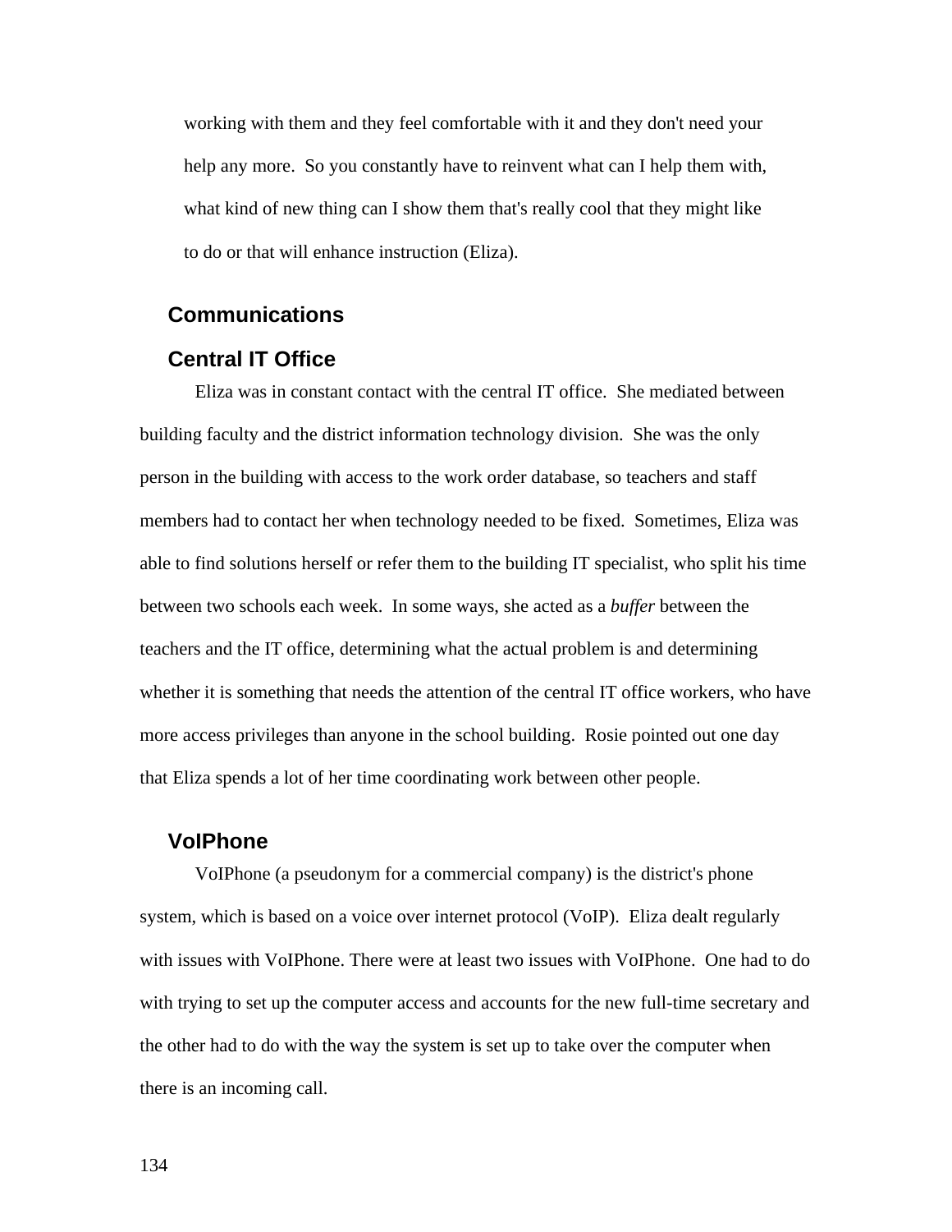> working with them and they feel comfortable with it and they don't need your help any more. So you constantly have to reinvent what can I help them with, what kind of new thing can I show them that's really cool that they might like to do or that will enhance instruction (Eliza).

## Communications

### Central IT Office

Eliza was in constant contact with the central IT office. She mediated between building faculty and the district information technology division. She was the only person in the building with access to the work order database, so teachers and staff members had to contact her when technology needed to be fixed. Sometimes, Eliza was able to find solutions herself or refer them to the building IT specialist, who split his time between two schools each week. In some ways, she acted as a *buffer* between the teachers and the IT office, determining what the actual problem is and determining whether it is something that needs the attention of the central IT office workers, who have more access privileges than anyone in the school building. Rosie pointed out one day that Eliza spends a lot of her time coordinating work between other people.

### VoIPhone

VoIPhone (a pseudonym for a commercial company) is the district's phone system, which is based on a voice over internet protocol (VoIP). Eliza dealt regularly with issues with VoIPhone. There were at least two issues with VoIPhone. One had to do with trying to set up the computer access and accounts for the new full-time secretary and the other had to do with the way the system is set up to take over the computer when there is an incoming call.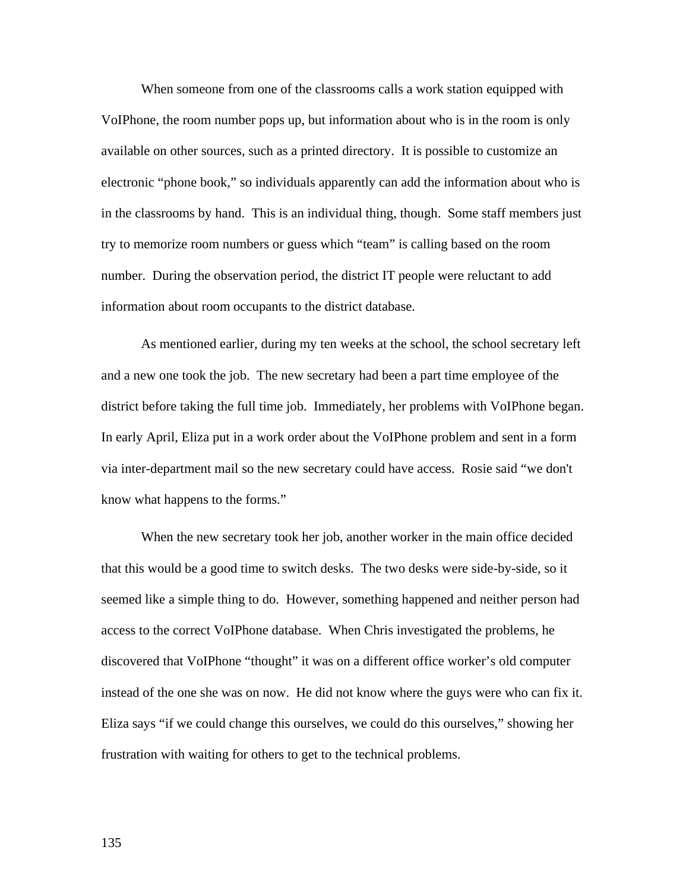When someone from one of the classrooms calls a work station equipped with VoIPhone, the room number pops up, but information about who is in the room is only available on other sources, such as a printed directory. It is possible to customize an electronic "phone book," so individuals apparently can add the information about who is in the classrooms by hand. This is an individual thing, though. Some staff members just try to memorize room numbers or guess which "team" is calling based on the room number. During the observation period, the district IT people were reluctant to add information about room occupants to the district database.

As mentioned earlier, during my ten weeks at the school, the school secretary left and a new one took the job. The new secretary had been a part time employee of the district before taking the full time job. Immediately, her problems with VoIPhone began. In early April, Eliza put in a work order about the VoIPhone problem and sent in a form via inter-department mail so the new secretary could have access. Rosie said "we don't know what happens to the forms."

When the new secretary took her job, another worker in the main office decided that this would be a good time to switch desks. The two desks were side-by-side, so it seemed like a simple thing to do. However, something happened and neither person had access to the correct VoIPhone database. When Chris investigated the problems, he discovered that VoIPhone "thought" it was on a different office worker's old computer instead of the one she was on now. He did not know where the guys were who can fix it. Eliza says "if we could change this ourselves, we could do this ourselves," showing her frustration with waiting for others to get to the technical problems.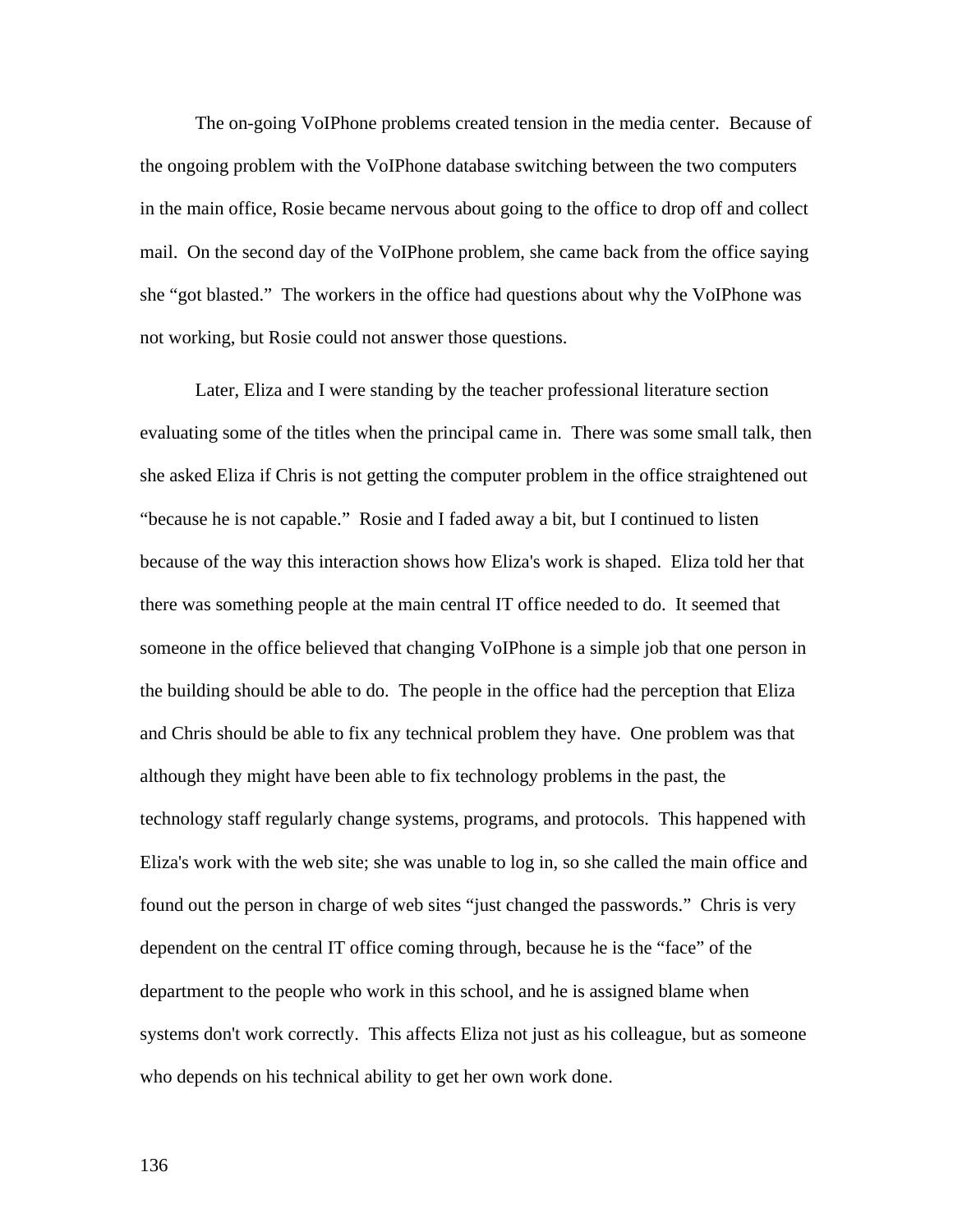The on-going VoIPhone problems created tension in the media center. Because of the ongoing problem with the VoIPhone database switching between the two computers in the main office, Rosie became nervous about going to the office to drop off and collect mail. On the second day of the VoIPhone problem, she came back from the office saying she "got blasted." The workers in the office had questions about why the VoIPhone was not working, but Rosie could not answer those questions.

Later, Eliza and I were standing by the teacher professional literature section evaluating some of the titles when the principal came in. There was some small talk, then she asked Eliza if Chris is not getting the computer problem in the office straightened out "because he is not capable." Rosie and I faded away a bit, but I continued to listen because of the way this interaction shows how Eliza's work is shaped. Eliza told her that there was something people at the main central IT office needed to do. It seemed that someone in the office believed that changing VoIPhone is a simple job that one person in the building should be able to do. The people in the office had the perception that Eliza and Chris should be able to fix any technical problem they have. One problem was that although they might have been able to fix technology problems in the past, the technology staff regularly change systems, programs, and protocols. This happened with Eliza's work with the web site; she was unable to log in, so she called the main office and found out the person in charge of web sites "just changed the passwords." Chris is very dependent on the central IT office coming through, because he is the "face" of the department to the people who work in this school, and he is assigned blame when systems don't work correctly. This affects Eliza not just as his colleague, but as someone who depends on his technical ability to get her own work done.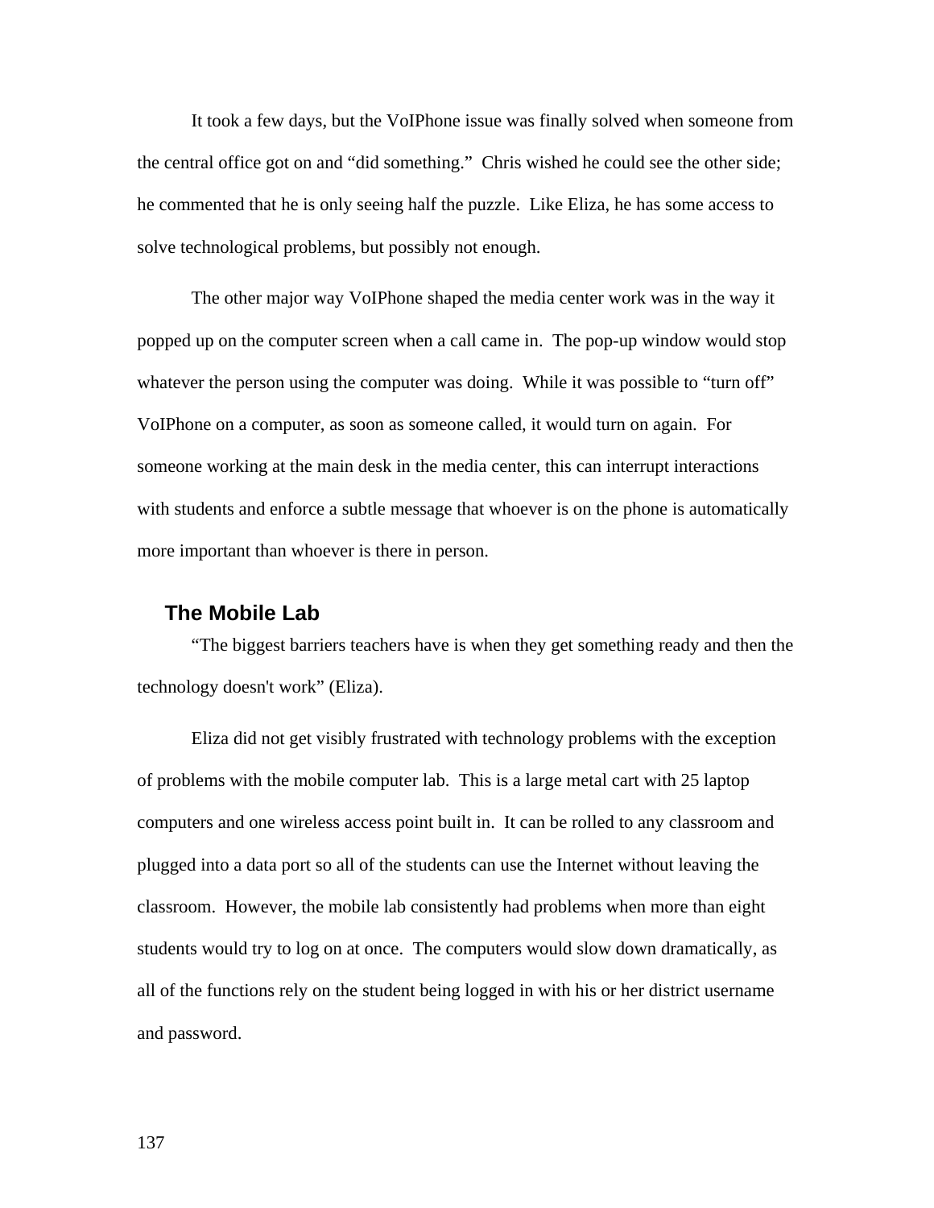It took a few days, but the VoIPhone issue was finally solved when someone from the central office got on and "did something." Chris wished he could see the other side; he commented that he is only seeing half the puzzle. Like Eliza, he has some access to solve technological problems, but possibly not enough.

The other major way VoIPhone shaped the media center work was in the way it popped up on the computer screen when a call came in. The pop-up window would stop whatever the person using the computer was doing. While it was possible to "turn off" VoIPhone on a computer, as soon as someone called, it would turn on again. For someone working at the main desk in the media center, this can interrupt interactions with students and enforce a subtle message that whoever is on the phone is automatically more important than whoever is there in person.

## The Mobile Lab

"The biggest barriers teachers have is when they get something ready and then the technology doesn't work" (Eliza).

Eliza did not get visibly frustrated with technology problems with the exception of problems with the mobile computer lab. This is a large metal cart with 25 laptop computers and one wireless access point built in. It can be rolled to any classroom and plugged into a data port so all of the students can use the Internet without leaving the classroom. However, the mobile lab consistently had problems when more than eight students would try to log on at once. The computers would slow down dramatically, as all of the functions rely on the student being logged in with his or her district username and password.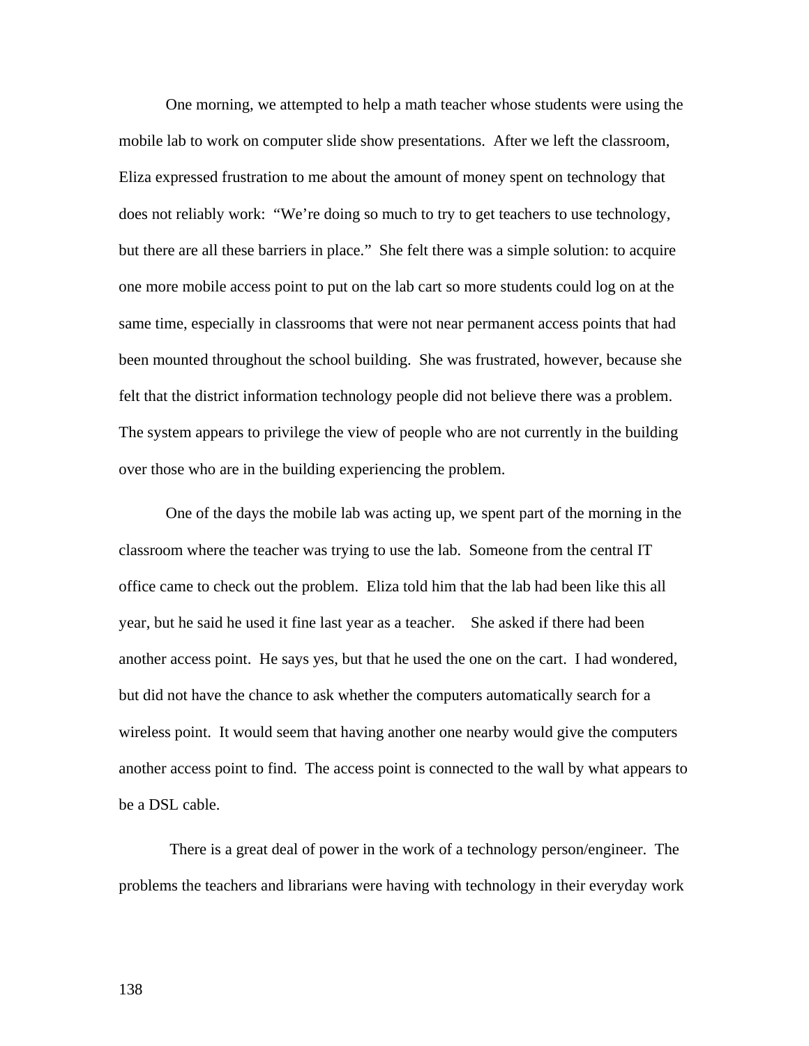One morning, we attempted to help a math teacher whose students were using the mobile lab to work on computer slide show presentations. After we left the classroom, Eliza expressed frustration to me about the amount of money spent on technology that does not reliably work: "We're doing so much to try to get teachers to use technology, but there are all these barriers in place." She felt there was a simple solution: to acquire one more mobile access point to put on the lab cart so more students could log on at the same time, especially in classrooms that were not near permanent access points that had been mounted throughout the school building. She was frustrated, however, because she felt that the district information technology people did not believe there was a problem. The system appears to privilege the view of people who are not currently in the building over those who are in the building experiencing the problem.

One of the days the mobile lab was acting up, we spent part of the morning in the classroom where the teacher was trying to use the lab. Someone from the central IT office came to check out the problem. Eliza told him that the lab had been like this all year, but he said he used it fine last year as a teacher. She asked if there had been another access point. He says yes, but that he used the one on the cart. I had wondered, but did not have the chance to ask whether the computers automatically search for a wireless point. It would seem that having another one nearby would give the computers another access point to find. The access point is connected to the wall by what appears to be a DSL cable.

There is a great deal of power in the work of a technology person/engineer. The problems the teachers and librarians were having with technology in their everyday work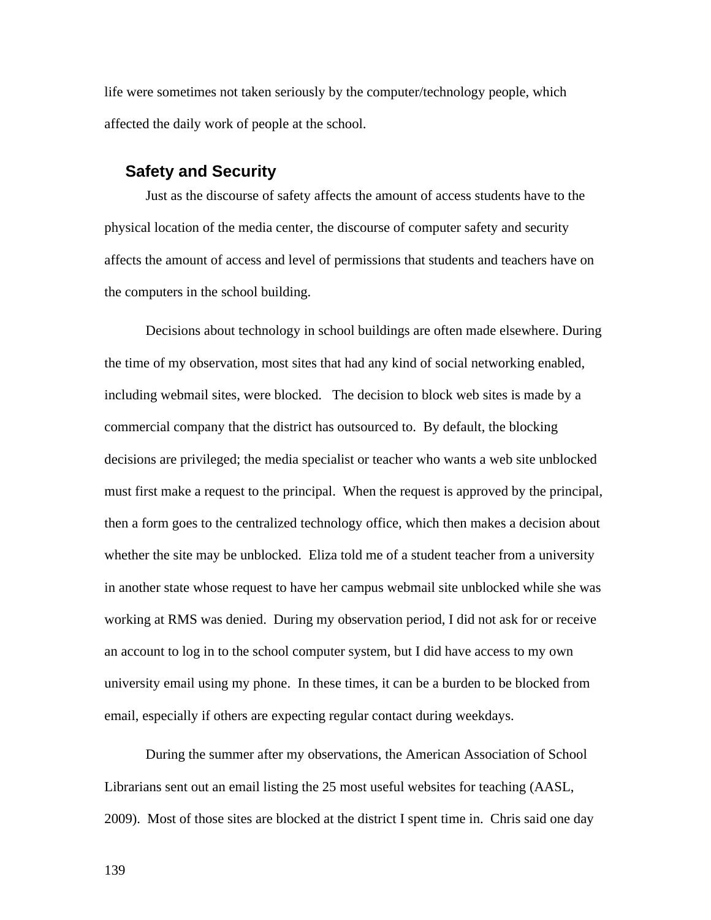life were sometimes not taken seriously by the computer/technology people, which affected the daily work of people at the school.

## Safety and Security

Just as the discourse of safety affects the amount of access students have to the physical location of the media center, the discourse of computer safety and security affects the amount of access and level of permissions that students and teachers have on the computers in the school building.

Decisions about technology in school buildings are often made elsewhere. During the time of my observation, most sites that had any kind of social networking enabled, including webmail sites, were blocked. The decision to block web sites is made by a commercial company that the district has outsourced to. By default, the blocking decisions are privileged; the media specialist or teacher who wants a web site unblocked must first make a request to the principal. When the request is approved by the principal, then a form goes to the centralized technology office, which then makes a decision about whether the site may be unblocked. Eliza told me of a student teacher from a university in another state whose request to have her campus webmail site unblocked while she was working at RMS was denied. During my observation period, I did not ask for or receive an account to log in to the school computer system, but I did have access to my own university email using my phone. In these times, it can be a burden to be blocked from email, especially if others are expecting regular contact during weekdays.

During the summer after my observations, the American Association of School Librarians sent out an email listing the 25 most useful websites for teaching (AASL, 2009). Most of those sites are blocked at the district I spent time in. Chris said one day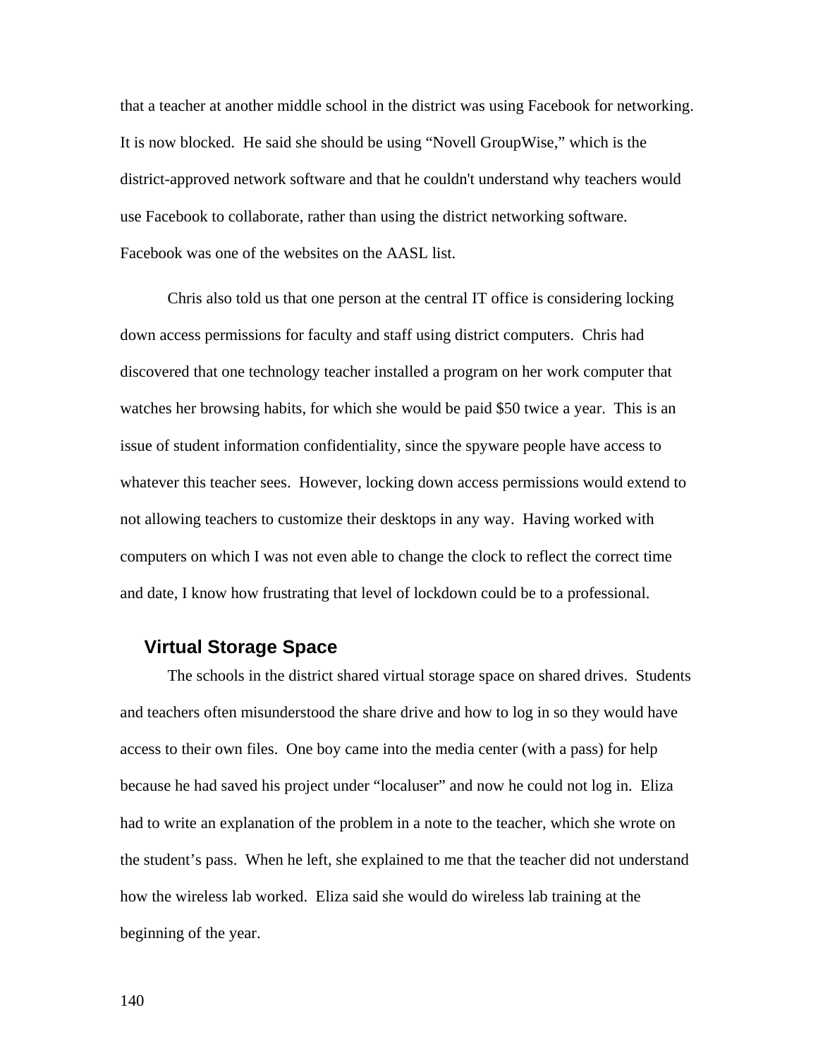that a teacher at another middle school in the district was using Facebook for networking. It is now blocked. He said she should be using "Novell GroupWise," which is the district-approved network software and that he couldn't understand why teachers would use Facebook to collaborate, rather than using the district networking software. Facebook was one of the websites on the AASL list.

Chris also told us that one person at the central IT office is considering locking down access permissions for faculty and staff using district computers. Chris had discovered that one technology teacher installed a program on her work computer that watches her browsing habits, for which she would be paid $50 twice a year. This is an issue of student information confidentiality, since the spyware people have access to whatever this teacher sees. However, locking down access permissions would extend to not allowing teachers to customize their desktops in any way. Having worked with computers on which I was not even able to change the clock to reflect the correct time and date, I know how frustrating that level of lockdown could be to a professional.

### Virtual Storage Space

The schools in the district shared virtual storage space on shared drives. Students and teachers often misunderstood the share drive and how to log in so they would have access to their own files. One boy came into the media center (with a pass) for help because he had saved his project under "localuser" and now he could not log in. Eliza had to write an explanation of the problem in a note to the teacher, which she wrote on the student's pass. When he left, she explained to me that the teacher did not understand how the wireless lab worked. Eliza said she would do wireless lab training at the beginning of the year.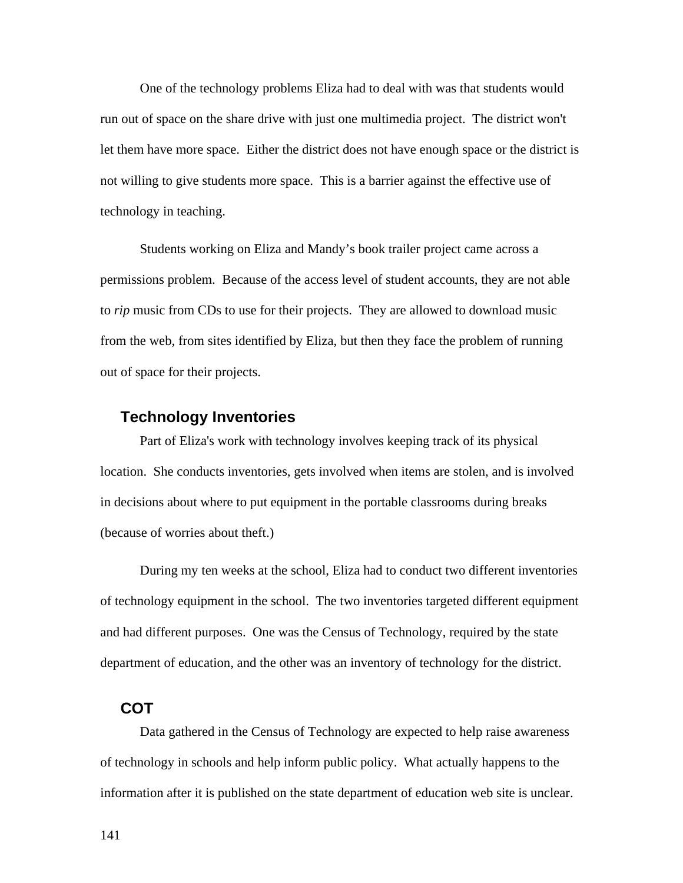One of the technology problems Eliza had to deal with was that students would run out of space on the share drive with just one multimedia project. The district won't let them have more space. Either the district does not have enough space or the district is not willing to give students more space. This is a barrier against the effective use of technology in teaching.

Students working on Eliza and Mandy's book trailer project came across a permissions problem. Because of the access level of student accounts, they are not able to *rip* music from CDs to use for their projects. They are allowed to download music from the web, from sites identified by Eliza, but then they face the problem of running out of space for their projects.

## Technology Inventories

Part of Eliza's work with technology involves keeping track of its physical location. She conducts inventories, gets involved when items are stolen, and is involved in decisions about where to put equipment in the portable classrooms during breaks (because of worries about theft.)

During my ten weeks at the school, Eliza had to conduct two different inventories of technology equipment in the school. The two inventories targeted different equipment and had different purposes. One was the Census of Technology, required by the state department of education, and the other was an inventory of technology for the district.

## COT

Data gathered in the Census of Technology are expected to help raise awareness of technology in schools and help inform public policy. What actually happens to the information after it is published on the state department of education web site is unclear.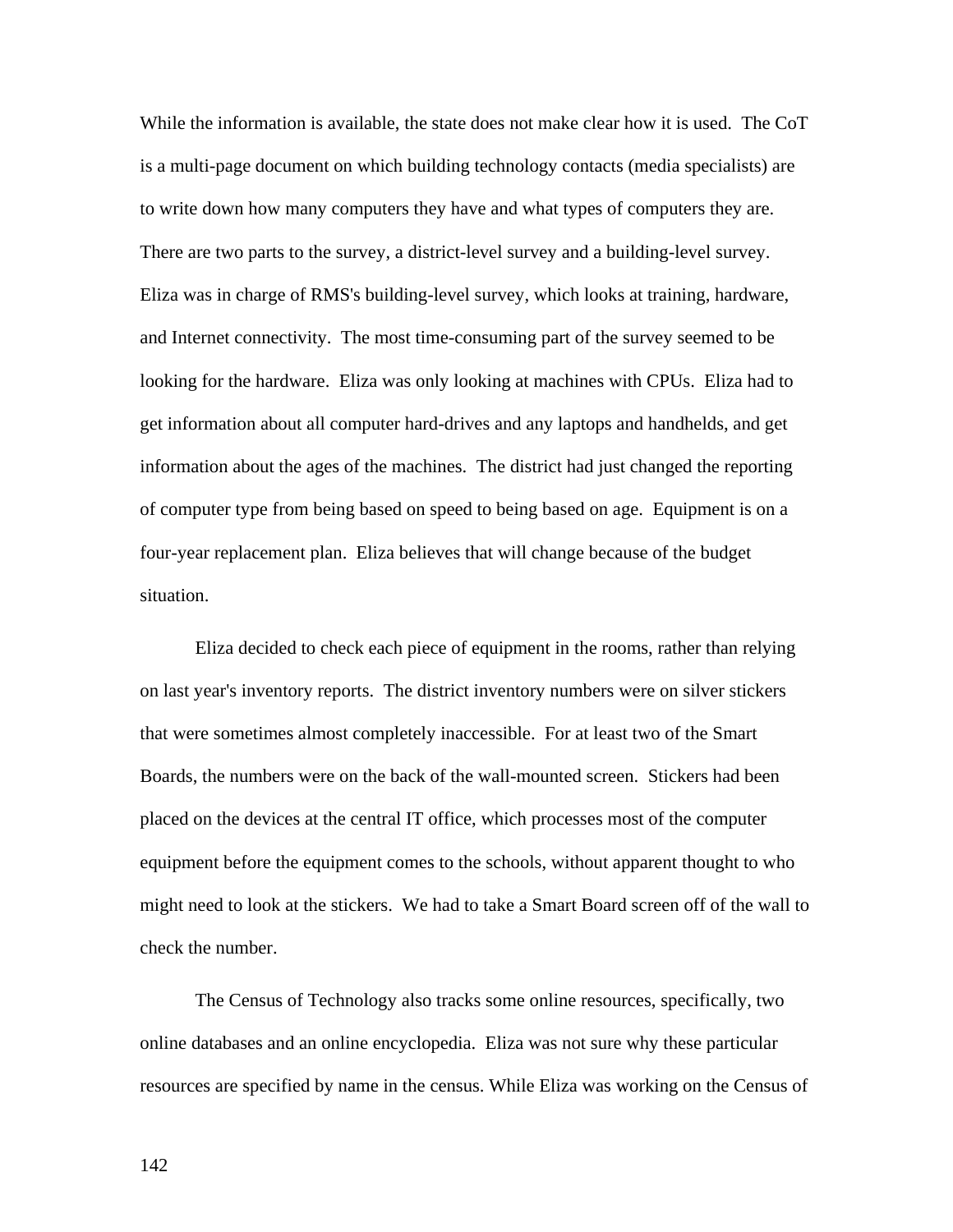While the information is available, the state does not make clear how it is used. The CoT is a multi-page document on which building technology contacts (media specialists) are to write down how many computers they have and what types of computers they are. There are two parts to the survey, a district-level survey and a building-level survey. Eliza was in charge of RMS's building-level survey, which looks at training, hardware, and Internet connectivity. The most time-consuming part of the survey seemed to be looking for the hardware. Eliza was only looking at machines with CPUs. Eliza had to get information about all computer hard-drives and any laptops and handhelds, and get information about the ages of the machines. The district had just changed the reporting of computer type from being based on speed to being based on age. Equipment is on a four-year replacement plan. Eliza believes that will change because of the budget situation.

Eliza decided to check each piece of equipment in the rooms, rather than relying on last year's inventory reports. The district inventory numbers were on silver stickers that were sometimes almost completely inaccessible. For at least two of the Smart Boards, the numbers were on the back of the wall-mounted screen. Stickers had been placed on the devices at the central IT office, which processes most of the computer equipment before the equipment comes to the schools, without apparent thought to who might need to look at the stickers. We had to take a Smart Board screen off of the wall to check the number.

The Census of Technology also tracks some online resources, specifically, two online databases and an online encyclopedia. Eliza was not sure why these particular resources are specified by name in the census. While Eliza was working on the Census of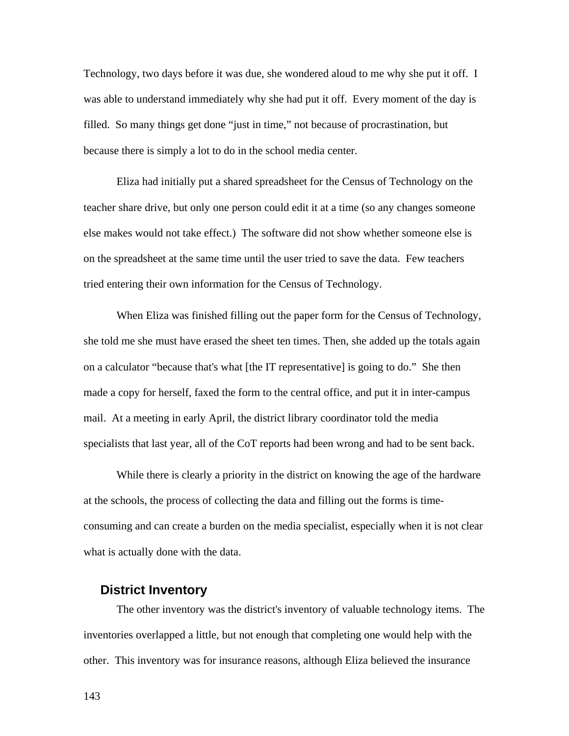Technology, two days before it was due, she wondered aloud to me why she put it off. I was able to understand immediately why she had put it off. Every moment of the day is filled. So many things get done "just in time," not because of procrastination, but because there is simply a lot to do in the school media center.

Eliza had initially put a shared spreadsheet for the Census of Technology on the teacher share drive, but only one person could edit it at a time (so any changes someone else makes would not take effect.) The software did not show whether someone else is on the spreadsheet at the same time until the user tried to save the data. Few teachers tried entering their own information for the Census of Technology.

When Eliza was finished filling out the paper form for the Census of Technology, she told me she must have erased the sheet ten times. Then, she added up the totals again on a calculator "because that's what [the IT representative] is going to do." She then made a copy for herself, faxed the form to the central office, and put it in inter-campus mail. At a meeting in early April, the district library coordinator told the media specialists that last year, all of the CoT reports had been wrong and had to be sent back.

While there is clearly a priority in the district on knowing the age of the hardware at the schools, the process of collecting the data and filling out the forms is time-consuming and can create a burden on the media specialist, especially when it is not clear what is actually done with the data.

## District Inventory

The other inventory was the district's inventory of valuable technology items. The inventories overlapped a little, but not enough that completing one would help with the other. This inventory was for insurance reasons, although Eliza believed the insurance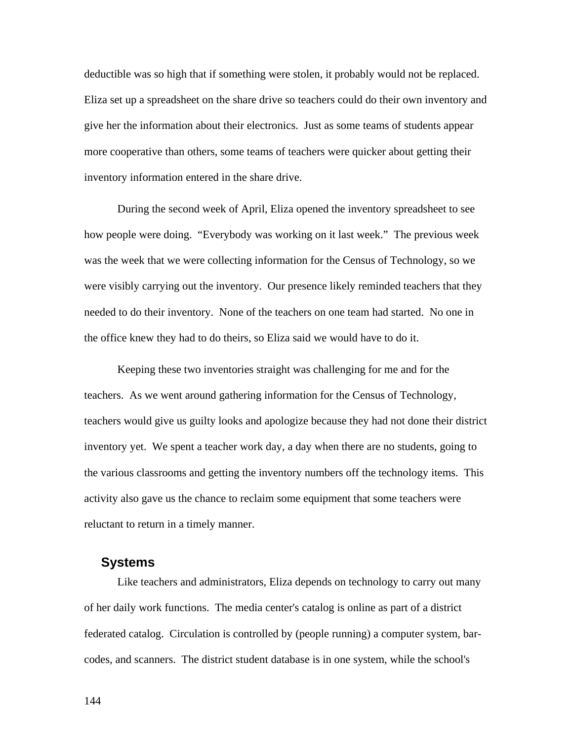deductible was so high that if something were stolen, it probably would not be replaced. Eliza set up a spreadsheet on the share drive so teachers could do their own inventory and give her the information about their electronics. Just as some teams of students appear more cooperative than others, some teams of teachers were quicker about getting their inventory information entered in the share drive.

During the second week of April, Eliza opened the inventory spreadsheet to see how people were doing. "Everybody was working on it last week." The previous week was the week that we were collecting information for the Census of Technology, so we were visibly carrying out the inventory. Our presence likely reminded teachers that they needed to do their inventory. None of the teachers on one team had started. No one in the office knew they had to do theirs, so Eliza said we would have to do it.

Keeping these two inventories straight was challenging for me and for the teachers. As we went around gathering information for the Census of Technology, teachers would give us guilty looks and apologize because they had not done their district inventory yet. We spent a teacher work day, a day when there are no students, going to the various classrooms and getting the inventory numbers off the technology items. This activity also gave us the chance to reclaim some equipment that some teachers were reluctant to return in a timely manner.

## Systems

Like teachers and administrators, Eliza depends on technology to carry out many of her daily work functions. The media center's catalog is online as part of a district federated catalog. Circulation is controlled by (people running) a computer system, bar-codes, and scanners. The district student database is in one system, while the school's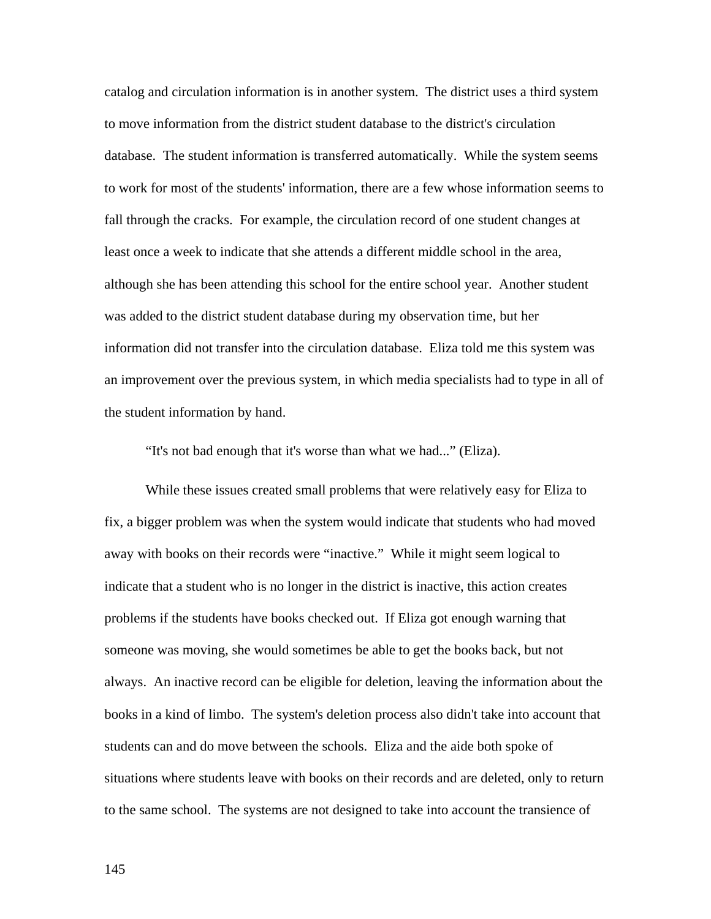catalog and circulation information is in another system. The district uses a third system to move information from the district student database to the district's circulation database. The student information is transferred automatically. While the system seems to work for most of the students' information, there are a few whose information seems to fall through the cracks. For example, the circulation record of one student changes at least once a week to indicate that she attends a different middle school in the area, although she has been attending this school for the entire school year. Another student was added to the district student database during my observation time, but her information did not transfer into the circulation database. Eliza told me this system was an improvement over the previous system, in which media specialists had to type in all of the student information by hand.

“It's not bad enough that it's worse than what we had...” (Eliza).

While these issues created small problems that were relatively easy for Eliza to fix, a bigger problem was when the system would indicate that students who had moved away with books on their records were “inactive.” While it might seem logical to indicate that a student who is no longer in the district is inactive, this action creates problems if the students have books checked out. If Eliza got enough warning that someone was moving, she would sometimes be able to get the books back, but not always. An inactive record can be eligible for deletion, leaving the information about the books in a kind of limbo. The system's deletion process also didn't take into account that students can and do move between the schools. Eliza and the aide both spoke of situations where students leave with books on their records and are deleted, only to return to the same school. The systems are not designed to take into account the transience of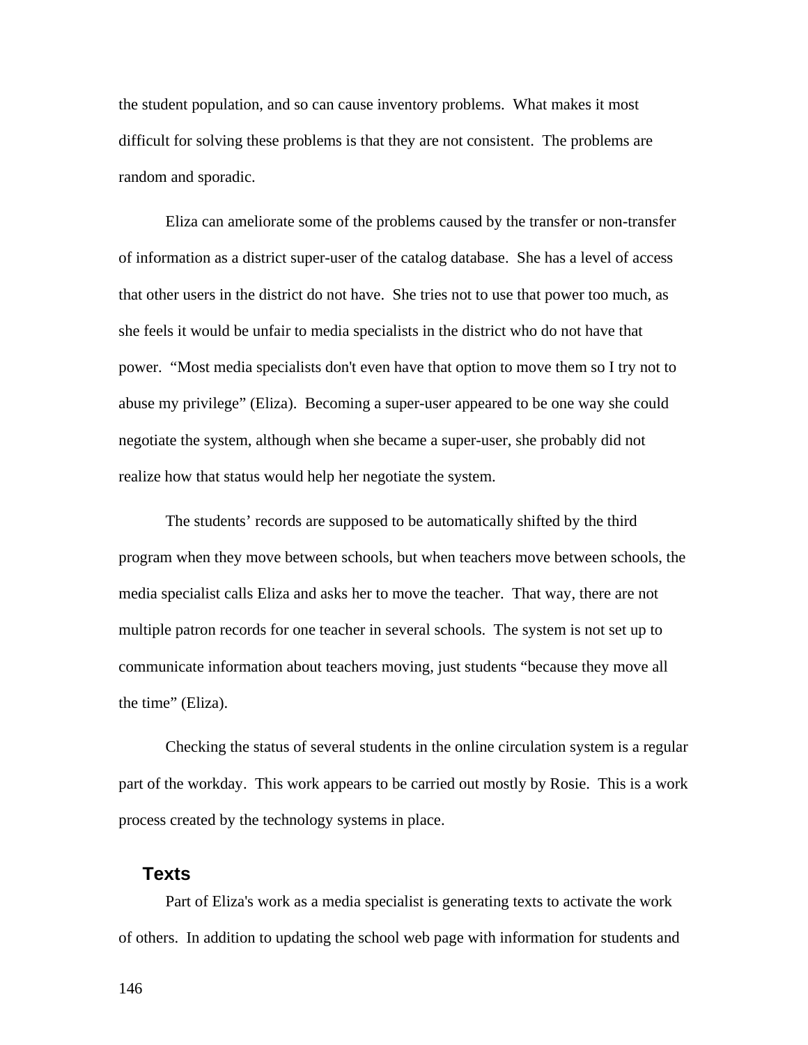the student population, and so can cause inventory problems. What makes it most difficult for solving these problems is that they are not consistent. The problems are random and sporadic.

Eliza can ameliorate some of the problems caused by the transfer or non-transfer of information as a district super-user of the catalog database. She has a level of access that other users in the district do not have. She tries not to use that power too much, as she feels it would be unfair to media specialists in the district who do not have that power. "Most media specialists don't even have that option to move them so I try not to abuse my privilege" (Eliza). Becoming a super-user appeared to be one way she could negotiate the system, although when she became a super-user, she probably did not realize how that status would help her negotiate the system.

The students' records are supposed to be automatically shifted by the third program when they move between schools, but when teachers move between schools, the media specialist calls Eliza and asks her to move the teacher. That way, there are not multiple patron records for one teacher in several schools. The system is not set up to communicate information about teachers moving, just students "because they move all the time" (Eliza).

Checking the status of several students in the online circulation system is a regular part of the workday. This work appears to be carried out mostly by Rosie. This is a work process created by the technology systems in place.

### Texts

Part of Eliza's work as a media specialist is generating texts to activate the work of others. In addition to updating the school web page with information for students and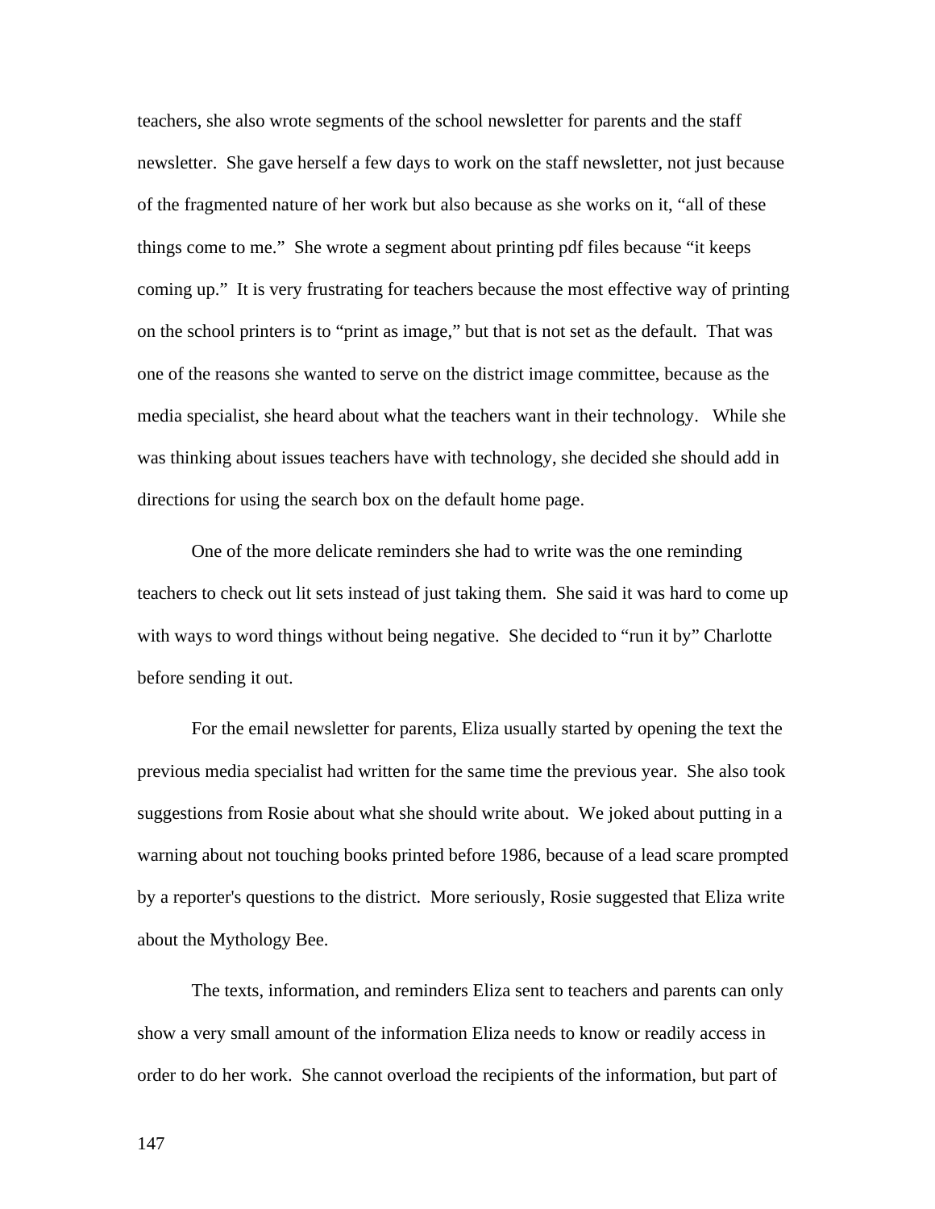teachers, she also wrote segments of the school newsletter for parents and the staff newsletter. She gave herself a few days to work on the staff newsletter, not just because of the fragmented nature of her work but also because as she works on it, "all of these things come to me." She wrote a segment about printing pdf files because "it keeps coming up." It is very frustrating for teachers because the most effective way of printing on the school printers is to "print as image," but that is not set as the default. That was one of the reasons she wanted to serve on the district image committee, because as the media specialist, she heard about what the teachers want in their technology. While she was thinking about issues teachers have with technology, she decided she should add in directions for using the search box on the default home page.

One of the more delicate reminders she had to write was the one reminding teachers to check out lit sets instead of just taking them. She said it was hard to come up with ways to word things without being negative. She decided to "run it by" Charlotte before sending it out.

For the email newsletter for parents, Eliza usually started by opening the text the previous media specialist had written for the same time the previous year. She also took suggestions from Rosie about what she should write about. We joked about putting in a warning about not touching books printed before 1986, because of a lead scare prompted by a reporter's questions to the district. More seriously, Rosie suggested that Eliza write about the Mythology Bee.

The texts, information, and reminders Eliza sent to teachers and parents can only show a very small amount of the information Eliza needs to know or readily access in order to do her work. She cannot overload the recipients of the information, but part of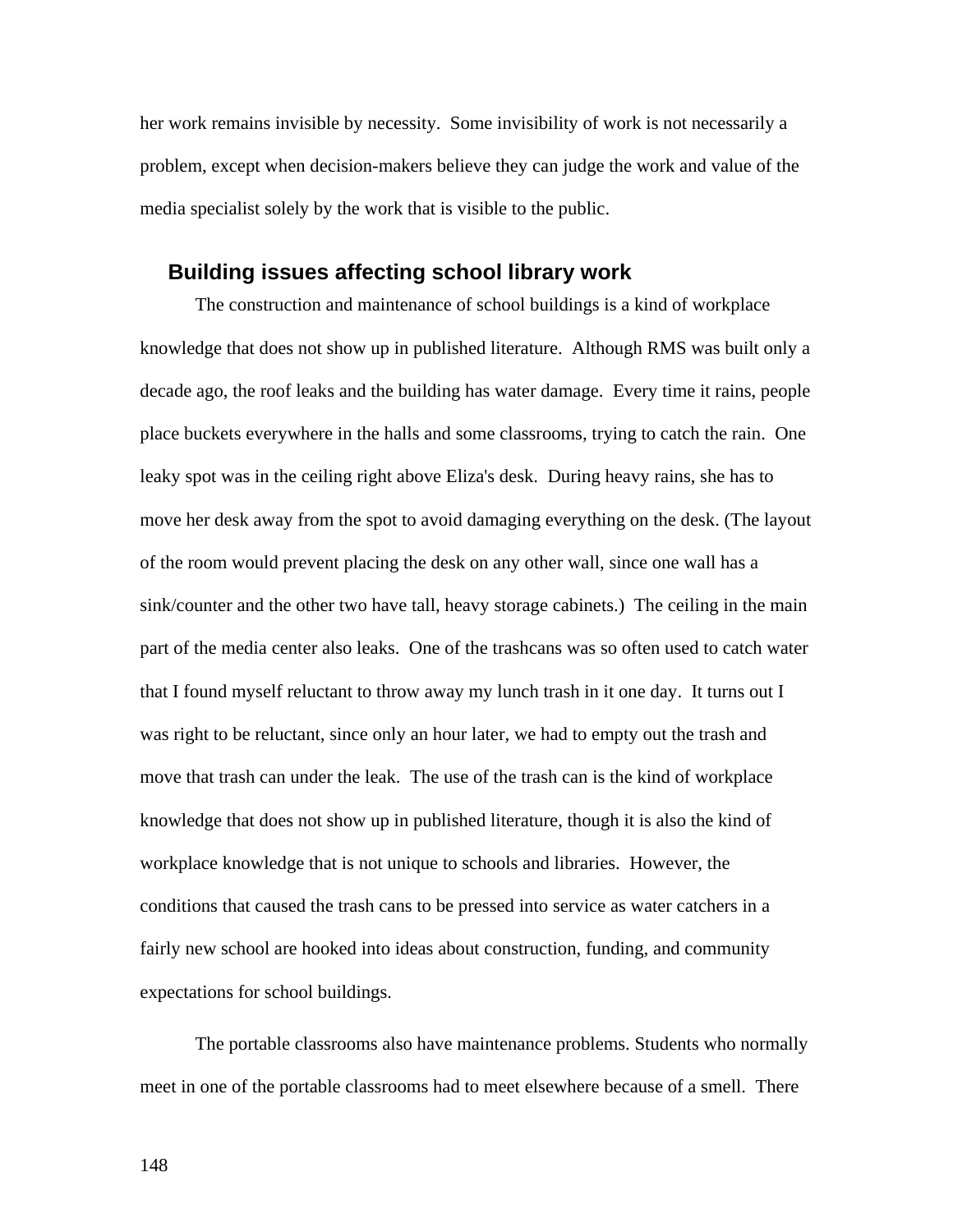her work remains invisible by necessity. Some invisibility of work is not necessarily a problem, except when decision-makers believe they can judge the work and value of the media specialist solely by the work that is visible to the public.

## Building issues affecting school library work

The construction and maintenance of school buildings is a kind of workplace knowledge that does not show up in published literature. Although RMS was built only a decade ago, the roof leaks and the building has water damage. Every time it rains, people place buckets everywhere in the halls and some classrooms, trying to catch the rain. One leaky spot was in the ceiling right above Eliza's desk. During heavy rains, she has to move her desk away from the spot to avoid damaging everything on the desk. (The layout of the room would prevent placing the desk on any other wall, since one wall has a sink/counter and the other two have tall, heavy storage cabinets.) The ceiling in the main part of the media center also leaks. One of the trashcans was so often used to catch water that I found myself reluctant to throw away my lunch trash in it one day. It turns out I was right to be reluctant, since only an hour later, we had to empty out the trash and move that trash can under the leak. The use of the trash can is the kind of workplace knowledge that does not show up in published literature, though it is also the kind of workplace knowledge that is not unique to schools and libraries. However, the conditions that caused the trash cans to be pressed into service as water catchers in a fairly new school are hooked into ideas about construction, funding, and community expectations for school buildings.

The portable classrooms also have maintenance problems. Students who normally meet in one of the portable classrooms had to meet elsewhere because of a smell. There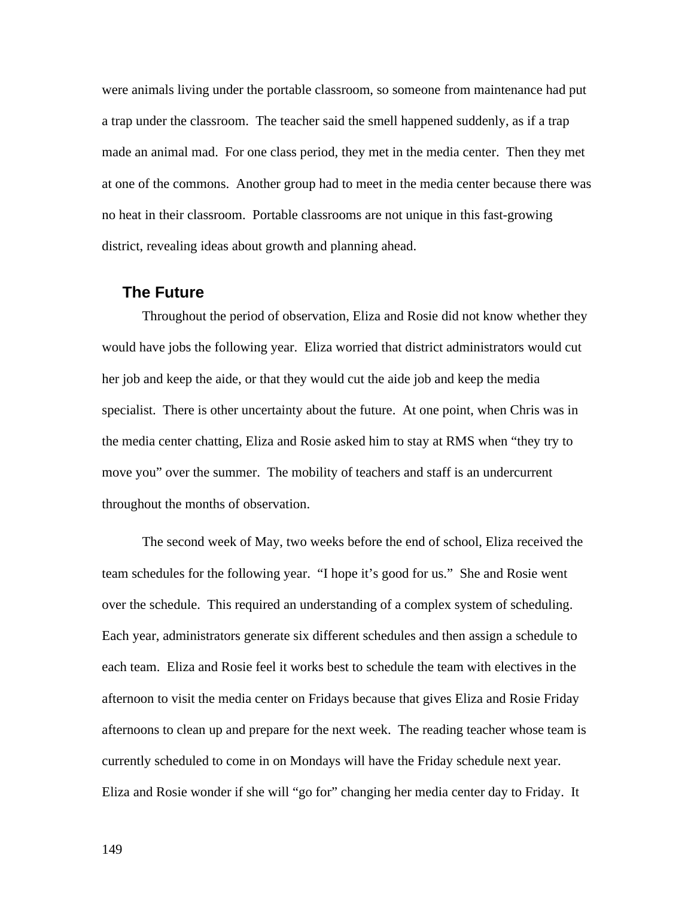were animals living under the portable classroom, so someone from maintenance had put a trap under the classroom. The teacher said the smell happened suddenly, as if a trap made an animal mad. For one class period, they met in the media center. Then they met at one of the commons. Another group had to meet in the media center because there was no heat in their classroom. Portable classrooms are not unique in this fast-growing district, revealing ideas about growth and planning ahead.

## The Future

Throughout the period of observation, Eliza and Rosie did not know whether they would have jobs the following year. Eliza worried that district administrators would cut her job and keep the aide, or that they would cut the aide job and keep the media specialist. There is other uncertainty about the future. At one point, when Chris was in the media center chatting, Eliza and Rosie asked him to stay at RMS when "they try to move you" over the summer. The mobility of teachers and staff is an undercurrent throughout the months of observation.

The second week of May, two weeks before the end of school, Eliza received the team schedules for the following year. "I hope it's good for us." She and Rosie went over the schedule. This required an understanding of a complex system of scheduling. Each year, administrators generate six different schedules and then assign a schedule to each team. Eliza and Rosie feel it works best to schedule the team with electives in the afternoon to visit the media center on Fridays because that gives Eliza and Rosie Friday afternoons to clean up and prepare for the next week. The reading teacher whose team is currently scheduled to come in on Mondays will have the Friday schedule next year. Eliza and Rosie wonder if she will "go for" changing her media center day to Friday. It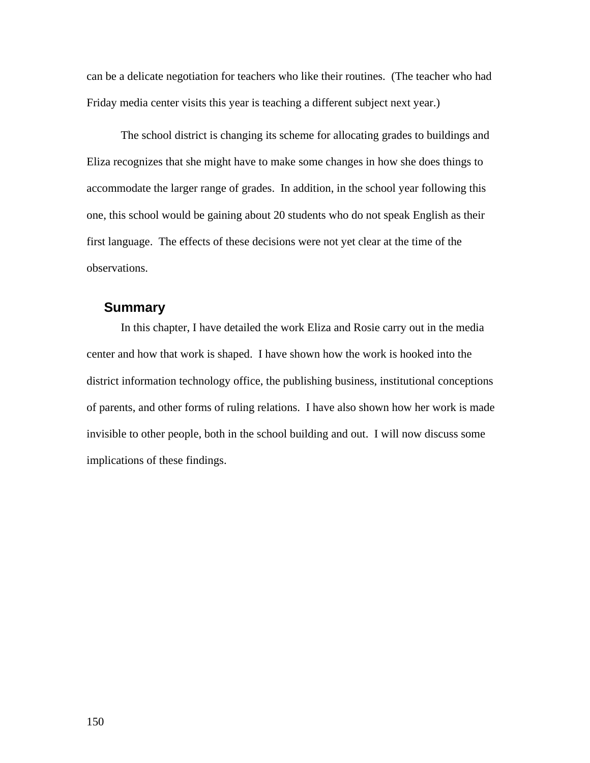can be a delicate negotiation for teachers who like their routines. (The teacher who had Friday media center visits this year is teaching a different subject next year.)

The school district is changing its scheme for allocating grades to buildings and Eliza recognizes that she might have to make some changes in how she does things to accommodate the larger range of grades. In addition, in the school year following this one, this school would be gaining about 20 students who do not speak English as their first language. The effects of these decisions were not yet clear at the time of the observations.

## Summary

In this chapter, I have detailed the work Eliza and Rosie carry out in the media center and how that work is shaped. I have shown how the work is hooked into the district information technology office, the publishing business, institutional conceptions of parents, and other forms of ruling relations. I have also shown how her work is made invisible to other people, both in the school building and out. I will now discuss some implications of these findings.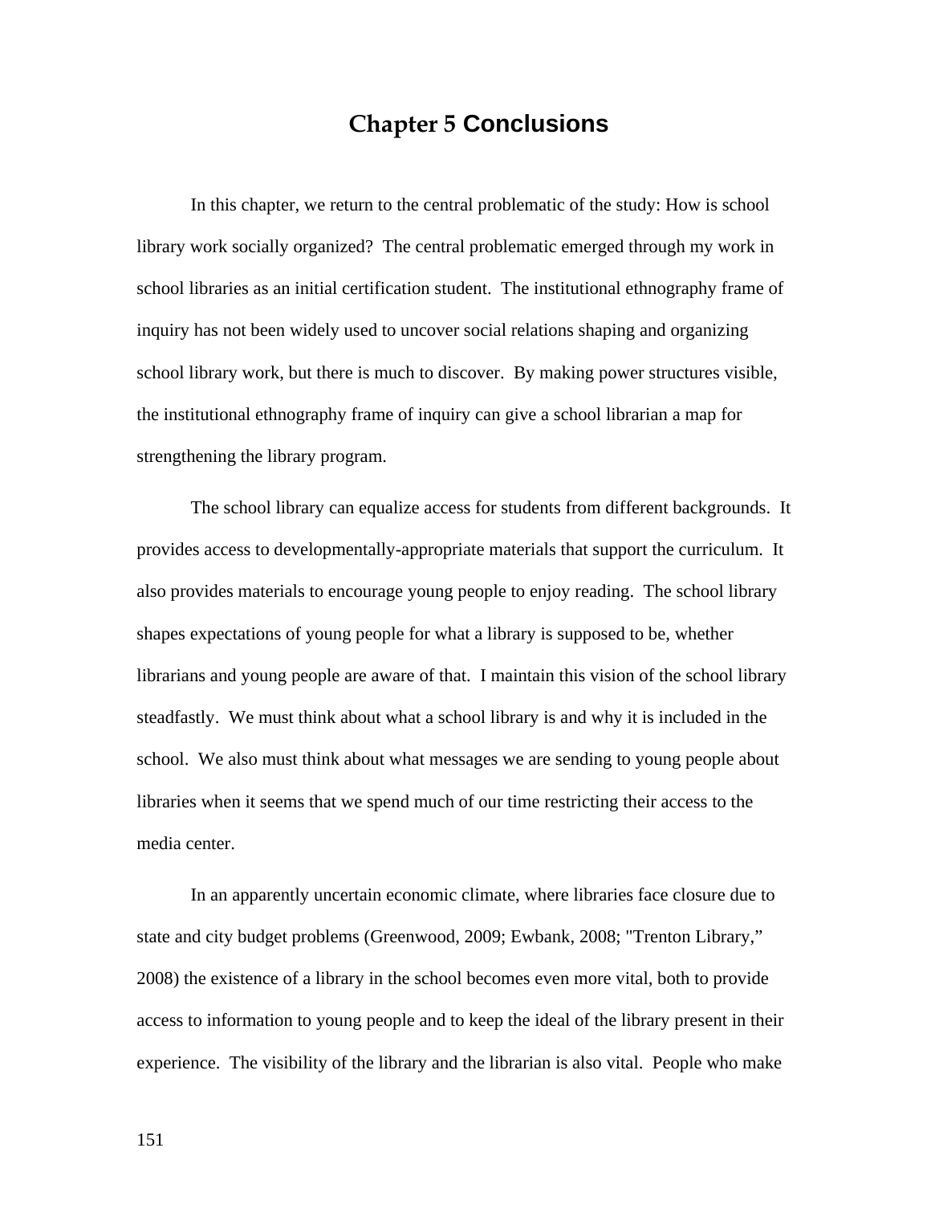# Chapter 5 Conclusions

In this chapter, we return to the central problematic of the study: How is school library work socially organized? The central problematic emerged through my work in school libraries as an initial certification student. The institutional ethnography frame of inquiry has not been widely used to uncover social relations shaping and organizing school library work, but there is much to discover. By making power structures visible, the institutional ethnography frame of inquiry can give a school librarian a map for strengthening the library program.

The school library can equalize access for students from different backgrounds. It provides access to developmentally-appropriate materials that support the curriculum. It also provides materials to encourage young people to enjoy reading. The school library shapes expectations of young people for what a library is supposed to be, whether librarians and young people are aware of that. I maintain this vision of the school library steadfastly. We must think about what a school library is and why it is included in the school. We also must think about what messages we are sending to young people about libraries when it seems that we spend much of our time restricting their access to the media center.

In an apparently uncertain economic climate, where libraries face closure due to state and city budget problems (Greenwood, 2009; Ewbank, 2008; "Trenton Library," 2008) the existence of a library in the school becomes even more vital, both to provide access to information to young people and to keep the ideal of the library present in their experience. The visibility of the library and the librarian is also vital. People who make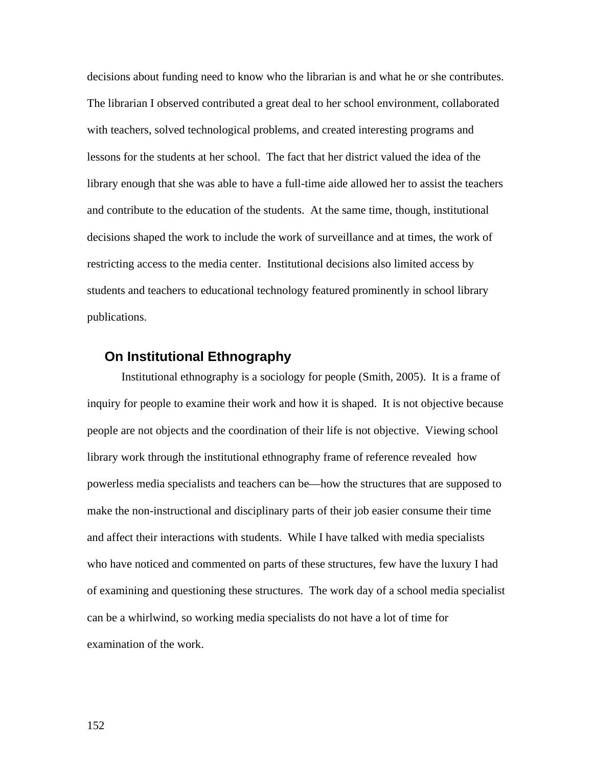decisions about funding need to know who the librarian is and what he or she contributes. The librarian I observed contributed a great deal to her school environment, collaborated with teachers, solved technological problems, and created interesting programs and lessons for the students at her school. The fact that her district valued the idea of the library enough that she was able to have a full-time aide allowed her to assist the teachers and contribute to the education of the students. At the same time, though, institutional decisions shaped the work to include the work of surveillance and at times, the work of restricting access to the media center. Institutional decisions also limited access by students and teachers to educational technology featured prominently in school library publications.

## On Institutional Ethnography

Institutional ethnography is a sociology for people (Smith, 2005). It is a frame of inquiry for people to examine their work and how it is shaped. It is not objective because people are not objects and the coordination of their life is not objective. Viewing school library work through the institutional ethnography frame of reference revealed how powerless media specialists and teachers can be—how the structures that are supposed to make the non-instructional and disciplinary parts of their job easier consume their time and affect their interactions with students. While I have talked with media specialists who have noticed and commented on parts of these structures, few have the luxury I had of examining and questioning these structures. The work day of a school media specialist can be a whirlwind, so working media specialists do not have a lot of time for examination of the work.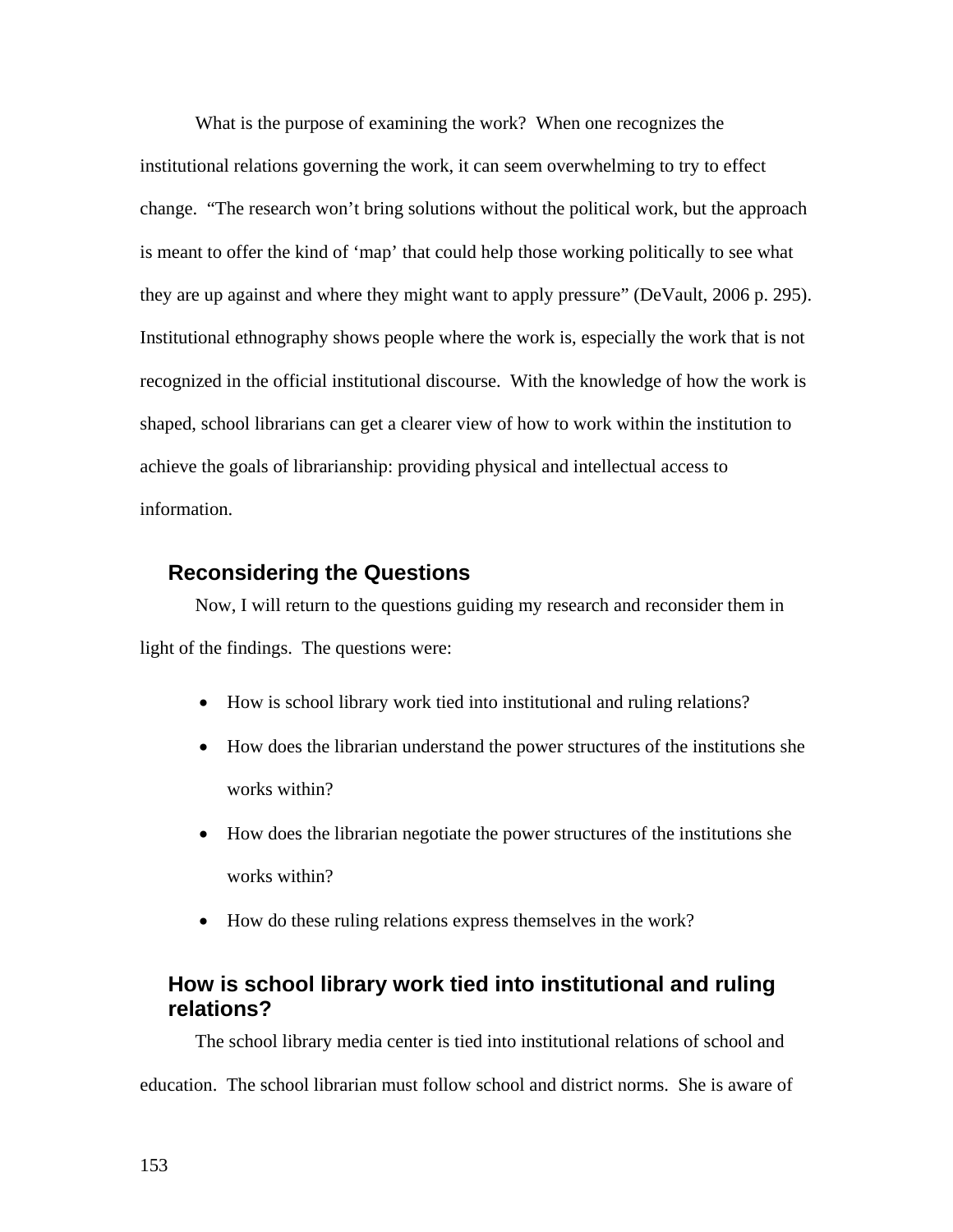What is the purpose of examining the work? When one recognizes the institutional relations governing the work, it can seem overwhelming to try to effect change. "The research won't bring solutions without the political work, but the approach is meant to offer the kind of 'map' that could help those working politically to see what they are up against and where they might want to apply pressure" (DeVault, 2006 p. 295). Institutional ethnography shows people where the work is, especially the work that is not recognized in the official institutional discourse. With the knowledge of how the work is shaped, school librarians can get a clearer view of how to work within the institution to achieve the goals of librarianship: providing physical and intellectual access to information.

## Reconsidering the Questions

Now, I will return to the questions guiding my research and reconsider them in light of the findings. The questions were:

- How is school library work tied into institutional and ruling relations?
- How does the librarian understand the power structures of the institutions she works within?
- How does the librarian negotiate the power structures of the institutions she works within?
- How do these ruling relations express themselves in the work?

## How is school library work tied into institutional and ruling relations?

The school library media center is tied into institutional relations of school and education. The school librarian must follow school and district norms. She is aware of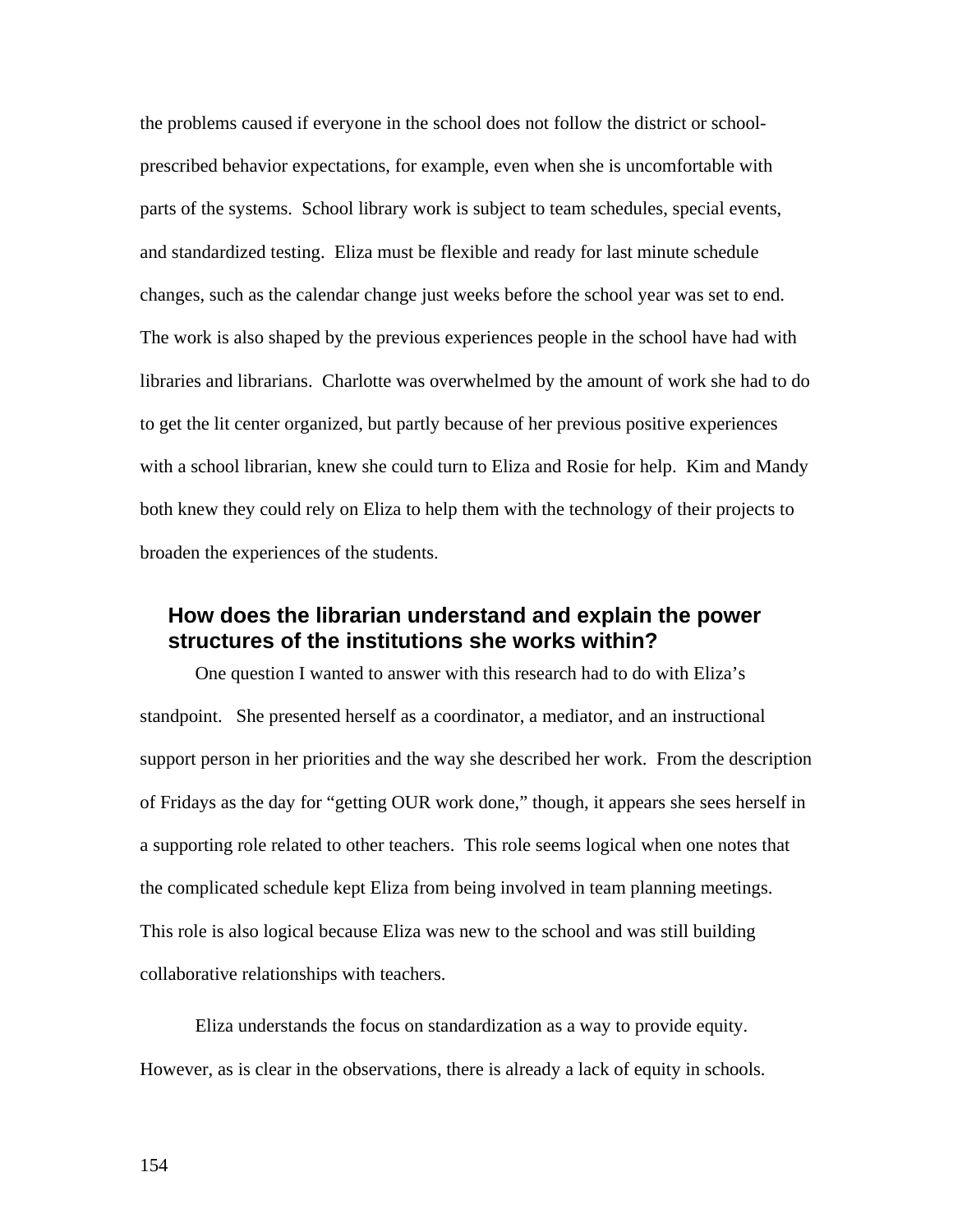the problems caused if everyone in the school does not follow the district or school-prescribed behavior expectations, for example, even when she is uncomfortable with parts of the systems. School library work is subject to team schedules, special events, and standardized testing. Eliza must be flexible and ready for last minute schedule changes, such as the calendar change just weeks before the school year was set to end. The work is also shaped by the previous experiences people in the school have had with libraries and librarians. Charlotte was overwhelmed by the amount of work she had to do to get the lit center organized, but partly because of her previous positive experiences with a school librarian, knew she could turn to Eliza and Rosie for help. Kim and Mandy both knew they could rely on Eliza to help them with the technology of their projects to broaden the experiences of the students.

## How does the librarian understand and explain the power structures of the institutions she works within?

One question I wanted to answer with this research had to do with Eliza's standpoint. She presented herself as a coordinator, a mediator, and an instructional support person in her priorities and the way she described her work. From the description of Fridays as the day for "getting OUR work done," though, it appears she sees herself in a supporting role related to other teachers. This role seems logical when one notes that the complicated schedule kept Eliza from being involved in team planning meetings. This role is also logical because Eliza was new to the school and was still building collaborative relationships with teachers.

Eliza understands the focus on standardization as a way to provide equity. However, as is clear in the observations, there is already a lack of equity in schools.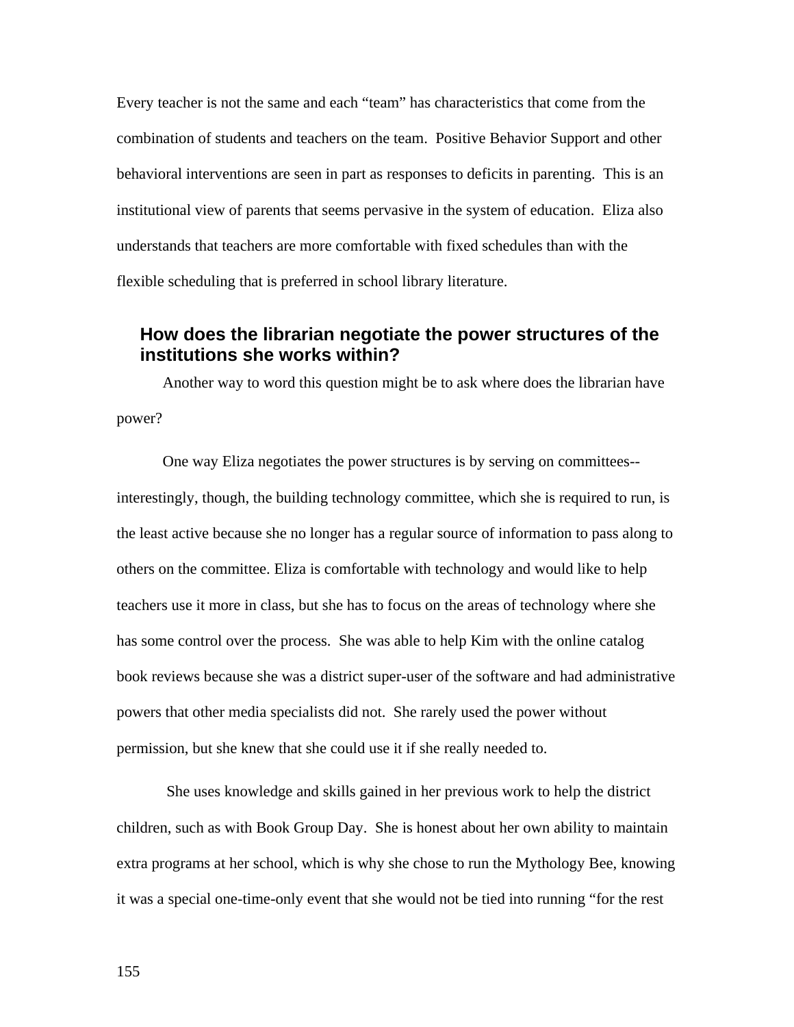Every teacher is not the same and each "team" has characteristics that come from the combination of students and teachers on the team. Positive Behavior Support and other behavioral interventions are seen in part as responses to deficits in parenting. This is an institutional view of parents that seems pervasive in the system of education. Eliza also understands that teachers are more comfortable with fixed schedules than with the flexible scheduling that is preferred in school library literature.

### How does the librarian negotiate the power structures of the institutions she works within?

Another way to word this question might be to ask where does the librarian have power?

One way Eliza negotiates the power structures is by serving on committees--interestingly, though, the building technology committee, which she is required to run, is the least active because she no longer has a regular source of information to pass along to others on the committee. Eliza is comfortable with technology and would like to help teachers use it more in class, but she has to focus on the areas of technology where she has some control over the process. She was able to help Kim with the online catalog book reviews because she was a district super-user of the software and had administrative powers that other media specialists did not. She rarely used the power without permission, but she knew that she could use it if she really needed to.

She uses knowledge and skills gained in her previous work to help the district children, such as with Book Group Day. She is honest about her own ability to maintain extra programs at her school, which is why she chose to run the Mythology Bee, knowing it was a special one-time-only event that she would not be tied into running "for the rest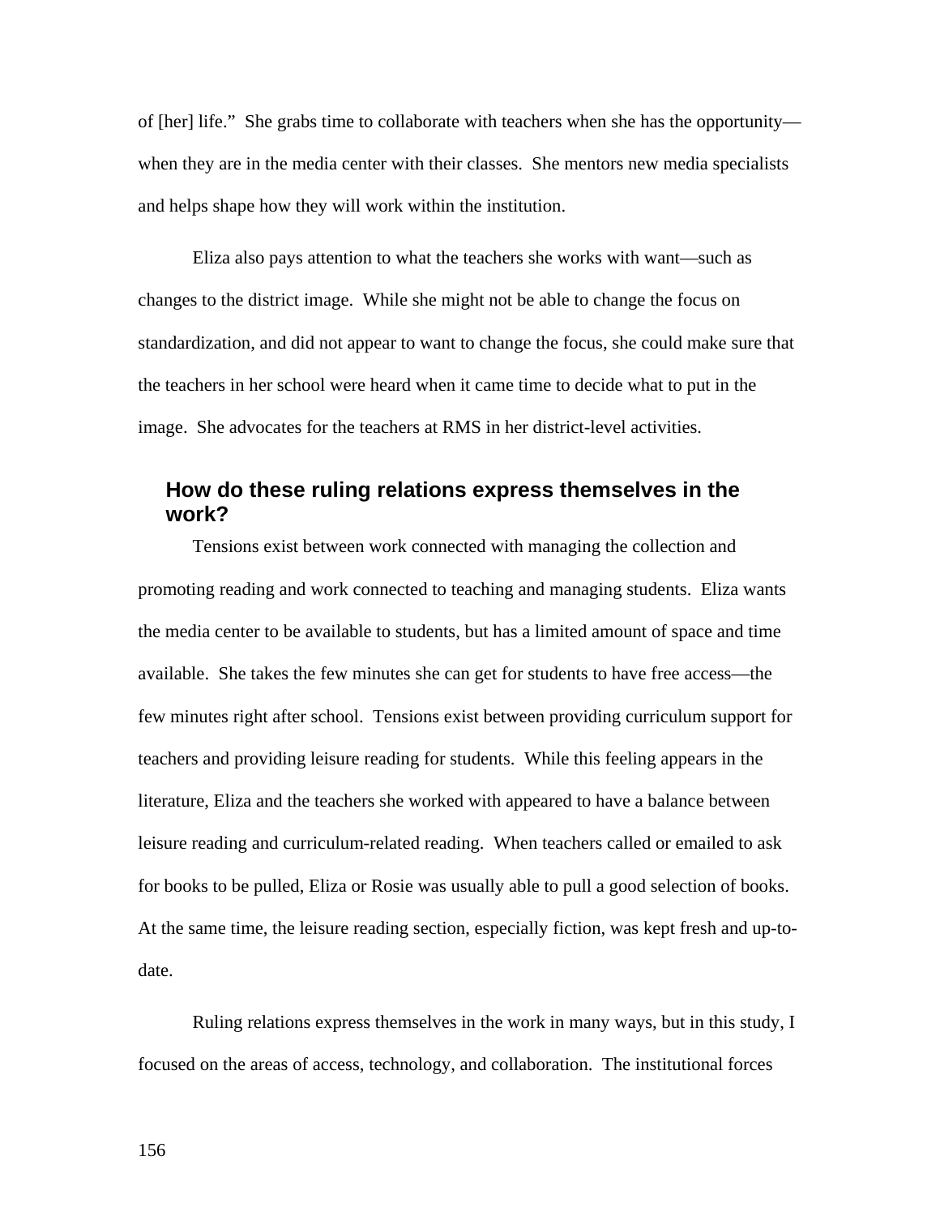of [her] life." She grabs time to collaborate with teachers when she has the opportunity—when they are in the media center with their classes. She mentors new media specialists and helps shape how they will work within the institution.

Eliza also pays attention to what the teachers she works with want—such as changes to the district image. While she might not be able to change the focus on standardization, and did not appear to want to change the focus, she could make sure that the teachers in her school were heard when it came time to decide what to put in the image. She advocates for the teachers at RMS in her district-level activities.

## How do these ruling relations express themselves in the work?

Tensions exist between work connected with managing the collection and promoting reading and work connected to teaching and managing students. Eliza wants the media center to be available to students, but has a limited amount of space and time available. She takes the few minutes she can get for students to have free access—the few minutes right after school. Tensions exist between providing curriculum support for teachers and providing leisure reading for students. While this feeling appears in the literature, Eliza and the teachers she worked with appeared to have a balance between leisure reading and curriculum-related reading. When teachers called or emailed to ask for books to be pulled, Eliza or Rosie was usually able to pull a good selection of books. At the same time, the leisure reading section, especially fiction, was kept fresh and up-to-date.

Ruling relations express themselves in the work in many ways, but in this study, I focused on the areas of access, technology, and collaboration. The institutional forces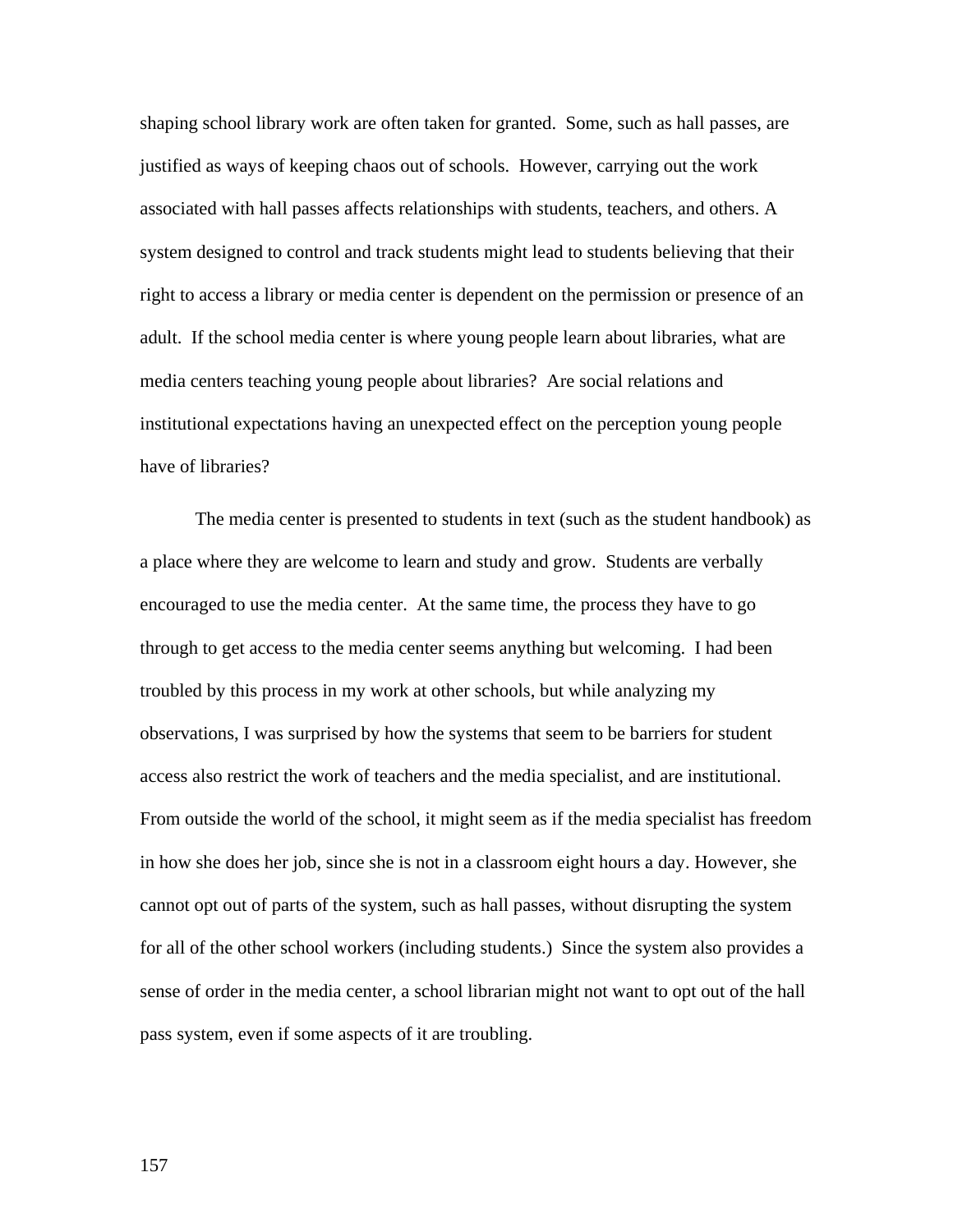shaping school library work are often taken for granted. Some, such as hall passes, are justified as ways of keeping chaos out of schools. However, carrying out the work associated with hall passes affects relationships with students, teachers, and others. A system designed to control and track students might lead to students believing that their right to access a library or media center is dependent on the permission or presence of an adult. If the school media center is where young people learn about libraries, what are media centers teaching young people about libraries? Are social relations and institutional expectations having an unexpected effect on the perception young people have of libraries?

The media center is presented to students in text (such as the student handbook) as a place where they are welcome to learn and study and grow. Students are verbally encouraged to use the media center. At the same time, the process they have to go through to get access to the media center seems anything but welcoming. I had been troubled by this process in my work at other schools, but while analyzing my observations, I was surprised by how the systems that seem to be barriers for student access also restrict the work of teachers and the media specialist, and are institutional. From outside the world of the school, it might seem as if the media specialist has freedom in how she does her job, since she is not in a classroom eight hours a day. However, she cannot opt out of parts of the system, such as hall passes, without disrupting the system for all of the other school workers (including students.) Since the system also provides a sense of order in the media center, a school librarian might not want to opt out of the hall pass system, even if some aspects of it are troubling.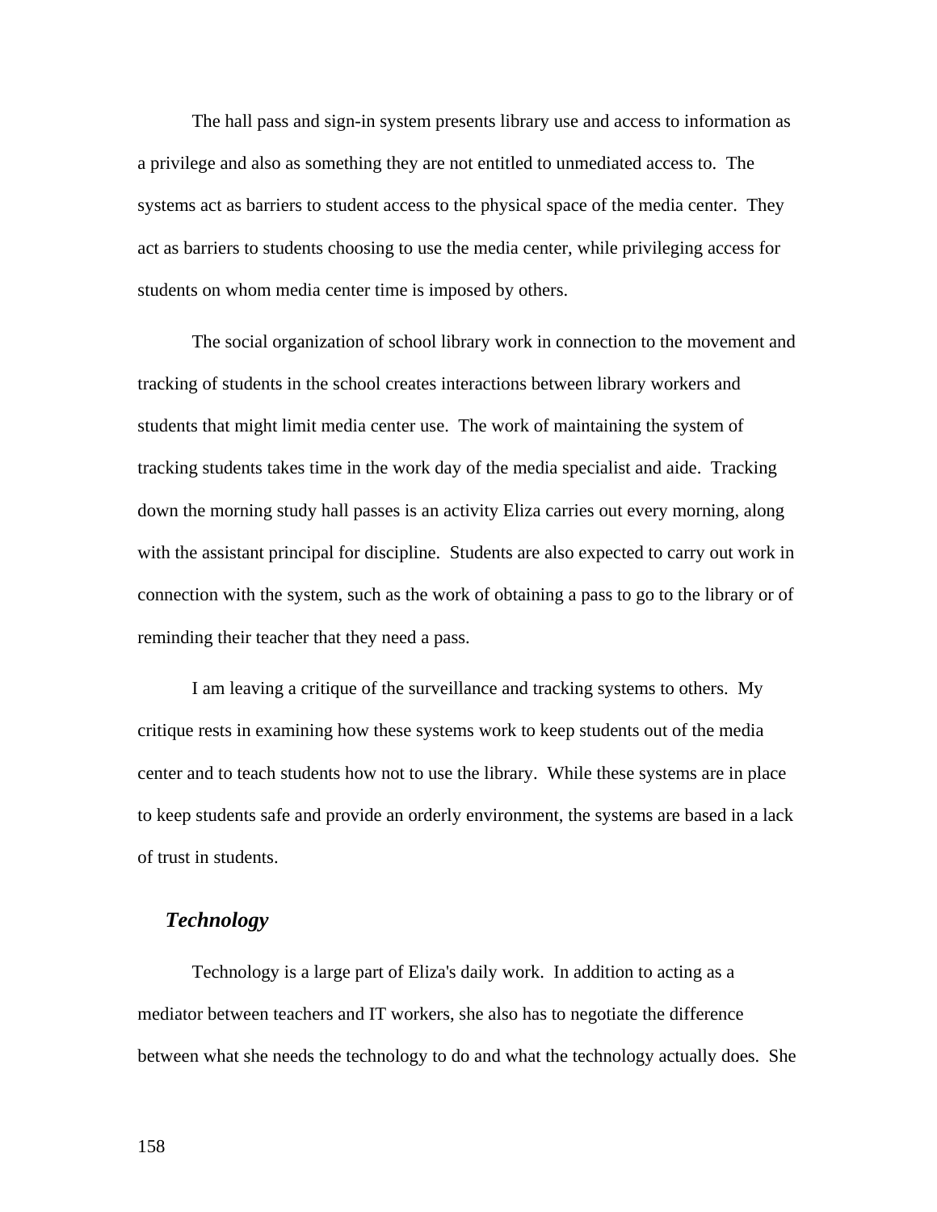The hall pass and sign-in system presents library use and access to information as a privilege and also as something they are not entitled to unmediated access to. The systems act as barriers to student access to the physical space of the media center. They act as barriers to students choosing to use the media center, while privileging access for students on whom media center time is imposed by others.

The social organization of school library work in connection to the movement and tracking of students in the school creates interactions between library workers and students that might limit media center use. The work of maintaining the system of tracking students takes time in the work day of the media specialist and aide. Tracking down the morning study hall passes is an activity Eliza carries out every morning, along with the assistant principal for discipline. Students are also expected to carry out work in connection with the system, such as the work of obtaining a pass to go to the library or of reminding their teacher that they need a pass.

I am leaving a critique of the surveillance and tracking systems to others. My critique rests in examining how these systems work to keep students out of the media center and to teach students how not to use the library. While these systems are in place to keep students safe and provide an orderly environment, the systems are based in a lack of trust in students.

### *Technology*

Technology is a large part of Eliza's daily work. In addition to acting as a mediator between teachers and IT workers, she also has to negotiate the difference between what she needs the technology to do and what the technology actually does. She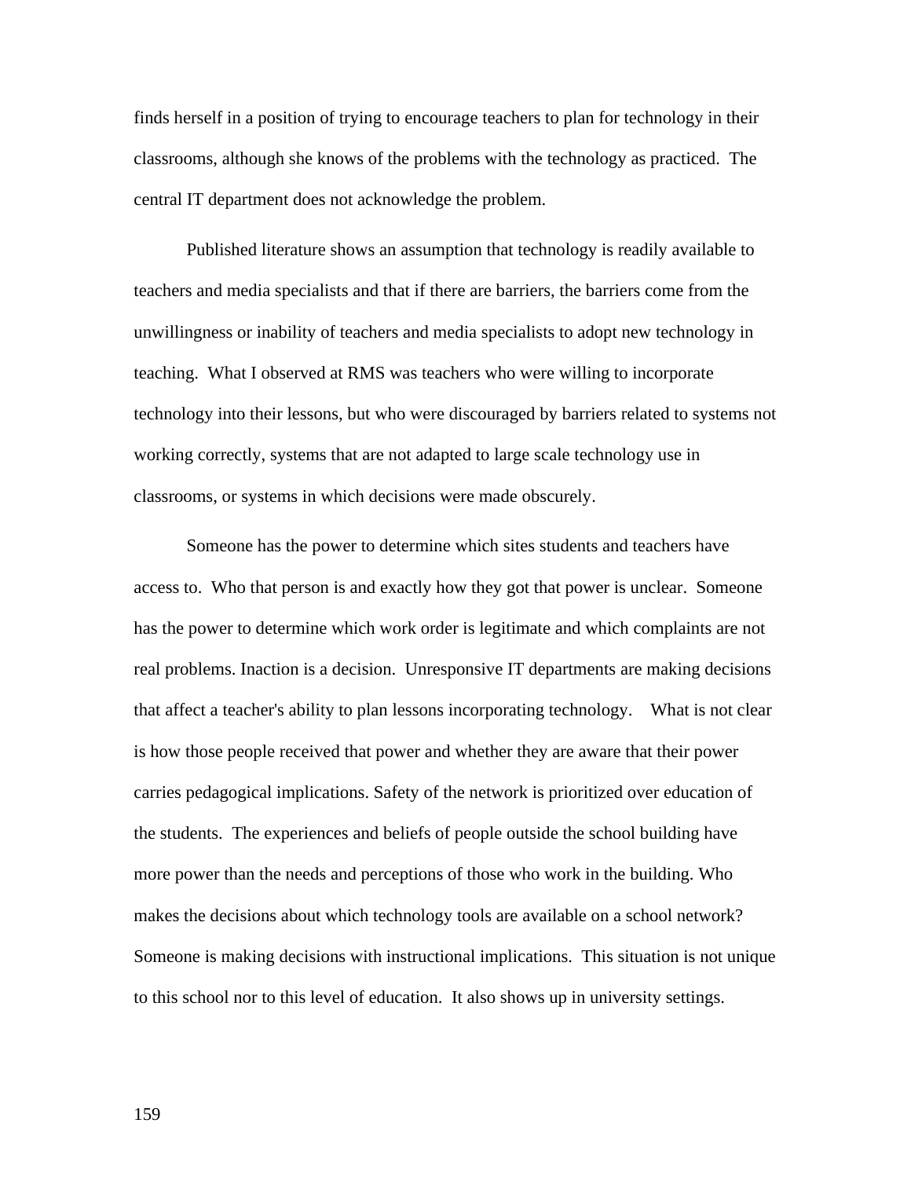finds herself in a position of trying to encourage teachers to plan for technology in their classrooms, although she knows of the problems with the technology as practiced. The central IT department does not acknowledge the problem.

Published literature shows an assumption that technology is readily available to teachers and media specialists and that if there are barriers, the barriers come from the unwillingness or inability of teachers and media specialists to adopt new technology in teaching. What I observed at RMS was teachers who were willing to incorporate technology into their lessons, but who were discouraged by barriers related to systems not working correctly, systems that are not adapted to large scale technology use in classrooms, or systems in which decisions were made obscurely.

Someone has the power to determine which sites students and teachers have access to. Who that person is and exactly how they got that power is unclear. Someone has the power to determine which work order is legitimate and which complaints are not real problems. Inaction is a decision. Unresponsive IT departments are making decisions that affect a teacher's ability to plan lessons incorporating technology. What is not clear is how those people received that power and whether they are aware that their power carries pedagogical implications. Safety of the network is prioritized over education of the students. The experiences and beliefs of people outside the school building have more power than the needs and perceptions of those who work in the building. Who makes the decisions about which technology tools are available on a school network? Someone is making decisions with instructional implications. This situation is not unique to this school nor to this level of education. It also shows up in university settings.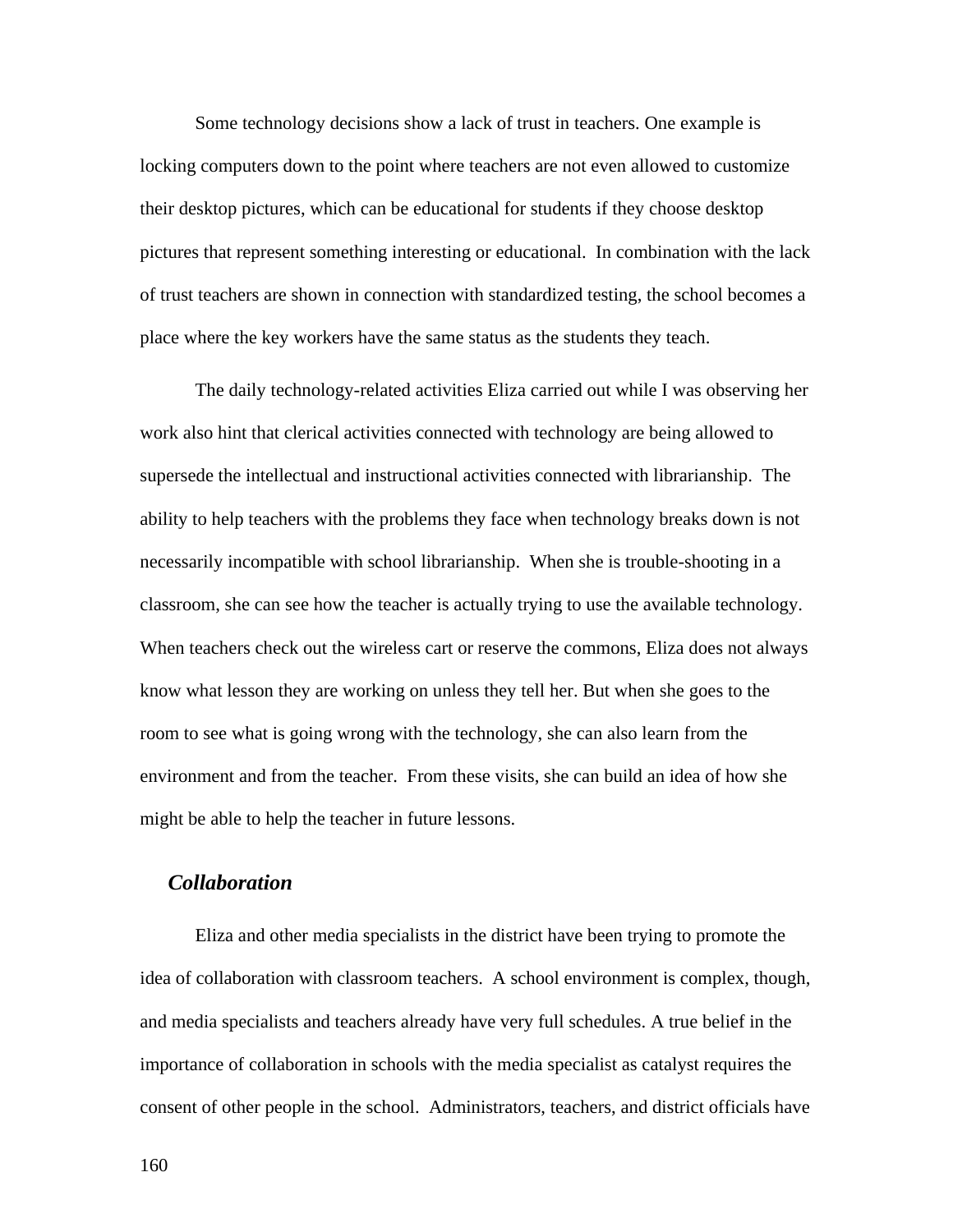Some technology decisions show a lack of trust in teachers. One example is locking computers down to the point where teachers are not even allowed to customize their desktop pictures, which can be educational for students if they choose desktop pictures that represent something interesting or educational. In combination with the lack of trust teachers are shown in connection with standardized testing, the school becomes a place where the key workers have the same status as the students they teach.

The daily technology-related activities Eliza carried out while I was observing her work also hint that clerical activities connected with technology are being allowed to supersede the intellectual and instructional activities connected with librarianship. The ability to help teachers with the problems they face when technology breaks down is not necessarily incompatible with school librarianship. When she is trouble-shooting in a classroom, she can see how the teacher is actually trying to use the available technology. When teachers check out the wireless cart or reserve the commons, Eliza does not always know what lesson they are working on unless they tell her. But when she goes to the room to see what is going wrong with the technology, she can also learn from the environment and from the teacher. From these visits, she can build an idea of how she might be able to help the teacher in future lessons.

### *Collaboration*

Eliza and other media specialists in the district have been trying to promote the idea of collaboration with classroom teachers. A school environment is complex, though, and media specialists and teachers already have very full schedules. A true belief in the importance of collaboration in schools with the media specialist as catalyst requires the consent of other people in the school. Administrators, teachers, and district officials have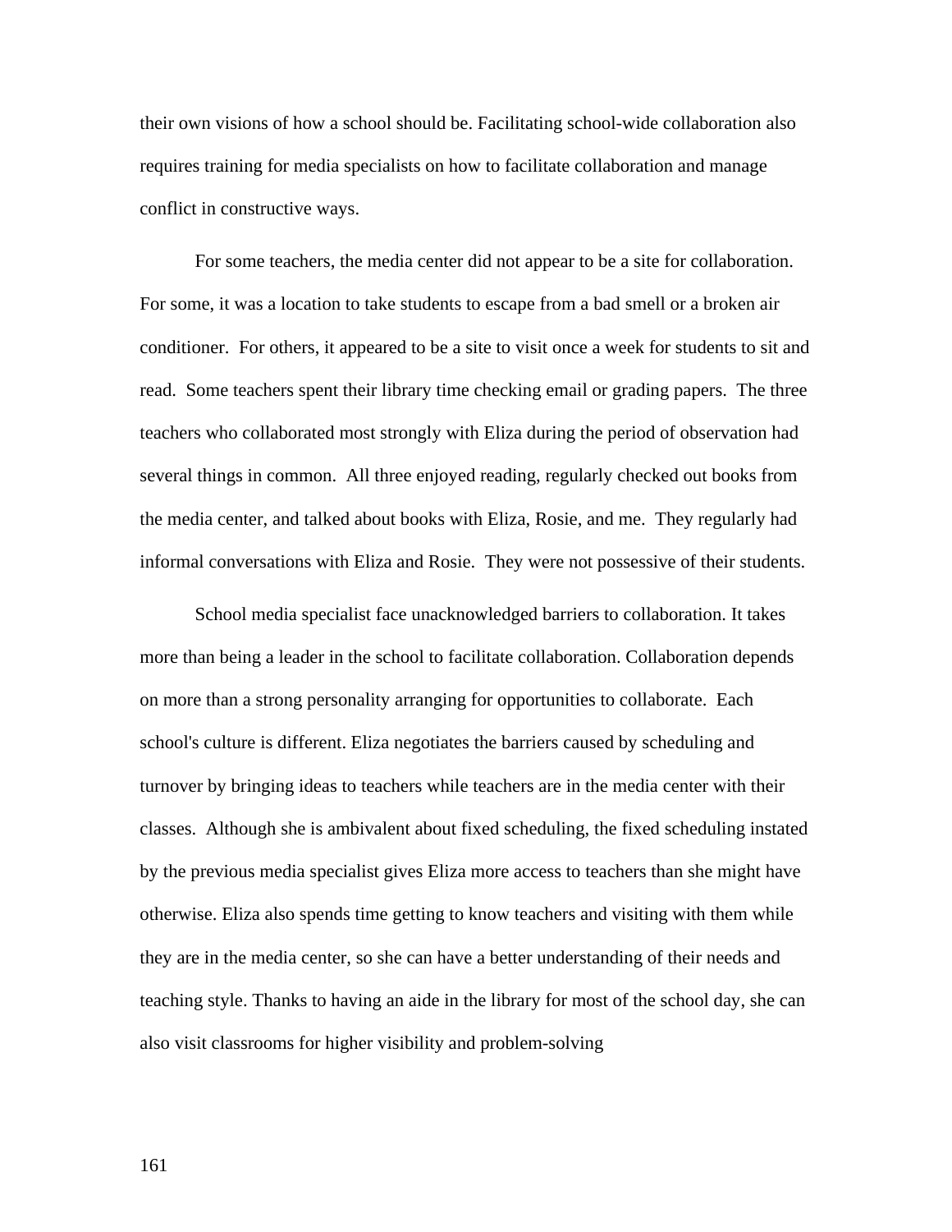their own visions of how a school should be. Facilitating school-wide collaboration also requires training for media specialists on how to facilitate collaboration and manage conflict in constructive ways.

For some teachers, the media center did not appear to be a site for collaboration. For some, it was a location to take students to escape from a bad smell or a broken air conditioner. For others, it appeared to be a site to visit once a week for students to sit and read. Some teachers spent their library time checking email or grading papers. The three teachers who collaborated most strongly with Eliza during the period of observation had several things in common. All three enjoyed reading, regularly checked out books from the media center, and talked about books with Eliza, Rosie, and me. They regularly had informal conversations with Eliza and Rosie. They were not possessive of their students.

School media specialist face unacknowledged barriers to collaboration. It takes more than being a leader in the school to facilitate collaboration. Collaboration depends on more than a strong personality arranging for opportunities to collaborate. Each school's culture is different. Eliza negotiates the barriers caused by scheduling and turnover by bringing ideas to teachers while teachers are in the media center with their classes. Although she is ambivalent about fixed scheduling, the fixed scheduling instated by the previous media specialist gives Eliza more access to teachers than she might have otherwise. Eliza also spends time getting to know teachers and visiting with them while they are in the media center, so she can have a better understanding of their needs and teaching style. Thanks to having an aide in the library for most of the school day, she can also visit classrooms for higher visibility and problem-solving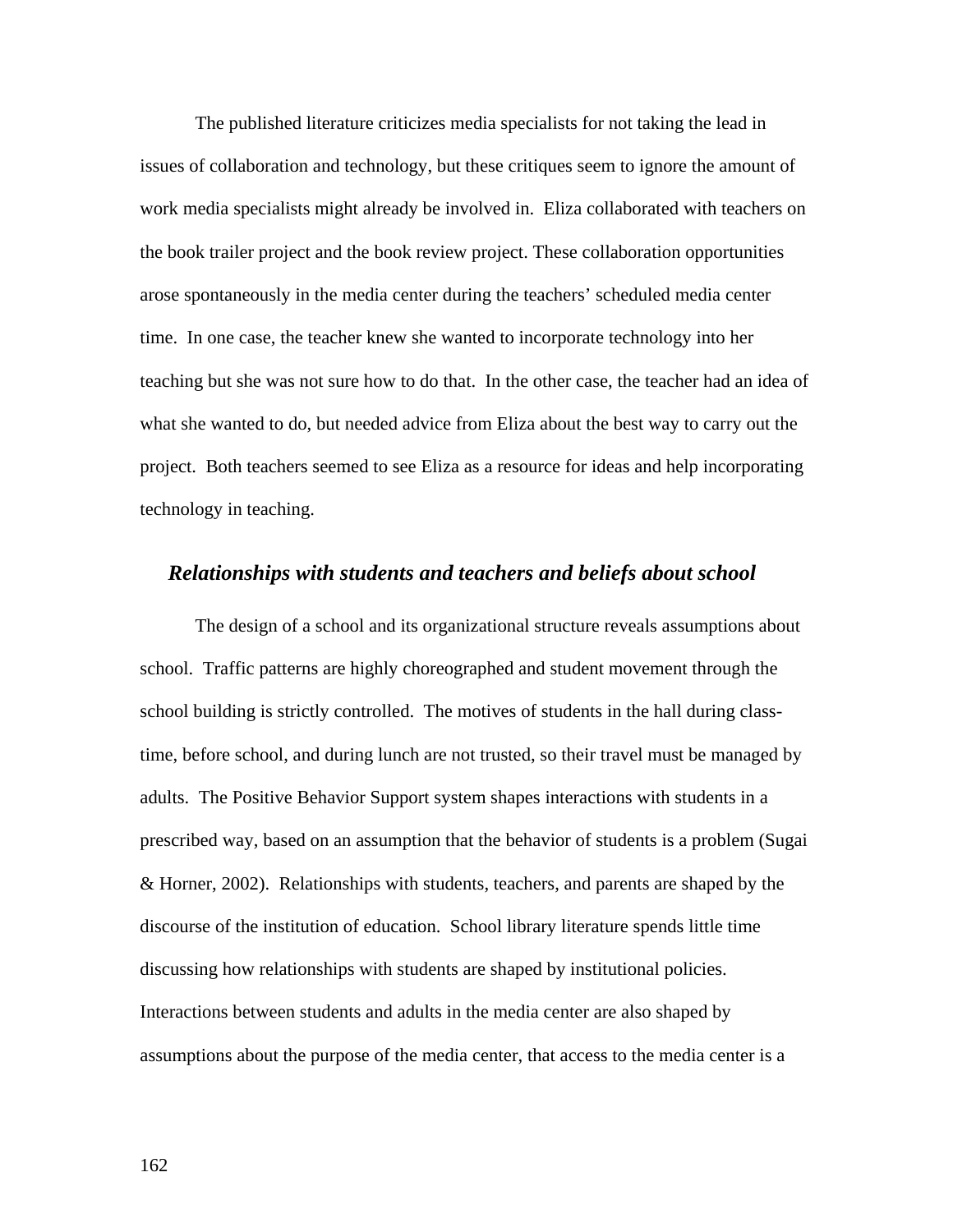The published literature criticizes media specialists for not taking the lead in issues of collaboration and technology, but these critiques seem to ignore the amount of work media specialists might already be involved in.  Eliza collaborated with teachers on the book trailer project and the book review project. These collaboration opportunities arose spontaneously in the media center during the teachers' scheduled media center time.  In one case, the teacher knew she wanted to incorporate technology into her teaching but she was not sure how to do that.  In the other case, the teacher had an idea of what she wanted to do, but needed advice from Eliza about the best way to carry out the project.  Both teachers seemed to see Eliza as a resource for ideas and help incorporating technology in teaching.

### *Relationships with students and teachers and beliefs about school*

The design of a school and its organizational structure reveals assumptions about school.  Traffic patterns are highly choreographed and student movement through the school building is strictly controlled.  The motives of students in the hall during class-time, before school, and during lunch are not trusted, so their travel must be managed by adults.  The Positive Behavior Support system shapes interactions with students in a prescribed way, based on an assumption that the behavior of students is a problem (Sugai & Horner, 2002).  Relationships with students, teachers, and parents are shaped by the discourse of the institution of education.  School library literature spends little time discussing how relationships with students are shaped by institutional policies. Interactions between students and adults in the media center are also shaped by assumptions about the purpose of the media center, that access to the media center is a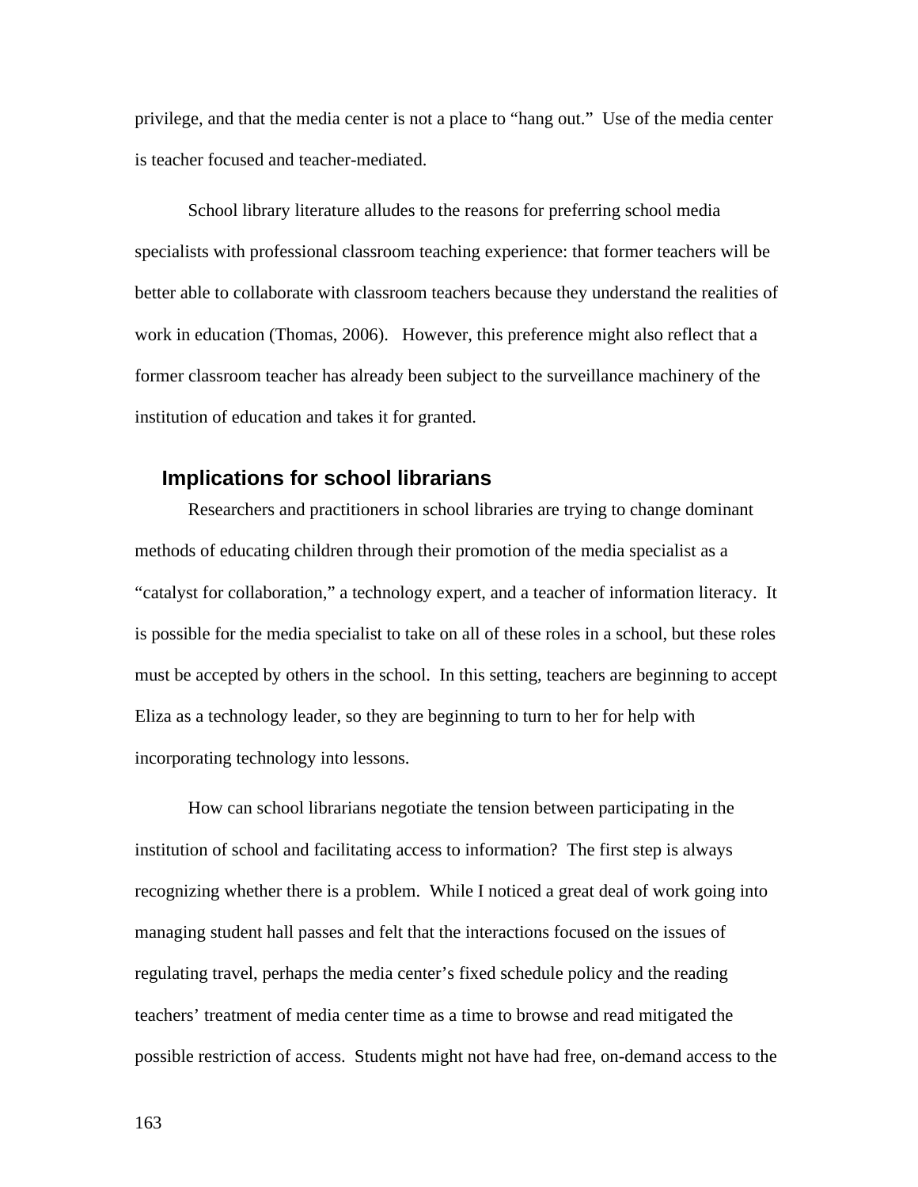privilege, and that the media center is not a place to "hang out." Use of the media center is teacher focused and teacher-mediated.

School library literature alludes to the reasons for preferring school media specialists with professional classroom teaching experience: that former teachers will be better able to collaborate with classroom teachers because they understand the realities of work in education (Thomas, 2006). However, this preference might also reflect that a former classroom teacher has already been subject to the surveillance machinery of the institution of education and takes it for granted.

## Implications for school librarians

Researchers and practitioners in school libraries are trying to change dominant methods of educating children through their promotion of the media specialist as a "catalyst for collaboration," a technology expert, and a teacher of information literacy. It is possible for the media specialist to take on all of these roles in a school, but these roles must be accepted by others in the school. In this setting, teachers are beginning to accept Eliza as a technology leader, so they are beginning to turn to her for help with incorporating technology into lessons.

How can school librarians negotiate the tension between participating in the institution of school and facilitating access to information? The first step is always recognizing whether there is a problem. While I noticed a great deal of work going into managing student hall passes and felt that the interactions focused on the issues of regulating travel, perhaps the media center's fixed schedule policy and the reading teachers' treatment of media center time as a time to browse and read mitigated the possible restriction of access. Students might not have had free, on-demand access to the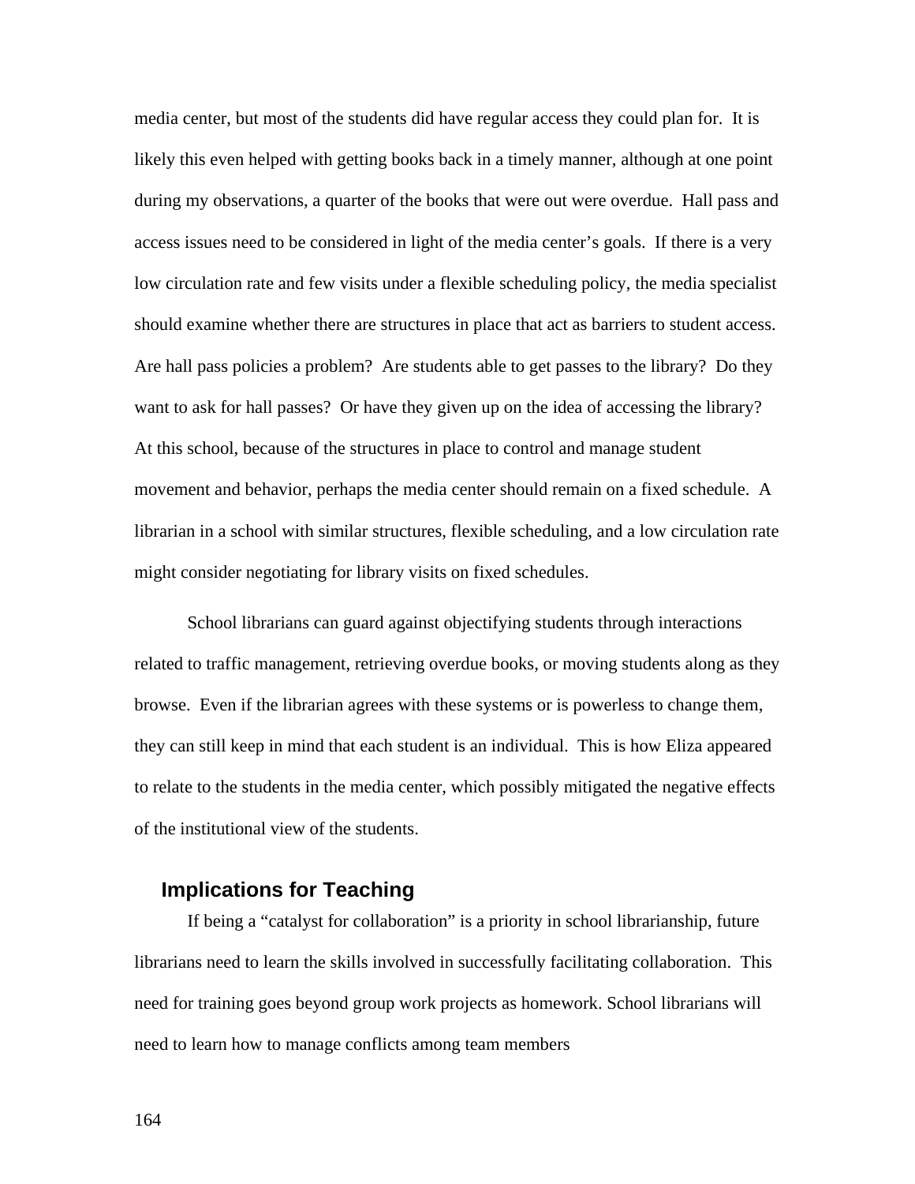media center, but most of the students did have regular access they could plan for. It is likely this even helped with getting books back in a timely manner, although at one point during my observations, a quarter of the books that were out were overdue. Hall pass and access issues need to be considered in light of the media center's goals. If there is a very low circulation rate and few visits under a flexible scheduling policy, the media specialist should examine whether there are structures in place that act as barriers to student access. Are hall pass policies a problem? Are students able to get passes to the library? Do they want to ask for hall passes? Or have they given up on the idea of accessing the library? At this school, because of the structures in place to control and manage student movement and behavior, perhaps the media center should remain on a fixed schedule. A librarian in a school with similar structures, flexible scheduling, and a low circulation rate might consider negotiating for library visits on fixed schedules.

School librarians can guard against objectifying students through interactions related to traffic management, retrieving overdue books, or moving students along as they browse. Even if the librarian agrees with these systems or is powerless to change them, they can still keep in mind that each student is an individual. This is how Eliza appeared to relate to the students in the media center, which possibly mitigated the negative effects of the institutional view of the students.

## Implications for Teaching

If being a "catalyst for collaboration" is a priority in school librarianship, future librarians need to learn the skills involved in successfully facilitating collaboration. This need for training goes beyond group work projects as homework. School librarians will need to learn how to manage conflicts among team members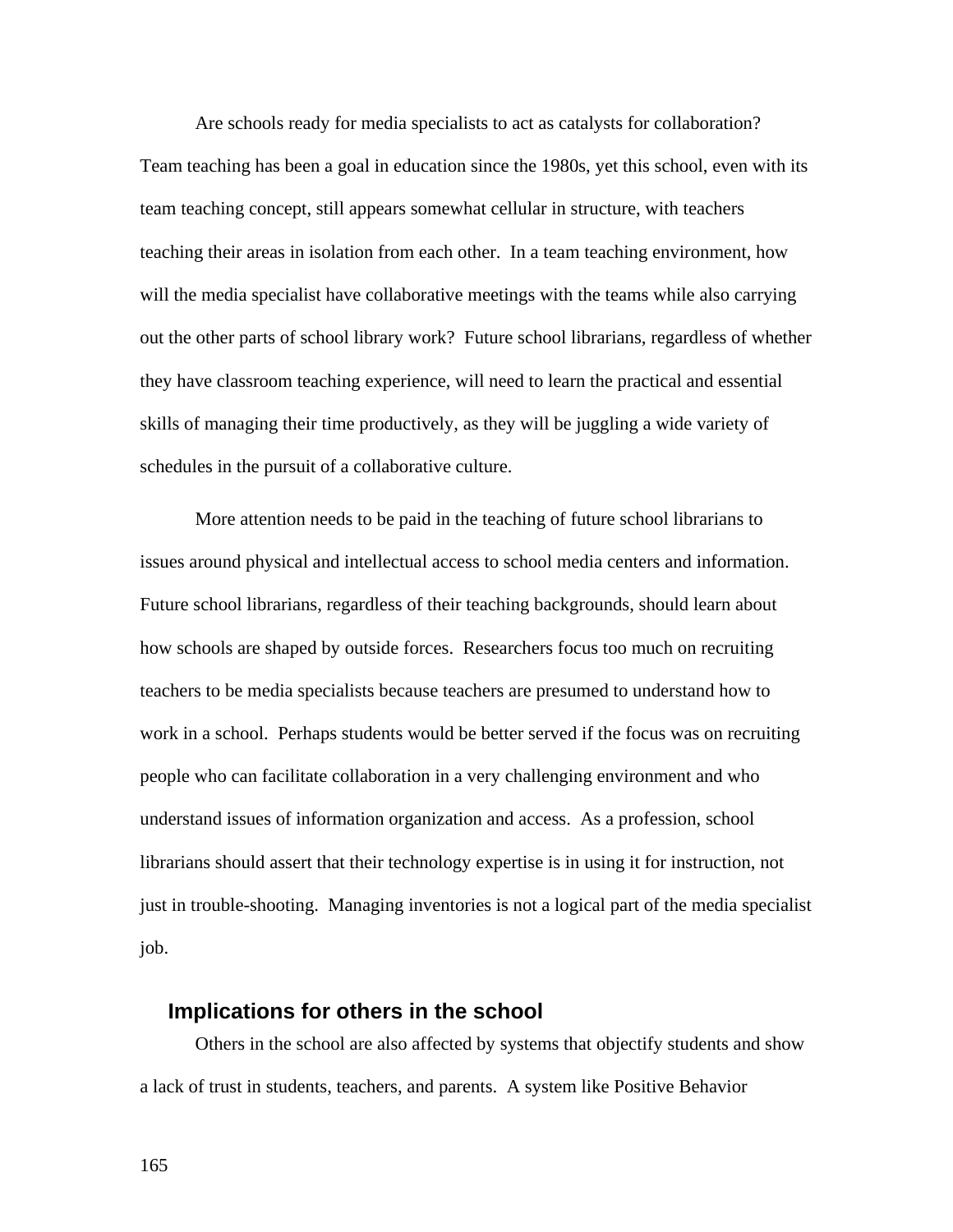Are schools ready for media specialists to act as catalysts for collaboration? Team teaching has been a goal in education since the 1980s, yet this school, even with its team teaching concept, still appears somewhat cellular in structure, with teachers teaching their areas in isolation from each other. In a team teaching environment, how will the media specialist have collaborative meetings with the teams while also carrying out the other parts of school library work? Future school librarians, regardless of whether they have classroom teaching experience, will need to learn the practical and essential skills of managing their time productively, as they will be juggling a wide variety of schedules in the pursuit of a collaborative culture.

More attention needs to be paid in the teaching of future school librarians to issues around physical and intellectual access to school media centers and information. Future school librarians, regardless of their teaching backgrounds, should learn about how schools are shaped by outside forces. Researchers focus too much on recruiting teachers to be media specialists because teachers are presumed to understand how to work in a school. Perhaps students would be better served if the focus was on recruiting people who can facilitate collaboration in a very challenging environment and who understand issues of information organization and access. As a profession, school librarians should assert that their technology expertise is in using it for instruction, not just in trouble-shooting. Managing inventories is not a logical part of the media specialist job.

## Implications for others in the school

Others in the school are also affected by systems that objectify students and show a lack of trust in students, teachers, and parents. A system like Positive Behavior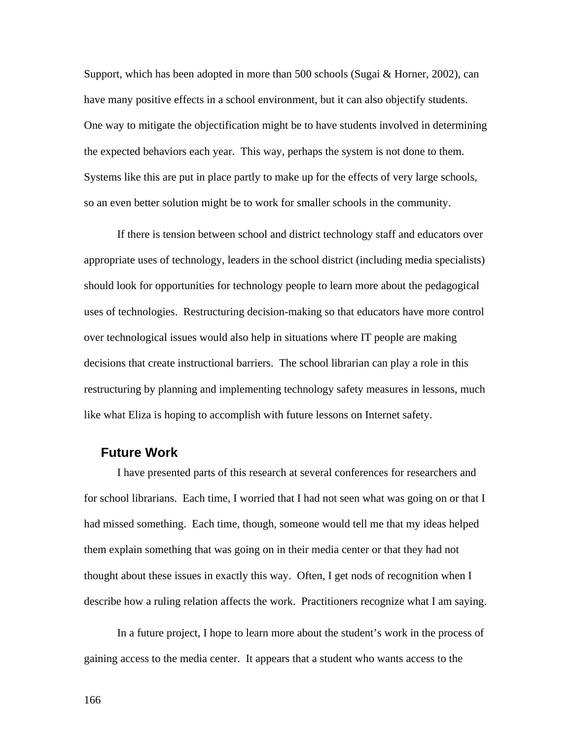Support, which has been adopted in more than 500 schools (Sugai & Horner, 2002), can have many positive effects in a school environment, but it can also objectify students. One way to mitigate the objectification might be to have students involved in determining the expected behaviors each year. This way, perhaps the system is not done to them. Systems like this are put in place partly to make up for the effects of very large schools, so an even better solution might be to work for smaller schools in the community.

If there is tension between school and district technology staff and educators over appropriate uses of technology, leaders in the school district (including media specialists) should look for opportunities for technology people to learn more about the pedagogical uses of technologies. Restructuring decision-making so that educators have more control over technological issues would also help in situations where IT people are making decisions that create instructional barriers. The school librarian can play a role in this restructuring by planning and implementing technology safety measures in lessons, much like what Eliza is hoping to accomplish with future lessons on Internet safety.

## Future Work

I have presented parts of this research at several conferences for researchers and for school librarians. Each time, I worried that I had not seen what was going on or that I had missed something. Each time, though, someone would tell me that my ideas helped them explain something that was going on in their media center or that they had not thought about these issues in exactly this way. Often, I get nods of recognition when I describe how a ruling relation affects the work. Practitioners recognize what I am saying.

In a future project, I hope to learn more about the student's work in the process of gaining access to the media center. It appears that a student who wants access to the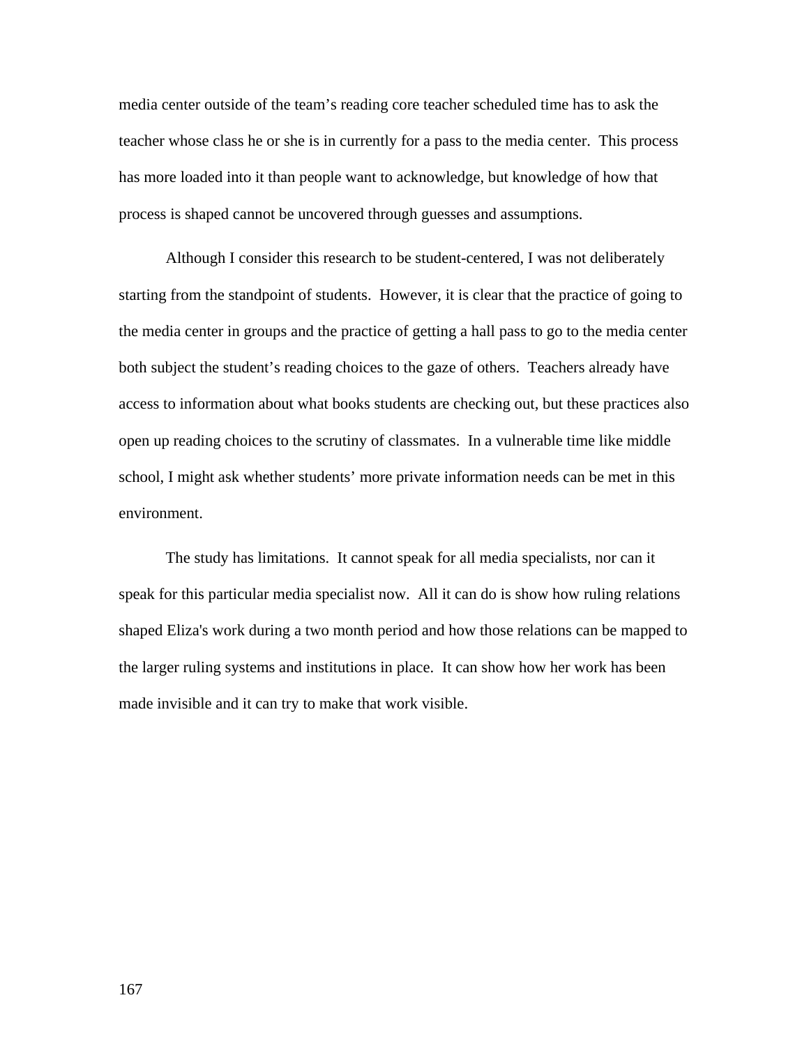media center outside of the team's reading core teacher scheduled time has to ask the teacher whose class he or she is in currently for a pass to the media center. This process has more loaded into it than people want to acknowledge, but knowledge of how that process is shaped cannot be uncovered through guesses and assumptions.

Although I consider this research to be student-centered, I was not deliberately starting from the standpoint of students. However, it is clear that the practice of going to the media center in groups and the practice of getting a hall pass to go to the media center both subject the student's reading choices to the gaze of others. Teachers already have access to information about what books students are checking out, but these practices also open up reading choices to the scrutiny of classmates. In a vulnerable time like middle school, I might ask whether students' more private information needs can be met in this environment.

The study has limitations. It cannot speak for all media specialists, nor can it speak for this particular media specialist now. All it can do is show how ruling relations shaped Eliza's work during a two month period and how those relations can be mapped to the larger ruling systems and institutions in place. It can show how her work has been made invisible and it can try to make that work visible.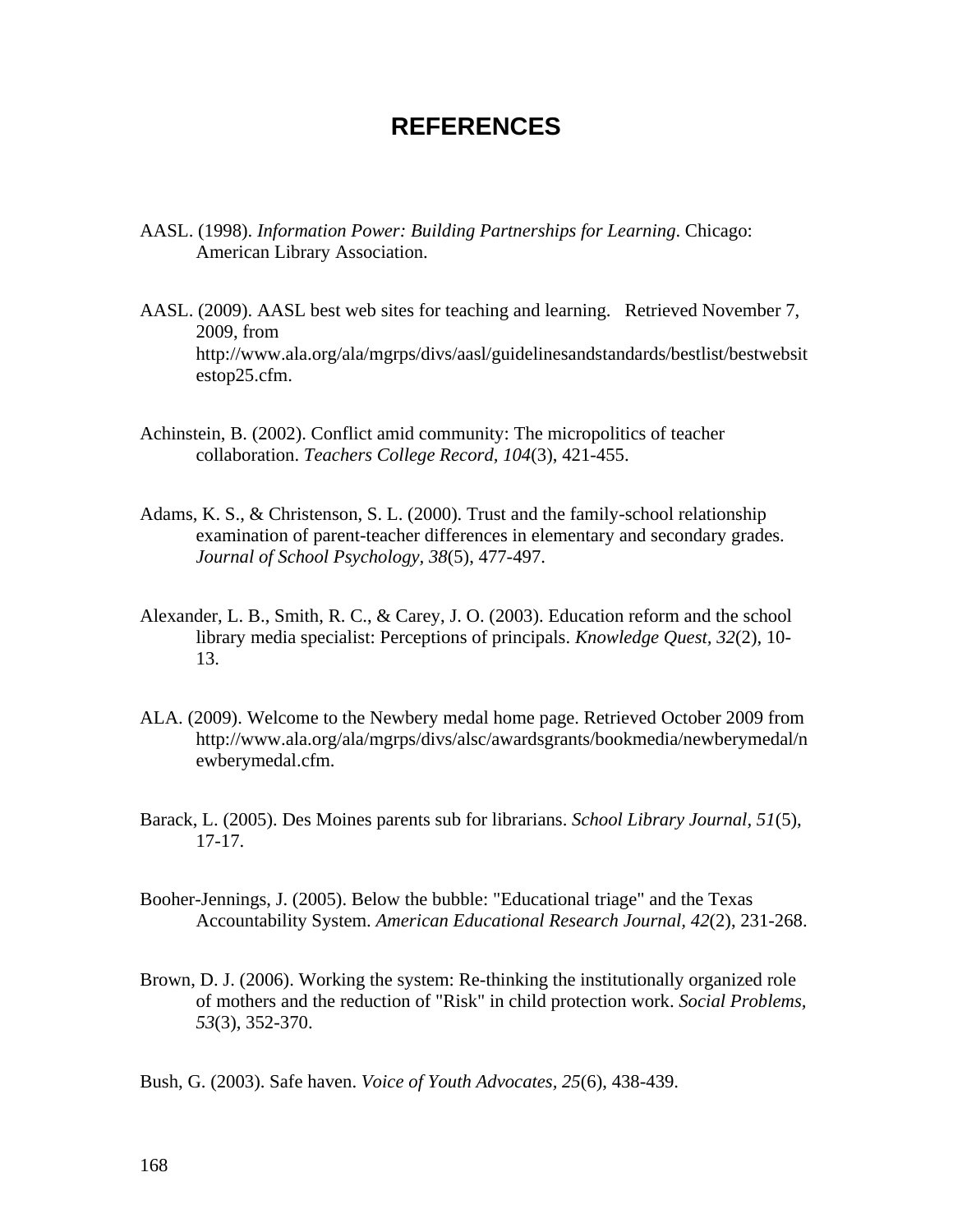# REFERENCES

AASL. (1998). *Information Power: Building Partnerships for Learning*. Chicago: American Library Association.

AASL. (2009). AASL best web sites for teaching and learning. Retrieved November 7, 2009, from http://www.ala.org/ala/mgrps/divs/aasl/guidelinesandstandards/bestlist/bestwebsitestop25.cfm.

Achinstein, B. (2002). Conflict amid community: The micropolitics of teacher collaboration. *Teachers College Record, 104*(3), 421-455.

Adams, K. S., & Christenson, S. L. (2000). Trust and the family-school relationship examination of parent-teacher differences in elementary and secondary grades. *Journal of School Psychology, 38*(5), 477-497.

Alexander, L. B., Smith, R. C., & Carey, J. O. (2003). Education reform and the school library media specialist: Perceptions of principals. *Knowledge Quest, 32*(2), 10-13.

ALA. (2009). Welcome to the Newbery medal home page. Retrieved October 2009 from http://www.ala.org/ala/mgrps/divs/alsc/awardsgrants/bookmedia/newberymedal/newberymedal.cfm.

Barack, L. (2005). Des Moines parents sub for librarians. *School Library Journal, 51*(5), 17-17.

Booher-Jennings, J. (2005). Below the bubble: "Educational triage" and the Texas Accountability System. *American Educational Research Journal, 42*(2), 231-268.

Brown, D. J. (2006). Working the system: Re-thinking the institutionally organized role of mothers and the reduction of "Risk" in child protection work. *Social Problems, 53*(3), 352-370.

Bush, G. (2003). Safe haven. *Voice of Youth Advocates, 25*(6), 438-439.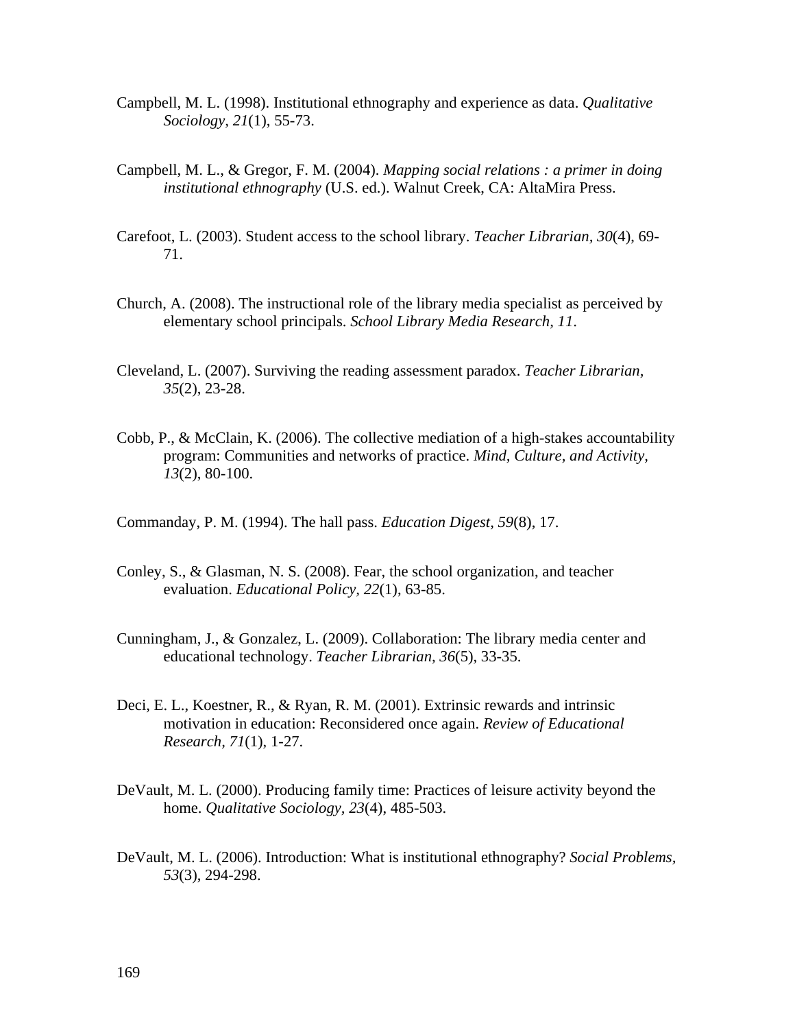Campbell, M. L. (1998). Institutional ethnography and experience as data. *Qualitative Sociology, 21*(1), 55-73.

Campbell, M. L., & Gregor, F. M. (2004). *Mapping social relations : a primer in doing institutional ethnography* (U.S. ed.). Walnut Creek, CA: AltaMira Press.

Carefoot, L. (2003). Student access to the school library. *Teacher Librarian, 30*(4), 69-71.

Church, A. (2008). The instructional role of the library media specialist as perceived by elementary school principals. *School Library Media Research, 11*.

Cleveland, L. (2007). Surviving the reading assessment paradox. *Teacher Librarian, 35*(2), 23-28.

Cobb, P., & McClain, K. (2006). The collective mediation of a high-stakes accountability program: Communities and networks of practice. *Mind, Culture, and Activity, 13*(2), 80-100.

Commanday, P. M. (1994). The hall pass. *Education Digest, 59*(8), 17.

Conley, S., & Glasman, N. S. (2008). Fear, the school organization, and teacher evaluation. *Educational Policy, 22*(1), 63-85.

Cunningham, J., & Gonzalez, L. (2009). Collaboration: The library media center and educational technology. *Teacher Librarian, 36*(5), 33-35.

Deci, E. L., Koestner, R., & Ryan, R. M. (2001). Extrinsic rewards and intrinsic motivation in education: Reconsidered once again. *Review of Educational Research, 71*(1), 1-27.

DeVault, M. L. (2000). Producing family time: Practices of leisure activity beyond the home. *Qualitative Sociology, 23*(4), 485-503.

DeVault, M. L. (2006). Introduction: What is institutional ethnography? *Social Problems, 53*(3), 294-298.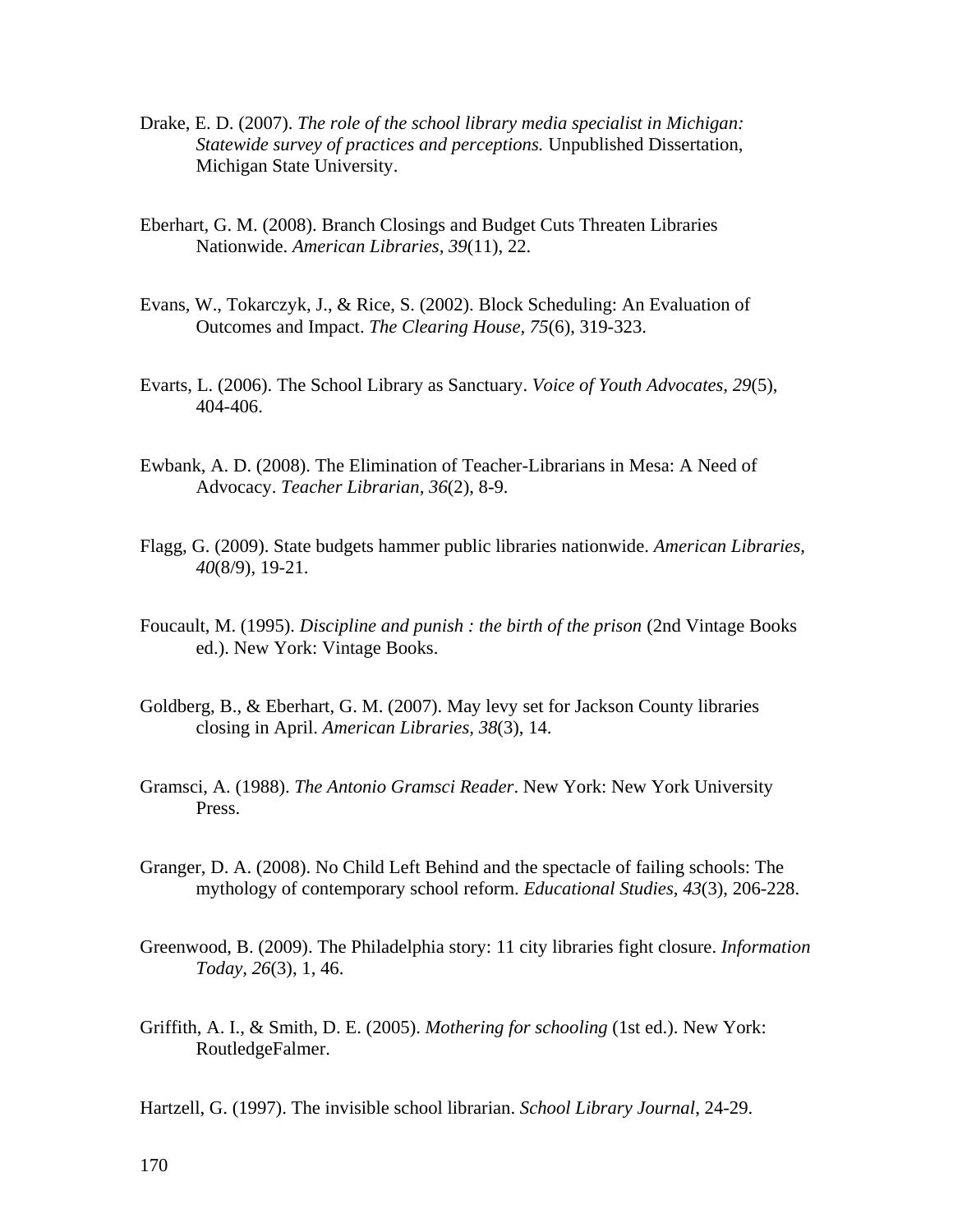Drake, E. D. (2007). *The role of the school library media specialist in Michigan: Statewide survey of practices and perceptions.* Unpublished Dissertation, Michigan State University.

Eberhart, G. M. (2008). Branch Closings and Budget Cuts Threaten Libraries Nationwide. *American Libraries, 39*(11), 22.

Evans, W., Tokarczyk, J., & Rice, S. (2002). Block Scheduling: An Evaluation of Outcomes and Impact. *The Clearing House, 75*(6), 319-323.

Evarts, L. (2006). The School Library as Sanctuary. *Voice of Youth Advocates, 29*(5), 404-406.

Ewbank, A. D. (2008). The Elimination of Teacher-Librarians in Mesa: A Need of Advocacy. *Teacher Librarian, 36*(2), 8-9.

Flagg, G. (2009). State budgets hammer public libraries nationwide. *American Libraries, 40*(8/9), 19-21.

Foucault, M. (1995). *Discipline and punish : the birth of the prison* (2nd Vintage Books ed.). New York: Vintage Books.

Goldberg, B., & Eberhart, G. M. (2007). May levy set for Jackson County libraries closing in April. *American Libraries, 38*(3), 14.

Gramsci, A. (1988). *The Antonio Gramsci Reader*. New York: New York University Press.

Granger, D. A. (2008). No Child Left Behind and the spectacle of failing schools: The mythology of contemporary school reform. *Educational Studies, 43*(3), 206-228.

Greenwood, B. (2009). The Philadelphia story: 11 city libraries fight closure. *Information Today, 26*(3), 1, 46.

Griffith, A. I., & Smith, D. E. (2005). *Mothering for schooling* (1st ed.). New York: RoutledgeFalmer.

Hartzell, G. (1997). The invisible school librarian. *School Library Journal*, 24-29.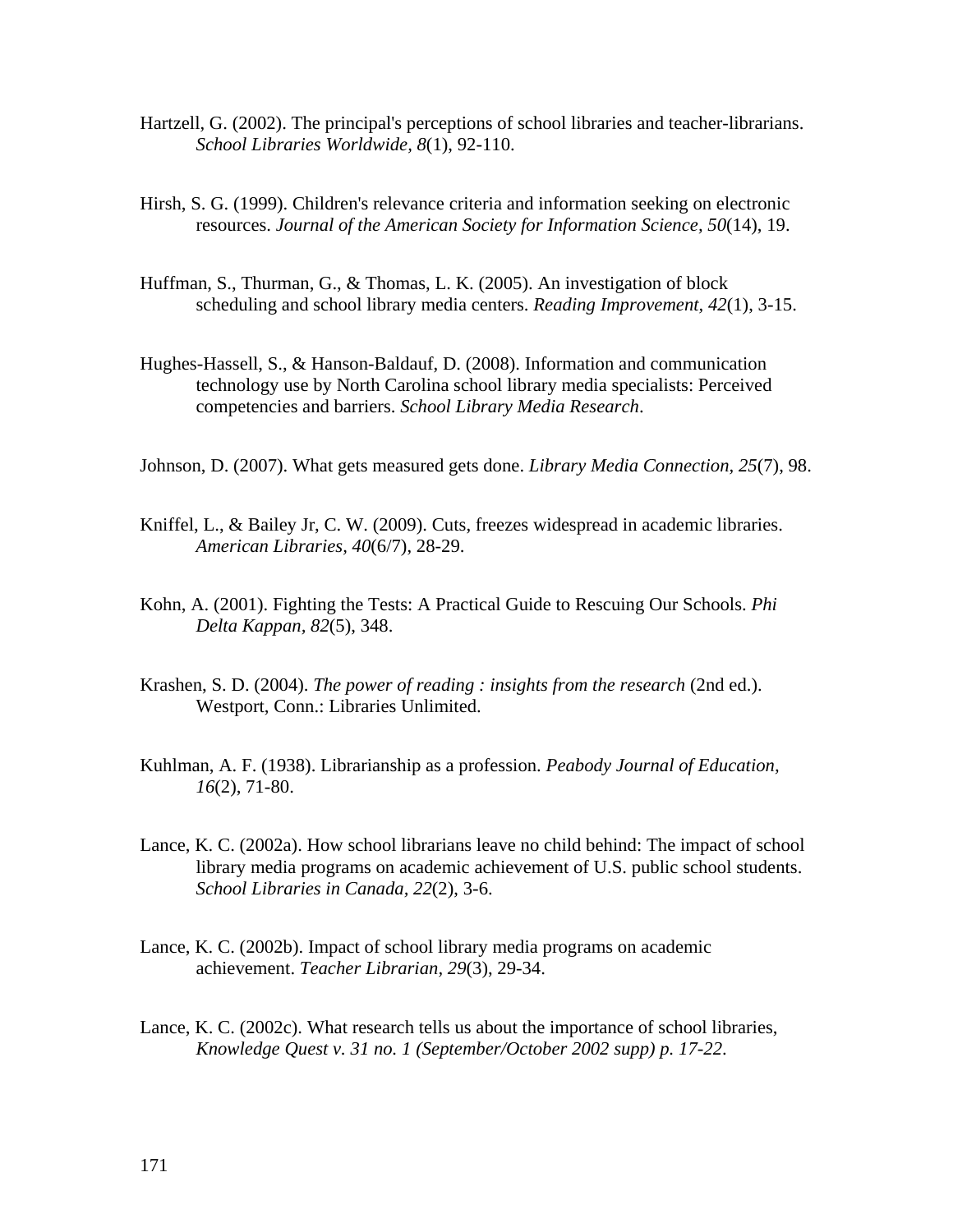Hartzell, G. (2002). The principal's perceptions of school libraries and teacher-librarians. *School Libraries Worldwide, 8*(1), 92-110.

Hirsh, S. G. (1999). Children's relevance criteria and information seeking on electronic resources. *Journal of the American Society for Information Science, 50*(14), 19.

Huffman, S., Thurman, G., & Thomas, L. K. (2005). An investigation of block scheduling and school library media centers. *Reading Improvement, 42*(1), 3-15.

Hughes-Hassell, S., & Hanson-Baldauf, D. (2008). Information and communication technology use by North Carolina school library media specialists: Perceived competencies and barriers. *School Library Media Research*.

Johnson, D. (2007). What gets measured gets done. *Library Media Connection, 25*(7), 98.

Kniffel, L., & Bailey Jr, C. W. (2009). Cuts, freezes widespread in academic libraries. *American Libraries, 40*(6/7), 28-29.

Kohn, A. (2001). Fighting the Tests: A Practical Guide to Rescuing Our Schools. *Phi Delta Kappan, 82*(5), 348.

Krashen, S. D. (2004). *The power of reading : insights from the research* (2nd ed.). Westport, Conn.: Libraries Unlimited.

Kuhlman, A. F. (1938). Librarianship as a profession. *Peabody Journal of Education, 16*(2), 71-80.

Lance, K. C. (2002a). How school librarians leave no child behind: The impact of school library media programs on academic achievement of U.S. public school students. *School Libraries in Canada, 22*(2), 3-6.

Lance, K. C. (2002b). Impact of school library media programs on academic achievement. *Teacher Librarian, 29*(3), 29-34.

Lance, K. C. (2002c). What research tells us about the importance of school libraries, *Knowledge Quest v. 31 no. 1 (September/October 2002 supp) p. 17-22*.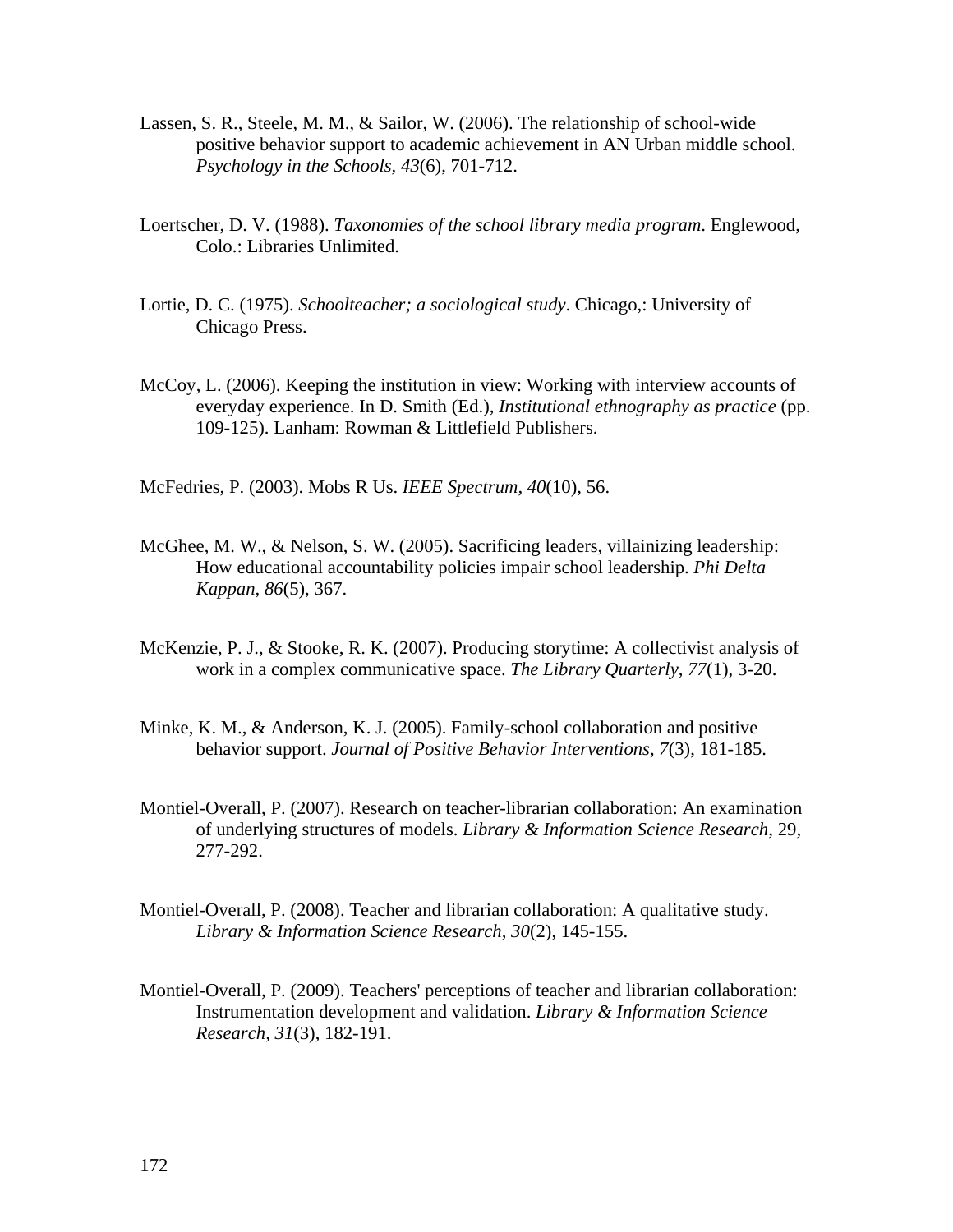Lassen, S. R., Steele, M. M., & Sailor, W. (2006). The relationship of school-wide positive behavior support to academic achievement in AN Urban middle school. *Psychology in the Schools, 43*(6), 701-712.

Loertscher, D. V. (1988). *Taxonomies of the school library media program*. Englewood, Colo.: Libraries Unlimited.

Lortie, D. C. (1975). *Schoolteacher; a sociological study*. Chicago,: University of Chicago Press.

McCoy, L. (2006). Keeping the institution in view: Working with interview accounts of everyday experience. In D. Smith (Ed.), *Institutional ethnography as practice* (pp. 109-125). Lanham: Rowman & Littlefield Publishers.

McFedries, P. (2003). Mobs R Us. *IEEE Spectrum, 40*(10), 56.

McGhee, M. W., & Nelson, S. W. (2005). Sacrificing leaders, villainizing leadership: How educational accountability policies impair school leadership. *Phi Delta Kappan, 86*(5), 367.

McKenzie, P. J., & Stooke, R. K. (2007). Producing storytime: A collectivist analysis of work in a complex communicative space. *The Library Quarterly, 77*(1), 3-20.

Minke, K. M., & Anderson, K. J. (2005). Family-school collaboration and positive behavior support. *Journal of Positive Behavior Interventions, 7*(3), 181-185.

Montiel-Overall, P. (2007). Research on teacher-librarian collaboration: An examination of underlying structures of models. *Library & Information Science Research*, 29, 277-292.

Montiel-Overall, P. (2008). Teacher and librarian collaboration: A qualitative study. *Library & Information Science Research, 30*(2), 145-155.

Montiel-Overall, P. (2009). Teachers' perceptions of teacher and librarian collaboration: Instrumentation development and validation. *Library & Information Science Research, 31*(3), 182-191.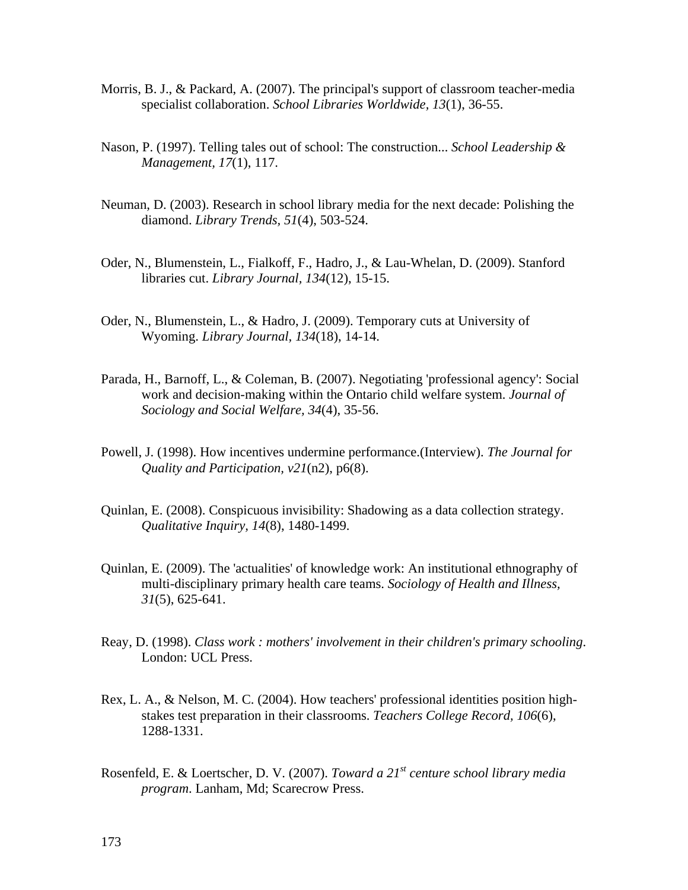Morris, B. J., & Packard, A. (2007). The principal's support of classroom teacher-media specialist collaboration. *School Libraries Worldwide, 13*(1), 36-55.

Nason, P. (1997). Telling tales out of school: The construction... *School Leadership & Management, 17*(1), 117.

Neuman, D. (2003). Research in school library media for the next decade: Polishing the diamond. *Library Trends, 51*(4), 503-524.

Oder, N., Blumenstein, L., Fialkoff, F., Hadro, J., & Lau-Whelan, D. (2009). Stanford libraries cut. *Library Journal, 134*(12), 15-15.

Oder, N., Blumenstein, L., & Hadro, J. (2009). Temporary cuts at University of Wyoming. *Library Journal, 134*(18), 14-14.

Parada, H., Barnoff, L., & Coleman, B. (2007). Negotiating 'professional agency': Social work and decision-making within the Ontario child welfare system. *Journal of Sociology and Social Welfare, 34*(4), 35-56.

Powell, J. (1998). How incentives undermine performance.(Interview). *The Journal for Quality and Participation, v21*(n2), p6(8).

Quinlan, E. (2008). Conspicuous invisibility: Shadowing as a data collection strategy. *Qualitative Inquiry, 14*(8), 1480-1499.

Quinlan, E. (2009). The 'actualities' of knowledge work: An institutional ethnography of multi-disciplinary primary health care teams. *Sociology of Health and Illness, 31*(5), 625-641.

Reay, D. (1998). *Class work : mothers' involvement in their children's primary schooling*. London: UCL Press.

Rex, L. A., & Nelson, M. C. (2004). How teachers' professional identities position high-stakes test preparation in their classrooms. *Teachers College Record, 106*(6), 1288-1331.

Rosenfeld, E. & Loertscher, D. V. (2007). *Toward a 21st century school library media program*. Lanham, Md; Scarecrow Press.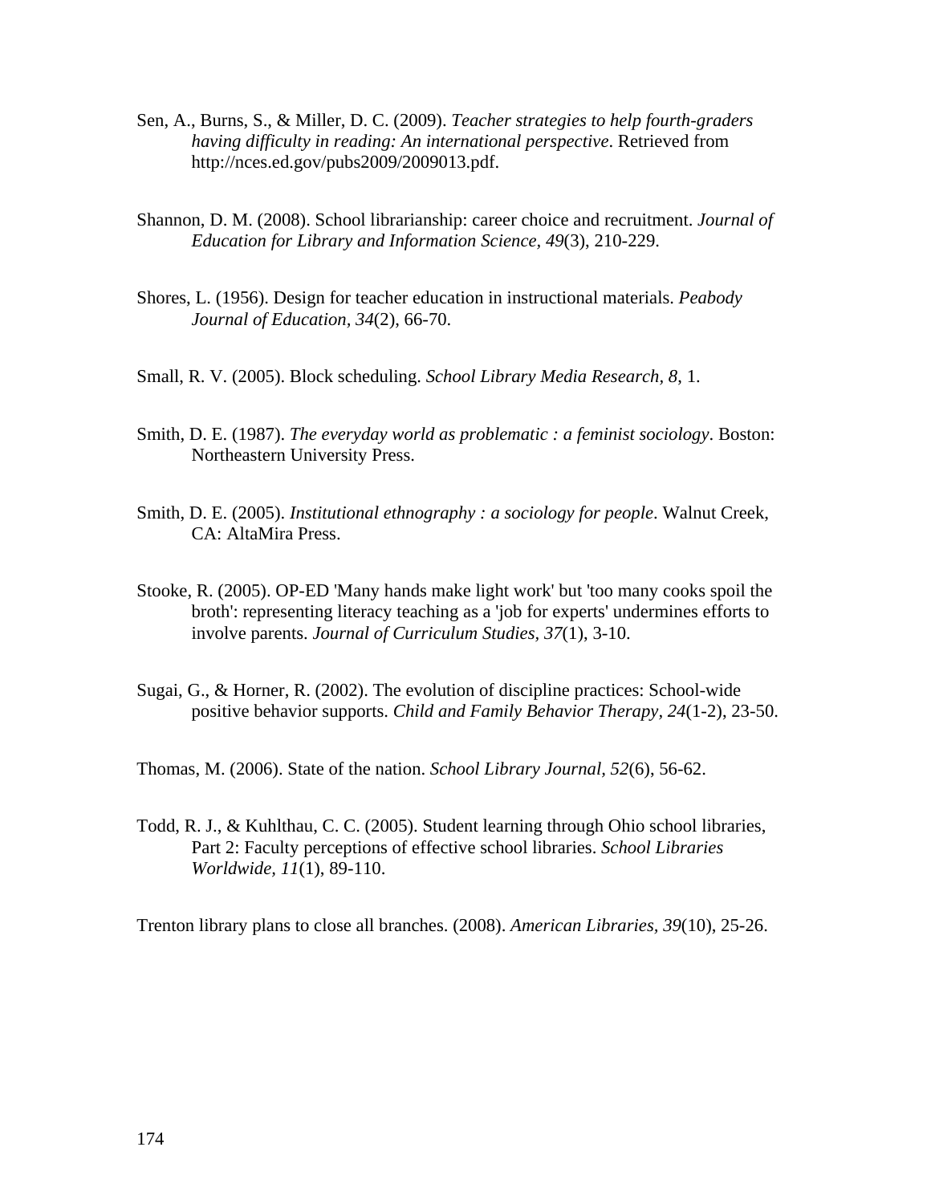Sen, A., Burns, S., & Miller, D. C. (2009). *Teacher strategies to help fourth-graders having difficulty in reading: An international perspective*. Retrieved from http://nces.ed.gov/pubs2009/2009013.pdf.

Shannon, D. M. (2008). School librarianship: career choice and recruitment. *Journal of Education for Library and Information Science, 49*(3), 210-229.

Shores, L. (1956). Design for teacher education in instructional materials. *Peabody Journal of Education, 34*(2), 66-70.

Small, R. V. (2005). Block scheduling. *School Library Media Research, 8*, 1.

Smith, D. E. (1987). *The everyday world as problematic : a feminist sociology*. Boston: Northeastern University Press.

Smith, D. E. (2005). *Institutional ethnography : a sociology for people*. Walnut Creek, CA: AltaMira Press.

Stooke, R. (2005). OP-ED 'Many hands make light work' but 'too many cooks spoil the broth': representing literacy teaching as a 'job for experts' undermines efforts to involve parents. *Journal of Curriculum Studies, 37*(1), 3-10.

Sugai, G., & Horner, R. (2002). The evolution of discipline practices: School-wide positive behavior supports. *Child and Family Behavior Therapy, 24*(1-2), 23-50.

Thomas, M. (2006). State of the nation. *School Library Journal, 52*(6), 56-62.

Todd, R. J., & Kuhlthau, C. C. (2005). Student learning through Ohio school libraries, Part 2: Faculty perceptions of effective school libraries. *School Libraries Worldwide, 11*(1), 89-110.

Trenton library plans to close all branches. (2008). *American Libraries, 39*(10), 25-26.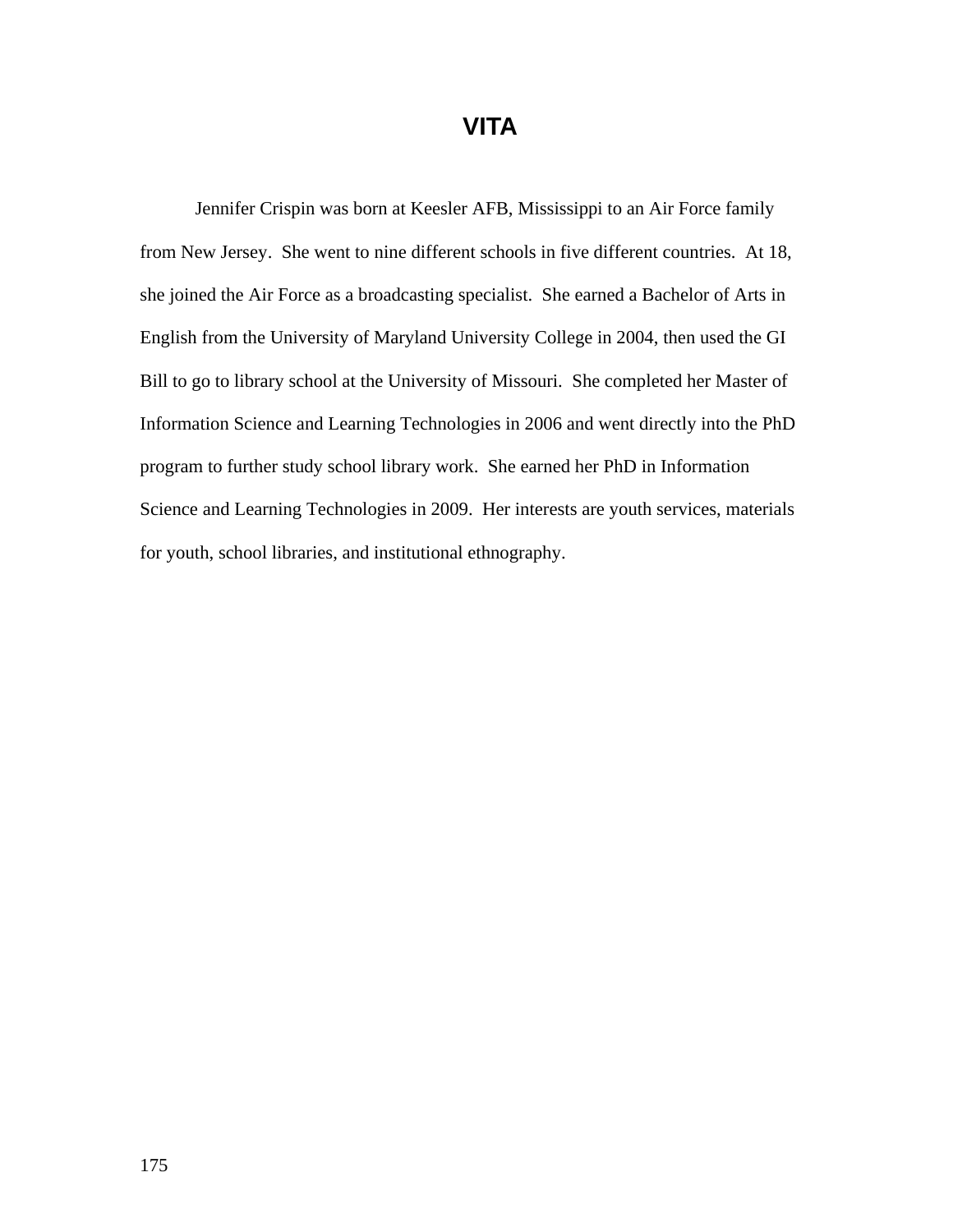# VITA

Jennifer Crispin was born at Keesler AFB, Mississippi to an Air Force family from New Jersey. She went to nine different schools in five different countries. At 18, she joined the Air Force as a broadcasting specialist. She earned a Bachelor of Arts in English from the University of Maryland University College in 2004, then used the GI Bill to go to library school at the University of Missouri. She completed her Master of Information Science and Learning Technologies in 2006 and went directly into the PhD program to further study school library work. She earned her PhD in Information Science and Learning Technologies in 2009. Her interests are youth services, materials for youth, school libraries, and institutional ethnography.